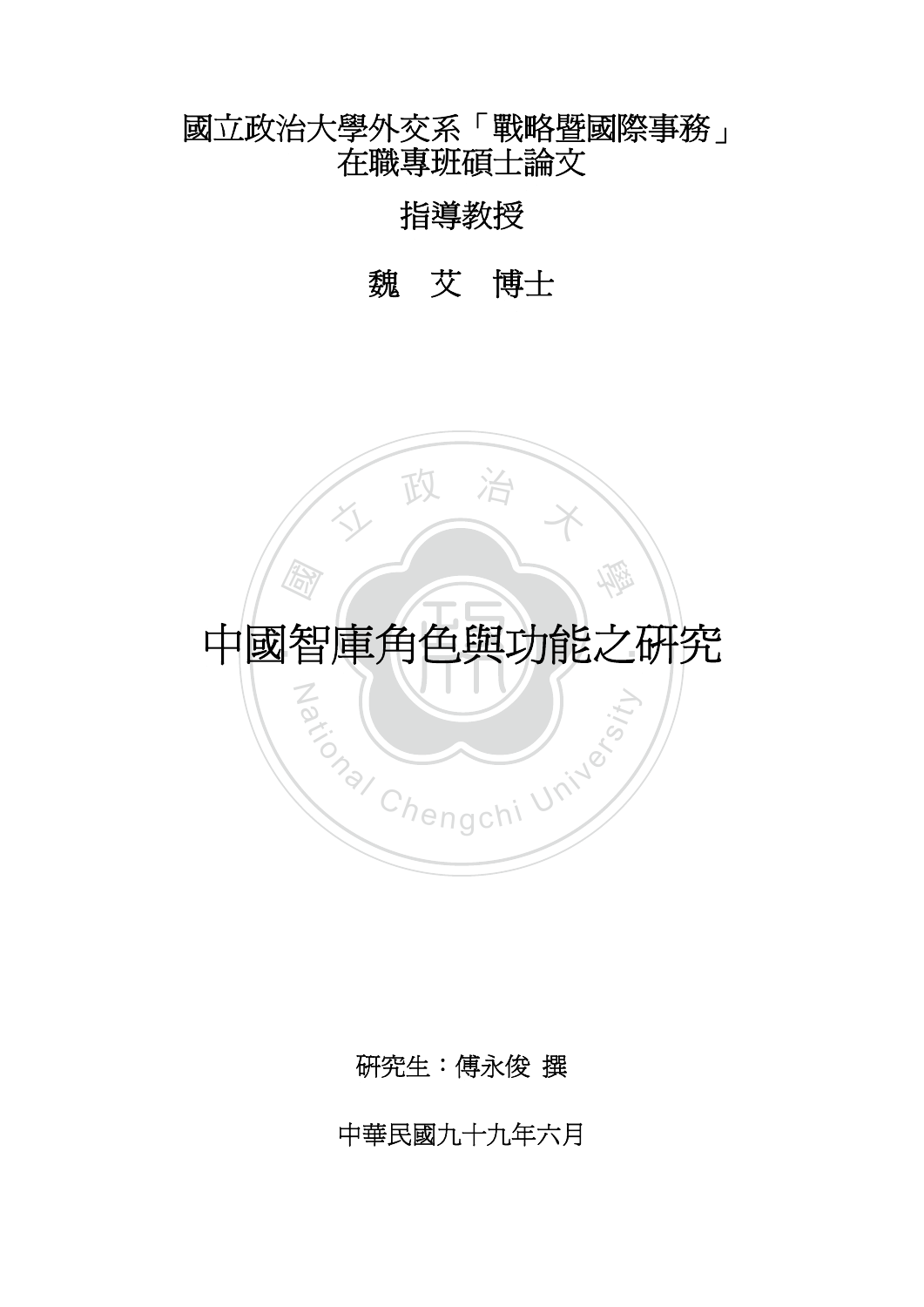國立政治大學外交系「戰略暨國際事務」
在職專班碩士論文

指導教授

魏　艾　博士

# 中國智庫角色與功能之研究

研究生：傅永俊 撰

中華民國九十九年六月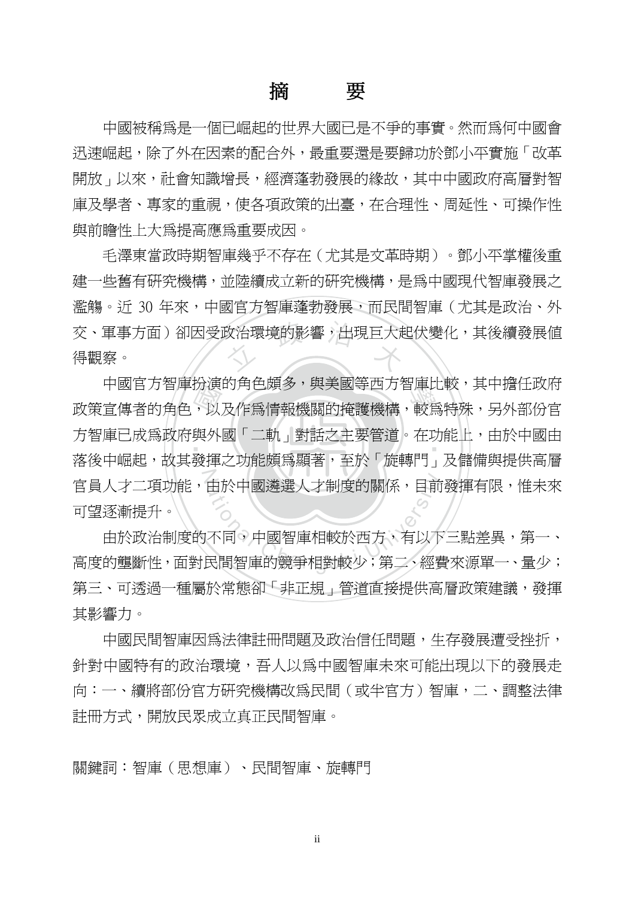# 摘　　要

中國被稱爲是一個已崛起的世界大國已是不爭的事實。然而爲何中國會迅速崛起，除了外在因素的配合外，最重要還是要歸功於鄧小平實施「改革開放」以來，社會知識增長，經濟蓬勃發展的緣故，其中中國政府高層對智庫及學者、專家的重視，使各項政策的出臺，在合理性、周延性、可操作性與前瞻性上大爲提高應爲重要成因。

毛澤東當政時期智庫幾乎不存在（尤其是文革時期）。鄧小平掌權後重建一些舊有研究機構，並陸續成立新的研究機構，是爲中國現代智庫發展之濫觴。近 30 年來，中國官方智庫蓬勃發展，而民間智庫（尤其是政治、外交、軍事方面）卻因受政治環境的影響，出現巨大起伏變化，其後續發展值得觀察。

中國官方智庫扮演的角色頗多，與美國等西方智庫比較，其中擔任政府政策宣傳者的角色，以及作爲情報機關的掩護機構，較爲特殊，另外部份官方智庫已成爲政府與外國「二軌」對話之主要管道。在功能上，由於中國由落後中崛起，故其發揮之功能頗爲顯著，至於「旋轉門」及儲備與提供高層官員人才二項功能，由於中國遴選人才制度的關係，目前發揮有限，惟未來可望逐漸提升。

由於政治制度的不同，中國智庫相較於西方，有以下三點差異，第一、高度的壟斷性，面對民間智庫的競爭相對較少；第二、經費來源單一、量少；第三、可透過一種屬於常態卻「非正規」管道直接提供高層政策建議，發揮其影響力。

中國民間智庫因爲法律註冊問題及政治信任問題，生存發展遭受挫折，針對中國特有的政治環境，吾人以爲中國智庫未來可能出現以下的發展走向：一、續將部份官方研究機構改爲民間（或半官方）智庫，二、調整法律註冊方式，開放民眾成立真正民間智庫。

關鍵詞：智庫（思想庫）、民間智庫、旋轉門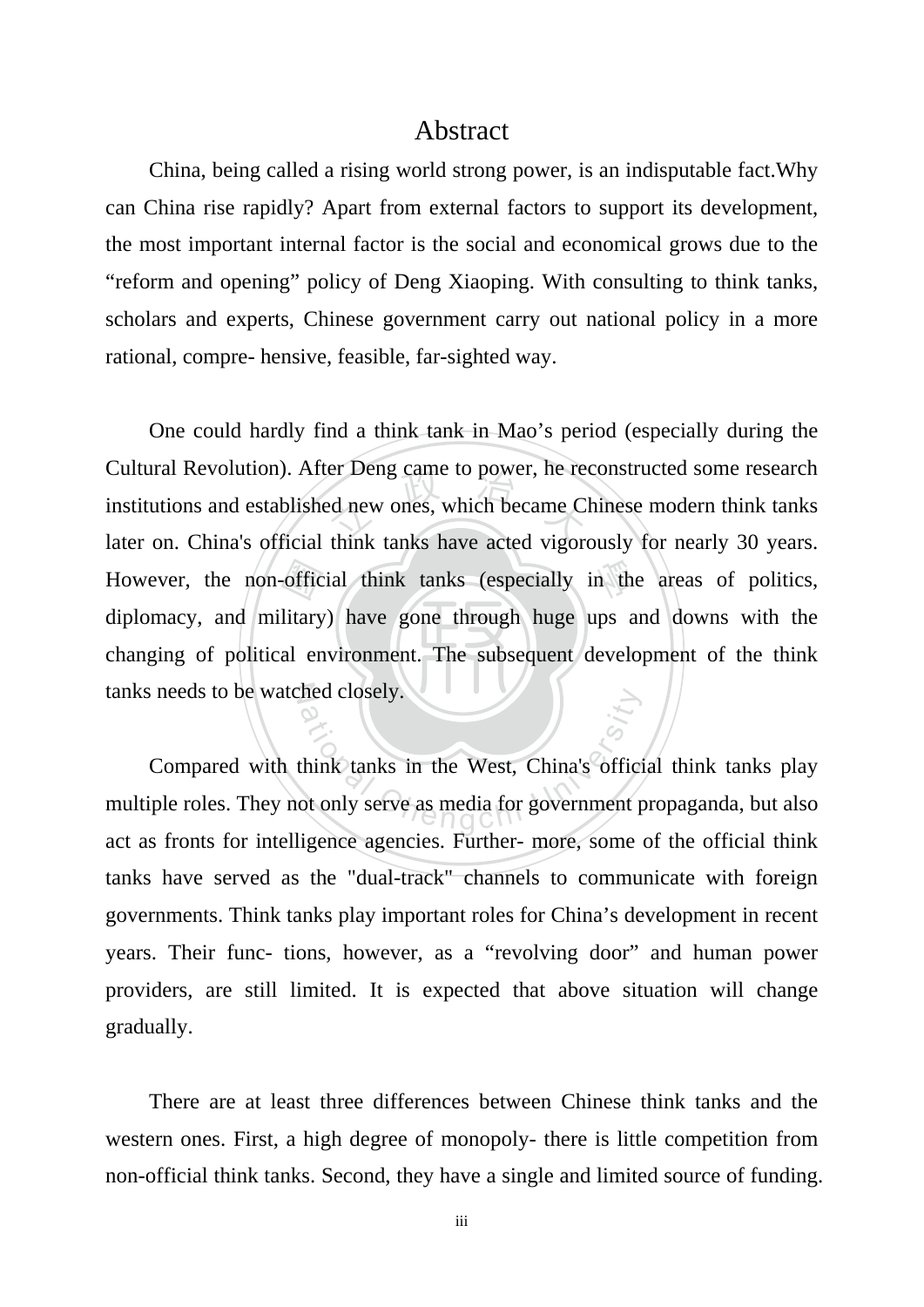# Abstract

China, being called a rising world strong power, is an indisputable fact.Why can China rise rapidly? Apart from external factors to support its development, the most important internal factor is the social and economical grows due to the “reform and opening” policy of Deng Xiaoping. With consulting to think tanks, scholars and experts, Chinese government carry out national policy in a more rational, compre- hensive, feasible, far-sighted way.

One could hardly find a think tank in Mao’s period (especially during the Cultural Revolution). After Deng came to power, he reconstructed some research institutions and established new ones, which became Chinese modern think tanks later on. China's official think tanks have acted vigorously for nearly 30 years. However, the non-official think tanks (especially in the areas of politics, diplomacy, and military) have gone through huge ups and downs with the changing of political environment. The subsequent development of the think tanks needs to be watched closely.

Compared with think tanks in the West, China's official think tanks play multiple roles. They not only serve as media for government propaganda, but also act as fronts for intelligence agencies. Further- more, some of the official think tanks have served as the "dual-track" channels to communicate with foreign governments. Think tanks play important roles for China’s development in recent years. Their func- tions, however, as a “revolving door” and human power providers, are still limited. It is expected that above situation will change gradually.

There are at least three differences between Chinese think tanks and the western ones. First, a high degree of monopoly- there is little competition from non-official think tanks. Second, they have a single and limited source of funding.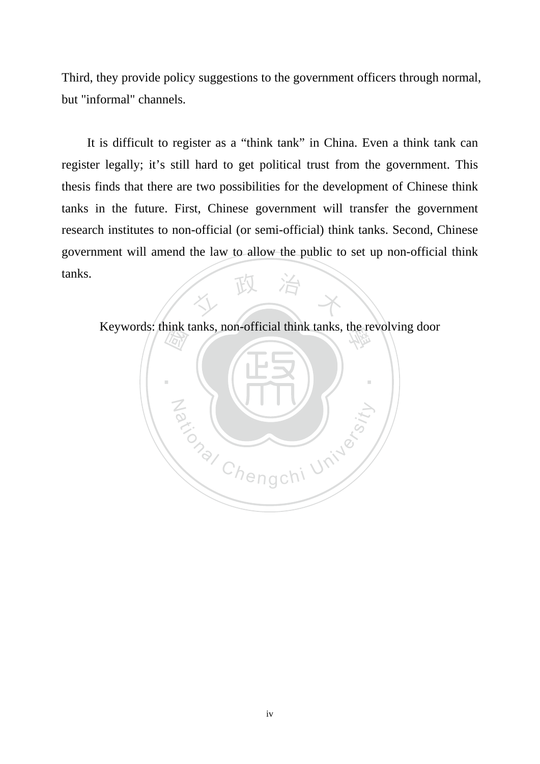Third, they provide policy suggestions to the government officers through normal, but "informal" channels.

It is difficult to register as a “think tank” in China. Even a think tank can register legally; it’s still hard to get political trust from the government. This thesis finds that there are two possibilities for the development of Chinese think tanks in the future. First, Chinese government will transfer the government research institutes to non-official (or semi-official) think tanks. Second, Chinese government will amend the law to allow the public to set up non-official think tanks.

Keywords: think tanks, non-official think tanks, the revolving door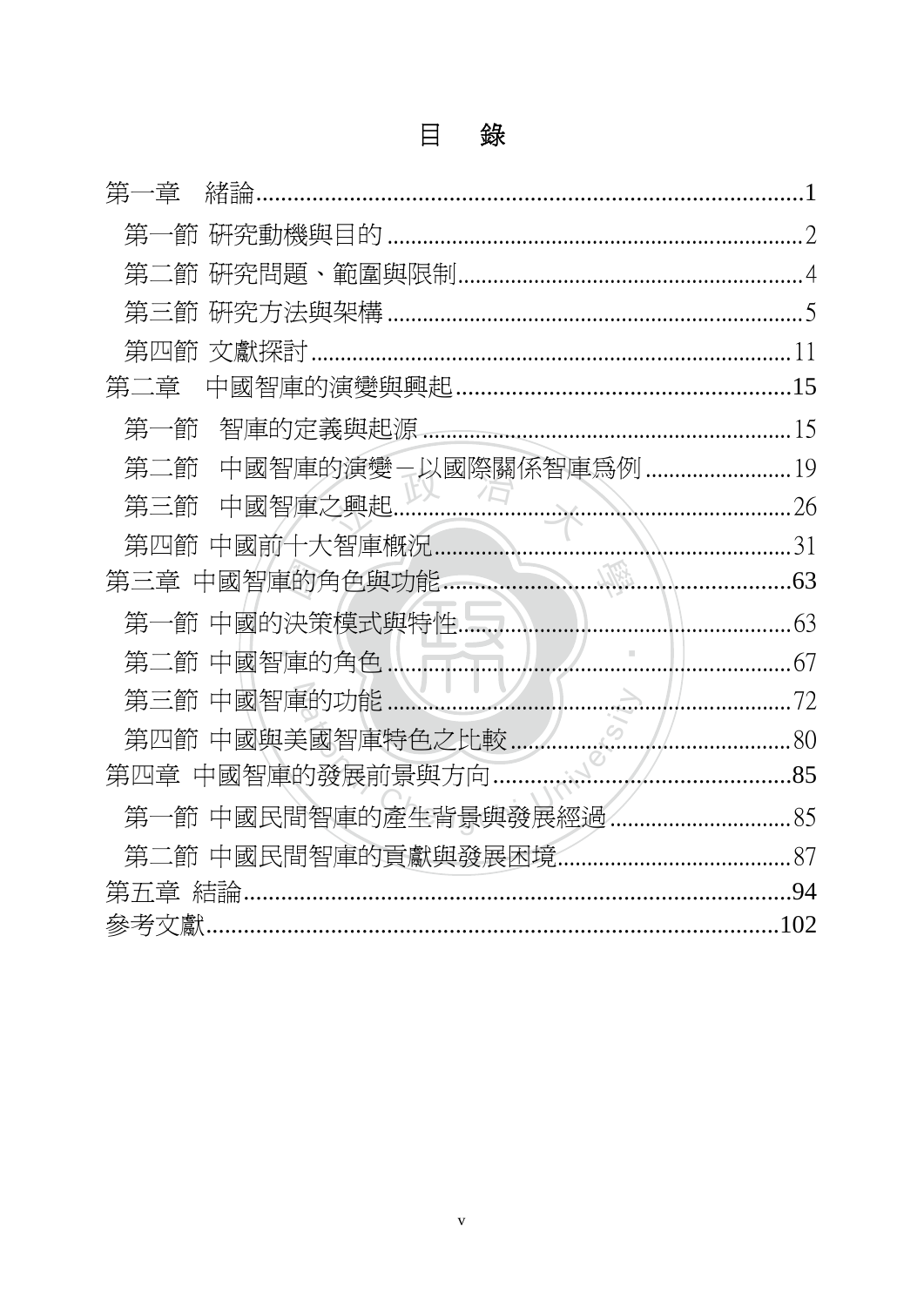# 目　錄

第一章　緒論......1

- 第一節 研究動機與目的......2
- 第二節 研究問題、範圍與限制......4
- 第三節 研究方法與架構......5
- 第四節 文獻探討......11

第二章　中國智庫的演變與興起......15

- 第一節　智庫的定義與起源......15
- 第二節　中國智庫的演變－以國際關係智庫為例......19
- 第三節　中國智庫之興起......26
- 第四節 中國前十大智庫概況......31

第三章 中國智庫的角色與功能......63

- 第一節 中國的決策模式與特性......63
- 第二節 中國智庫的角色......67
- 第三節 中國智庫的功能......72
- 第四節 中國與美國智庫特色之比較......80

第四章 中國智庫的發展前景與方向......85

- 第一節 中國民間智庫的產生背景與發展經過......85
- 第二節 中國民間智庫的貢獻與發展困境......87

第五章 結論......94

參考文獻......102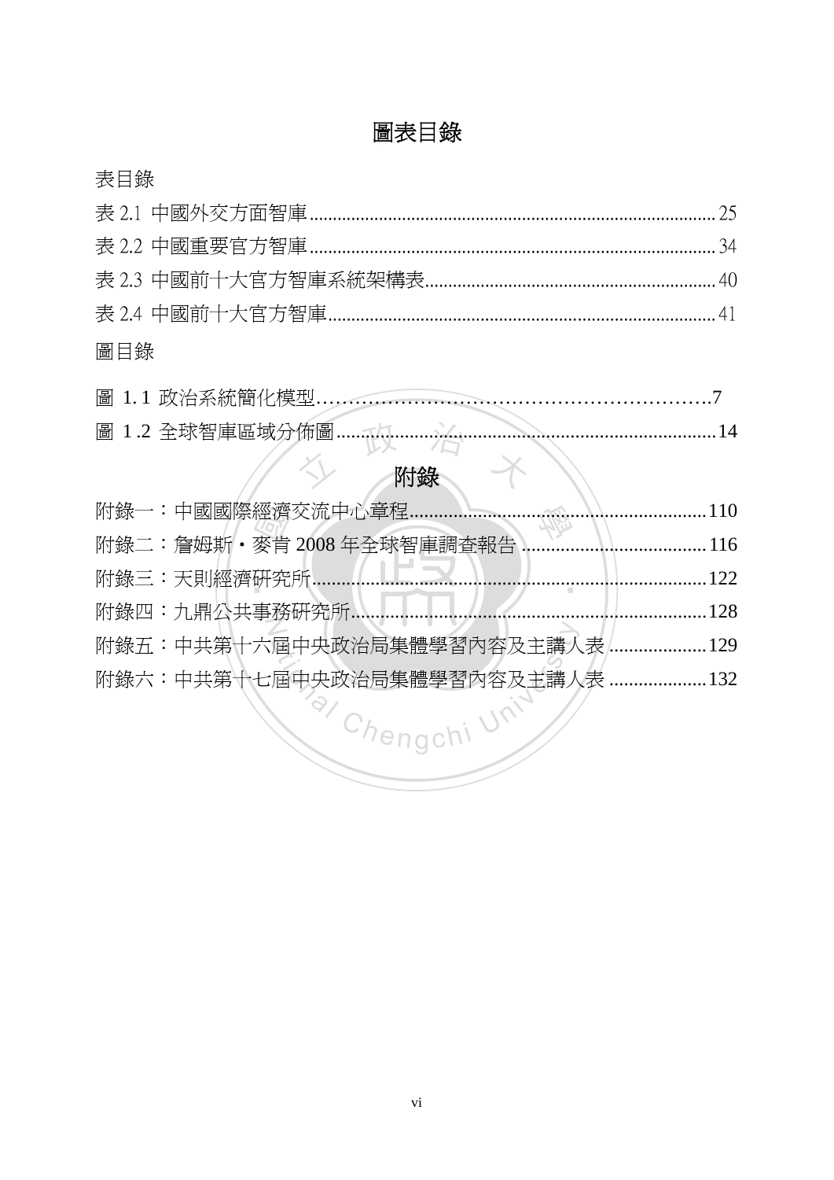# 圖表目錄

表目錄

表 2.1 中國外交方面智庫 ........................................ 25

表 2.2 中國重要官方智庫 ........................................ 34

表 2.3 中國前十大官方智庫系統架構表 ........................................ 40

表 2.4 中國前十大官方智庫 ........................................ 41

圖目錄

圖 1.1 政治系統簡化模型 ........................................ 7

圖 1.2 全球智庫區域分佈圖 ........................................ 14

# 附錄

附錄一：中國國際經濟交流中心章程 ........................................ 110

附錄二：詹姆斯・麥肯 2008 年全球智庫調查報告 ........................................ 116

附錄三：天則經濟研究所 ........................................ 122

附錄四：九鼎公共事務研究所 ........................................ 128

附錄五：中共第十六屆中央政治局集體學習內容及主講人表 ........................................ 129

附錄六：中共第十七屆中央政治局集體學習內容及主講人表 ........................................ 132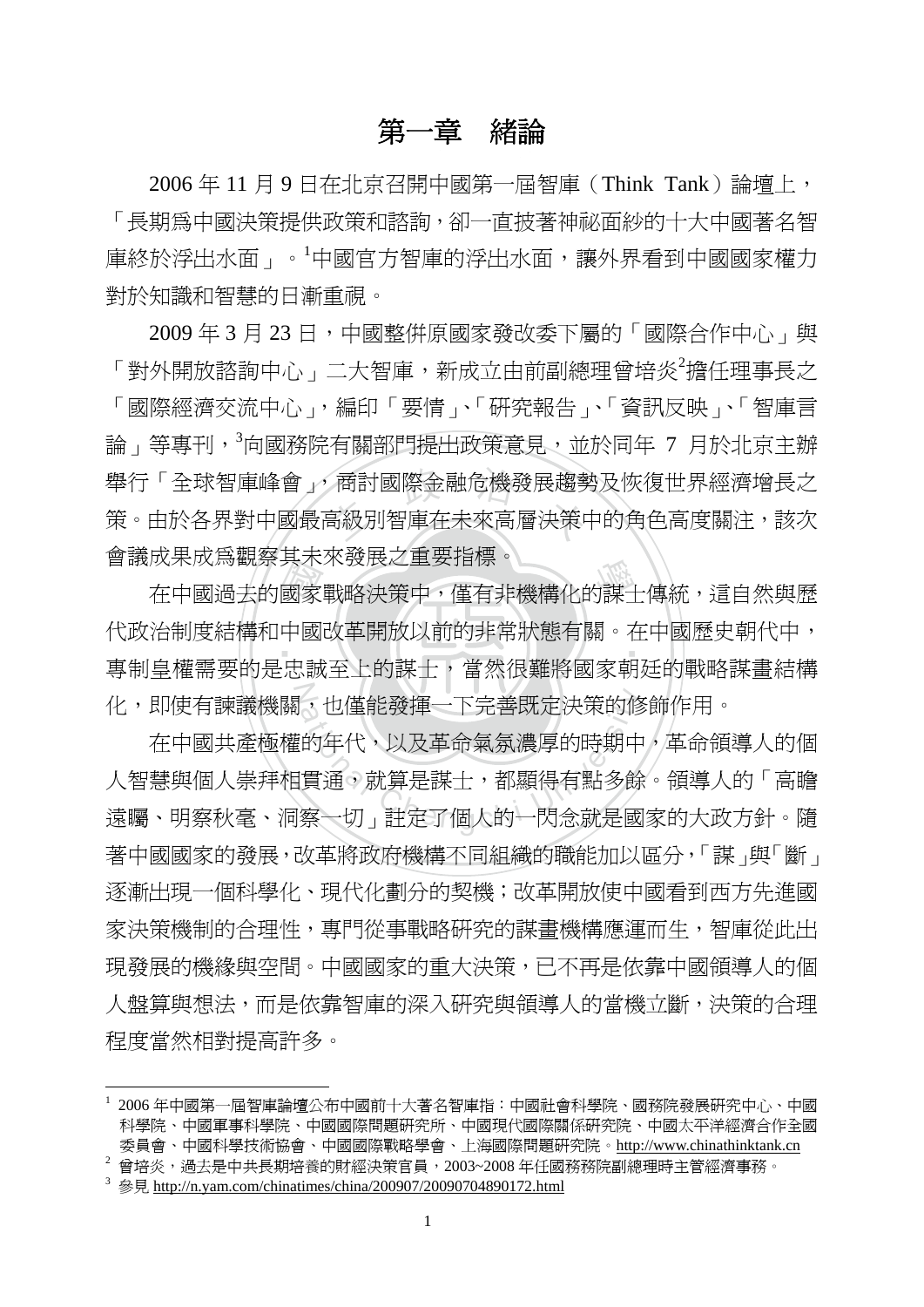# 第一章　緒論

2006 年 11 月 9 日在北京召開中國第一屆智庫（Think Tank）論壇上，「長期爲中國決策提供政策和諮詢，卻一直披著神祕面紗的十大中國著名智庫終於浮出水面」。[1]中國官方智庫的浮出水面，讓外界看到中國國家權力對於知識和智慧的日漸重視。

2009 年 3 月 23 日，中國整併原國家發改委下屬的「國際合作中心」與「對外開放諮詢中心」二大智庫，新成立由前副總理曾培炎[2]擔任理事長之「國際經濟交流中心」，編印「要情」、「研究報告」、「資訊反映」、「智庫言論」等專刊，[3]向國務院有關部門提出政策意見，並於同年 7 月於北京主辦舉行「全球智庫峰會」，商討國際金融危機發展趨勢及恢復世界經濟增長之策。由於各界對中國最高級別智庫在未來高層決策中的角色高度關注，該次會議成果成爲觀察其未來發展之重要指標。

在中國過去的國家戰略決策中，僅有非機構化的謀士傳統，這自然與歷代政治制度結構和中國改革開放以前的非常狀態有關。在中國歷史朝代中，專制皇權需要的是忠誠至上的謀士，當然很難將國家朝廷的戰略謀畫結構化，即使有諫議機關，也僅能發揮一下完善既定決策的修飾作用。

在中國共產極權的年代，以及革命氣氛濃厚的時期中，革命領導人的個人智慧與個人崇拜相貫通，就算是謀士，都顯得有點多餘。領導人的「高瞻遠矚、明察秋毫、洞察一切」註定了個人的一閃念就是國家的大政方針。隨著中國國家的發展，改革將政府機構不同組織的職能加以區分，「謀」與「斷」逐漸出現一個科學化、現代化劃分的契機；改革開放使中國看到西方先進國家決策機制的合理性，專門從事戰略研究的謀畫機構應運而生，智庫從此出現發展的機緣與空間。中國國家的重大決策，已不再是依靠中國領導人的個人盤算與想法，而是依靠智庫的深入研究與領導人的當機立斷，決策的合理程度當然相對提高許多。

---

[1] 2006 年中國第一屆智庫論壇公布中國前十大著名智庫指：中國社會科學院、國務院發展研究中心、中國科學院、中國軍事科學院、中國國際問題研究所、中國現代國際關係研究院、中國太平洋經濟合作全國委員會、中國科學技術協會、中國國際戰略學會、上海國際問題研究院。http://www.chinathinktank.cn

[2] 曾培炎，過去是中共長期培養的財經決策官員，2003~2008 年任國務務院副總理時主管經濟事務。

[3] 參見 http://n.yam.com/chinatimes/china/200907/20090704890172.html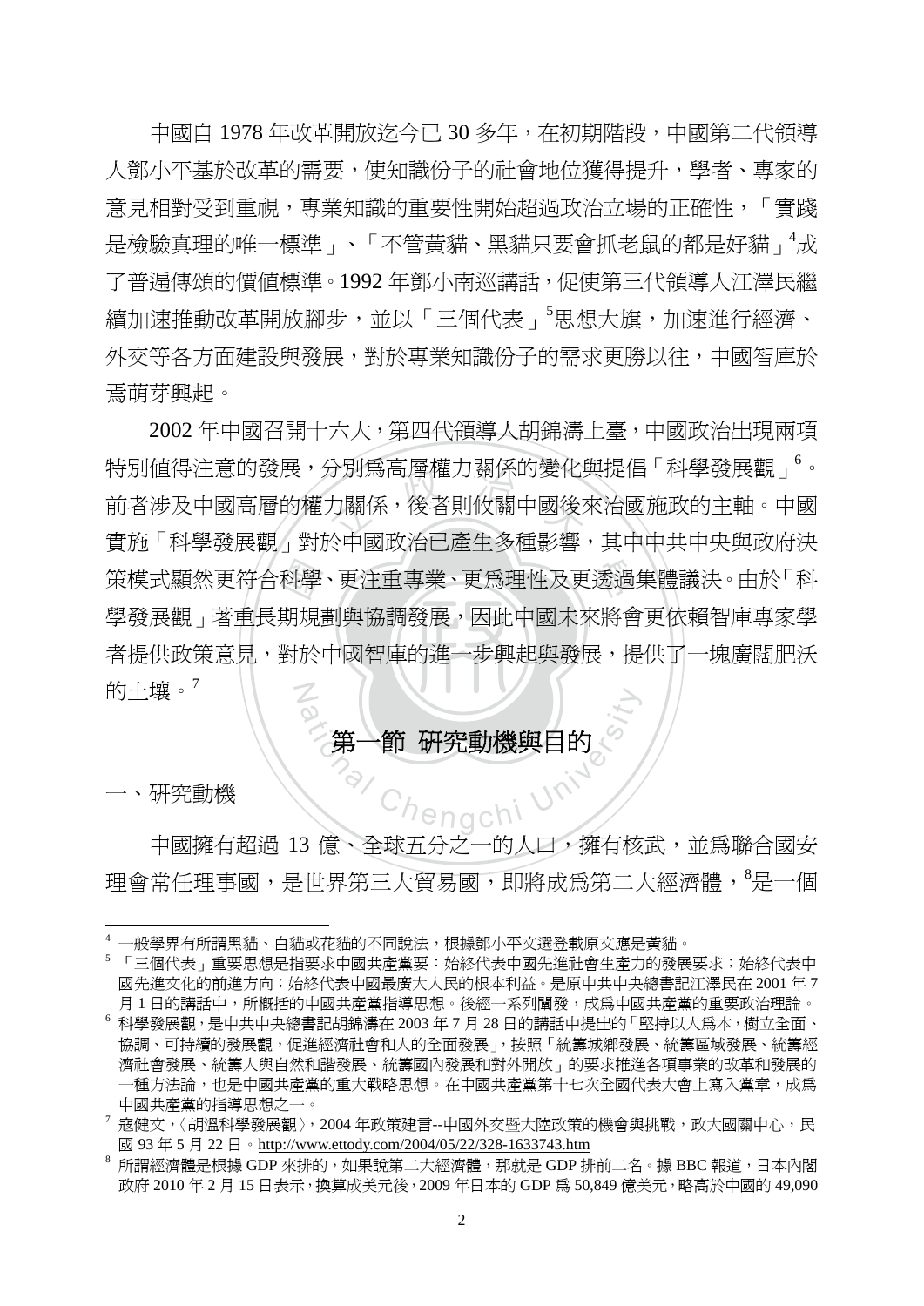中國自 1978 年改革開放迄今已 30 多年，在初期階段，中國第二代領導人鄧小平基於改革的需要，使知識份子的社會地位獲得提升，學者、專家的意見相對受到重視，專業知識的重要性開始超過政治立場的正確性，「實踐是檢驗真理的唯一標準」、「不管黃貓、黑貓只要會抓老鼠的都是好貓」[4]成了普遍傳頌的價值標準。1992 年鄧小南巡講話，促使第三代領導人江澤民繼續加速推動改革開放腳步，並以「三個代表」[5]思想大旗，加速進行經濟、外交等各方面建設與發展，對於專業知識份子的需求更勝以往，中國智庫於焉萌芽興起。

2002 年中國召開十六大，第四代領導人胡錦濤上臺，中國政治出現兩項特別值得注意的發展，分別為高層權力關係的變化與提倡「科學發展觀」[6]。前者涉及中國高層的權力關係，後者則攸關中國後來治國施政的主軸。中國實施「科學發展觀」對於中國政治已產生多種影響，其中中共中央與政府決策模式顯然更符合科學、更注重專業、更為理性及更透過集體議決。由於「科學發展觀」著重長期規劃與協調發展，因此中國未來將會更依賴智庫專家學者提供政策意見，對於中國智庫的進一步興起與發展，提供了一塊廣闊肥沃的土壤。[7]

## 第一節 研究動機與目的

一、研究動機

中國擁有超過 13 億、全球五分之一的人口，擁有核武，並為聯合國安理會常任理事國，是世界第三大貿易國，即將成為第二大經濟體，[8]是一個

---

[4] 一般學界有所謂黑貓、白貓或花貓的不同說法，根據鄧小平文選登載原文應是黃貓。

[5] 「三個代表」重要思想是指要求中國共產黨要：始終代表中國先進社會生產力的發展要求；始終代表中國先進文化的前進方向；始終代表中國最廣大人民的根本利益。是原中共中央總書記江澤民在 2001 年 7 月 1 日的講話中，所概括的中國共產黨指導思想。後經一系列闡發，成為中國共產黨的重要政治理論。

[6] 科學發展觀，是中共中央總書記胡錦濤在 2003 年 7 月 28 日的講話中提出的「堅持以人為本，樹立全面、協調、可持續的發展觀，促進經濟社會和人的全面發展」，按照「統籌城鄉發展、統籌區域發展、統籌經濟社會發展、統籌人與自然和諧發展、統籌國內發展和對外開放」的要求推進各項事業的改革和發展的一種方法論，也是中國共產黨的重大戰略思想。在中國共產黨第十七次全國代表大會上寫入黨章，成為中國共產黨的指導思想之一。

[7] 寇健文，〈胡溫科學發展觀〉，2004 年政策建言--中國外交暨大陸政策的機會與挑戰，政大國關中心，民國 93 年 5 月 22 日。http://www.ettody.com/2004/05/22/328-1633743.htm

[8] 所謂經濟體是根據 GDP 來排的，如果說第二大經濟體，那就是 GDP 排前二名。據 BBC 報道，日本內閣政府 2010 年 2 月 15 日表示，換算成美元後，2009 年日本的 GDP 為 50,849 億美元，略高於中國的 49,090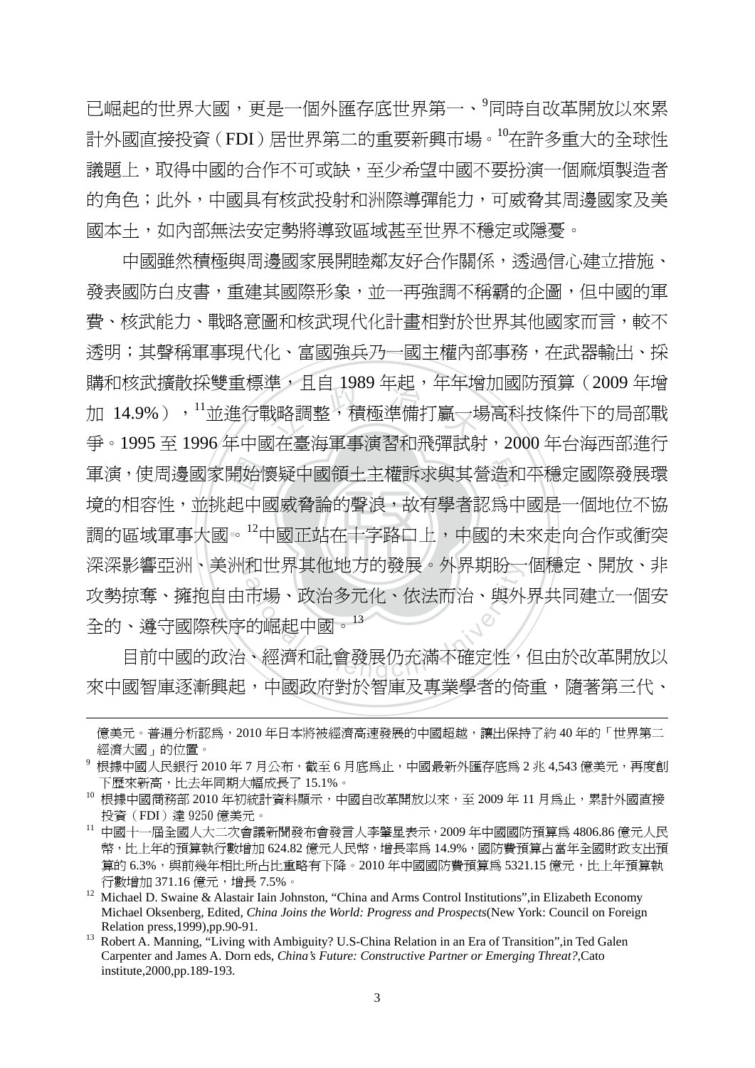已崛起的世界大國，更是一個外匯存底世界第一、[9]同時自改革開放以來累計外國直接投資（FDI）居世界第二的重要新興市場。[10]在許多重大的全球性議題上，取得中國的合作不可或缺，至少希望中國不要扮演一個麻煩製造者的角色；此外，中國具有核武投射和洲際導彈能力，可威脅其周邊國家及美國本土，如內部無法安定勢將導致區域甚至世界不穩定或隱憂。

中國雖然積極與周邊國家展開睦鄰友好合作關係，透過信心建立措施、發表國防白皮書，重建其國際形象，並一再強調不稱霸的企圖，但中國的軍費、核武能力、戰略意圖和核武現代化計畫相對於世界其他國家而言，較不透明；其聲稱軍事現代化、富國強兵乃一國主權內部事務，在武器輸出、採購和核武擴散採雙重標準，且自 1989 年起，年年增加國防預算（2009 年增加 14.9%），[11]並進行戰略調整，積極準備打贏一場高科技條件下的局部戰爭。1995 至 1996 年中國在臺海軍事演習和飛彈試射，2000 年台海西部進行軍演，使周邊國家開始懷疑中國領土主權訴求與其營造和平穩定國際發展環境的相容性，並挑起中國威脅論的聲浪，故有學者認為中國是一個地位不協調的區域軍事大國。[12]中國正站在十字路口上，中國的未來走向合作或衝突深深影響亞洲、美洲和世界其他地方的發展。外界期盼一個穩定、開放、非攻勢掠奪、擁抱自由市場、政治多元化、依法而治、與外界共同建立一個安全的、遵守國際秩序的崛起中國。[13]

目前中國的政治、經濟和社會發展仍充滿不確定性，但由於改革開放以來中國智庫逐漸興起，中國政府對於智庫及專業學者的倚重，隨著第三代、

---

億美元。普遍分析認為，2010 年日本將被經濟高速發展的中國超越，讓出保持了約 40 年的「世界第二經濟大國」的位置。

[9] 根據中國人民銀行 2010 年 7 月公布，截至 6 月底為止，中國最新外匯存底為 2 兆 4,543 億美元，再度創下歷來新高，比去年同期大幅成長了 15.1%。

[10] 根據中國商務部 2010 年初統計資料顯示，中國自改革開放以來，至 2009 年 11 月為止，累計外國直接投資（FDI）達 9250 億美元。

[11] 中國十一屆全國人大二次會議新聞發布會發言人李肇星表示，2009 年中國國防預算為 4806.86 億元人民幣，比上年的預算執行數增加 624.82 億元人民幣，增長率為 14.9%，國防費預算占當年全國財政支出預算的 6.3%，與前幾年相比所占比重略有下降。2010 年中國國防費預算為 5321.15 億元，比上年預算執行數增加 371.16 億元，增長 7.5%。

[12] Michael D. Swaine & Alastair Iain Johnston, "China and Arms Control Institutions",in Elizabeth Economy Michael Oksenberg, Edited, *China Joins the World: Progress and Prospects*(New York: Council on Foreign Relation press,1999),pp.90-91.

[13] Robert A. Manning, "Living with Ambiguity? U.S-China Relation in an Era of Transition",in Ted Galen Carpenter and James A. Dorn eds, *China's Future: Constructive Partner or Emerging Threat?*,Cato institute,2000,pp.189-193.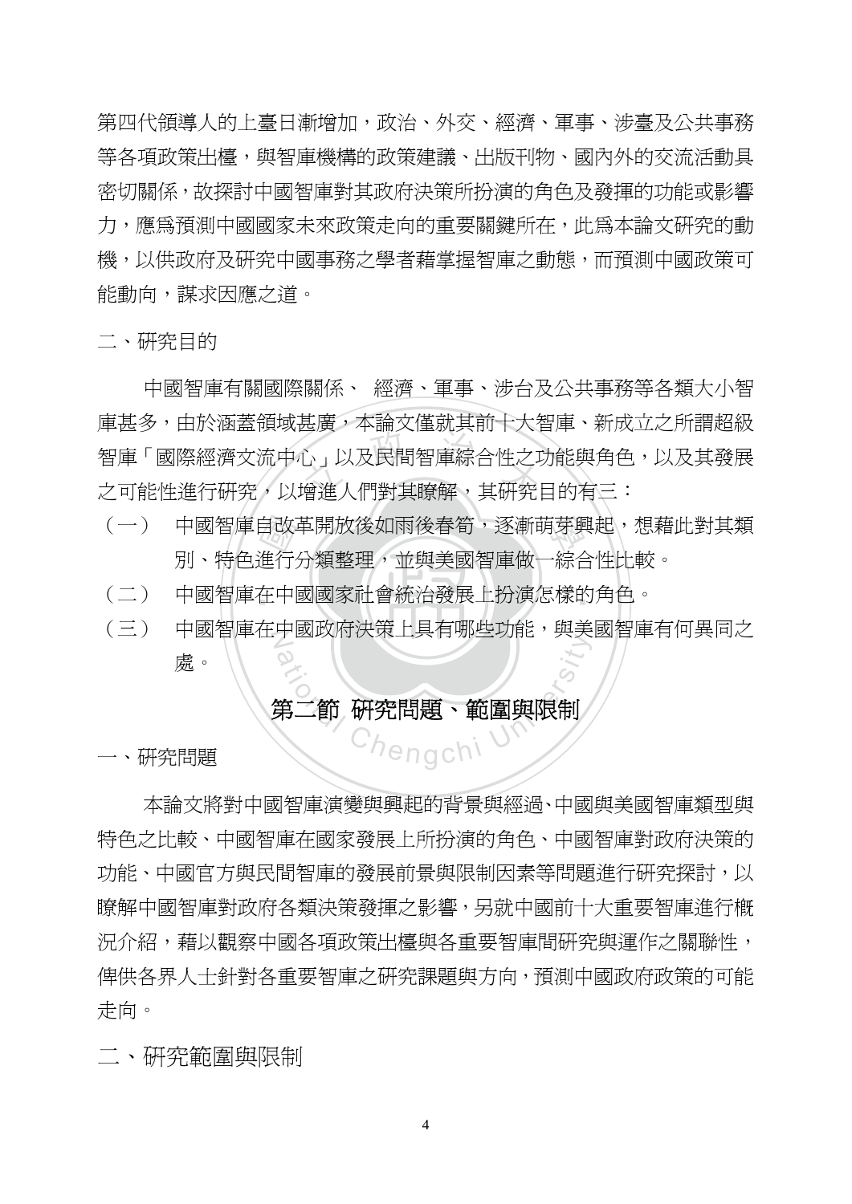第四代領導人的上臺日漸增加，政治、外交、經濟、軍事、涉臺及公共事務等各項政策出檯，與智庫機構的政策建議、出版刊物、國內外的交流活動具密切關係，故探討中國智庫對其政府決策所扮演的角色及發揮的功能或影響力，應為預測中國國家未來政策走向的重要關鍵所在，此為本論文研究的動機，以供政府及研究中國事務之學者藉掌握智庫之動態，而預測中國政策可能動向，謀求因應之道。

二、研究目的

中國智庫有關國際關係、 經濟、軍事、涉台及公共事務等各類大小智庫甚多，由於涵蓋領域甚廣，本論文僅就其前十大智庫、新成立之所謂超級智庫「國際經濟文流中心」以及民間智庫綜合性之功能與角色，以及其發展之可能性進行研究，以增進人們對其瞭解，其研究目的有三：

（一） 中國智庫自改革開放後如雨後春筍，逐漸萌芽興起，想藉此對其類別、特色進行分類整理，並與美國智庫做一綜合性比較。

（二） 中國智庫在中國國家社會統治發展上扮演怎樣的角色。

（三） 中國智庫在中國政府決策上具有哪些功能，與美國智庫有何異同之處。

## 第二節 研究問題、範圍與限制

一、研究問題

本論文將對中國智庫演變與興起的背景與經過、中國與美國智庫類型與特色之比較、中國智庫在國家發展上所扮演的角色、中國智庫對政府決策的功能、中國官方與民間智庫的發展前景與限制因素等問題進行研究探討，以瞭解中國智庫對政府各類決策發揮之影響，另就中國前十大重要智庫進行概況介紹，藉以觀察中國各項政策出檯與各重要智庫間研究與運作之關聯性，俾供各界人士針對各重要智庫之研究課題與方向，預測中國政府政策的可能走向。

二、研究範圍與限制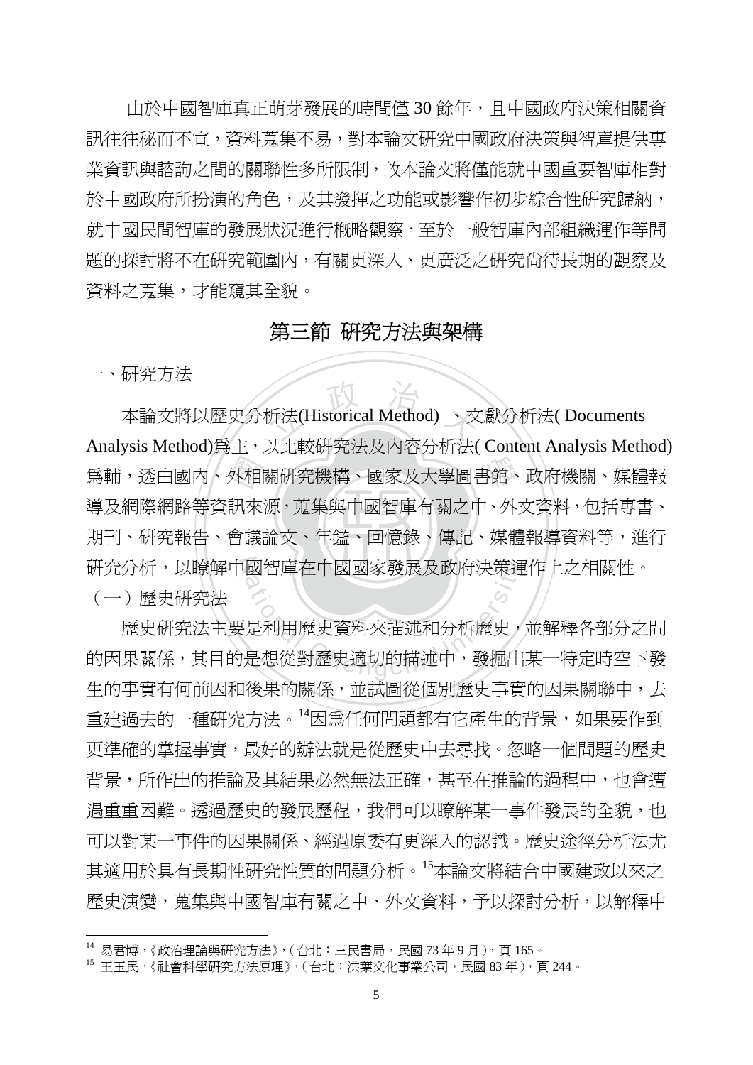由於中國智庫真正萌芽發展的時間僅 30 餘年，且中國政府決策相關資訊往往秘而不宣，資料蒐集不易，對本論文研究中國政府決策與智庫提供專業資訊與諮詢之間的關聯性多所限制，故本論文將僅能就中國重要智庫相對於中國政府所扮演的角色，及其發揮之功能或影響作初步綜合性研究歸納，就中國民間智庫的發展狀況進行概略觀察，至於一般智庫內部組織運作等問題的探討將不在研究範圍內，有關更深入、更廣泛之研究尚待長期的觀察及資料之蒐集，才能窺其全貌。

## 第三節 研究方法與架構

一、研究方法

本論文將以歷史分析法(Historical Method) 、文獻分析法( Documents Analysis Method)為主，以比較研究法及內容分析法( Content Analysis Method)為輔，透由國內、外相關研究機構、國家及大學圖書館、政府機關、媒體報導及網際網路等資訊來源，蒐集與中國智庫有關之中、外文資料，包括專書、期刊、研究報告、會議論文、年鑑、回憶錄、傳記、媒體報導資料等，進行研究分析，以瞭解中國智庫在中國國家發展及政府決策運作上之相關性。

（一）歷史研究法

歷史研究法主要是利用歷史資料來描述和分析歷史，並解釋各部分之間的因果關係，其目的是想從對歷史適切的描述中，發掘出某一特定時空下發生的事實有何前因和後果的關係，並試圖從個別歷史事實的因果關聯中，去重建過去的一種研究方法。[14]因為任何問題都有它產生的背景，如果要作到更準確的掌握事實，最好的辦法就是從歷史中去尋找。忽略一個問題的歷史背景，所作出的推論及其結果必然無法正確，甚至在推論的過程中，也會遭遇重重困難。透過歷史的發展歷程，我們可以瞭解某一事件發展的全貌，也可以對某一事件的因果關係、經過原委有更深入的認識。歷史途徑分析法尤其適用於具有長期性研究性質的問題分析。[15]本論文將結合中國建政以來之歷史演變，蒐集與中國智庫有關之中、外文資料，予以探討分析，以解釋中

---

[14] 易君博，《政治理論與研究方法》，（台北：三民書局，民國 73 年 9 月），頁 165。

[15] 王玉民，《社會科學研究方法原理》，（台北：洪葉文化事業公司，民國 83 年），頁 244。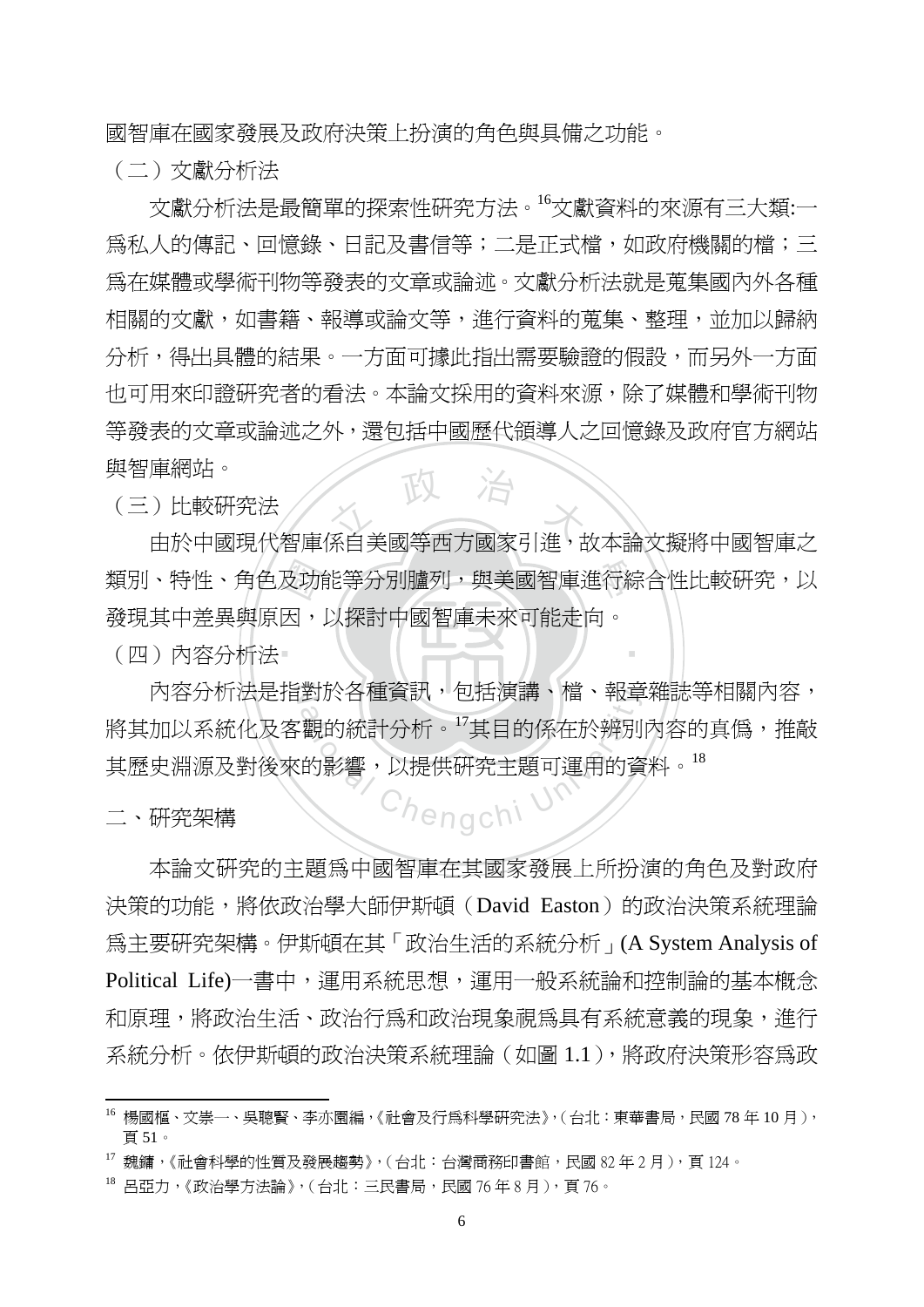國智庫在國家發展及政府決策上扮演的角色與具備之功能。

（二）文獻分析法

文獻分析法是最簡單的探索性研究方法。[16]文獻資料的來源有三大類:一爲私人的傳記、回憶錄、日記及書信等；二是正式檔，如政府機關的檔；三爲在媒體或學術刊物等發表的文章或論述。文獻分析法就是蒐集國內外各種相關的文獻，如書籍、報導或論文等，進行資料的蒐集、整理，並加以歸納分析，得出具體的結果。一方面可據此指出需要驗證的假設，而另外一方面也可用來印證研究者的看法。本論文採用的資料來源，除了媒體和學術刊物等發表的文章或論述之外，還包括中國歷代領導人之回憶錄及政府官方網站與智庫網站。

（三）比較研究法

由於中國現代智庫係自美國等西方國家引進，故本論文擬將中國智庫之類別、特性、角色及功能等分別臚列，與美國智庫進行綜合性比較研究，以發現其中差異與原因，以探討中國智庫未來可能走向。

（四）內容分析法

內容分析法是指對於各種資訊，包括演講、檔、報章雜誌等相關內容，將其加以系統化及客觀的統計分析。[17]其目的係在於辨別內容的真僞，推敲其歷史淵源及對後來的影響，以提供研究主題可運用的資料。[18]

二、研究架構

本論文研究的主題爲中國智庫在其國家發展上所扮演的角色及對政府決策的功能，將依政治學大師伊斯頓（David Easton）的政治決策系統理論爲主要研究架構。伊斯頓在其「政治生活的系統分析」(A System Analysis of Political Life)一書中，運用系統思想，運用一般系統論和控制論的基本概念和原理，將政治生活、政治行爲和政治現象視爲具有系統意義的現象，進行系統分析。依伊斯頓的政治決策系統理論（如圖 1.1），將政府決策形容爲政

---

[16] 楊國樞、文崇一、吳聰賢、李亦園編，《社會及行爲科學研究法》，（台北：東華書局，民國 78 年 10 月），頁 51。

[17] 魏鏞，《社會科學的性質及發展趨勢》，（台北：台灣商務印書館，民國 82 年 2 月），頁 124。

[18] 呂亞力，《政治學方法論》，（台北：三民書局，民國 76 年 8 月），頁 76。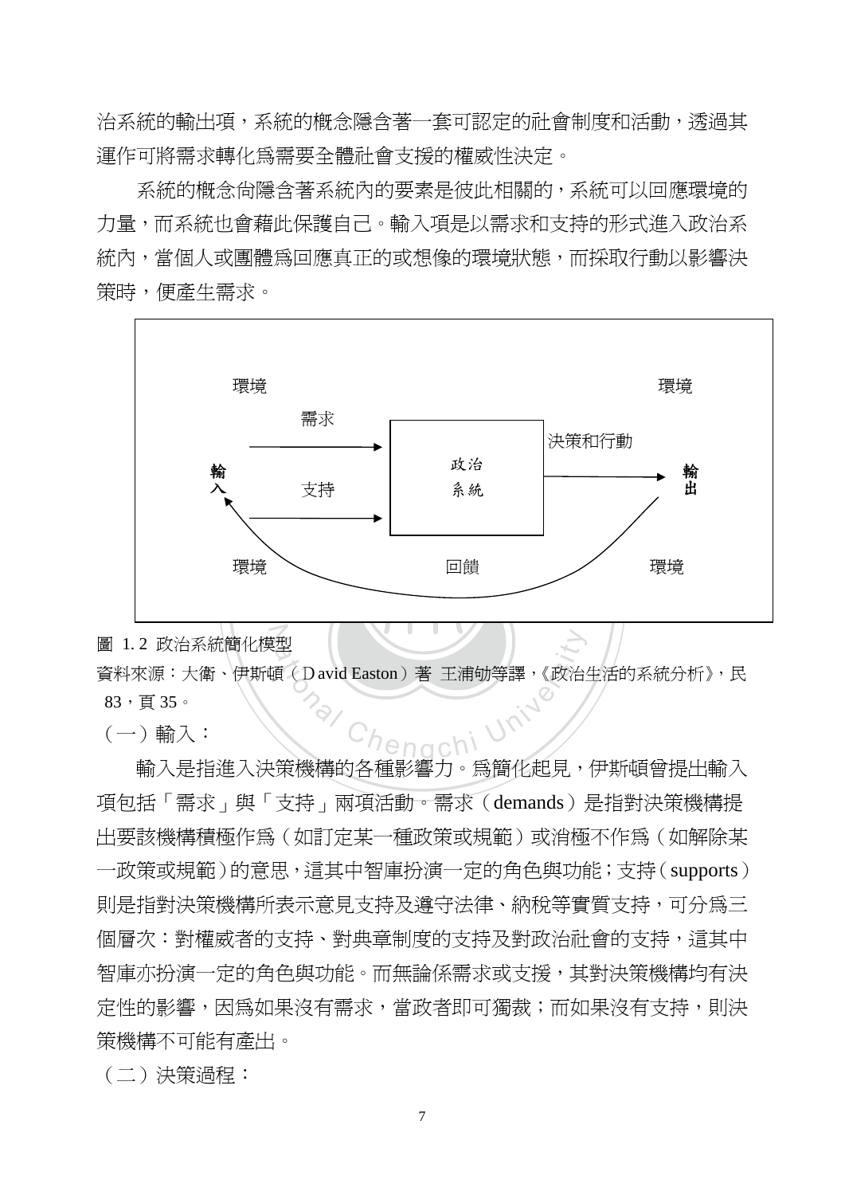治系統的輸出項，系統的概念隱含著一套可認定的社會制度和活動，透過其運作可將需求轉化爲需要全體社會支援的權威性決定。

系統的概念尚隱含著系統內的要素是彼此相關的，系統可以回應環境的力量，而系統也會藉此保護自己。輸入項是以需求和支持的形式進入政治系統內，當個人或團體爲回應真正的或想像的環境狀態，而採取行動以影響決策時，便產生需求。

環境　　　　　　　　　　　　　　　　環境

需求　　　　　　　決策和行動

輸入　支持　　政治系統　　　　　　輸出

環境　　　　　　回饋　　　　　　　環境

圖 1.2 政治系統簡化模型

資料來源：大衛、伊斯頓（David Easton）著 王浦劬等譯，《政治生活的系統分析》，民83，頁 35。

（一）輸入：

輸入是指進入決策機構的各種影響力。爲簡化起見，伊斯頓曾提出輸入項包括「需求」與「支持」兩項活動。需求（demands）是指對決策機構提出要該機構積極作爲（如訂定某一種政策或規範）或消極不作爲（如解除某一政策或規範）的意思，這其中智庫扮演一定的角色與功能；支持（supports）則是指對決策機構所表示意見支持及遵守法律、納稅等實質支持，可分爲三個層次：對權威者的支持、對典章制度的支持及對政治社會的支持，這其中智庫亦扮演一定的角色與功能。而無論係需求或支援，其對決策機構均有決定性的影響，因爲如果沒有需求，當政者即可獨裁；而如果沒有支持，則決策機構不可能有產出。

（二）決策過程：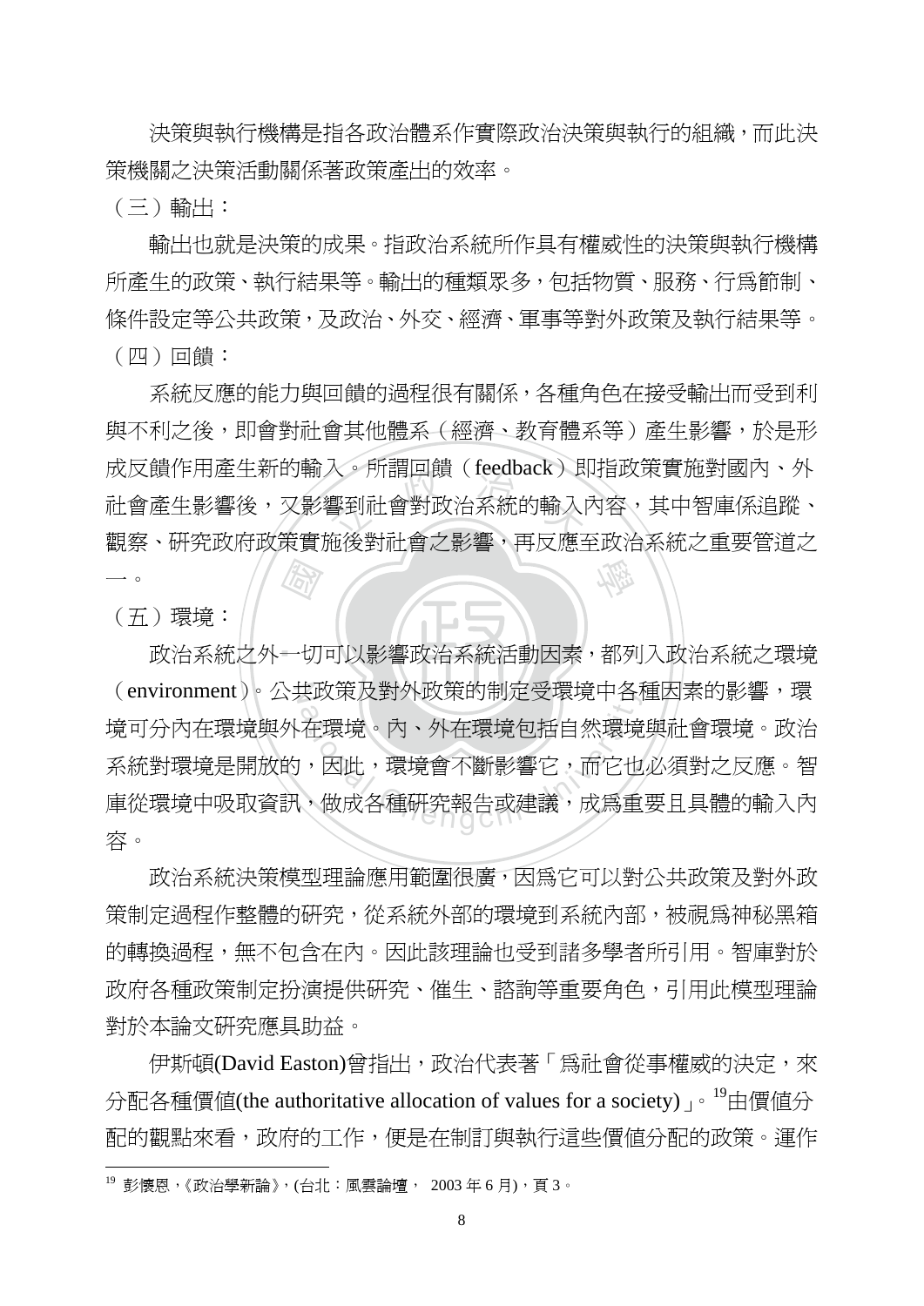決策與執行機構是指各政治體系作實際政治決策與執行的組織，而此決策機關之決策活動關係著政策產出的效率。

（三）輸出：

輸出也就是決策的成果。指政治系統所作具有權威性的決策與執行機構所產生的政策、執行結果等。輸出的種類眾多，包括物質、服務、行爲節制、條件設定等公共政策，及政治、外交、經濟、軍事等對外政策及執行結果等。

（四）回饋：

系統反應的能力與回饋的過程很有關係，各種角色在接受輸出而受到利與不利之後，即會對社會其他體系（經濟、教育體系等）產生影響，於是形成反饋作用產生新的輸入。所謂回饋（feedback）即指政策實施對國內、外社會產生影響後，又影響到社會對政治系統的輸入內容，其中智庫係追蹤、觀察、研究政府政策實施後對社會之影響，再反應至政治系統之重要管道之一。

（五）環境：

政治系統之外一切可以影響政治系統活動因素，都列入政治系統之環境（environment）。公共政策及對外政策的制定受環境中各種因素的影響，環境可分內在環境與外在環境。內、外在環境包括自然環境與社會環境。政治系統對環境是開放的，因此，環境會不斷影響它，而它也必須對之反應。智庫從環境中吸取資訊，做成各種研究報告或建議，成爲重要且具體的輸入內容。

政治系統決策模型理論應用範圍很廣，因爲它可以對公共政策及對外政策制定過程作整體的研究，從系統外部的環境到系統內部，被視爲神秘黑箱的轉換過程，無不包含在內。因此該理論也受到諸多學者所引用。智庫對於政府各種政策制定扮演提供研究、催生、諮詢等重要角色，引用此模型理論對於本論文研究應具助益。

伊斯頓(David Easton)曾指出，政治代表著「爲社會從事權威的決定，來分配各種價值(the authoritative allocation of values for a society)」。[19]由價值分配的觀點來看，政府的工作，便是在制訂與執行這些價值分配的政策。運作

---

[19] 彭懷恩，《政治學新論》，(台北：風雲論壇， 2003 年 6 月)，頁 3。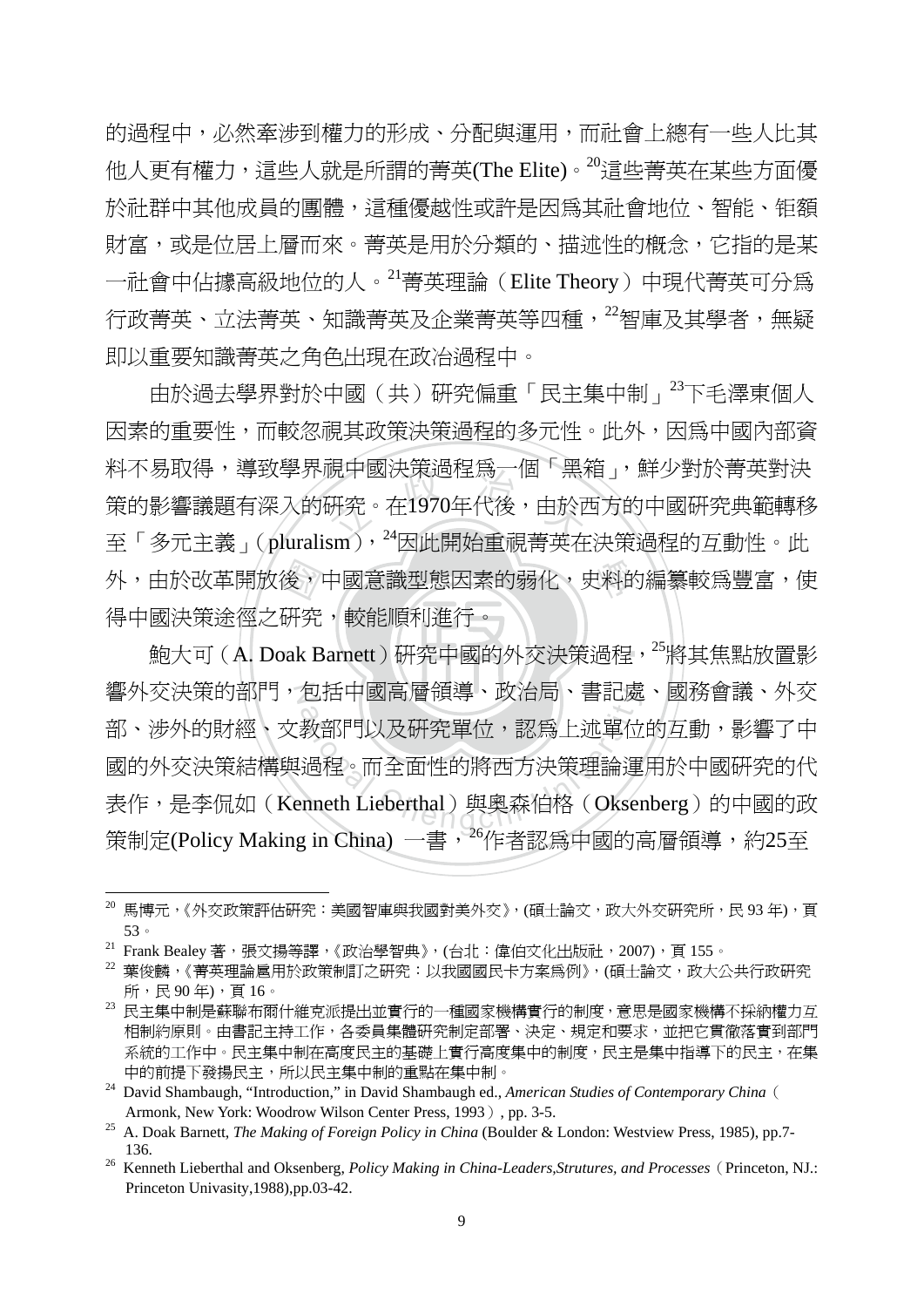的過程中，必然牽涉到權力的形成、分配與運用，而社會上總有一些人比其他人更有權力，這些人就是所謂的菁英(The Elite)。[20]這些菁英在某些方面優於社群中其他成員的團體，這種優越性或許是因爲其社會地位、智能、鉅額財富，或是位居上層而來。菁英是用於分類的、描述性的概念，它指的是某一社會中佔據高級地位的人。[21]菁英理論（Elite Theory）中現代菁英可分爲行政菁英、立法菁英、知識菁英及企業菁英等四種，[22]智庫及其學者，無疑即以重要知識菁英之角色出現在政治過程中。

由於過去學界對於中國（共）研究偏重「民主集中制」[23]下毛澤東個人因素的重要性，而較忽視其政策決策過程的多元性。此外，因爲中國內部資料不易取得，導致學界視中國決策過程爲一個「黑箱」，鮮少對於菁英對決策的影響議題有深入的研究。在1970年代後，由於西方的中國研究典範轉移至「多元主義」(pluralism)，[24]因此開始重視菁英在決策過程的互動性。此外，由於改革開放後，中國意識型態因素的弱化，史料的編纂較爲豐富，使得中國決策途徑之研究，較能順利進行。

鮑大可（A. Doak Barnett）研究中國的外交決策過程，[25]將其焦點放置影響外交決策的部門，包括中國高層領導、政治局、書記處、國務會議、外交部、涉外的財經、文教部門以及研究單位，認爲上述單位的互動，影響了中國的外交決策結構與過程。而全面性的將西方決策理論運用於中國研究的代表作，是李侃如（Kenneth Lieberthal）與奧森伯格（Oksenberg）的中國的政策制定(Policy Making in China) 一書，[26]作者認爲中國的高層領導，約25至

---

[20] 馬博元，《外交政策評估研究：美國智庫與我國對美外交》，(碩士論文，政大外交研究所，民 93 年)，頁 53。

[21] Frank Bealey 著，張文揚等譯，《政治學智典》，(台北：偉伯文化出版社，2007)，頁 155。

[22] 葉俊麟，《菁英理論扈用於政策制訂之研究：以我國國民卡方案爲例》，(碩士論文，政大公共行政研究所，民 90 年)，頁 16。

[23] 民主集中制是蘇聯布爾什維克派提出並實行的一種國家機構實行的制度，意思是國家機構不採納權力互相制約原則。由書記主持工作，各委員集體研究制定部署、決定、規定和要求，並把它貫徹落實到部門系統的工作中。民主集中制在高度民主的基礎上實行高度集中的制度，民主是集中指導下的民主，在集中的前提下發揚民主，所以民主集中制的重點在集中制。

[24] David Shambaugh, "Introduction," in David Shambaugh ed., *American Studies of Contemporary China*（Armonk, New York: Woodrow Wilson Center Press, 1993）, pp. 3-5.

[25] A. Doak Barnett, *The Making of Foreign Policy in China* (Boulder & London: Westview Press, 1985), pp.7-136.

[26] Kenneth Lieberthal and Oksenberg, *Policy Making in China-Leaders,Strutures, and Processes*（Princeton, NJ.: Princeton Univasity,1988),pp.03-42.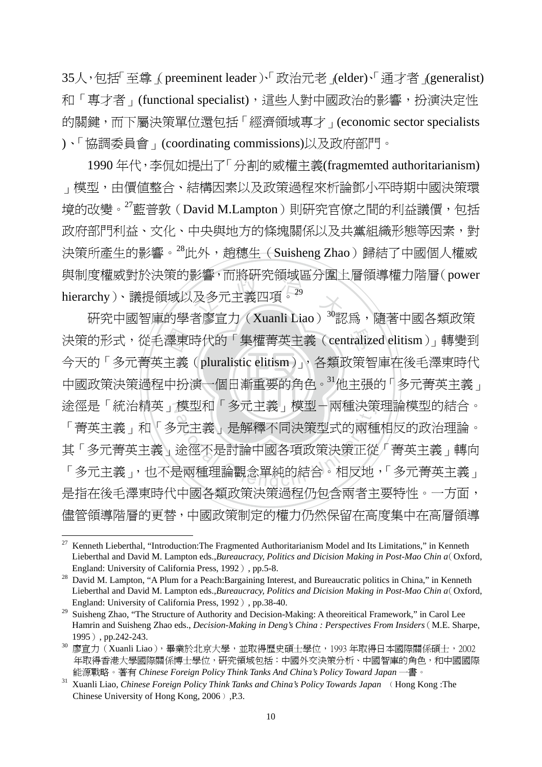35人，包括「至尊」(preeminent leader)、「政治元老」(elder)、「通才者」(generalist)和「專才者」(functional specialist)，這些人對中國政治的影響，扮演決定性的關鍵，而下屬決策單位還包括「經濟領域專才」(economic sector specialists)、「協調委員會」(coordinating commissions)以及政府部門。

1990 年代，李侃如提出了「分割的威權主義(fragmemted authoritarianism)」模型，由價值整合、結構因素以及政策過程來析論鄧小平時期中國決策環境的改變。[27]藍普敦（David M.Lampton）則研究官僚之間的利益議價，包括政府部門利益、文化、中央與地方的條塊關係以及共黨組織形態等因素，對決策所產生的影響。[28]此外，趙穗生（Suisheng Zhao）歸結了中國個人權威與制度權威對於決策的影響，而將研究領域區分圍上層領導權力階層（power hierarchy）、議提領域以及多元主義四項。[29]

研究中國智庫的學者廖宣力（Xuanli Liao）[30]認為，隨著中國各類政策決策的形式，從毛澤東時代的「集權菁英主義（centralized elitism）」轉變到今天的「多元菁英主義（pluralistic elitism）」，各類政策智庫在後毛澤東時代中國政策決策過程中扮演一個日漸重要的角色。[31]他主張的「多元菁英主義」途徑是「統治精英」模型和「多元主義」模型－兩種決策理論模型的結合。「菁英主義」和「多元主義」是解釋不同決策型式的兩種相反的政治理論。其「多元菁英主義」途徑不是討論中國各項政策決策正從「菁英主義」轉向「多元主義」，也不是兩種理論觀念單純的結合。相反地，「多元菁英主義」是指在後毛澤東時代中國各類政策決策過程仍包含兩者主要特性。一方面，儘管領導階層的更替，中國政策制定的權力仍然保留在高度集中在高層領導

---

[27] Kenneth Lieberthal, "Introduction:The Fragmented Authoritarianism Model and Its Limitations," in Kenneth Lieberthal and David M. Lampton eds.,*Bureaucracy, Politics and Dicision Making in Post-Mao Chin a*（Oxford, England: University of California Press, 1992）, pp.5-8.

[28] David M. Lampton, "A Plum for a Peach:Bargaining Interest, and Bureaucratic politics in China," in Kenneth Lieberthal and David M. Lampton eds.,*Bureaucracy, Politics and Dicision Making in Post-Mao Chin a*（Oxford, England: University of California Press, 1992）, pp.38-40.

[29] Suisheng Zhao, "The Structure of Authority and Decision-Making: A theoreitical Framework," in Carol Lee Hamrin and Suisheng Zhao eds., *Decision-Making in Deng's China : Perspectives From Insiders*（M.E. Sharpe, 1995）, pp.242-243.

[30] 廖宣力（Xuanli Liao），畢業於北京大學，並取得歷史碩士學位，1993 年取得日本國際關係碩士，2002 年取得香港大學國際關係博士學位，研究領域包括：中國外交決策分析、中國智庫的角色，和中國國際能源戰略。著有 *Chinese Foreign Policy Think Tanks And China's Policy Toward Japan* 一書。

[31] Xuanli Liao, *Chinese Foreign Policy Think Tanks and China's Policy Towards Japan* （Hong Kong :The Chinese University of Hong Kong, 2006）,P.3.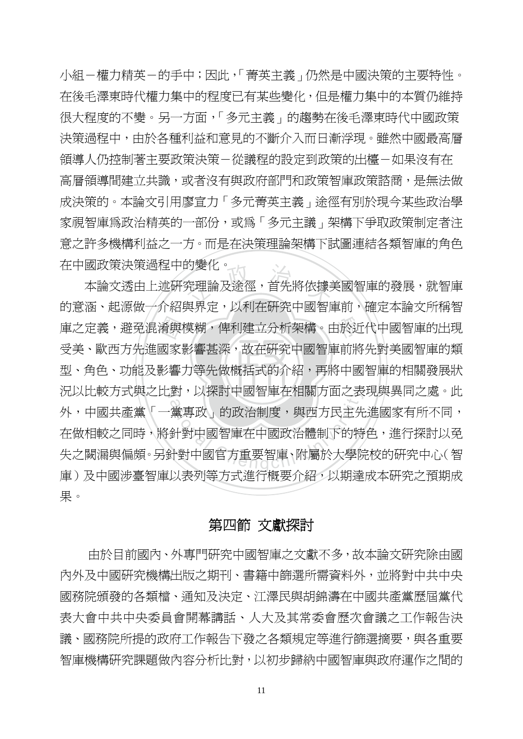小組－權力精英－的手中；因此，「菁英主義」仍然是中國決策的主要特性。在後毛澤東時代權力集中的程度已有某些變化，但是權力集中的本質仍維持很大程度的不變。另一方面，「多元主義」的趨勢在後毛澤東時代中國政策決策過程中，由於各種利益和意見的不斷介入而日漸浮現。雖然中國最高層領導人仍控制著主要政策決策－從議程的設定到政策的出檯－如果沒有在高層領導間建立共識，或者沒有與政府部門和政策智庫政策諮商，是無法做成決策的。本論文引用廖宣力「多元菁英主義」途徑有別於現今某些政治學家視智庫爲政治精英的一部份，或爲「多元主議」架構下爭取政策制定者注意之許多機構利益之一方。而是在決策理論架構下試圖連結各類智庫的角色在中國政策決策過程中的變化。

本論文透由上述研究理論及途徑，首先將依據美國智庫的發展，就智庫的意涵、起源做一介紹與界定，以利在研究中國智庫前，確定本論文所稱智庫之定義，避免混淆與模糊，俾利建立分析架構。由於近代中國智庫的出現受美、歐西方先進國家影響甚深，故在研究中國智庫前將先對美國智庫的類型、角色、功能及影響力等先做概括式的介紹，再將中國智庫的相關發展狀況以比較方式與之比對，以探討中國智庫在相關方面之表現與異同之處。此外，中國共產黨「一黨專政」的政治制度，與西方民主先進國家有所不同，在做相較之同時，將針對中國智庫在中國政治體制下的特色，進行探討以免失之闕漏與偏頗。另針對中國官方重要智庫、附屬於大學院校的研究中心（智庫）及中國涉臺智庫以表列等方式進行概要介紹，以期達成本研究之預期成果。

## 第四節 文獻探討

由於目前國內、外專門研究中國智庫之文獻不多，故本論文研究除由國內外及中國研究機構出版之期刊、書籍中篩選所需資料外，並將對中共中央國務院頒發的各類檔、通知及決定、江澤民與胡錦濤在中國共產黨歷屆黨代表大會中共中央委員會開幕講話、人大及其常委會歷次會議之工作報告決議、國務院所提的政府工作報告下發之各類規定等進行篩選摘要，與各重要智庫機構研究課題做內容分析比對，以初步歸納中國智庫與政府運作之間的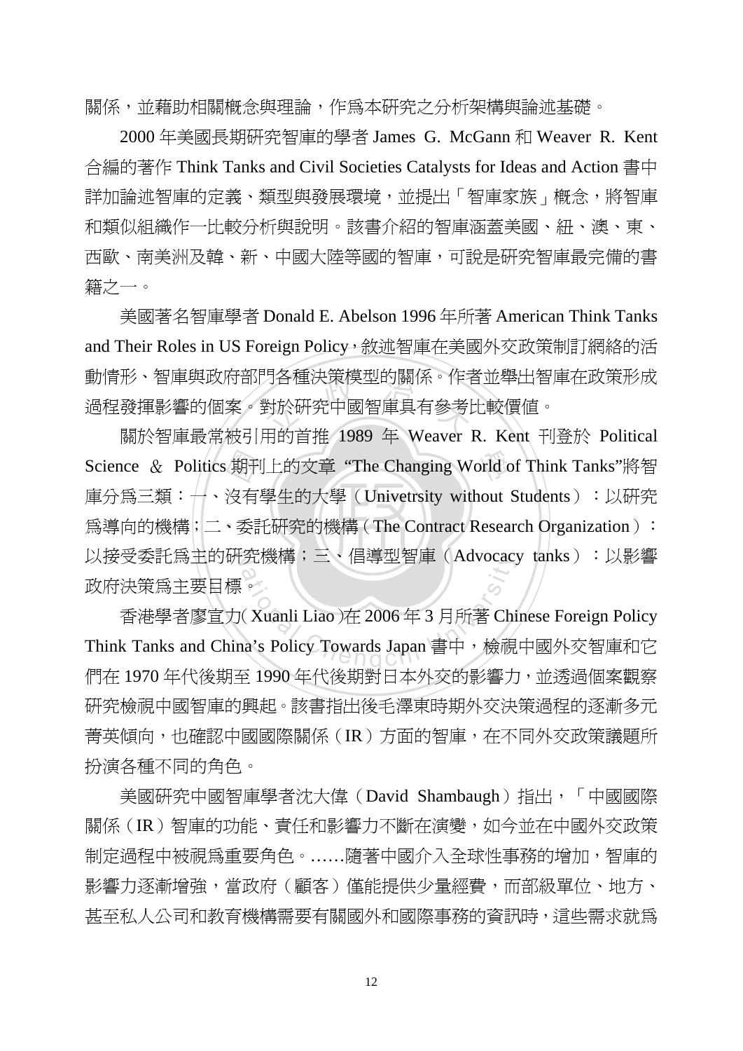關係，並藉助相關概念與理論，作為本研究之分析架構與論述基礎。

2000 年美國長期研究智庫的學者 James G. McGann 和 Weaver R. Kent 合編的著作 Think Tanks and Civil Societies Catalysts for Ideas and Action 書中詳加論述智庫的定義、類型與發展環境，並提出「智庫家族」概念，將智庫和類似組織作一比較分析與說明。該書介紹的智庫涵蓋美國、紐、澳、東、西歐、南美洲及韓、新、中國大陸等國的智庫，可說是研究智庫最完備的書籍之一。

美國著名智庫學者 Donald E. Abelson 1996 年所著 American Think Tanks and Their Roles in US Foreign Policy，敘述智庫在美國外交政策制訂網絡的活動情形、智庫與政府部門各種決策模型的關係。作者並舉出智庫在政策形成過程發揮影響的個案。對於研究中國智庫具有參考比較價值。

關於智庫最常被引用的首推 1989 年 Weaver R. Kent 刊登於 Political Science ＆ Politics 期刊上的文章 "The Changing World of Think Tanks"將智庫分為三類：一、沒有學生的大學（Univetrsity without Students）：以研究為導向的機構；二、委託研究的機構（The Contract Research Organization）：以接受委託為主的研究機構；三、倡導型智庫（Advocacy tanks）：以影響政府決策為主要目標。

香港學者廖宣力( Xuanli Liao )在 2006 年 3 月所著 Chinese Foreign Policy Think Tanks and China's Policy Towards Japan 書中，檢視中國外交智庫和它們在 1970 年代後期至 1990 年代後期對日本外交的影響力，並透過個案觀察研究檢視中國智庫的興起。該書指出後毛澤東時期外交決策過程的逐漸多元菁英傾向，也確認中國國際關係（IR）方面的智庫，在不同外交政策議題所扮演各種不同的角色。

美國研究中國智庫學者沈大偉（David Shambaugh）指出，「中國國際關係（IR）智庫的功能、責任和影響力不斷在演變，如今並在中國外交政策制定過程中被視為重要角色。……隨著中國介入全球性事務的增加，智庫的影響力逐漸增強，當政府（顧客）僅能提供少量經費，而部級單位、地方、甚至私人公司和教育機構需要有關國外和國際事務的資訊時，這些需求就為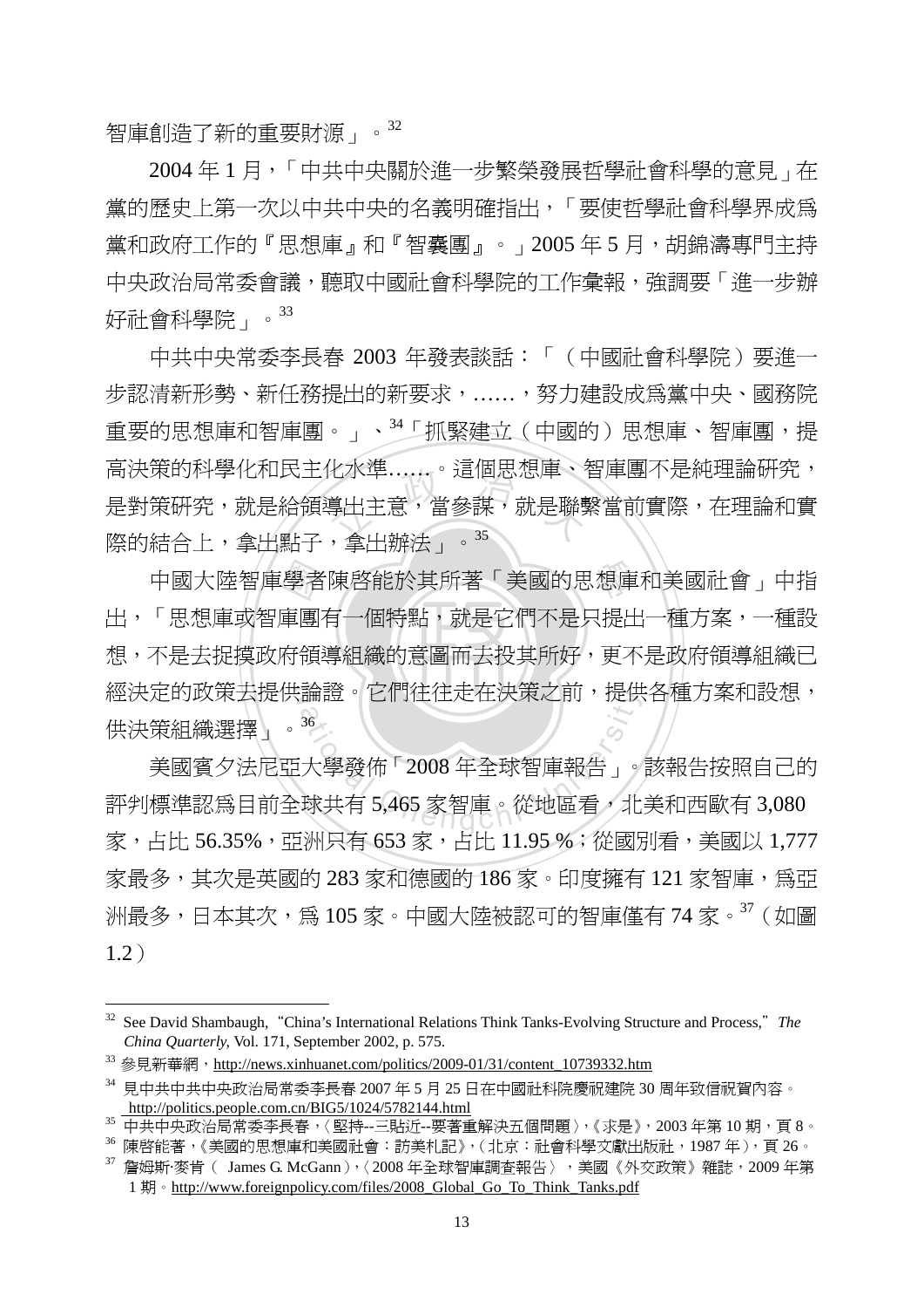智庫創造了新的重要財源」。[32]

2004 年 1 月，「中共中央關於進一步繁榮發展哲學社會科學的意見」在黨的歷史上第一次以中共中央的名義明確指出，「要使哲學社會科學界成爲黨和政府工作的『思想庫』和『智囊團』。」2005 年 5 月，胡錦濤專門主持中央政治局常委會議，聽取中國社會科學院的工作彙報，強調要「進一步辦好社會科學院」。[33]

中共中央常委李長春 2003 年發表談話：「（中國社會科學院）要進一步認清新形勢、新任務提出的新要求，……，努力建設成爲黨中央、國務院重要的思想庫和智庫團。」、[34]「抓緊建立（中國的）思想庫、智庫團，提高決策的科學化和民主化水準……。這個思想庫、智庫團不是純理論研究，是對策研究，就是給領導出主意，當參謀，就是聯繫當前實際，在理論和實際的結合上，拿出點子，拿出辦法」。[35]

中國大陸智庫學者陳啓能於其所著「美國的思想庫和美國社會」中指出，「思想庫或智庫團有一個特點，就是它們不是只提出一種方案，一種設想，不是去捉摸政府領導組織的意圖而去投其所好，更不是政府領導組織已經決定的政策去提供論證。它們往往走在決策之前，提供各種方案和設想，供決策組織選擇」。[36]

美國賓夕法尼亞大學發佈「2008 年全球智庫報告」。該報告按照自己的評判標準認爲目前全球共有 5,465 家智庫。從地區看，北美和西歐有 3,080 家，占比 56.35%，亞洲只有 653 家，占比 11.95 %；從國別看，美國以 1,777 家最多，其次是英國的 283 家和德國的 186 家。印度擁有 121 家智庫，爲亞洲最多，日本其次，爲 105 家。中國大陸被認可的智庫僅有 74 家。[37]（如圖 1.2）

---

[32] See David Shambaugh, "China's International Relations Think Tanks-Evolving Structure and Process," *The China Quarterly,* Vol. 171, September 2002, p. 575.

[33] 參見新華網，http://news.xinhuanet.com/politics/2009-01/31/content_10739332.htm

[34] 見中共中共中央政治局常委李長春 2007 年 5 月 25 日在中國社科院慶祝建院 30 周年致信祝賀內容。http://politics.people.com.cn/BIG5/1024/5782144.html

[35] 中共中央政治局常委李長春，〈堅持--三貼近--要著重解決五個問題〉，《求是》，2003 年第 10 期，頁 8。

[36] 陳啓能著，《美國的思想庫和美國社會：訪美札記》，（北京：社會科學文獻出版社，1987 年），頁 26。

[37] 詹姆斯·麥肯（ James G. McGann），〈2008 年全球智庫調查報告〉，美國《外交政策》雜誌，2009 年第 1 期。http://www.foreignpolicy.com/files/2008_Global_Go_To_Think_Tanks.pdf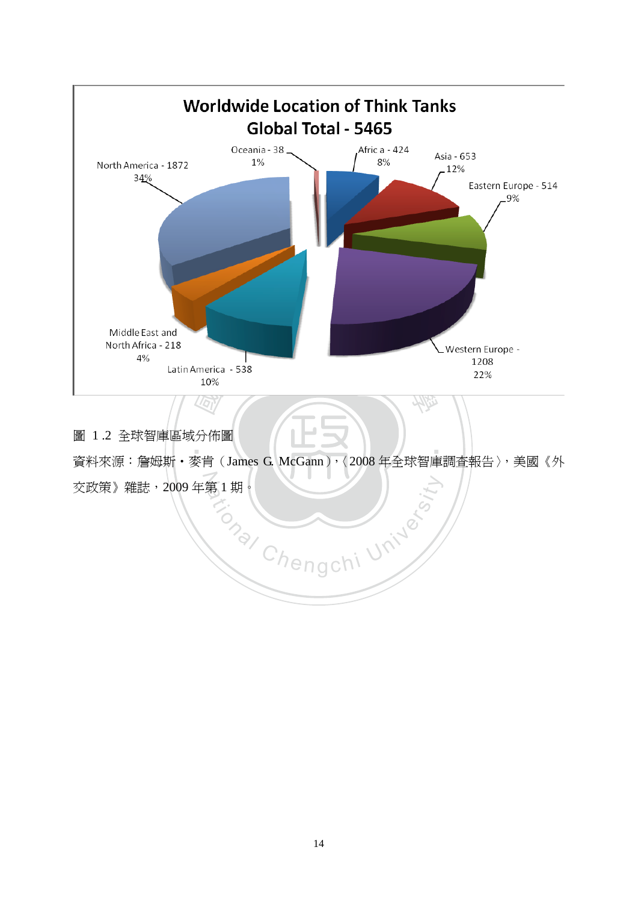**Worldwide Location of Think Tanks**
**Global Total - 5465**

| Region | Number | Percentage |
|---|---|---|
| North America | 1872 | 34% |
| Oceania | 38 | 1% |
| Africa | 424 | 8% |
| Asia | 653 | 12% |
| Eastern Europe | 514 | 9% |
| Western Europe | 1208 | 22% |
| Latin America | 538 | 10% |
| Middle East and North Africa | 218 | 4% |

圖 1.2 全球智庫區域分佈圖

資料來源：詹姆斯・麥肯（James G. McGann），〈2008 年全球智庫調查報告〉，美國《外交政策》雜誌，2009 年第 1 期。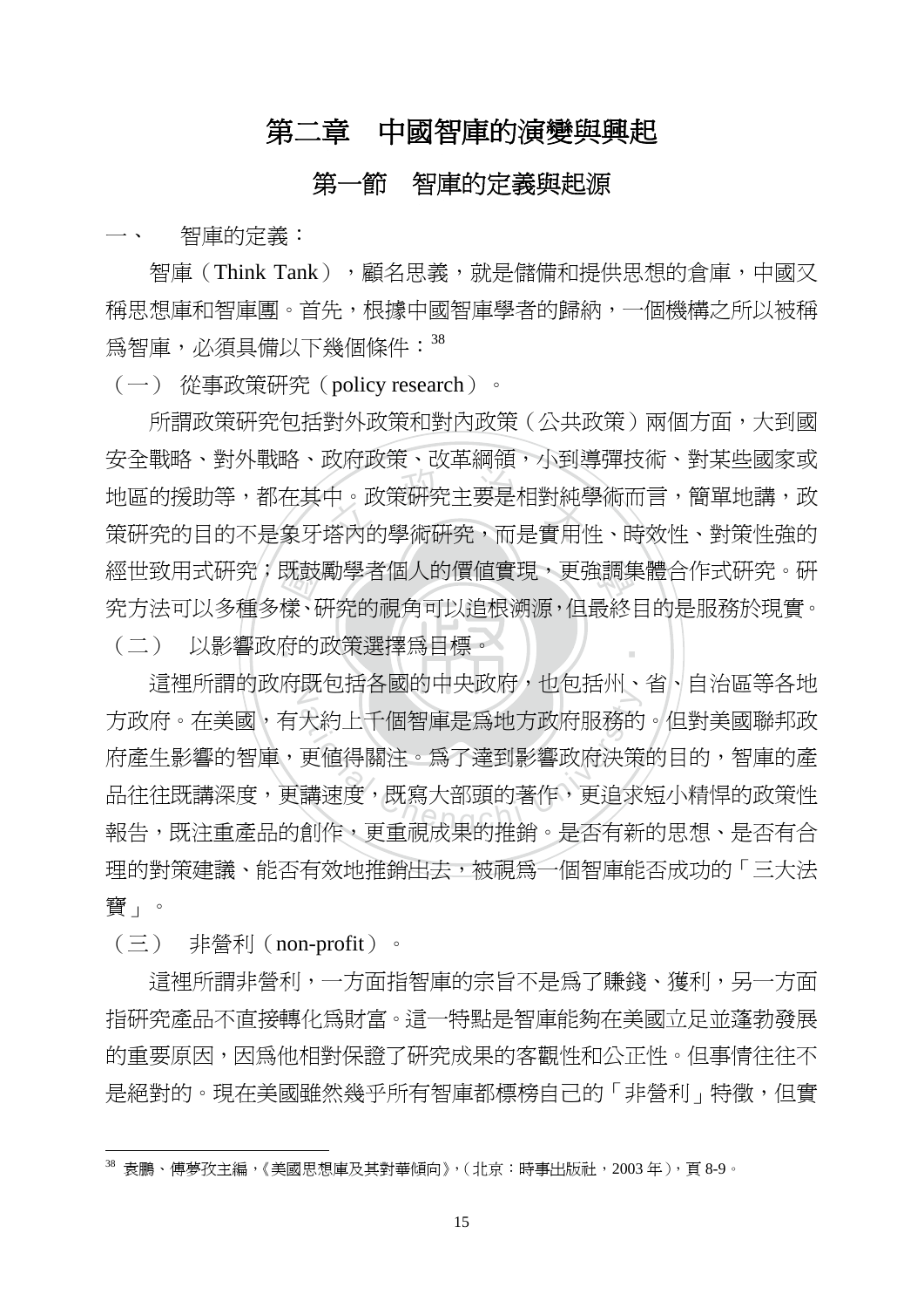# 第二章　中國智庫的演變與興起

## 第一節　智庫的定義與起源

一、　智庫的定義：

智庫（Think Tank），顧名思義，就是儲備和提供思想的倉庫，中國又稱思想庫和智庫團。首先，根據中國智庫學者的歸納，一個機構之所以被稱為智庫，必須具備以下幾個條件：[38]

（一）　從事政策研究（policy research）。

所謂政策研究包括對外政策和對內政策（公共政策）兩個方面，大到國安全戰略、對外戰略、政府政策、改革綱領，小到導彈技術、對某些國家或地區的援助等，都在其中。政策研究主要是相對純學術而言，簡單地講，政策研究的目的不是象牙塔內的學術研究，而是實用性、時效性、對策性強的經世致用式研究；既鼓勵學者個人的價值實現，更強調集體合作式研究。研究方法可以多種多樣、研究的視角可以追根溯源，但最終目的是服務於現實。

（二）　以影響政府的政策選擇為目標。

這裡所謂的政府既包括各國的中央政府，也包括州、省、自治區等各地方政府。在美國，有大約上千個智庫是為地方政府服務的。但對美國聯邦政府產生影響的智庫，更值得關注。為了達到影響政府決策的目的，智庫的產品往往既講深度，更講速度，既寫大部頭的著作，更追求短小精悍的政策性報告，既注重產品的創作，更重視成果的推銷。是否有新的思想、是否有合理的對策建議、能否有效地推銷出去，被視為一個智庫能否成功的「三大法寶」。

（三）　非營利（non-profit）。

這裡所謂非營利，一方面指智庫的宗旨不是為了賺錢、獲利，另一方面指研究產品不直接轉化為財富。這一特點是智庫能夠在美國立足並蓬勃發展的重要原因，因為他相對保證了研究成果的客觀性和公正性。但事情往往不是絕對的。現在美國雖然幾乎所有智庫都標榜自己的「非營利」特徵，但實

---

[38] 袁鵬、傅夢孜主編，《美國思想庫及其對華傾向》，（北京：時事出版社，2003 年），頁 8-9。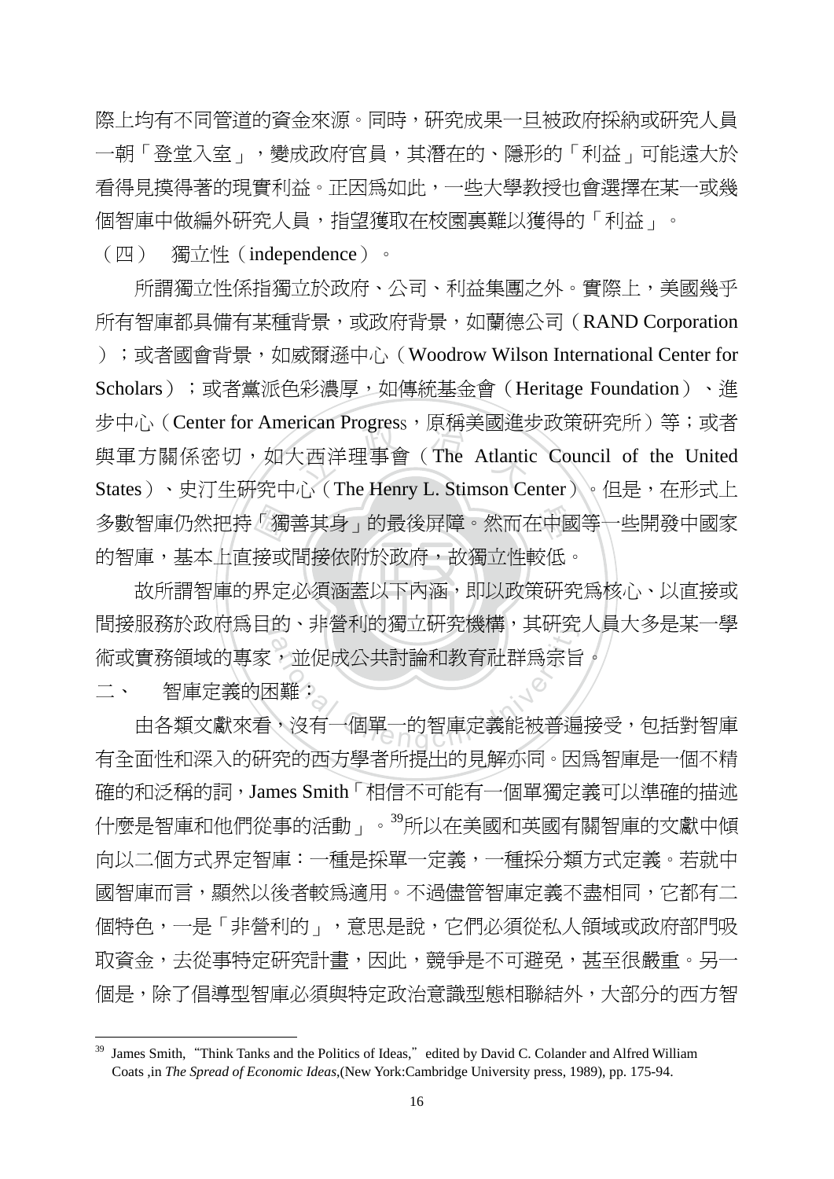際上均有不同管道的資金來源。同時，研究成果一旦被政府採納或研究人員一朝「登堂入室」，變成政府官員，其潛在的、隱形的「利益」可能遠大於看得見摸得著的現實利益。正因爲如此，一些大學教授也會選擇在某一或幾個智庫中做編外研究人員，指望獲取在校園裏難以獲得的「利益」。

（四） 獨立性（independence）。

所謂獨立性係指獨立於政府、公司、利益集團之外。實際上，美國幾乎所有智庫都具備有某種背景，或政府背景，如蘭德公司（RAND Corporation）；或者國會背景，如威爾遜中心（Woodrow Wilson International Center for Scholars）；或者黨派色彩濃厚，如傳統基金會（Heritage Foundation）、進步中心（Center for American Progress，原稱美國進步政策研究所）等；或者與軍方關係密切，如大西洋理事會（The Atlantic Council of the United States）、史汀生研究中心（The Henry L. Stimson Center）。但是，在形式上多數智庫仍然把持「獨善其身」的最後屏障。然而在中國等一些開發中國家的智庫，基本上直接或間接依附於政府，故獨立性較低。

故所謂智庫的界定必須涵蓋以下內涵，即以政策研究爲核心、以直接或間接服務於政府爲目的、非營利的獨立研究機構，其研究人員大多是某一學術或實務領域的專家，並促成公共討論和教育社群爲宗旨。

二、 智庫定義的困難：

由各類文獻來看，沒有一個單一的智庫定義能被普遍接受，包括對智庫有全面性和深入的研究的西方學者所提出的見解亦同。因爲智庫是一個不精確的和泛稱的詞，James Smith「相信不可能有一個單獨定義可以準確的描述什麼是智庫和他們從事的活動」。[39]所以在美國和英國有關智庫的文獻中傾向以二個方式界定智庫：一種是採單一定義，一種採分類方式定義。若就中國智庫而言，顯然以後者較爲適用。不過儘管智庫定義不盡相同，它都有二個特色，一是「非營利的」，意思是說，它們必須從私人領域或政府部門吸取資金，去從事特定研究計畫，因此，競爭是不可避免，甚至很嚴重。另一個是，除了倡導型智庫必須與特定政治意識型態相聯結外，大部分的西方智

---

[39] James Smith,"Think Tanks and the Politics of Ideas,"edited by David C. Colander and Alfred William Coats ,in *The Spread of Economic Ideas*,(New York:Cambridge University press, 1989), pp. 175-94.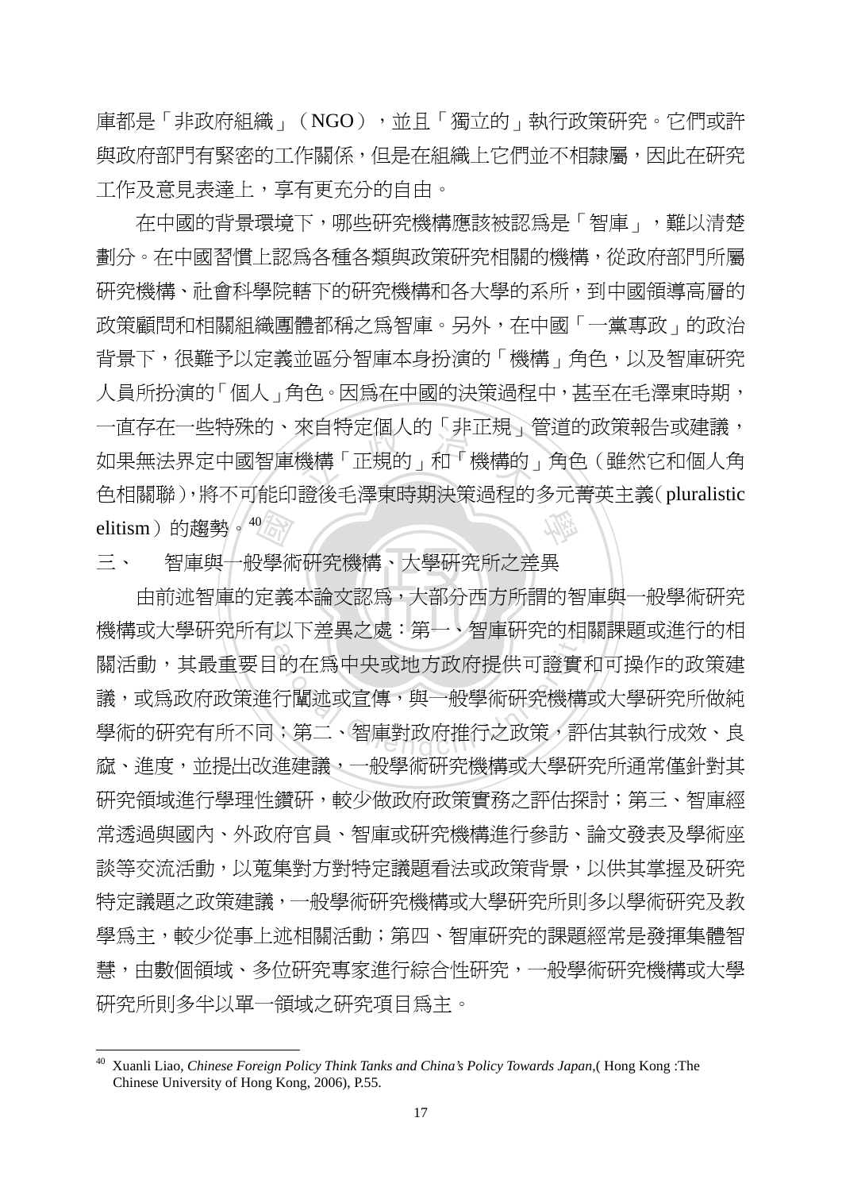庫都是「非政府組織」（NGO），並且「獨立的」執行政策研究。它們或許與政府部門有緊密的工作關係，但是在組織上它們並不相隸屬，因此在研究工作及意見表達上，享有更充分的自由。

在中國的背景環境下，哪些研究機構應該被認爲是「智庫」，難以清楚劃分。在中國習慣上認爲各種各類與政策研究相關的機構，從政府部門所屬研究機構、社會科學院轄下的研究機構和各大學的系所，到中國領導高層的政策顧問和相關組織團體都稱之爲智庫。另外，在中國「一黨專政」的政治背景下，很難予以定義並區分智庫本身扮演的「機構」角色，以及智庫研究人員所扮演的「個人」角色。因爲在中國的決策過程中，甚至在毛澤東時期，一直存在一些特殊的、來自特定個人的「非正規」管道的政策報告或建議，如果無法界定中國智庫機構「正規的」和「機構的」角色（雖然它和個人角色相關聯），將不可能印證後毛澤東時期決策過程的多元菁英主義（pluralistic elitism）的趨勢。[40]

## 三、 智庫與一般學術研究機構、大學研究所之差異

由前述智庫的定義本論文認爲，大部分西方所謂的智庫與一般學術研究機構或大學研究所有以下差異之處：第一、智庫研究的相關課題或進行的相關活動，其最重要目的在爲中央或地方政府提供可證實和可操作的政策建議，或爲政府政策進行闡述或宣傳，與一般學術研究機構或大學研究所做純學術的研究有所不同；第二、智庫對政府推行之政策，評估其執行成效、良窳、進度，並提出改進建議，一般學術研究機構或大學研究所通常僅針對其研究領域進行學理性鑽研，較少做政府政策實務之評估探討；第三、智庫經常透過與國內、外政府官員、智庫或研究機構進行參訪、論文發表及學術座談等交流活動，以蒐集對方對特定議題看法或政策背景，以供其掌握及研究特定議題之政策建議，一般學術研究機構或大學研究所則多以學術研究及教學爲主，較少從事上述相關活動；第四、智庫研究的課題經常是發揮集體智慧，由數個領域、多位研究專家進行綜合性研究，一般學術研究機構或大學研究所則多半以單一領域之研究項目爲主。

---

[40] Xuanli Liao, *Chinese Foreign Policy Think Tanks and China's Policy Towards Japan*,( Hong Kong :The Chinese University of Hong Kong, 2006), P.55.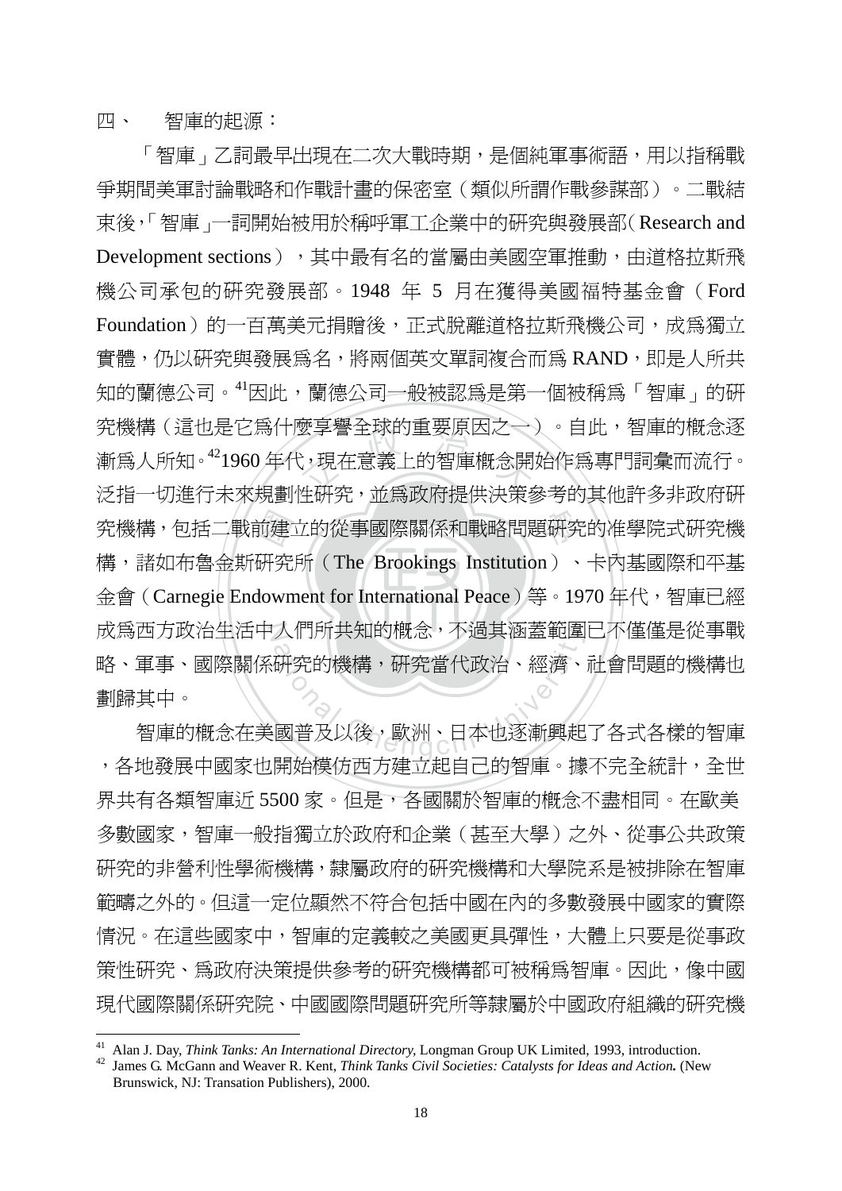四、　智庫的起源：

「智庫」乙詞最早出現在二次大戰時期，是個純軍事術語，用以指稱戰爭期間美軍討論戰略和作戰計畫的保密室（類似所謂作戰參謀部）。二戰結束後，「智庫」一詞開始被用於稱呼軍工企業中的研究與發展部（Research and Development sections），其中最有名的當屬由美國空軍推動，由道格拉斯飛機公司承包的研究發展部。1948 年 5 月在獲得美國福特基金會（Ford Foundation）的一百萬美元捐贈後，正式脫離道格拉斯飛機公司，成為獨立實體，仍以研究與發展為名，將兩個英文單詞複合而為 RAND，即是人所共知的蘭德公司。[41]因此，蘭德公司一般被認為是第一個被稱為「智庫」的研究機構（這也是它為什麼享譽全球的重要原因之一）。自此，智庫的概念逐漸為人所知。[42]1960 年代，現在意義上的智庫概念開始作為專門詞彙而流行。泛指一切進行未來規劃性研究，並為政府提供決策參考的其他許多非政府研究機構，包括二戰前建立的從事國際關係和戰略問題研究的准學院式研究機構，諸如布魯金斯研究所（The Brookings Institution）、卡內基國際和平基金會（Carnegie Endowment for International Peace）等。1970 年代，智庫已經成為西方政治生活中人們所共知的概念，不過其涵蓋範圍已不僅僅是從事戰略、軍事、國際關係研究的機構，研究當代政治、經濟、社會問題的機構也劃歸其中。

智庫的概念在美國普及以後，歐洲、日本也逐漸興起了各式各樣的智庫，各地發展中國家也開始模仿西方建立起自己的智庫。據不完全統計，全世界共有各類智庫近 5500 家。但是，各國關於智庫的概念不盡相同。在歐美多數國家，智庫一般指獨立於政府和企業（甚至大學）之外、從事公共政策研究的非營利性學術機構，隸屬政府的研究機構和大學院系是被排除在智庫範疇之外的。但這一定位顯然不符合包括中國在內的多數發展中國家的實際情況。在這些國家中，智庫的定義較之美國更具彈性，大體上只要是從事政策性研究、為政府決策提供參考的研究機構都可被稱為智庫。因此，像中國現代國際關係研究院、中國國際問題研究所等隸屬於中國政府組織的研究機

---

[41] Alan J. Day, *Think Tanks: An International Directory*, Longman Group UK Limited, 1993, introduction.

[42] James G. McGann and Weaver R. Kent, *Think Tanks Civil Societies: Catalysts for Ideas and Action.* (New Brunswick, NJ: Transation Publishers), 2000.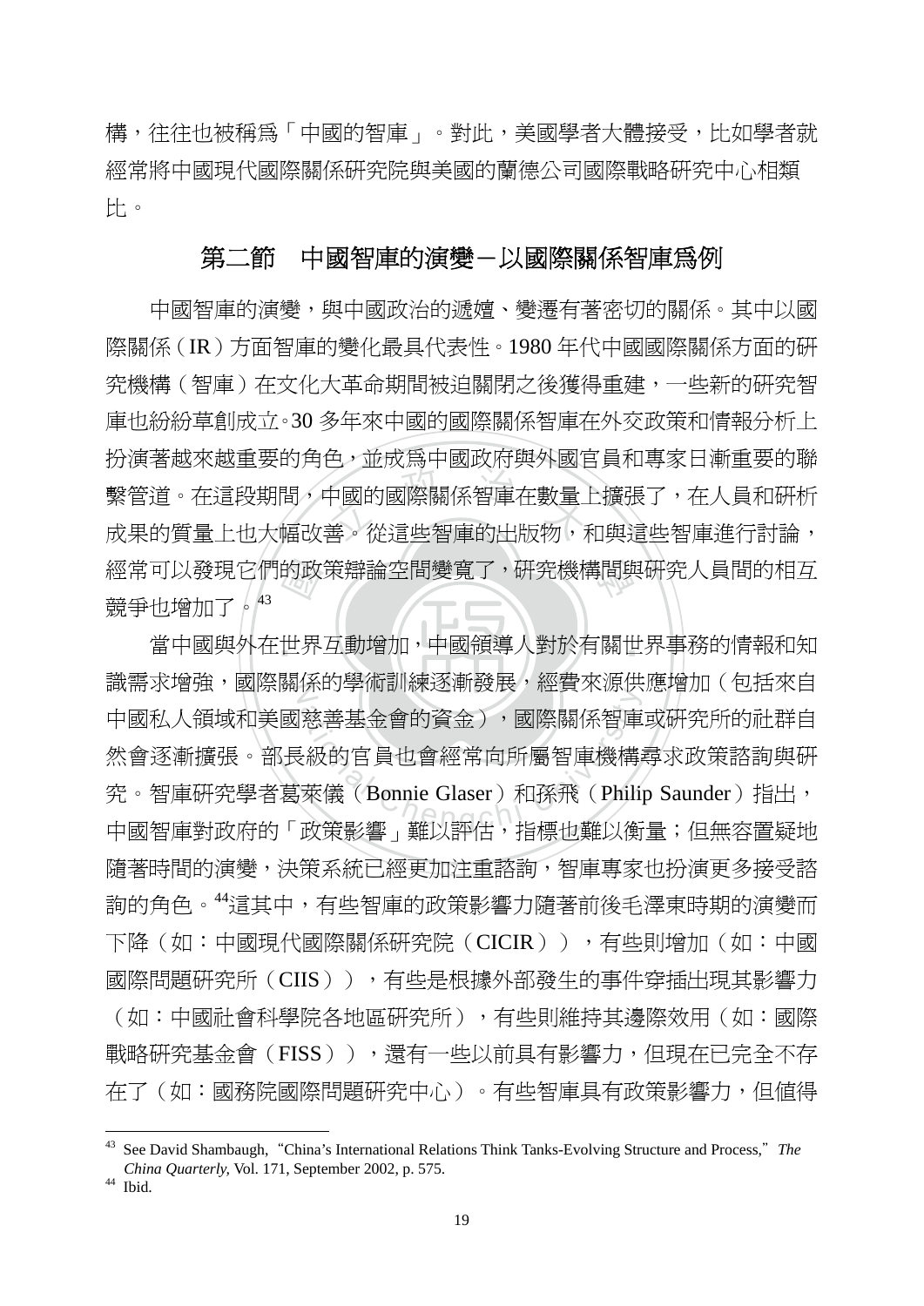構，往往也被稱爲「中國的智庫」。對此，美國學者大體接受，比如學者就經常將中國現代國際關係研究院與美國的蘭德公司國際戰略研究中心相類比。

## 第二節　中國智庫的演變－以國際關係智庫爲例

中國智庫的演變，與中國政治的遞嬗、變遷有著密切的關係。其中以國際關係（IR）方面智庫的變化最具代表性。1980 年代中國國際關係方面的研究機構（智庫）在文化大革命期間被迫關閉之後獲得重建，一些新的研究智庫也紛紛草創成立。30 多年來中國的國際關係智庫在外交政策和情報分析上扮演著越來越重要的角色，並成爲中國政府與外國官員和專家日漸重要的聯繫管道。在這段期間，中國的國際關係智庫在數量上擴張了，在人員和研析成果的質量上也大幅改善。從這些智庫的出版物，和與這些智庫進行討論，經常可以發現它們的政策辯論空間變寬了，研究機構間與研究人員間的相互競爭也增加了。[43]

當中國與外在世界互動增加，中國領導人對於有關世界事務的情報和知識需求增強，國際關係的學術訓練逐漸發展，經費來源供應增加（包括來自中國私人領域和美國慈善基金會的資金），國際關係智庫或研究所的社群自然會逐漸擴張。部長級的官員也會經常向所屬智庫機構尋求政策諮詢與研究。智庫研究學者葛萊儀（Bonnie Glaser）和孫飛（Philip Saunder）指出，中國智庫對政府的「政策影響」難以評估，指標也難以衡量；但無容置疑地隨著時間的演變，決策系統已經更加注重諮詢，智庫專家也扮演更多接受諮詢的角色。[44]這其中，有些智庫的政策影響力隨著前後毛澤東時期的演變而下降（如：中國現代國際關係研究院（CICIR）），有些則增加（如：中國國際問題研究所（CIIS）），有些是根據外部發生的事件穿插出現其影響力（如：中國社會科學院各地區研究所），有些則維持其邊際效用（如：國際戰略研究基金會（FISS）），還有一些以前具有影響力，但現在已完全不存在了（如：國務院國際問題研究中心）。有些智庫具有政策影響力，但值得

---

[43] See David Shambaugh, "China's International Relations Think Tanks-Evolving Structure and Process," *The China Quarterly,* Vol. 171, September 2002, p. 575.

[44] Ibid.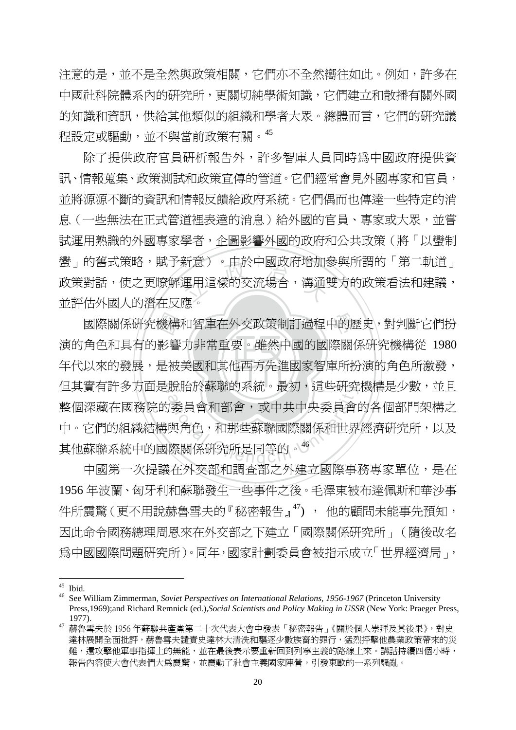注意的是，並不是全然與政策相關，它們亦不全然嚮往如此。例如，許多在中國社科院體系內的研究所，更關切純學術知識，它們建立和散播有關外國的知識和資訊，供給其他類似的組織和學者大眾。總體而言，它們的研究議程設定或驅動，並不與當前政策有關。[45]

除了提供政府官員研析報告外，許多智庫人員同時為中國政府提供資訊、情報蒐集、政策測試和政策宣傳的管道。它們經常會見外國專家和官員，並將源源不斷的資訊和情報反饋給政府系統。它們偶而也傳達一些特定的消息（一些無法在正式管道裡表達的消息）給外國的官員、專家或大眾，並嘗試運用熟識的外國專家學者，企圖影響外國的政府和公共政策（將「以蠻制蠻」的舊式策略，賦予新意）。由於中國政府增加參與所謂的「第二軌道」政策對話，使之更瞭解運用這樣的交流場合，溝通雙方的政策看法和建議，並評估外國人的潛在反應。

國際關係研究機構和智庫在外交政策制訂過程中的歷史，對判斷它們扮演的角色和具有的影響力非常重要。雖然中國的國際關係研究機構從 1980 年代以來的發展，是被美國和其他西方先進國家智庫所扮演的角色所激發，但其實有許多方面是脫胎於蘇聯的系統。最初，這些研究機構是少數，並且整個深藏在國務院的委員會和部會，或中共中央委員會的各個部門架構之中。它們的組織結構與角色，和那些蘇聯國際關係和世界經濟研究所，以及其他蘇聯系統中的國際關係研究所是同等的。[46]

中國第一次提議在外交部和調查部之外建立國際事務專家單位，是在 1956 年波蘭、匈牙利和蘇聯發生一些事件之後。毛澤東被布達佩斯和華沙事件所震驚（更不用說赫魯雪夫的『秘密報告』[47]），他的顧問未能事先預知，因此命令國務總理周恩來在外交部之下建立「國際關係研究所」（隨後改名為中國國際問題研究所）。同年，國家計劃委員會被指示成立「世界經濟局」，

---

[45] Ibid.

[46] See William Zimmerman, *Soviet Perspectives on International Relations, 1956-1967* (Princeton University Press,1969);and Richard Remnick (ed.),*Social Scientists and Policy Making in USSR* (New York: Praeger Press, 1977).

[47] 赫魯雪夫於 1956 年蘇聯共產黨第二十次代表大會中發表「秘密報告」《關於個人崇拜及其後果》，對史達林展開全面批評，赫魯雪夫譴責史達林大清洗和驅逐少數族裔的罪行，猛烈抨擊他農業政策帶來的災難，還攻擊他軍事指揮上的無能，並在最後表示要重新回到列寧主義的路線上來。講話持續四個小時，報告內容使大會代表們大為震驚，並震動了社會主義國家陣營，引發東歐的一系列騷亂。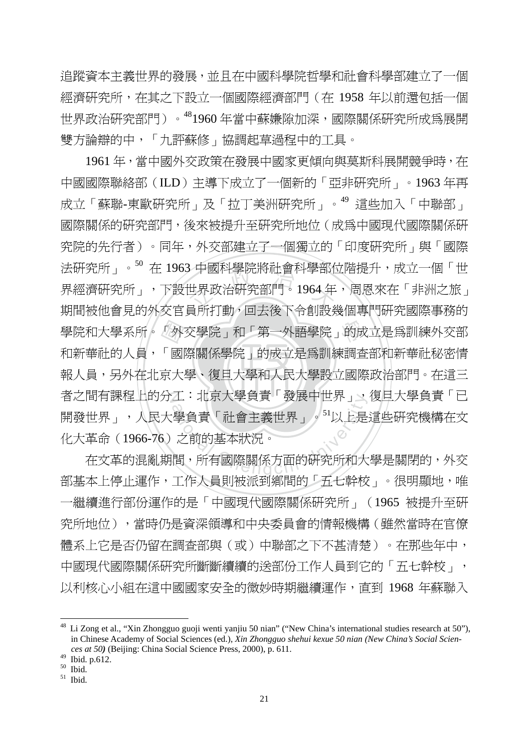追蹤資本主義世界的發展，並且在中國科學院哲學和社會科學部建立了一個經濟研究所，在其之下設立一個國際經濟部門（在 1958 年以前還包括一個世界政治研究部門）。[48]1960 年當中蘇嫌隙加深，國際關係研究所成爲展開雙方論辯的中，「九評蘇修」協調起草過程中的工具。

1961 年，當中國外交政策在發展中國家更傾向與莫斯科展開競爭時，在中國國際聯絡部（ILD）主導下成立了一個新的「亞非研究所」。1963 年再成立「蘇聯-東歐研究所」及「拉丁美洲研究所」。[49] 這些加入「中聯部」國際關係的研究部門，後來被提升至研究所地位（成爲中國現代國際關係研究院的先行者）。同年，外交部建立了一個獨立的「印度研究所」與「國際法研究所」。[50] 在 1963 中國科學院將社會科學部位階提升，成立一個「世界經濟研究所」，下設世界政治研究部門。1964 年，周恩來在「非洲之旅」期間被他會見的外交官員所打動，回去後下令創設幾個專門研究國際事務的學院和大學系所。「外交學院」和「第一外語學院」的成立是爲訓練外交部和新華社的人員，「國際關係學院」的成立是爲訓練調查部和新華社秘密情報人員，另外在北京大學、復旦大學和人民大學設立國際政治部門。在這三者之間有課程上的分工：北京大學負責「發展中世界」，復旦大學負責「已開發世界」，人民大學負責「社會主義世界」。[51]以上是這些研究機構在文化大革命（1966-76）之前的基本狀況。

在文革的混亂期間，所有國際關係方面的研究所和大學是關閉的，外交部基本上停止運作，工作人員則被派到鄉間的「五七幹校」。很明顯地，唯一繼續進行部份運作的是「中國現代國際關係研究所」（1965 被提升至研究所地位），當時仍是資深領導和中央委員會的情報機構（雖然當時在官僚體系上它是否仍留在調查部與（或）中聯部之下不甚清楚）。在那些年中，中國現代國際關係研究所斷斷續續的送部份工作人員到它的「五七幹校」，以利核心小組在這中國國家安全的微妙時期繼續運作，直到 1968 年蘇聯入

---

[48] Li Zong et al., "Xin Zhongguo guoji wenti yanjiu 50 nian" ("New China's international studies research at 50"), in Chinese Academy of Social Sciences (ed.), *Xin Zhongguo shehui kexue 50 nian (New China's Social Sciences at 50)* (Beijing: China Social Science Press, 2000), p. 611.

[49] Ibid. p.612.

[50] Ibid.

[51] Ibid.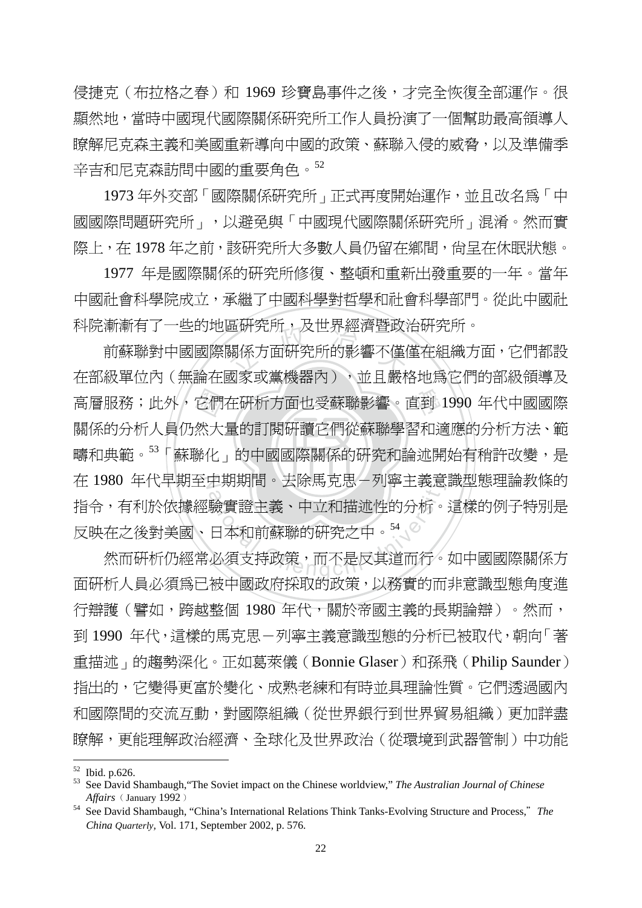侵捷克（布拉格之春）和 1969 珍寶島事件之後，才完全恢復全部運作。很顯然地，當時中國現代國際關係研究所工作人員扮演了一個幫助最高領導人瞭解尼克森主義和美國重新導向中國的政策、蘇聯入侵的威脅，以及準備季辛吉和尼克森訪問中國的重要角色。[52]

1973 年外交部「國際關係研究所」正式再度開始運作，並且改名爲「中國國際問題研究所」，以避免與「中國現代國際關係研究所」混淆。然而實際上，在 1978 年之前，該研究所大多數人員仍留在鄉間，尚呈在休眠狀態。

1977 年是國際關係的研究所修復、整頓和重新出發重要的一年。當年中國社會科學院成立，承繼了中國科學對哲學和社會科學部門。從此中國社科院漸漸有了一些的地區研究所，及世界經濟暨政治研究所。

前蘇聯對中國國際關係方面研究所的影響不僅僅在組織方面，它們都設在部級單位內（無論在國家或黨機器內），並且嚴格地爲它們的部級領導及高層服務；此外，它們在研析方面也受蘇聯影響。直到 1990 年代中國國際關係的分析人員仍然大量的訂閱研讀它們從蘇聯學習和適應的分析方法、範疇和典範。[53]「蘇聯化」的中國國際關係的研究和論述開始有稍許改變，是在 1980 年代早期至中期期間。去除馬克思－列寧主義意識型態理論教條的指令，有利於依據經驗實證主義、中立和描述性的分析。這樣的例子特別是反映在之後對美國、日本和前蘇聯的研究之中。[54]

然而研析仍經常必須支持政策，而不是反其道而行。如中國國際關係方面研析人員必須爲已被中國政府採取的政策，以務實的而非意識型態角度進行辯護（譬如，跨越整個 1980 年代，關於帝國主義的長期論辯）。然而，到 1990 年代，這樣的馬克思－列寧主義意識型態的分析已被取代，朝向「著重描述」的趨勢深化。正如葛萊儀（Bonnie Glaser）和孫飛（Philip Saunder）指出的，它變得更富於變化、成熟老練和有時並具理論性質。它們透過國內和國際間的交流互動，對國際組織（從世界銀行到世界貿易組織）更加詳盡瞭解，更能理解政治經濟、全球化及世界政治（從環境到武器管制）中功能

---

[52] Ibid. p.626.

[53] See David Shambaugh,"The Soviet impact on the Chinese worldview," *The Australian Journal of Chinese Affairs*（January 1992）

[54] See David Shambaugh, "China's International Relations Think Tanks-Evolving Structure and Process," *The China Quarterly*, Vol. 171, September 2002, p. 576.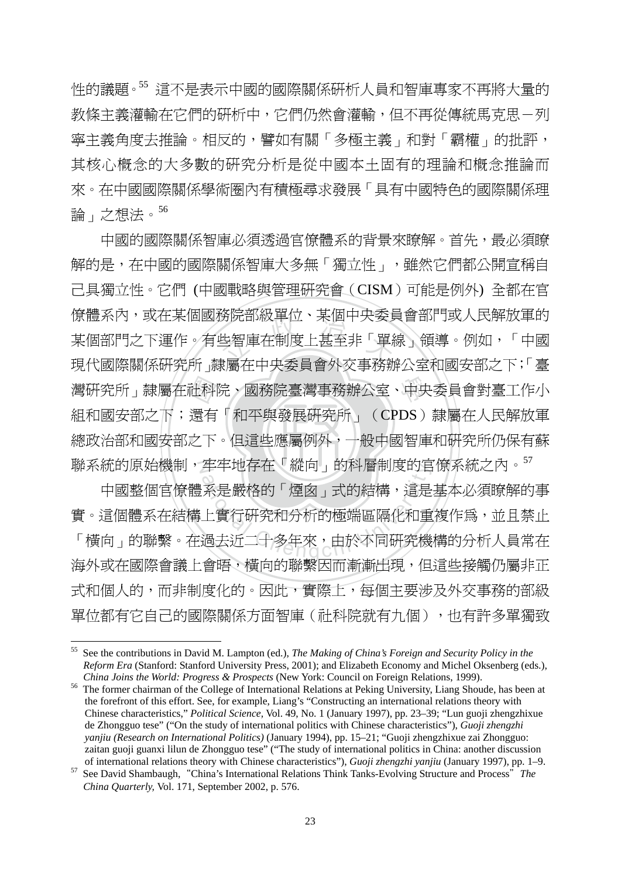性的議題。[55] 這不是表示中國的國際關係研析人員和智庫專家不再將大量的教條主義灌輸在它們的研析中，它們仍然會灌輸，但不再從傳統馬克思－列寧主義角度去推論。相反的，譬如有關「多極主義」和對「霸權」的批評，其核心概念的大多數的研究分析是從中國本土固有的理論和概念推論而來。在中國國際關係學術圈內有積極尋求發展「具有中國特色的國際關係理論」之想法。[56]

中國的國際關係智庫必須透過官僚體系的背景來瞭解。首先，最必須瞭解的是，在中國的國際關係智庫大多無「獨立性」，雖然它們都公開宣稱自己具獨立性。它們 (中國戰略與管理研究會（CISM）可能是例外) 全都在官僚體系內，或在某個國務院部級單位、某個中央委員會部門或人民解放軍的某個部門之下運作。有些智庫在制度上甚至非「單線」領導。例如，「中國現代國際關係研究所」隸屬在中央委員會外交事務辦公室和國安部之下;「臺灣研究所」隸屬在社科院、國務院臺灣事務辦公室、中央委員會對臺工作小組和國安部之下；還有「和平與發展研究所」（CPDS）隸屬在人民解放軍總政治部和國安部之下。但這些應屬例外，一般中國智庫和研究所仍保有蘇聯系統的原始機制，牢牢地存在「縱向」的科層制度的官僚系統之內。[57]

中國整個官僚體系是嚴格的「煙囱」式的結構，這是基本必須瞭解的事實。這個體系在結構上實行研究和分析的極端區隔化和重複作為，並且禁止「橫向」的聯繫。在過去近二十多年來，由於不同研究機構的分析人員常在海外或在國際會議上會晤，橫向的聯繫因而漸漸出現，但這些接觸仍屬非正式和個人的，而非制度化的。因此，實際上，每個主要涉及外交事務的部級單位都有它自己的國際關係方面智庫（社科院就有九個），也有許多單獨致

---

[55] See the contributions in David M. Lampton (ed.), *The Making of China's Foreign and Security Policy in the Reform Era* (Stanford: Stanford University Press, 2001); and Elizabeth Economy and Michel Oksenberg (eds.), *China Joins the World: Progress & Prospects* (New York: Council on Foreign Relations, 1999).

[56] The former chairman of the College of International Relations at Peking University, Liang Shoude, has been at the forefront of this effort. See, for example, Liang's "Constructing an international relations theory with Chinese characteristics," *Political Science*, Vol. 49, No. 1 (January 1997), pp. 23–39; "Lun guoji zhengzhixue de Zhongguo tese" ("On the study of international politics with Chinese characteristics"), *Guoji zhengzhi yanjiu (Research on International Politics)* (January 1994), pp. 15–21; "Guoji zhengzhixue zai Zhongguo: zaitan guoji guanxi lilun de Zhongguo tese" ("The study of international politics in China: another discussion of international relations theory with Chinese characteristics"), *Guoji zhengzhi yanjiu* (January 1997), pp. 1–9.

[57] See David Shambaugh, "China's International Relations Think Tanks-Evolving Structure and Process" *The China Quarterly*, Vol. 171, September 2002, p. 576.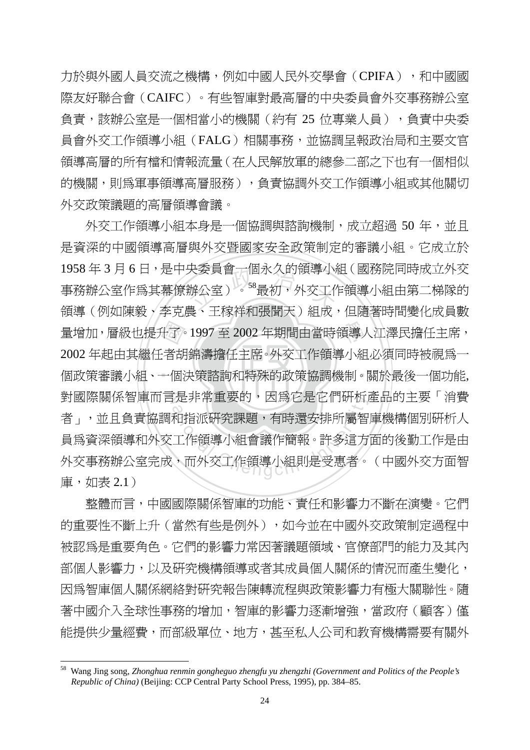力於與外國人員交流之機構，例如中國人民外交學會（CPIFA），和中國國際友好聯合會（CAIFC）。有些智庫對最高層的中央委員會外交事務辦公室負責，該辦公室是一個相當小的機關（約有 25 位專業人員），負責中央委員會外交工作領導小組（FALG）相關事務，並協調呈報政治局和主要文官領導高層的所有檔和情報流量（在人民解放軍的總參二部之下也有一個相似的機關，則爲軍事領導高層服務），負責協調外交工作領導小組或其他關切外交政策議題的高層領導會議。

外交工作領導小組本身是一個協調與諮詢機制，成立超過 50 年，並且是資深的中國領導高層與外交暨國家安全政策制定的審議小組。它成立於 1958 年 3 月 6 日，是中央委員會一個永久的領導小組（國務院同時成立外交事務辦公室作爲其幕僚辦公室）。[58]最初，外交工作領導小組由第二梯隊的領導（例如陳毅、李克農、王稼祥和張聞天）組成，但隨著時間變化成員數量增加，層級也提升了。1997 至 2002 年期間由當時領導人江澤民擔任主席，2002 年起由其繼任者胡錦濤擔任主席。外交工作領導小組必須同時被視爲一個政策審議小組、一個決策諮詢和特殊的政策協調機制。關於最後一個功能，對國際關係智庫而言是非常重要的，因爲它是它們研析產品的主要「消費者」，並且負責協調和指派研究課題，有時還安排所屬智庫機構個別研析人員爲資深領導和外交工作領導小組會議作簡報。許多這方面的後勤工作是由外交事務辦公室完成，而外交工作領導小組則是受惠者。（中國外交方面智庫，如表 2.1）

整體而言，中國國際關係智庫的功能、責任和影響力不斷在演變。它們的重要性不斷上升（當然有些是例外），如今並在中國外交政策制定過程中被認爲是重要角色。它們的影響力常因著議題領域、官僚部門的能力及其內部個人影響力，以及研究機構領導或者其成員個人關係的情況而產生變化，因爲智庫個人關係網絡對研究報告陳轉流程與政策影響力有極大關聯性。隨著中國介入全球性事務的增加，智庫的影響力逐漸增強，當政府（顧客）僅能提供少量經費，而部級單位、地方，甚至私人公司和教育機構需要有關外

---

[58] Wang Jing song, *Zhonghua renmin gongheguo zhengfu yu zhengzhi (Government and Politics of the People's Republic of China)* (Beijing: CCP Central Party School Press, 1995), pp. 384–85.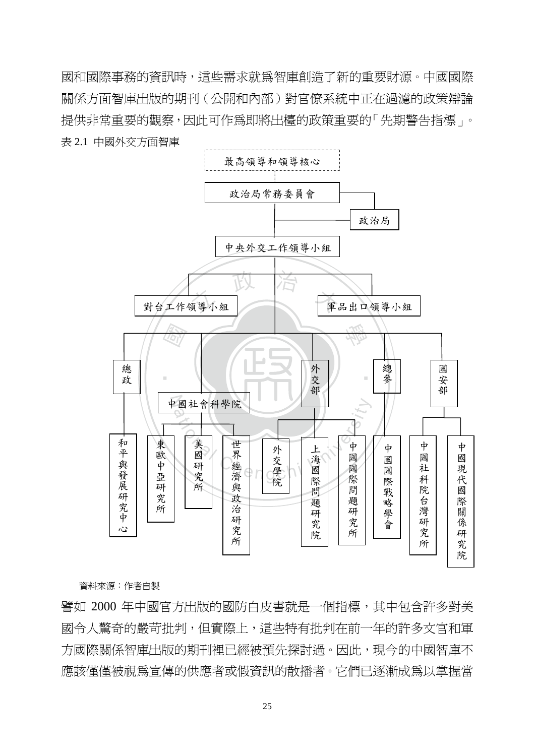國和國際事務的資訊時，這些需求就為智庫創造了新的重要財源。中國國際關係方面智庫出版的期刊（公開和內部）對官僚系統中正在過濾的政策辯論提供非常重要的觀察，因此可作為即將出檯的政策重要的「先期警告指標」。

表 2.1 中國外交方面智庫

- 最高領導和領導核心
  - 政治局常務委員會
    - 政治局
    - 中央外交工作領導小組
      - 對台工作領導小組
      - 軍品出口領導小組
      - 總政
        - 和平與發展研究中心
      - 中國社會科學院
        - 東歐中亞研究所
        - 美國研究所
        - 世界經濟與政治研究所
      - 外交部
        - 外交學院
        - 上海國際問題研究院
        - 中國國際問題研究所
      - 總參
        - 中國國際戰略學會
      - 國安部
        - 中國社科院台灣研究所
        - 中國現代國際關係研究院

資料來源：作者自製

譬如 2000 年中國官方出版的國防白皮書就是一個指標，其中包含許多對美國令人驚奇的嚴苛批判，但實際上，這些特有批判在前一年的許多文官和軍方國際關係智庫出版的期刊裡已經被預先探討過。因此，現今的中國智庫不應該僅僅被視為宣傳的供應者或假資訊的散播者。它們已逐漸成為以掌握當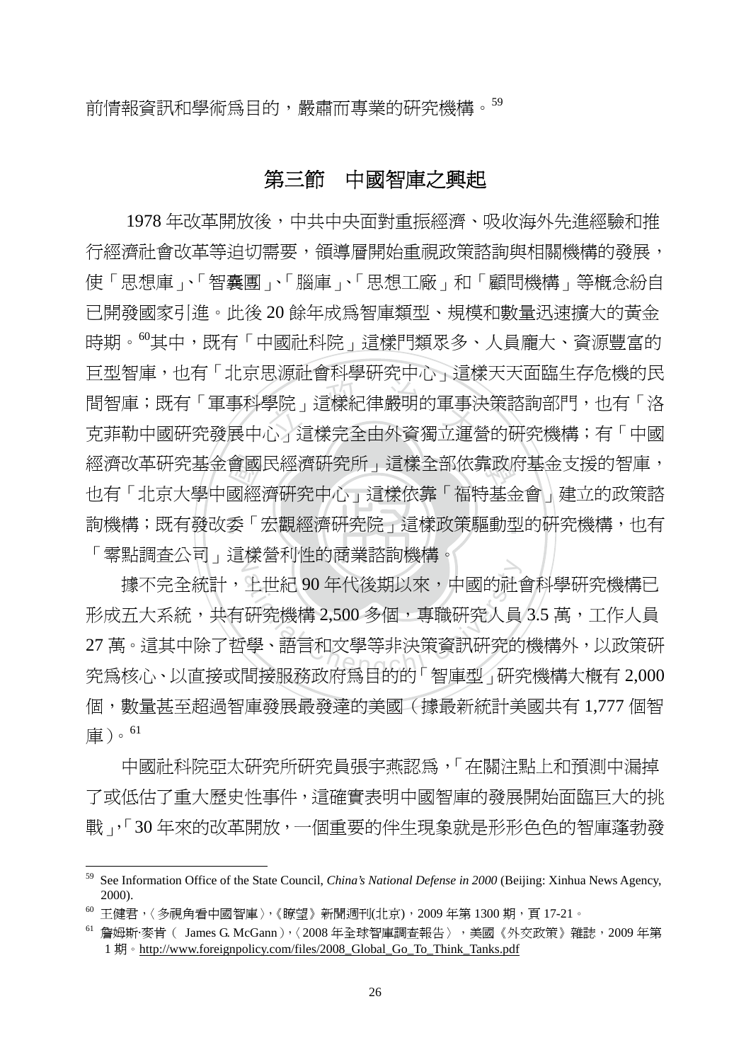前情報資訊和學術爲目的，嚴肅而專業的研究機構。[59]

## 第三節　中國智庫之興起

1978 年改革開放後，中共中央面對重振經濟、吸收海外先進經驗和推行經濟社會改革等迫切需要，領導層開始重視政策諮詢與相關機構的發展，使「思想庫」、「智囊團」、「腦庫」、「思想工廠」和「顧問機構」等概念紛自已開發國家引進。此後 20 餘年成爲智庫類型、規模和數量迅速擴大的黃金時期。[60]其中，既有「中國社科院」這樣門類眾多、人員龐大、資源豐富的巨型智庫，也有「北京思源社會科學研究中心」這樣天天面臨生存危機的民間智庫；既有「軍事科學院」這樣紀律嚴明的軍事決策諮詢部門，也有「洛克菲勒中國研究發展中心」這樣完全由外資獨立運營的研究機構；有「中國經濟改革研究基金會國民經濟研究所」這樣全部依靠政府基金支援的智庫，也有「北京大學中國經濟研究中心」這樣依靠「福特基金會」建立的政策諮詢機構；既有發改委「宏觀經濟研究院」這樣政策驅動型的研究機構，也有「零點調查公司」這樣營利性的商業諮詢機構。

據不完全統計，上世紀 90 年代後期以來，中國的社會科學研究機構已形成五大系統，共有研究機構 2,500 多個，專職研究人員 3.5 萬，工作人員 27 萬。這其中除了哲學、語言和文學等非決策資訊研究的機構外，以政策研究爲核心、以直接或間接服務政府爲目的的「智庫型」研究機構大概有 2,000 個，數量甚至超過智庫發展最發達的美國（據最新統計美國共有 1,777 個智庫）。[61]

中國社科院亞太研究所研究員張宇燕認爲，「在關注點上和預測中漏掉了或低估了重大歷史性事件，這確實表明中國智庫的發展開始面臨巨大的挑戰」，「30 年來的改革開放，一個重要的伴生現象就是形形色色的智庫蓬勃發

---

[59] See Information Office of the State Council, *China's National Defense in 2000* (Beijing: Xinhua News Agency, 2000).

[60] 王健君，〈多視角看中國智庫〉，《瞭望》新聞週刊(北京)，2009 年第 1300 期，頁 17-21。

[61] 詹姆斯·麥肯（ James G. McGann），〈2008 年全球智庫調查報告〉，美國《外交政策》雜誌，2009 年第 1 期。http://www.foreignpolicy.com/files/2008_Global_Go_To_Think_Tanks.pdf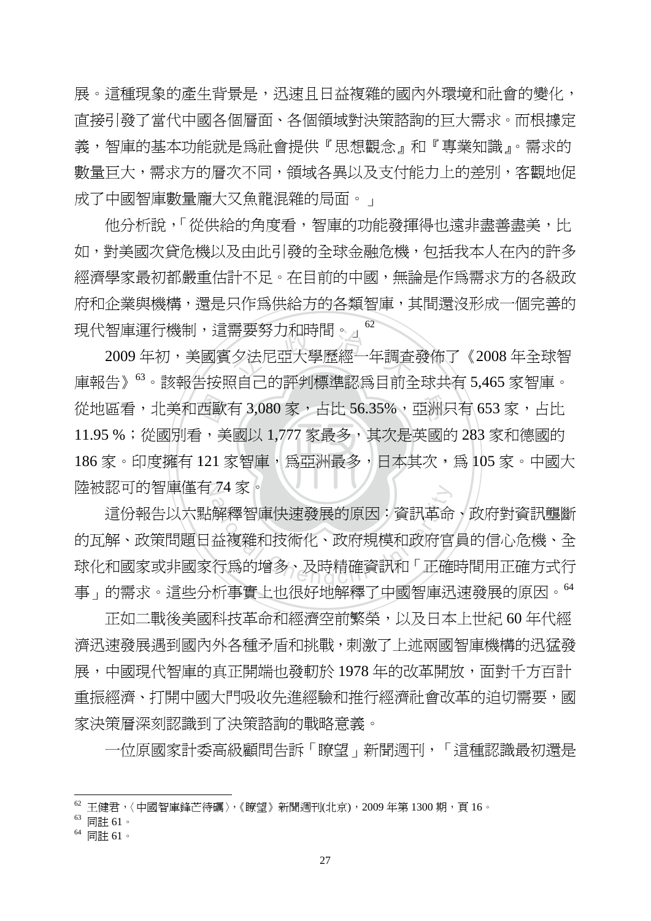展。這種現象的產生背景是，迅速且日益複雜的國內外環境和社會的變化，直接引發了當代中國各個層面、各個領域對決策諮詢的巨大需求。而根據定義，智庫的基本功能就是爲社會提供『思想觀念』和『專業知識』。需求的數量巨大，需求方的層次不同，領域各異以及支付能力上的差別，客觀地促成了中國智庫數量龐大又魚龍混雜的局面。」

他分析說，「從供給的角度看，智庫的功能發揮得也遠非盡善盡美，比如，對美國次貸危機以及由此引發的全球金融危機，包括我本人在內的許多經濟學家最初都嚴重估計不足。在目前的中國，無論是作爲需求方的各級政府和企業與機構，還是只作爲供給方的各類智庫，其間還沒形成一個完善的現代智庫運行機制，這需要努力和時間。」[62]

2009 年初，美國賓夕法尼亞大學歷經一年調查發佈了《2008 年全球智庫報告》[63]。該報告按照自己的評判標準認爲目前全球共有 5,465 家智庫。從地區看，北美和西歐有 3,080 家，占比 56.35%，亞洲只有 653 家，占比 11.95 %；從國別看，美國以 1,777 家最多，其次是英國的 283 家和德國的 186 家。印度擁有 121 家智庫，爲亞洲最多，日本其次，爲 105 家。中國大陸被認可的智庫僅有 74 家。

這份報告以六點解釋智庫快速發展的原因：資訊革命、政府對資訊壟斷的瓦解、政策問題日益複雜和技術化、政府規模和政府官員的信心危機、全球化和國家或非國家行爲的增多、及時精確資訊和「正確時間用正確方式行事」的需求。這些分析事實上也很好地解釋了中國智庫迅速發展的原因。[64]

正如二戰後美國科技革命和經濟空前繁榮，以及日本上世紀 60 年代經濟迅速發展遇到國內外各種矛盾和挑戰，刺激了上述兩國智庫機構的迅猛發展，中國現代智庫的真正開端也發軔於 1978 年的改革開放，面對千方百計重振經濟、打開中國大門吸收先進經驗和推行經濟社會改革的迫切需要，國家決策層深刻認識到了決策諮詢的戰略意義。

一位原國家計委高級顧問告訴「瞭望」新聞週刊，「這種認識最初還是

---

[62] 王健君，〈中國智庫鋒芒待礪〉，《瞭望》新聞週刊(北京)，2009 年第 1300 期，頁 16。

[63] 同註 61。

[64] 同註 61。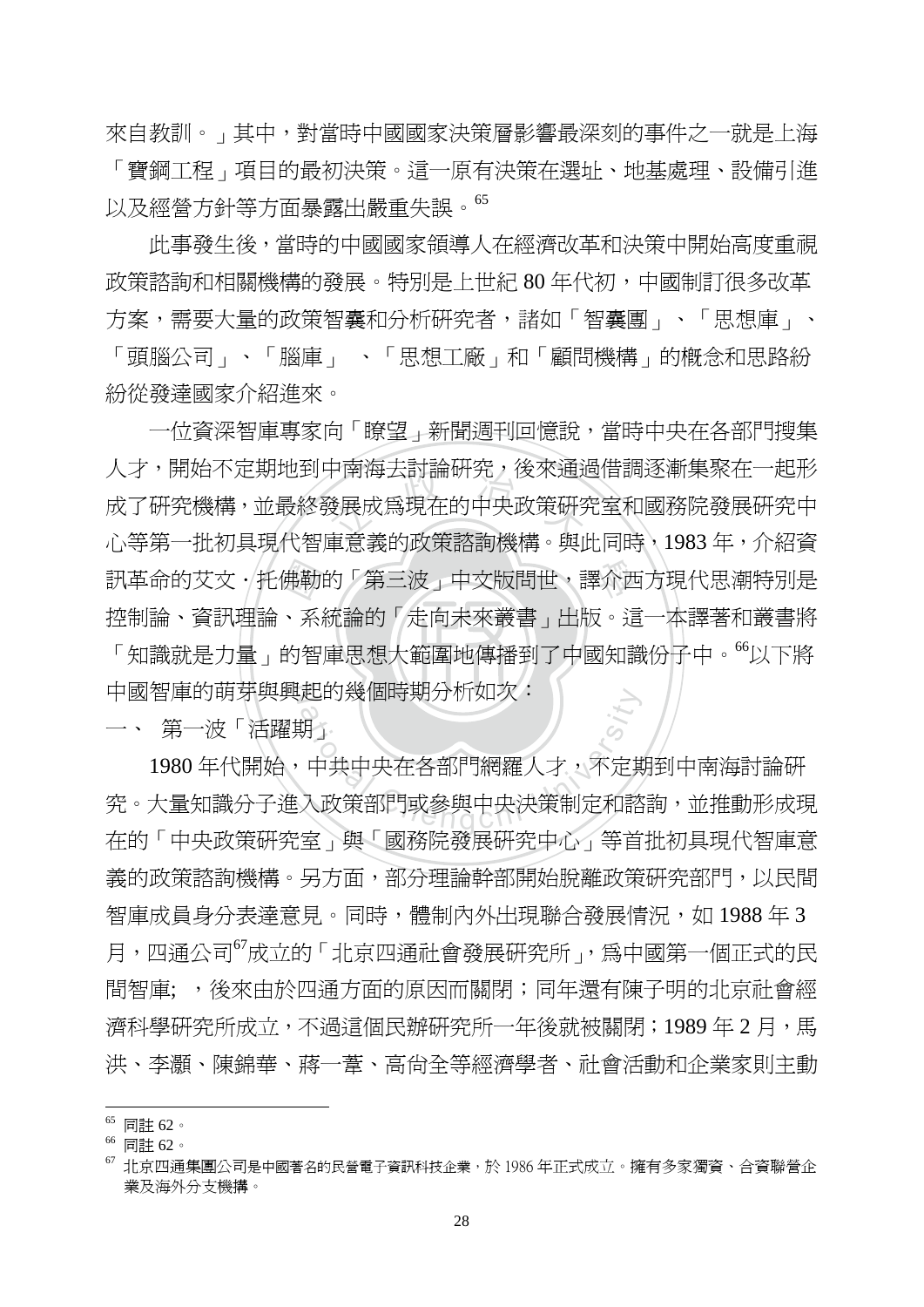來自教訓。」其中，對當時中國國家決策層影響最深刻的事件之一就是上海「寶鋼工程」項目的最初決策。這一原有決策在選址、地基處理、設備引進以及經營方針等方面暴露出嚴重失誤。[65]

此事發生後，當時的中國國家領導人在經濟改革和決策中開始高度重視政策諮詢和相關機構的發展。特別是上世紀 80 年代初，中國制訂很多改革方案，需要大量的政策智囊和分析研究者，諸如「智囊團」、「思想庫」、「頭腦公司」、「腦庫」 、「思想工廠」和「顧問機構」的概念和思路紛紛從發達國家介紹進來。

一位資深智庫專家向「瞭望」新聞週刊回憶說，當時中央在各部門搜集人才，開始不定期地到中南海去討論研究，後來通過借調逐漸集聚在一起形成了研究機構，並最終發展成為現在的中央政策研究室和國務院發展研究中心等第一批初具現代智庫意義的政策諮詢機構。與此同時，1983 年，介紹資訊革命的艾文‧托佛勒的「第三波」中文版問世，譯介西方現代思潮特別是控制論、資訊理論、系統論的「走向未來叢書」出版。這一本譯著和叢書將「知識就是力量」的智庫思想大範圍地傳播到了中國知識份子中。[66]以下將中國智庫的萌芽與興起的幾個時期分析如次：

一、 第一波「活躍期」

1980 年代開始，中共中央在各部門網羅人才，不定期到中南海討論研究。大量知識分子進入政策部門或參與中央決策制定和諮詢，並推動形成現在的「中央政策研究室」與「國務院發展研究中心」等首批初具現代智庫意義的政策諮詢機構。另方面，部分理論幹部開始脫離政策研究部門，以民間智庫成員身分表達意見。同時，體制內外出現聯合發展情況，如 1988 年 3 月，四通公司[67]成立的「北京四通社會發展研究所」，為中國第一個正式的民間智庫; ，後來由於四通方面的原因而關閉；同年還有陳子明的北京社會經濟科學研究所成立，不過這個民辦研究所一年後就被關閉；1989 年 2 月，馬洪、李灝、陳錦華、蔣一葦、高尚全等經濟學者、社會活動和企業家則主動

[65] 同註 62。

[66] 同註 62。

[67] 北京四通集團公司是中國著名的民營電子資訊科技企業，於 1986 年正式成立。擁有多家獨資、合資聯營企業及海外分支機構。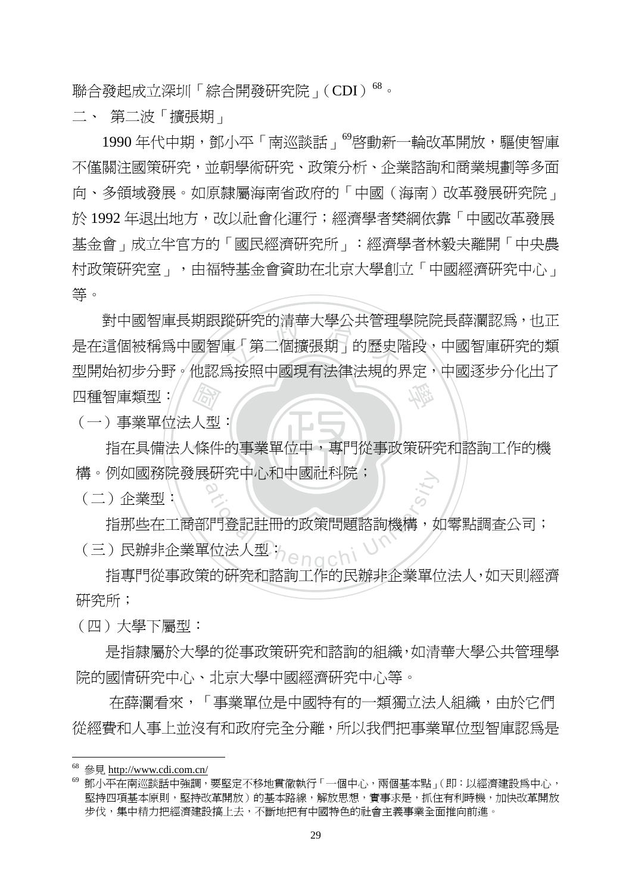聯合發起成立深圳「綜合開發研究院」(CDI)[68]。

二、 第二波「擴張期」

1990 年代中期，鄧小平「南巡談話」[69]啓動新一輪改革開放，驅使智庫不僅關注國策研究，並朝學術研究、政策分析、企業諮詢和商業規劃等多面向、多領域發展。如原隸屬海南省政府的「中國（海南）改革發展研究院」於 1992 年退出地方，改以社會化運行；經濟學者樊綱依靠「中國改革發展基金會」成立半官方的「國民經濟研究所」：經濟學者林毅夫離開「中央農村政策研究室」，由福特基金會資助在北京大學創立「中國經濟研究中心」等。

對中國智庫長期跟蹤研究的清華大學公共管理學院院長薛瀾認爲，也正是在這個被稱爲中國智庫「第二個擴張期」的歷史階段，中國智庫研究的類型開始初步分野。他認爲按照中國現有法律法規的界定，中國逐步分化出了四種智庫類型：

（一）事業單位法人型：

指在具備法人條件的事業單位中，專門從事政策研究和諮詢工作的機構。例如國務院發展研究中心和中國社科院；

（二）企業型：

指那些在工商部門登記註冊的政策問題諮詢機構，如零點調查公司；

（三）民辨非企業單位法人型：

指專門從事政策的研究和諮詢工作的民辨非企業單位法人，如天則經濟研究所；

（四）大學下屬型：

是指隸屬於大學的從事政策研究和諮詢的組織，如清華大學公共管理學院的國情研究中心、北京大學中國經濟研究中心等。

在薛瀾看來，「事業單位是中國特有的一類獨立法人組織，由於它們從經費和人事上並沒有和政府完全分離，所以我們把事業單位型智庫認爲是

---

[68] 參見 http://www.cdi.com.cn/

[69] 鄧小平在南巡談話中強調，要堅定不移地貫徹執行「一個中心，兩個基本點」（即：以經濟建設爲中心，堅持四項基本原則，堅持改革開放）的基本路線，解放思想，實事求是，抓住有利時機，加快改革開放步伐，集中精力把經濟建設搞上去，不斷地把有中國特色的社會主義事業全面推向前進。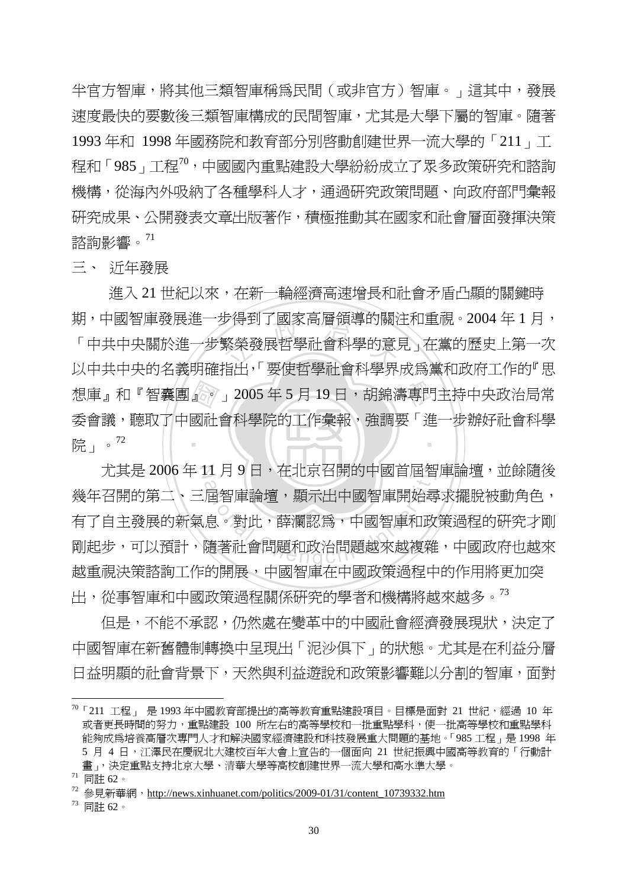半官方智庫，將其他三類智庫稱為民間（或非官方）智庫。」這其中，發展速度最快的要數後三類智庫構成的民間智庫，尤其是大學下屬的智庫。隨著 1993 年和 1998 年國務院和教育部分別啓動創建世界一流大學的「211」工程和「985」工程[70]，中國國內重點建設大學紛紛成立了眾多政策研究和諮詢機構，從海內外吸納了各種學科人才，通過研究政策問題、向政府部門彙報研究成果、公開發表文章出版著作，積極推動其在國家和社會層面發揮決策諮詢影響。[71]

三、 近年發展

進入 21 世紀以來，在新一輪經濟高速增長和社會矛盾凸顯的關鍵時期，中國智庫發展進一步得到了國家高層領導的關注和重視。2004 年 1 月，「中共中央關於進一步繁榮發展哲學社會科學的意見」在黨的歷史上第一次以中共中央的名義明確指出，「要使哲學社會科學界成為黨和政府工作的『思想庫』和『智囊團』。」2005 年 5 月 19 日，胡錦濤專門主持中央政治局常委會議，聽取了中國社會科學院的工作彙報，強調要「進一步辦好社會科學院」。[72]

尤其是 2006 年 11 月 9 日，在北京召開的中國首屆智庫論壇，並餘隨後幾年召開的第二、三屆智庫論壇，顯示出中國智庫開始尋求擺脫被動角色，有了自主發展的新氣息。對此，薛瀾認為，中國智庫和政策過程的研究才剛剛起步，可以預計，隨著社會問題和政治問題越來越複雜，中國政府也越來越重視決策諮詢工作的開展，中國智庫在中國政策過程中的作用將更加突出，從事智庫和中國政策過程關係研究的學者和機構將越來越多。[73]

但是，不能不承認，仍然處在變革中的中國社會經濟發展現狀，決定了中國智庫在新舊體制轉換中呈現出「泥沙俱下」的狀態。尤其是在利益分層日益明顯的社會背景下，天然與利益遊說和政策影響難以分割的智庫，面對

---

[70] 「211 工程」 是 1993 年中國教育部提出的高等教育重點建設項目。目標是面對 21 世紀，經過 10 年或者更長時間的努力，重點建設 100 所左右的高等學校和一批重點學科，使一批高等學校和重點學科能夠成為培養高層次專門人才和解決國家經濟建設和科技發展重大問題的基地。「985 工程」是 1998 年 5 月 4 日，江澤民在慶祝北大建校百年大會上宣告的一個面向 21 世紀振興中國高等教育的「行動計畫」，決定重點支持北京大學、清華大學等高校創建世界一流大學和高水準大學。

[71] 同註 62。

[72] 參見新華網，http://news.xinhuanet.com/politics/2009-01/31/content_10739332.htm

[73] 同註 62。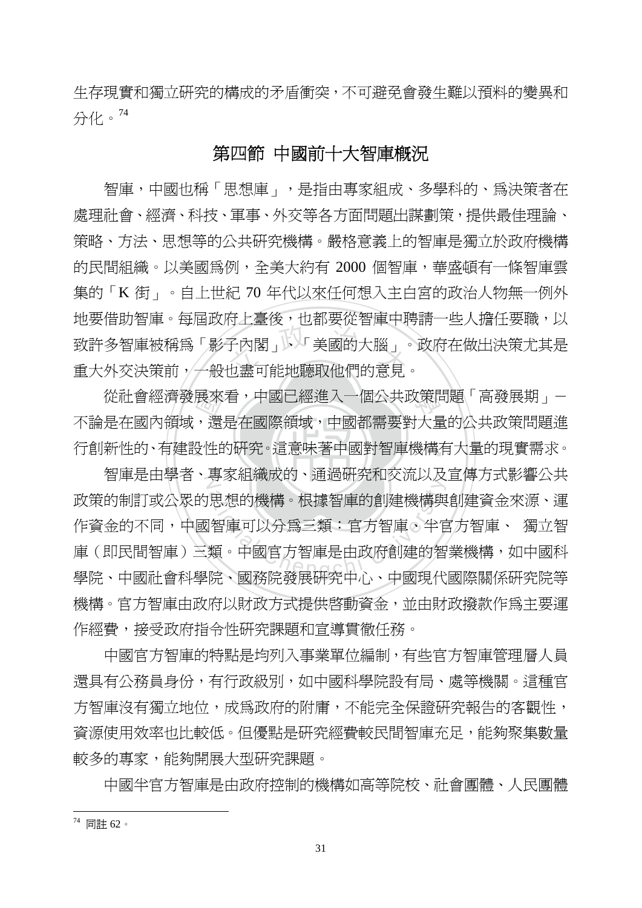生存現實和獨立研究的構成的矛盾衝突，不可避免會發生難以預料的變異和分化。[74]

## 第四節 中國前十大智庫概況

智庫，中國也稱「思想庫」，是指由專家組成、多學科的、爲決策者在處理社會、經濟、科技、軍事、外交等各方面問題出謀劃策，提供最佳理論、策略、方法、思想等的公共研究機構。嚴格意義上的智庫是獨立於政府機構的民間組織。以美國爲例，全美大約有 2000 個智庫，華盛頓有一條智庫雲集的「K 街」。自上世紀 70 年代以來任何想入主白宮的政治人物無一例外地要借助智庫。每屆政府上臺後，也都要從智庫中聘請一些人擔任要職，以致許多智庫被稱爲「影子內閣」、「美國的大腦」。政府在做出決策尤其是重大外交決策前，一般也盡可能地聽取他們的意見。

從社會經濟發展來看，中國已經進入一個公共政策問題「高發展期」－不論是在國內領域，還是在國際領域，中國都需要對大量的公共政策問題進行創新性的、有建設性的研究。這意味著中國對智庫機構有大量的現實需求。

智庫是由學者、專家組織成的、通過研究和交流以及宣傳方式影響公共政策的制訂或公眾的思想的機構。根據智庫的創建機構與創建資金來源、運作資金的不同，中國智庫可以分爲三類：官方智庫、半官方智庫、 獨立智庫（即民間智庫）三類。中國官方智庫是由政府創建的智業機構，如中國科學院、中國社會科學院、國務院發展研究中心、中國現代國際關係研究院等機構。官方智庫由政府以財政方式提供啓動資金，並由財政撥款作爲主要運作經費，接受政府指令性研究課題和宣導貫徹任務。

中國官方智庫的特點是均列入事業單位編制，有些官方智庫管理層人員還具有公務員身份，有行政級別，如中國科學院設有局、處等機關。這種官方智庫沒有獨立地位，成爲政府的附庸，不能完全保證研究報告的客觀性，資源使用效率也比較低。但優點是研究經費較民間智庫充足，能夠聚集數量較多的專家，能夠開展大型研究課題。

中國半官方智庫是由政府控制的機構如高等院校、社會團體、人民團體

[74] 同註 62。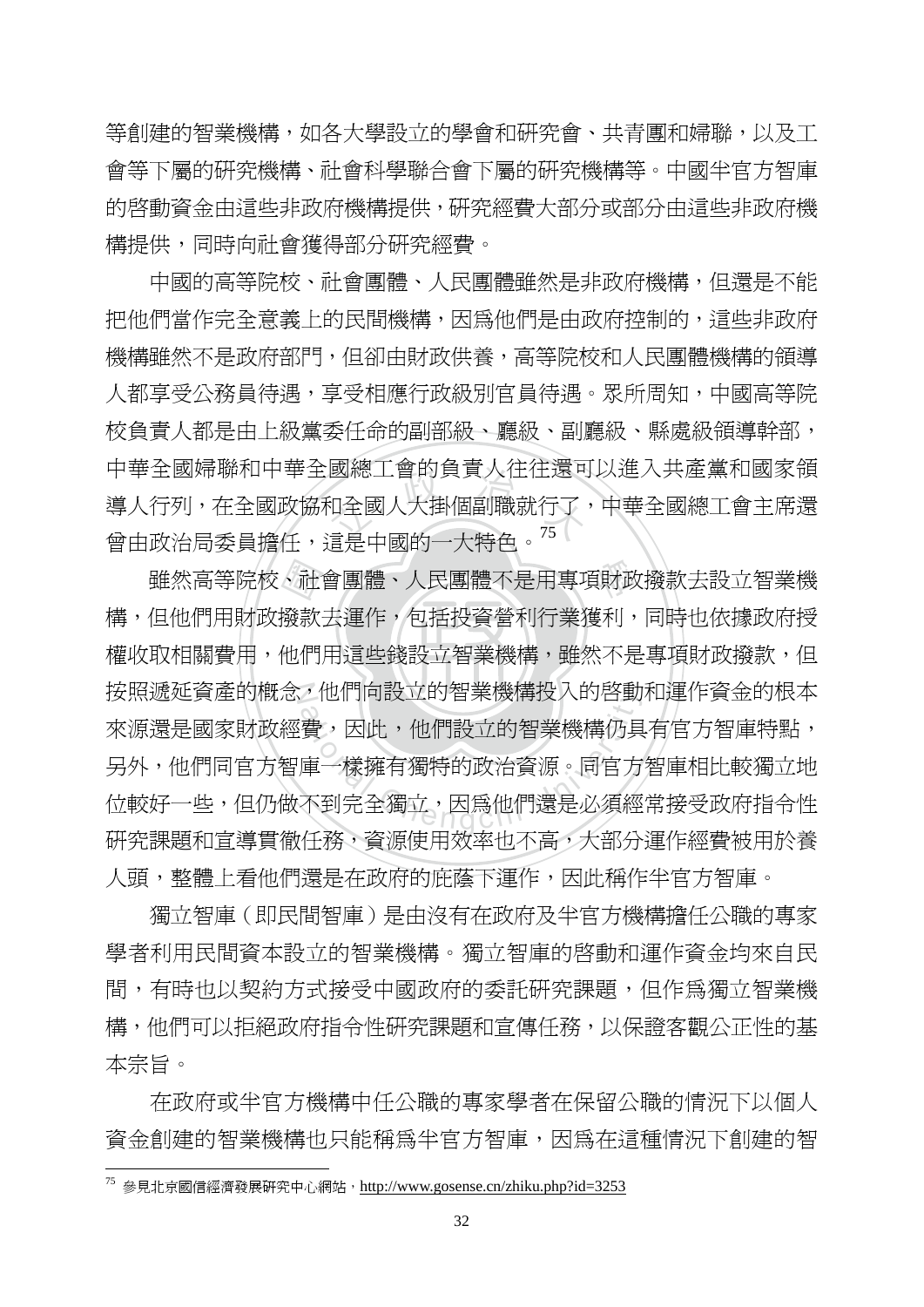等創建的智業機構，如各大學設立的學會和研究會、共青團和婦聯，以及工會等下屬的研究機構、社會科學聯合會下屬的研究機構等。中國半官方智庫的啓動資金由這些非政府機構提供，研究經費大部分或部分由這些非政府機構提供，同時向社會獲得部分研究經費。

中國的高等院校、社會團體、人民團體雖然是非政府機構，但還是不能把他們當作完全意義上的民間機構，因爲他們是由政府控制的，這些非政府機構雖然不是政府部門，但卻由財政供養，高等院校和人民團體機構的領導人都享受公務員待遇，享受相應行政級別官員待遇。眾所周知，中國高等院校負責人都是由上級黨委任命的副部級、廳級、副廳級、縣處級領導幹部，中華全國婦聯和中華全國總工會的負責人往往還可以進入共產黨和國家領導人行列，在全國政協和全國人大掛個副職就行了，中華全國總工會主席還曾由政治局委員擔任，這是中國的一大特色。[75]

雖然高等院校、社會團體、人民團體不是用專項財政撥款去設立智業機構，但他們用財政撥款去運作，包括投資營利行業獲利，同時也依據政府授權收取相關費用，他們用這些錢設立智業機構，雖然不是專項財政撥款，但按照遞延資產的概念，他們向設立的智業機構投入的啓動和運作資金的根本來源還是國家財政經費，因此，他們設立的智業機構仍具有官方智庫特點，另外，他們同官方智庫一樣擁有獨特的政治資源。同官方智庫相比較獨立地位較好一些，但仍做不到完全獨立，因爲他們還是必須經常接受政府指令性研究課題和宣導貫徹任務，資源使用效率也不高，大部分運作經費被用於養人頭，整體上看他們還是在政府的庇蔭下運作，因此稱作半官方智庫。

獨立智庫（即民間智庫）是由沒有在政府及半官方機構擔任公職的專家學者利用民間資本設立的智業機構。獨立智庫的啓動和運作資金均來自民間，有時也以契約方式接受中國政府的委託研究課題，但作爲獨立智業機構，他們可以拒絕政府指令性研究課題和宣傳任務，以保證客觀公正性的基本宗旨。

在政府或半官方機構中任公職的專家學者在保留公職的情況下以個人資金創建的智業機構也只能稱爲半官方智庫，因爲在這種情況下創建的智

---

[75] 參見北京國信經濟發展研究中心網站，http://www.gosense.cn/zhiku.php?id=3253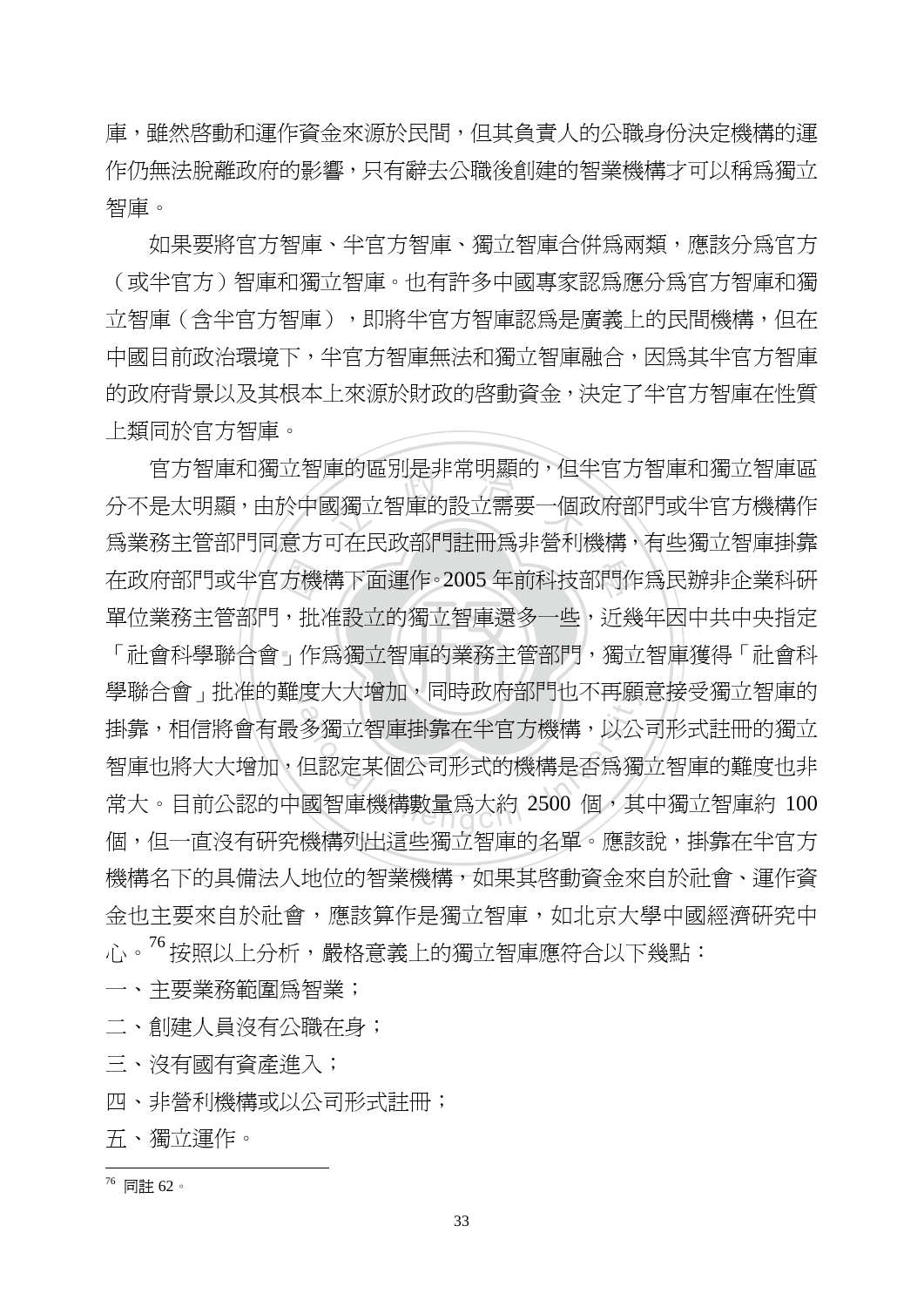庫，雖然啓動和運作資金來源於民間，但其負責人的公職身份決定機構的運作仍無法脫離政府的影響，只有辭去公職後創建的智業機構才可以稱爲獨立智庫。

如果要將官方智庫、半官方智庫、獨立智庫合併爲兩類，應該分爲官方（或半官方）智庫和獨立智庫。也有許多中國專家認爲應分爲官方智庫和獨立智庫（含半官方智庫），即將半官方智庫認爲是廣義上的民間機構，但在中國目前政治環境下，半官方智庫無法和獨立智庫融合，因爲其半官方智庫的政府背景以及其根本上來源於財政的啓動資金，決定了半官方智庫在性質上類同於官方智庫。

官方智庫和獨立智庫的區別是非常明顯的，但半官方智庫和獨立智庫區分不是太明顯，由於中國獨立智庫的設立需要一個政府部門或半官方機構作爲業務主管部門同意方可在民政部門註冊爲非營利機構，有些獨立智庫掛靠在政府部門或半官方機構下面運作。2005 年前科技部門作爲民辦非企業科研單位業務主管部門，批准設立的獨立智庫還多一些，近幾年因中共中央指定「社會科學聯合會」作爲獨立智庫的業務主管部門，獨立智庫獲得「社會科學聯合會」批准的難度大大增加，同時政府部門也不再願意接受獨立智庫的掛靠，相信將會有最多獨立智庫掛靠在半官方機構，以公司形式註冊的獨立智庫也將大大增加，但認定某個公司形式的機構是否爲獨立智庫的難度也非常大。目前公認的中國智庫機構數量爲大約 2500 個，其中獨立智庫約 100 個，但一直沒有研究機構列出這些獨立智庫的名單。應該說，掛靠在半官方機構名下的具備法人地位的智業機構，如果其啓動資金來自於社會、運作資金也主要來自於社會，應該算作是獨立智庫，如北京大學中國經濟研究中心。[76] 按照以上分析，嚴格意義上的獨立智庫應符合以下幾點：

一、主要業務範圍爲智業；

二、創建人員沒有公職在身；

三、沒有國有資產進入；

四、非營利機構或以公司形式註冊；

五、獨立運作。

---

[76] 同註 62。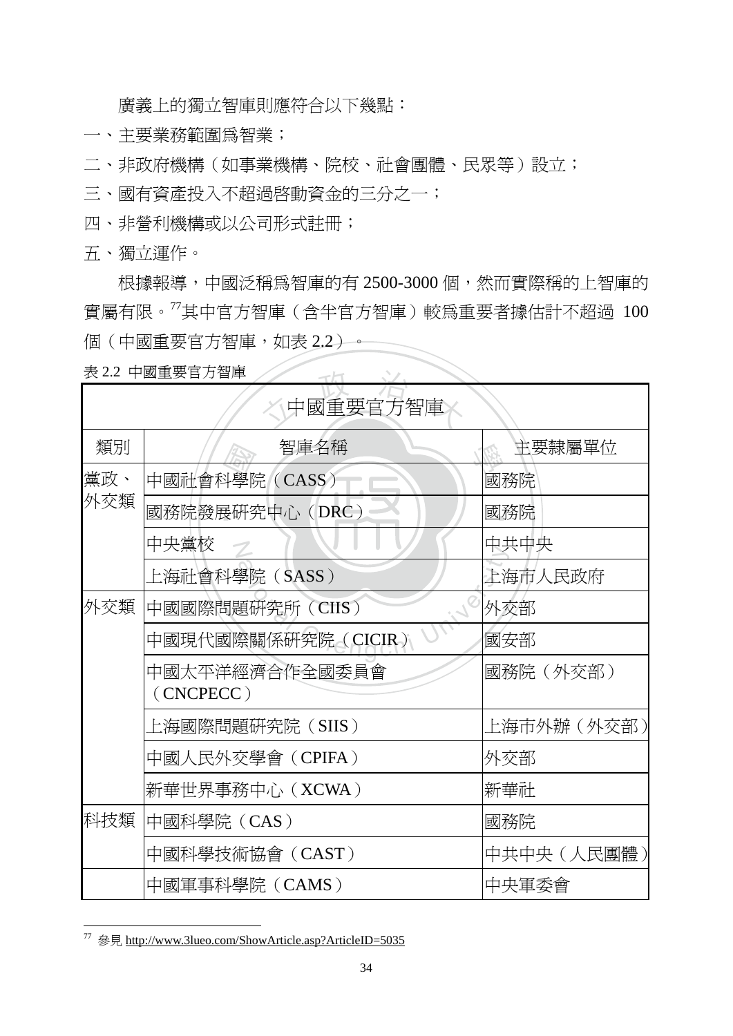廣義上的獨立智庫則應符合以下幾點：

一、主要業務範圍爲智業；

二、非政府機構（如事業機構、院校、社會團體、民眾等）設立；

三、國有資產投入不超過啓動資金的三分之一；

四、非營利機構或以公司形式註冊；

五、獨立運作。

根據報導，中國泛稱爲智庫的有 2500-3000 個，然而實際稱的上智庫的實屬有限。[77]其中官方智庫（含半官方智庫）較爲重要者據估計不超過 100 個（中國重要官方智庫，如表 2.2）。

表 2.2 中國重要官方智庫

| 中國重要官方智庫 | | |
|---|---|---|
| 類別 | 智庫名稱 | 主要隸屬單位 |
| 黨政、外交類 | 中國社會科學院（CASS） | 國務院 |
| | 國務院發展研究中心（DRC） | 國務院 |
| | 中央黨校 | 中共中央 |
| | 上海社會科學院（SASS） | 上海市人民政府 |
| 外交類 | 中國國際問題研究所（CIIS） | 外交部 |
| | 中國現代國際關係研究院（CICIR） | 國安部 |
| | 中國太平洋經濟合作全國委員會（CNCPECC） | 國務院（外交部） |
| | 上海國際問題研究院（SIIS） | 上海市外辦（外交部） |
| | 中國人民外交學會（CPIFA） | 外交部 |
| | 新華世界事務中心（XCWA） | 新華社 |
| 科技類 | 中國科學院（CAS） | 國務院 |
| | 中國科學技術協會（CAST） | 中共中央（人民團體） |
| | 中國軍事科學院（CAMS） | 中央軍委會 |

[77] 參見 http://www.3lueo.com/ShowArticle.asp?ArticleID=5035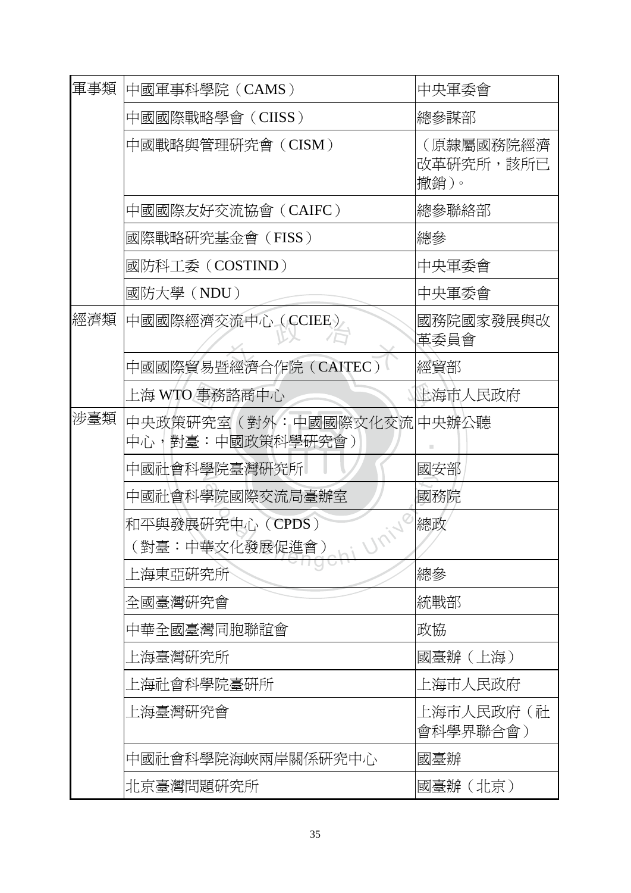| 軍事類 | 中國軍事科學院（CAMS） | 中央軍委會 |
|---|---|---|
| | 中國國際戰略學會（CIISS） | 總參謀部 |
| | 中國戰略與管理研究會（CISM） | （原隸屬國務院經濟改革研究所，該所已撤銷）。 |
| | 中國國際友好交流協會（CAIFC） | 總參聯絡部 |
| | 國際戰略研究基金會（FISS） | 總參 |
| | 國防科工委（COSTIND） | 中央軍委會 |
| | 國防大學（NDU） | 中央軍委會 |
| 經濟類 | 中國國際經濟交流中心（CCIEE） | 國務院國家發展與改革委員會 |
| | 中國國際貿易暨經濟合作院（CAITEC） | 經貿部 |
| | 上海 WTO 事務諮商中心 | 上海市人民政府 |
| 涉臺類 | 中央政策研究室（對外：中國國際文化交流中心，對臺：中國政策科學研究會） | 中央辦公聽 |
| | 中國社會科學院臺灣研究所 | 國安部 |
| | 中國社會科學院國際交流局臺辦室 | 國務院 |
| | 和平與發展研究中心（CPDS）（對臺：中華文化發展促進會） | 總政 |
| | 上海東亞研究所 | 總參 |
| | 全國臺灣研究會 | 統戰部 |
| | 中華全國臺灣同胞聯誼會 | 政協 |
| | 上海臺灣研究所 | 國臺辦（上海） |
| | 上海社會科學院臺研所 | 上海市人民政府 |
| | 上海臺灣研究會 | 上海市人民政府（社會科學界聯合會） |
| | 中國社會科學院海峽兩岸關係研究中心 | 國臺辦 |
| | 北京臺灣問題研究所 | 國臺辦（北京） |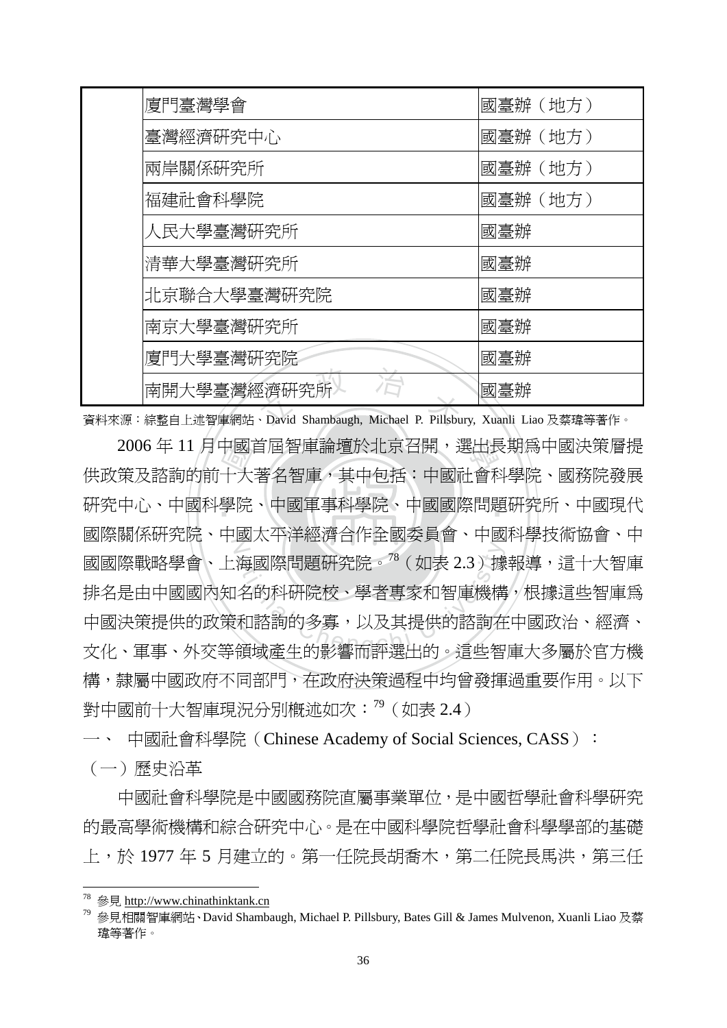| | | |
|---|---|---|
| | 廈門臺灣學會 | 國臺辦（地方） |
| | 臺灣經濟研究中心 | 國臺辦（地方） |
| | 兩岸關係研究所 | 國臺辦（地方） |
| | 福建社會科學院 | 國臺辦（地方） |
| | 人民大學臺灣研究所 | 國臺辦 |
| | 清華大學臺灣研究所 | 國臺辦 |
| | 北京聯合大學臺灣研究院 | 國臺辦 |
| | 南京大學臺灣研究所 | 國臺辦 |
| | 廈門大學臺灣研究院 | 國臺辦 |
| | 南開大學臺灣經濟研究所 | 國臺辦 |

資料來源：綜整自上述智庫網站、David Shambaugh, Michael P. Pillsbury, Xuanli Liao 及蔡瑋等著作。

2006 年 11 月中國首屆智庫論壇於北京召開，選出長期爲中國決策層提供政策及諮詢的前十大著名智庫，其中包括：中國社會科學院、國務院發展研究中心、中國科學院、中國軍事科學院、中國國際問題研究所、中國現代國際關係研究院、中國太平洋經濟合作全國委員會、中國科學技術協會、中國國際戰略學會、上海國際問題研究院。[78]（如表 2.3）據報導，這十大智庫排名是由中國國內知名的科研院校、學者專家和智庫機構，根據這些智庫爲中國決策提供的政策和諮詢的多寡，以及其提供的諮詢在中國政治、經濟、文化、軍事、外交等領域產生的影響而評選出的。這些智庫大多屬於官方機構，隸屬中國政府不同部門，在政府決策過程中均曾發揮過重要作用。以下對中國前十大智庫現況分別概述如次：[79]（如表 2.4）

一、 中國社會科學院（Chinese Academy of Social Sciences, CASS）：

（一）歷史沿革

中國社會科學院是中國國務院直屬事業單位，是中國哲學社會科學研究的最高學術機構和綜合研究中心。是在中國科學院哲學社會科學學部的基礎上，於 1977 年 5 月建立的。第一任院長胡喬木，第二任院長馬洪，第三任

---

[78] 參見 http://www.chinathinktank.cn

[79] 參見相關智庫網站、David Shambaugh, Michael P. Pillsbury, Bates Gill & James Mulvenon, Xuanli Liao 及蔡瑋等著作。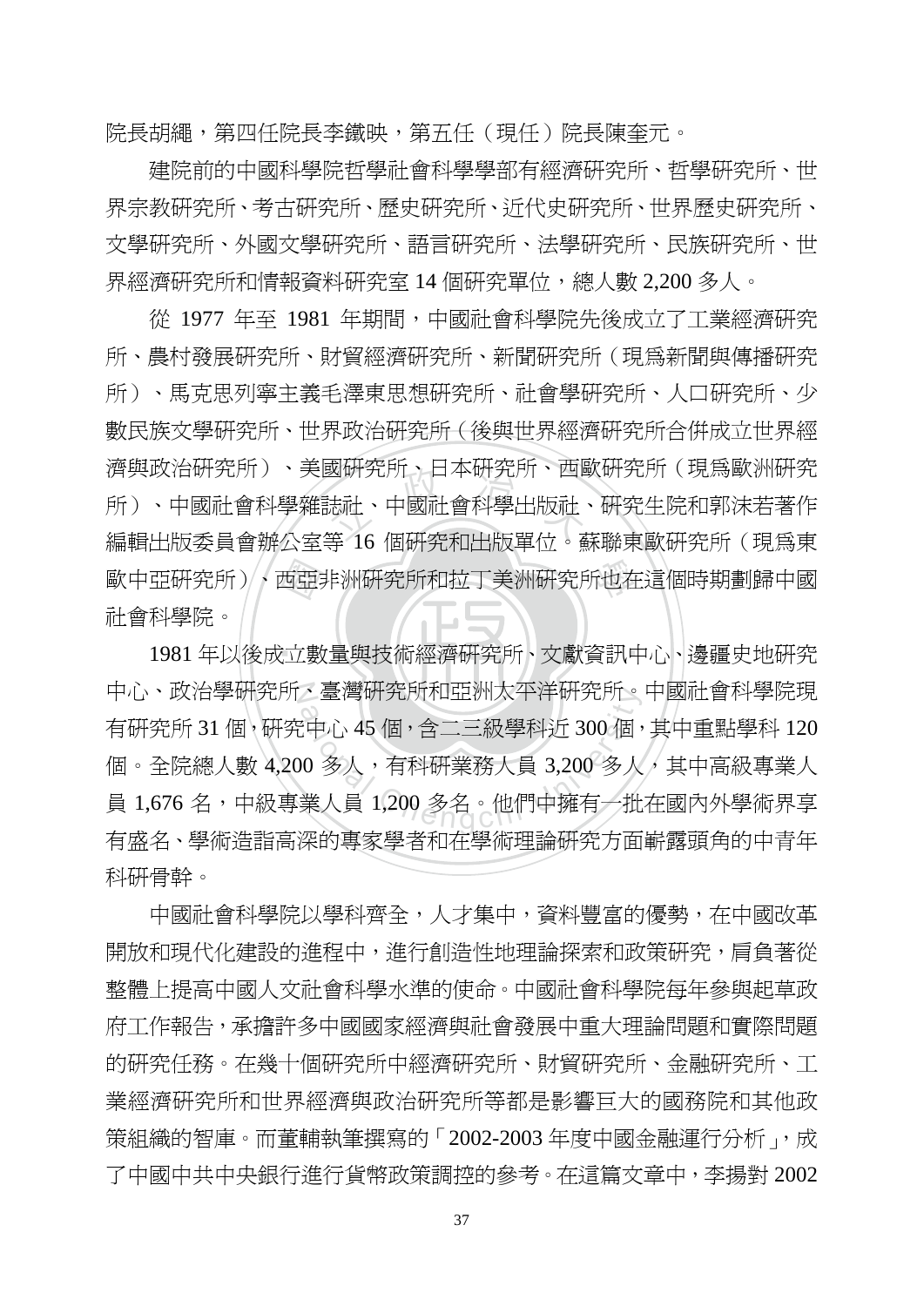院長胡繩，第四任院長李鐵映，第五任（現任）院長陳奎元。

建院前的中國科學院哲學社會科學學部有經濟研究所、哲學研究所、世界宗教研究所、考古研究所、歷史研究所、近代史研究所、世界歷史研究所、文學研究所、外國文學研究所、語言研究所、法學研究所、民族研究所、世界經濟研究所和情報資料研究室 14 個研究單位，總人數 2,200 多人。

從 1977 年至 1981 年期間，中國社會科學院先後成立了工業經濟研究所、農村發展研究所、財貿經濟研究所、新聞研究所（現為新聞與傳播研究所）、馬克思列寧主義毛澤東思想研究所、社會學研究所、人口研究所、少數民族文學研究所、世界政治研究所（後與世界經濟研究所合併成立世界經濟與政治研究所）、美國研究所、日本研究所、西歐研究所（現為歐洲研究所）、中國社會科學雜誌社、中國社會科學出版社、研究生院和郭沫若著作編輯出版委員會辦公室等 16 個研究和出版單位。蘇聯東歐研究所（現為東歐中亞研究所）、西亞非洲研究所和拉丁美洲研究所也在這個時期劃歸中國社會科學院。

1981 年以後成立數量與技術經濟研究所、文獻資訊中心、邊疆史地研究中心、政治學研究所、臺灣研究所和亞洲太平洋研究所。中國社會科學院現有研究所 31 個，研究中心 45 個，含二三級學科近 300 個，其中重點學科 120 個。全院總人數 4,200 多人，有科研業務人員 3,200 多人，其中高級專業人員 1,676 名，中級專業人員 1,200 多名。他們中擁有一批在國內外學術界享有盛名、學術造詣高深的專家學者和在學術理論研究方面嶄露頭角的中青年科研骨幹。

中國社會科學院以學科齊全，人才集中，資料豐富的優勢，在中國改革開放和現代化建設的進程中，進行創造性地理論探索和政策研究，肩負著從整體上提高中國人文社會科學水準的使命。中國社會科學院每年參與起草政府工作報告，承擔許多中國國家經濟與社會發展中重大理論問題和實際問題的研究任務。在幾十個研究所中經濟研究所、財貿研究所、金融研究所、工業經濟研究所和世界經濟與政治研究所等都是影響巨大的國務院和其他政策組織的智庫。而董輔執筆撰寫的「2002-2003 年度中國金融運行分析」，成了中國中共中央銀行進行貨幣政策調控的參考。在這篇文章中，李揚對 2002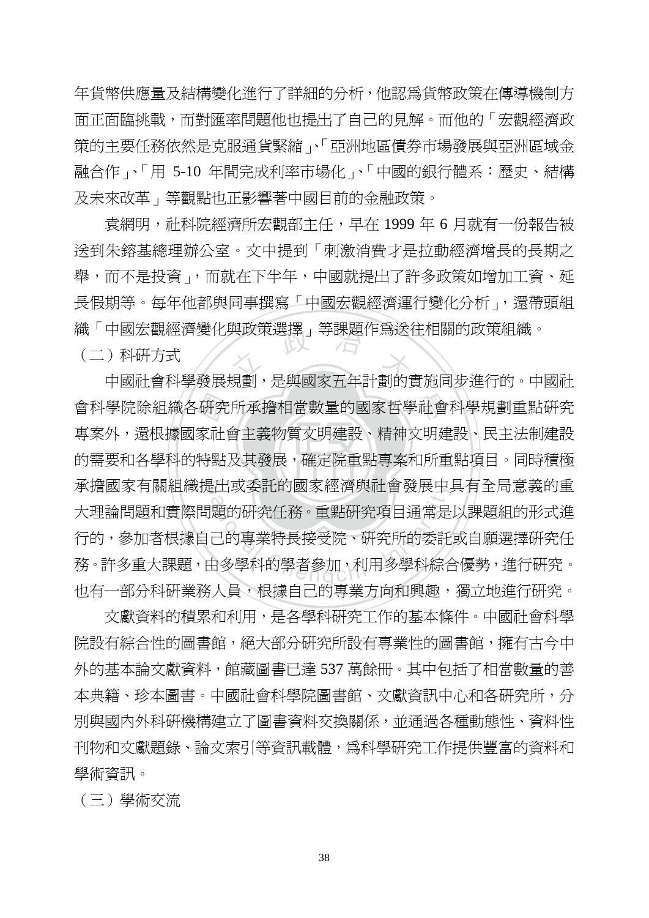年貨幣供應量及結構變化進行了詳細的分析，他認爲貨幣政策在傳導機制方面正面臨挑戰，而對匯率問題他也提出了自己的見解。而他的「宏觀經濟政策的主要任務依然是克服通貨緊縮」、「亞洲地區債券市場發展與亞洲區域金融合作」、「用 5-10 年間完成利率市場化」、「中國的銀行體系：歷史、結構及未來改革」等觀點也正影響著中國目前的金融政策。

袁網明，社科院經濟所宏觀部主任，早在 1999 年 6 月就有一份報告被送到朱鎔基總理辦公室。文中提到「刺激消費才是拉動經濟增長的長期之舉，而不是投資」，而就在下半年，中國就提出了許多政策如增加工資、延長假期等。每年他都與同事撰寫「中國宏觀經濟運行變化分析」，還帶頭組織「中國宏觀經濟變化與政策選擇」等課題作爲送往相關的政策組織。

（二）科研方式

中國社會科學發展規劃，是與國家五年計劃的實施同步進行的。中國社會科學院除組織各研究所承擔相當數量的國家哲學社會科學規劃重點研究專案外，還根據國家社會主義物質文明建設、精神文明建設、民主法制建設的需要和各學科的特點及其發展，確定院重點專案和所重點項目。同時積極承擔國家有關組織提出或委託的國家經濟與社會發展中具有全局意義的重大理論問題和實際問題的研究任務。重點研究項目通常是以課題組的形式進行的，參加者根據自己的專業特長接受院、研究所的委託或自願選擇研究任務。許多重大課題，由多學科的學者參加，利用多學科綜合優勢，進行研究。也有一部分科研業務人員，根據自己的專業方向和興趣，獨立地進行研究。

文獻資料的積累和利用，是各學科研究工作的基本條件。中國社會科學院設有綜合性的圖書館，絕大部分研究所設有專業性的圖書館，擁有古今中外的基本論文獻資料，館藏圖書已達 537 萬餘冊。其中包括了相當數量的善本典籍、珍本圖書。中國社會科學院圖書館、文獻資訊中心和各研究所，分別與國內外科研機構建立了圖書資料交換關係，並通過各種動態性、資料性刊物和文獻題錄、論文索引等資訊載體，爲科學研究工作提供豐富的資料和學術資訊。

（三）學術交流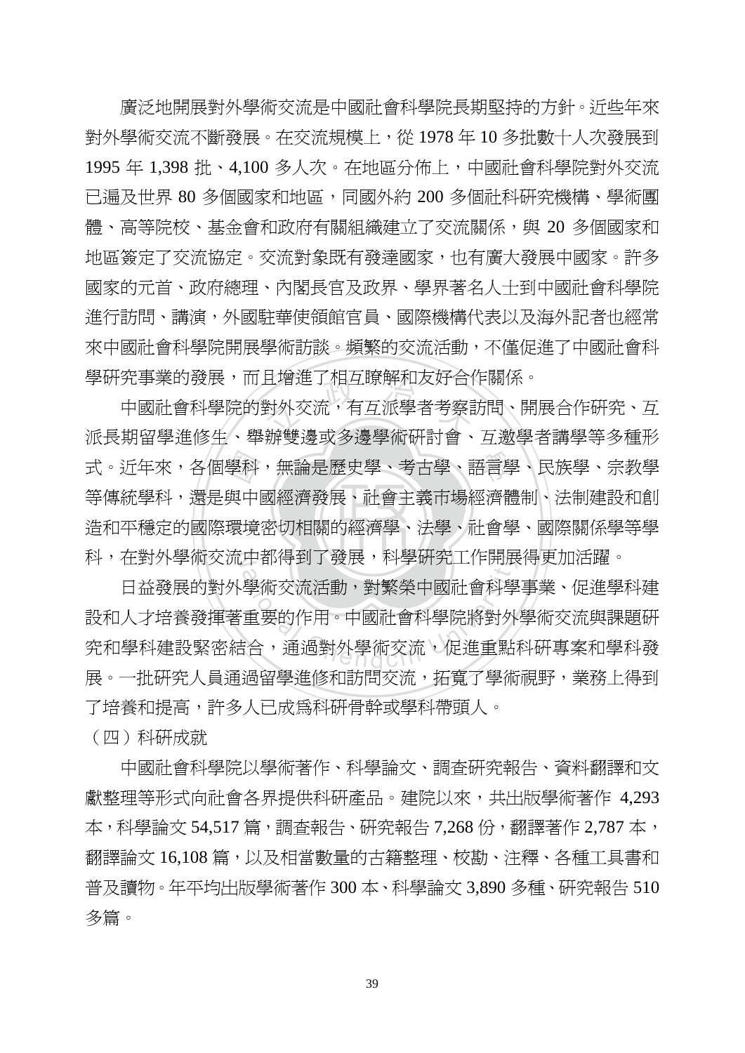廣泛地開展對外學術交流是中國社會科學院長期堅持的方針。近些年來對外學術交流不斷發展。在交流規模上，從 1978 年 10 多批數十人次發展到 1995 年 1,398 批、4,100 多人次。在地區分佈上，中國社會科學院對外交流已遍及世界 80 多個國家和地區，同國外約 200 多個社科研究機構、學術團體、高等院校、基金會和政府有關組織建立了交流關係，與 20 多個國家和地區簽定了交流協定。交流對象既有發達國家，也有廣大發展中國家。許多國家的元首、政府總理、內閣長官及政界、學界著名人士到中國社會科學院進行訪問、講演，外國駐華使領館官員、國際機構代表以及海外記者也經常來中國社會科學院開展學術訪談。頻繁的交流活動，不僅促進了中國社會科學研究事業的發展，而且增進了相互瞭解和友好合作關係。

中國社會科學院的對外交流，有互派學者考察訪問、開展合作研究、互派長期留學進修生、舉辦雙邊或多邊學術研討會、互邀學者講學等多種形式。近年來，各個學科，無論是歷史學、考古學、語言學、民族學、宗教學等傳統學科，還是與中國經濟發展、社會主義市場經濟體制、法制建設和創造和平穩定的國際環境密切相關的經濟學、法學、社會學、國際關係學等學科，在對外學術交流中都得到了發展，科學研究工作開展得更加活躍。

日益發展的對外學術交流活動，對繁榮中國社會科學事業、促進學科建設和人才培養發揮著重要的作用。中國社會科學院將對外學術交流與課題研究和學科建設緊密結合，通過對外學術交流，促進重點科研專案和學科發展。一批研究人員通過留學進修和訪問交流，拓寬了學術視野，業務上得到了培養和提高，許多人已成爲科研骨幹或學科帶頭人。

（四）科研成就

中國社會科學院以學術著作、科學論文、調查研究報告、資料翻譯和文獻整理等形式向社會各界提供科研產品。建院以來，共出版學術著作 4,293 本，科學論文 54,517 篇，調查報告、研究報告 7,268 份，翻譯著作 2,787 本，翻譯論文 16,108 篇，以及相當數量的古籍整理、校勘、注釋、各種工具書和普及讀物。年平均出版學術著作 300 本、科學論文 3,890 多種、研究報告 510 多篇。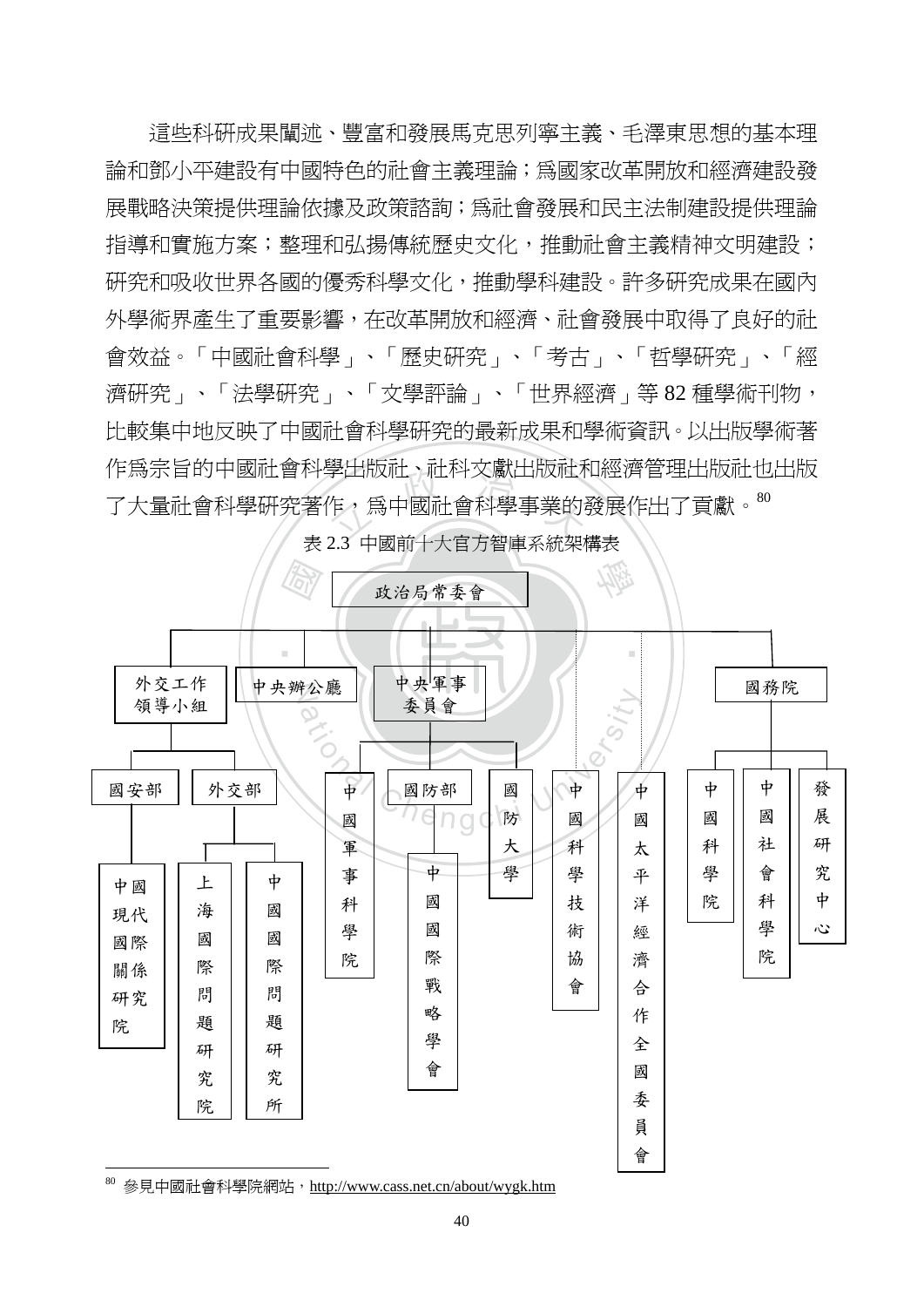這些科研成果闡述、豐富和發展馬克思列寧主義、毛澤東思想的基本理論和鄧小平建設有中國特色的社會主義理論；爲國家改革開放和經濟建設發展戰略決策提供理論依據及政策諮詢；爲社會發展和民主法制建設提供理論指導和實施方案；整理和弘揚傳統歷史文化，推動社會主義精神文明建設；研究和吸收世界各國的優秀科學文化，推動學科建設。許多研究成果在國內外學術界產生了重要影響，在改革開放和經濟、社會發展中取得了良好的社會效益。「中國社會科學」、「歷史研究」、「考古」、「哲學研究」、「經濟研究」、「法學研究」、「文學評論」、「世界經濟」等 82 種學術刊物，比較集中地反映了中國社會科學研究的最新成果和學術資訊。以出版學術著作爲宗旨的中國社會科學出版社、社科文獻出版社和經濟管理出版社也出版了大量社會科學研究著作，爲中國社會科學事業的發展作出了貢獻。[80]

表 2.3 中國前十大官方智庫系統架構表

- 政治局常委會
  - 外交工作領導小組
    - 國安部
      - 中國現代國際關係研究院
    - 外交部
      - 上海國際問題研究院
      - 中國國際問題研究所
  - 中央辦公廳
  - 中央軍事委員會
    - 中國軍事科學院
    - 國防部
      - 中國國際戰略學會
    - 國防大學
  - 中國科學技術協會
  - 中國太平洋經濟合作全國委員會
  - 國務院
    - 中國科學院
    - 中國社會科學院
    - 發展研究中心

[80] 參見中國社會科學院網站，http://www.cass.net.cn/about/wygk.htm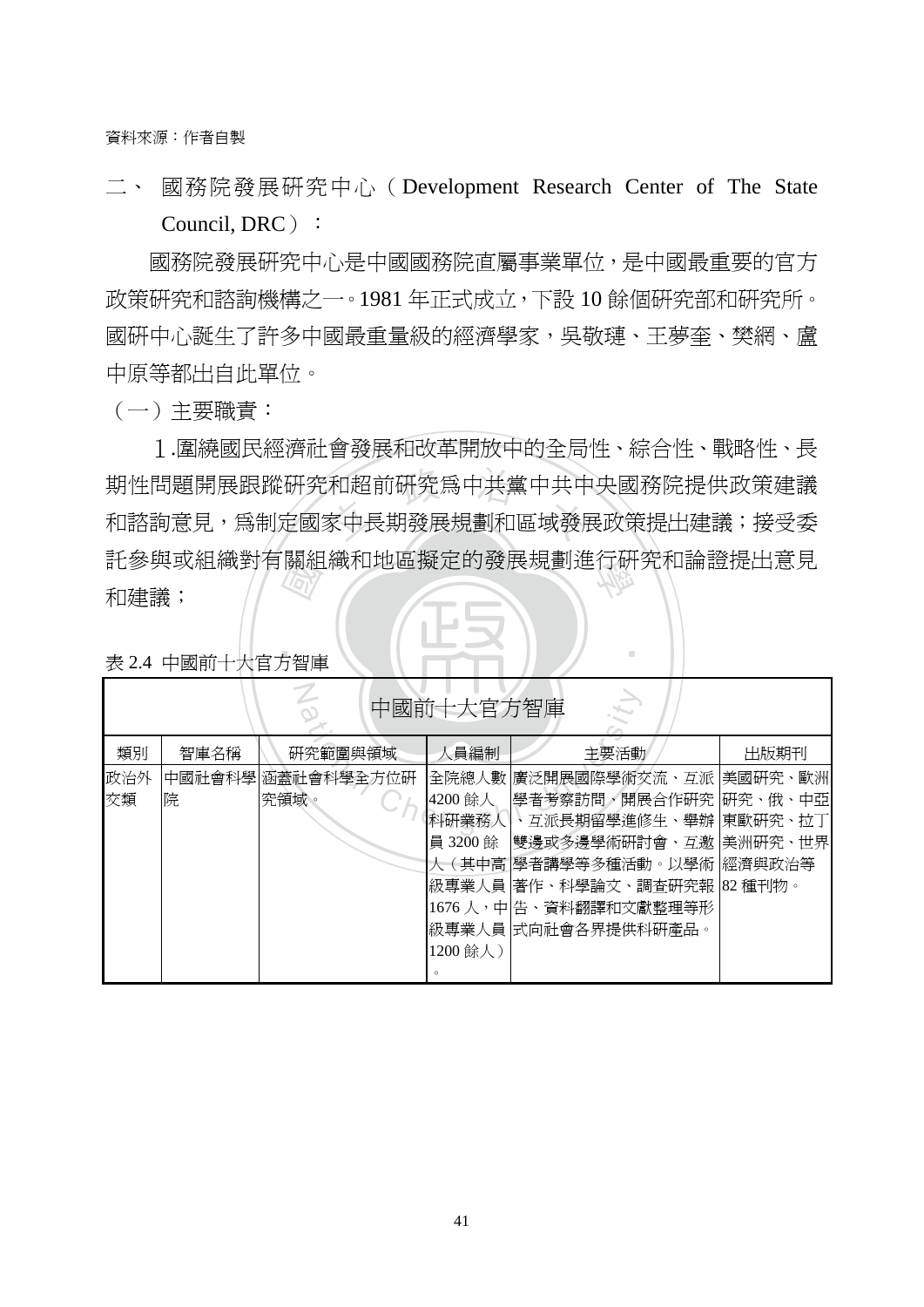資料來源：作者自製

## 二、 國務院發展研究中心（Development Research Center of The State Council, DRC）：

國務院發展研究中心是中國國務院直屬事業單位，是中國最重要的官方政策研究和諮詢機構之一。1981 年正式成立，下設 10 餘個研究部和研究所。國研中心誕生了許多中國最重量級的經濟學家，吳敬璉、王夢奎、樊綱、盧中原等都出自此單位。

### （一）主要職責：

1.圍繞國民經濟社會發展和改革開放中的全局性、綜合性、戰略性、長期性問題開展跟蹤研究和超前研究爲中共黨中共中央國務院提供政策建議和諮詢意見，爲制定國家中長期發展規劃和區域發展政策提出建議；接受委託參與或組織對有關組織和地區擬定的發展規劃進行研究和論證提出意見和建議；

表 2.4 中國前十大官方智庫

| 中國前十大官方智庫 | | | | | |
|---|---|---|---|---|---|
| 類別 | 智庫名稱 | 研究範圍與領域 | 人員編制 | 主要活動 | 出版期刊 |
| 政治外交類 | 中國社會科學院 | 涵蓋社會科學全方位研究領域。 | 全院總人數 4200 餘人科研業務人員 3200 餘人（其中高級專業人員 1676 人，中級專業人員 1200 餘人）。 | 廣泛開展國際學術交流、互派學者考察訪問、開展合作研究、互派長期留學進修生、舉辦雙邊或多邊學術研討會、互邀學者講學等多種活動。以學術著作、科學論文、調查研究報告、資料翻譯和文獻整理等形式向社會各界提供科研產品。 | 美國研究、歐洲研究、俄、中亞東歐研究、拉丁美洲研究、世界經濟與政治等 82 種刊物。 |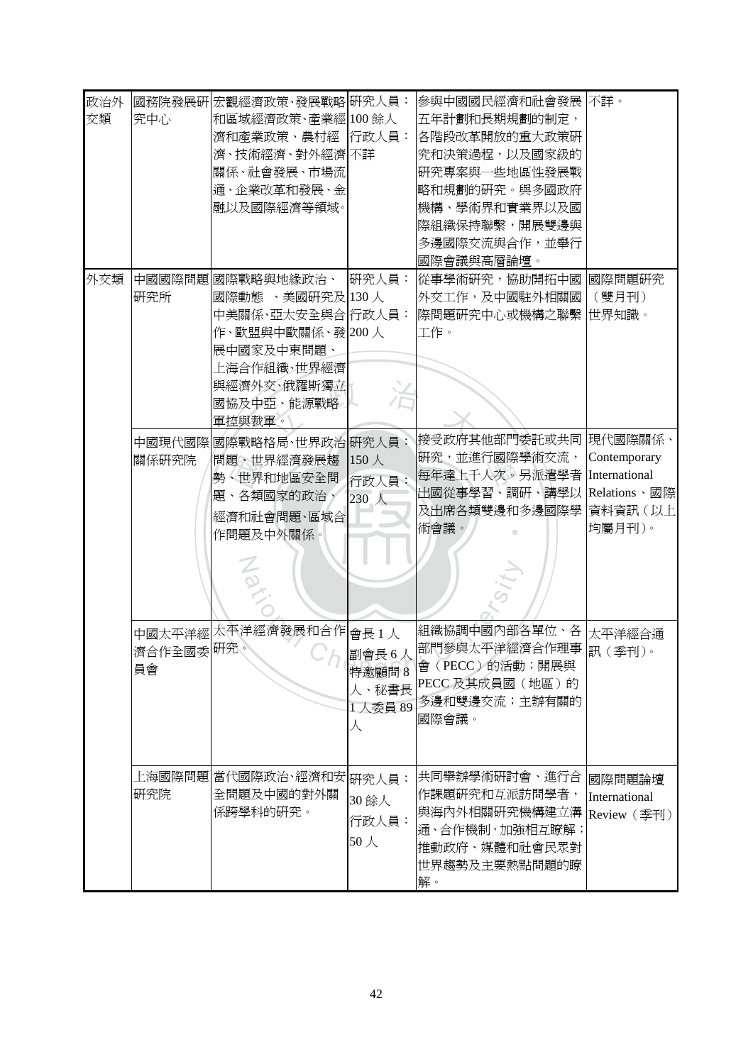| | | | | | |
|---|---|---|---|---|---|
| 政治外交類 | 國務院發展研究中心 | 宏觀經濟政策、發展戰略和區域經濟政策、產業經濟和產業政策、農村經濟、技術經濟、對外經濟關係、社會發展、市場流通、企業改革和發展、金融以及國際經濟等領域。 | 研究人員：100 餘人 行政人員：不詳 | 參與中國國民經濟和社會發展五年計劃和長期規劃的制定，各階段改革開放的重大政策研究和決策過程，以及國家級的研究專案與一些地區性發展戰略和規劃的研究。與多國政府機構、學術界和實業界以及國際組織保持聯繫，開展雙邊與多邊國際交流與合作，並舉行國際會議與高層論壇。 | 不詳。 |
| 外交類 | 中國國際問題研究所 | 國際戰略與地緣政治、國際動態 、美國研究及中美關係、亞太安全與合作、歐盟與中歐關係、發展中國家及中東問題、上海合作組織、世界經濟與經濟外交、俄羅斯獨立國協及中亞、能源戰略軍控與裁軍。 | 研究人員：130 人 行政人員：200 人 | 從事學術研究，協助開拓中國外交工作，及中國駐外相關國際問題研究中心或機構之聯繫工作。 | 國際問題研究（雙月刊）世界知識。 |
| | 中國現代國際關係研究院 | 國際戰略格局、世界政治問題、世界經濟發展趨勢、世界和地區安全問題、各類國家的政治、經濟和社會問題、區域合作問題及中外關係。 | 研究人員：150 人 行政人員：230 人 | 接受政府其他部門委託或共同研究，並進行國際學術交流，每年達上千人次。另派遣學者出國從事學習、調研、講學以及出席各類雙邊和多邊國際學術會議。 | 現代國際關係、Contemporary International Relations、國際資料資訊（以上均屬月刊）。 |
| | 中國太平洋經濟合作全國委員會 | 太平洋經濟發展和合作研究。 | 會長 1 人 副會長 6 人 特邀顧問 8 人、秘書長 1 人委員 89 人 | 組織協調中國內部各單位、各部門參與太平洋經濟合作理事會（PECC）的活動；開展與 PECC 及其成員國（地區）的多邊和雙邊交流；主辦有關的國際會議。 | 太平洋經合通訊（季刊）。 |
| | 上海國際問題研究院 | 當代國際政治、經濟和安全問題及中國的對外關係跨學科的研究。 | 研究人員：30 餘人 行政人員：50 人 | 共同舉辦學術研討會、進行合作課題研究和互派訪問學者，與海內外相關研究機構建立溝通、合作機制，加強相互瞭解；推動政府、媒體和社會民眾對世界趨勢及主要熱點問題的瞭解。 | 國際問題論壇 International Review（季刊） |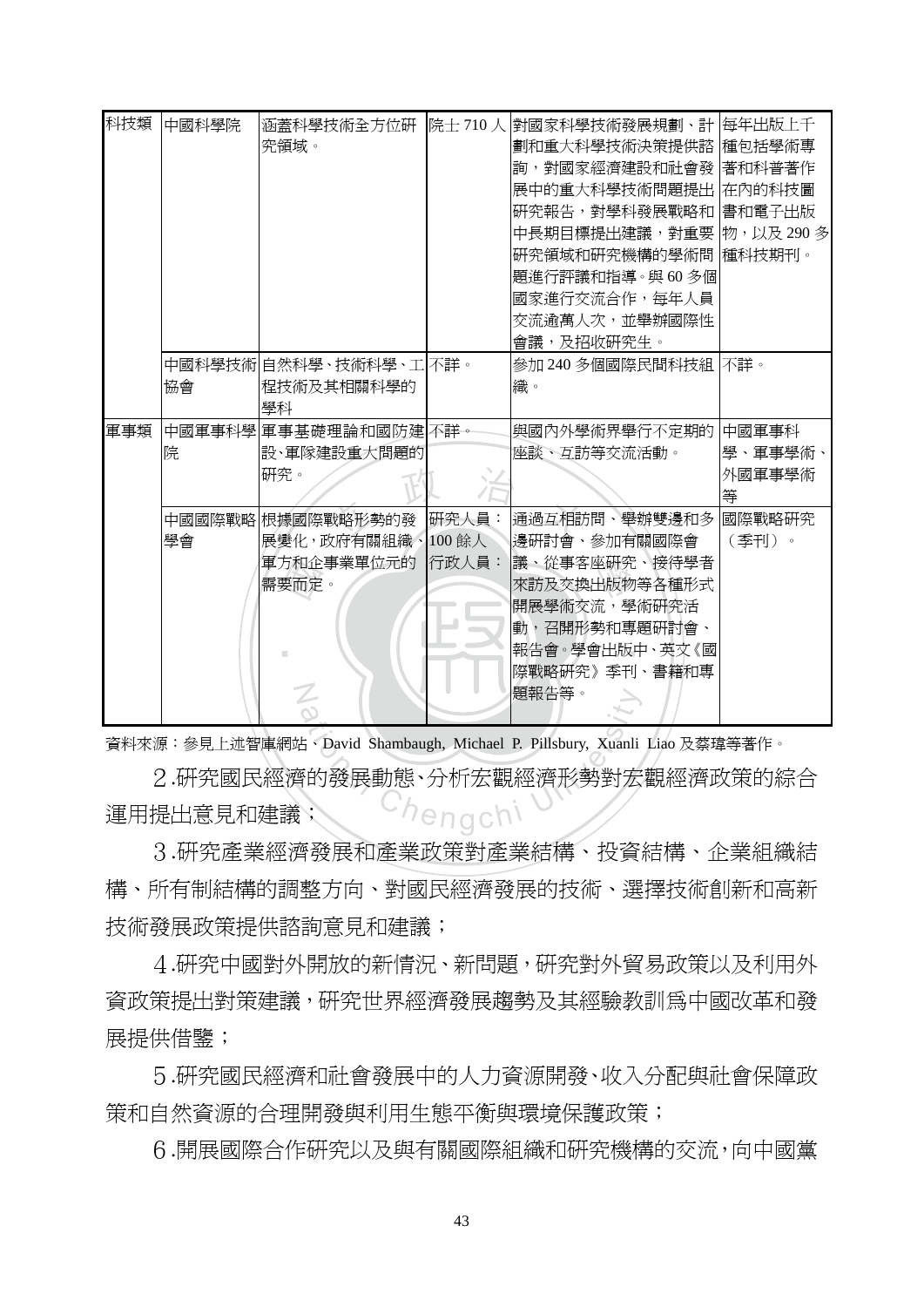| 科技類 | 中國科學院 | 涵蓋科學技術全方位研究領域。 | 院士 710 人 | 對國家科學技術發展規劃、計劃和重大科學技術決策提供諮詢，對國家經濟建設和社會發展中的重大科技術問題提出研究報告，對學科發展戰略和中長期目標提出建議，對重要研究領域和研究機構的學術問題進行評議和指導。與 60 多個國家進行交流合作，每年人員交流逾萬人次，並舉辦國際性會議，及招收研究生。 | 每年出版上千種包括學術專著和科普著作在內的科技圖書和電子出版物，以及 290 多種科技期刊。 |
|---|---|---|---|---|---|
| | 中國科學技術協會 | 自然科學、技術科學、工程技術及其相關科學的學科 | 不詳。 | 參加 240 多個國際民間科技組織。 | 不詳。 |
| 軍事類 | 中國軍事科學院 | 軍事基礎理論和國防建設、軍隊建設重大問題的研究。 | 不詳。 | 與國內外學術界舉行不定期的座談、互訪等交流活動。 | 中國軍事科學、軍事學術、外國軍事學術等 |
| | 中國國際戰略學會 | 根據國際戰略形勢的發展變化，政府有關組織、軍方和企事業單位元的需要而定。 | 研究人員：100 餘人<br>行政人員： | 通過互相訪問、舉辦雙邊和多邊研討會、參加有關國際會議、從事客座研究、接待學者來訪及交換出版物等各種形式開展學術交流，學術研究活動，召開形勢和專題研討會、報告會。學會出版中、英文《國際戰略研究》季刊、書籍和專題報告等。 | 國際戰略研究（季刊）。 |

資料來源：參見上述智庫網站、David Shambaugh, Michael P. Pillsbury, Xuanli Liao 及蔡瑋等著作。

2.研究國民經濟的發展動態、分析宏觀經濟形勢對宏觀經濟政策的綜合運用提出意見和建議；

3.研究產業經濟發展和產業政策對產業結構、投資結構、企業組織結構、所有制結構的調整方向、對國民經濟發展的技術、選擇技術創新和高新技術發展政策提供諮詢意見和建議；

4.研究中國對外開放的新情況、新問題，研究對外貿易政策以及利用外資政策提出對策建議，研究世界經濟發展趨勢及其經驗教訓為中國改革和發展提供借鑒；

5.研究國民經濟和社會發展中的人力資源開發、收入分配與社會保障政策和自然資源的合理開發與利用生態平衡與環境保護政策；

6.開展國際合作研究以及與有關國際組織和研究機構的交流，向中國黨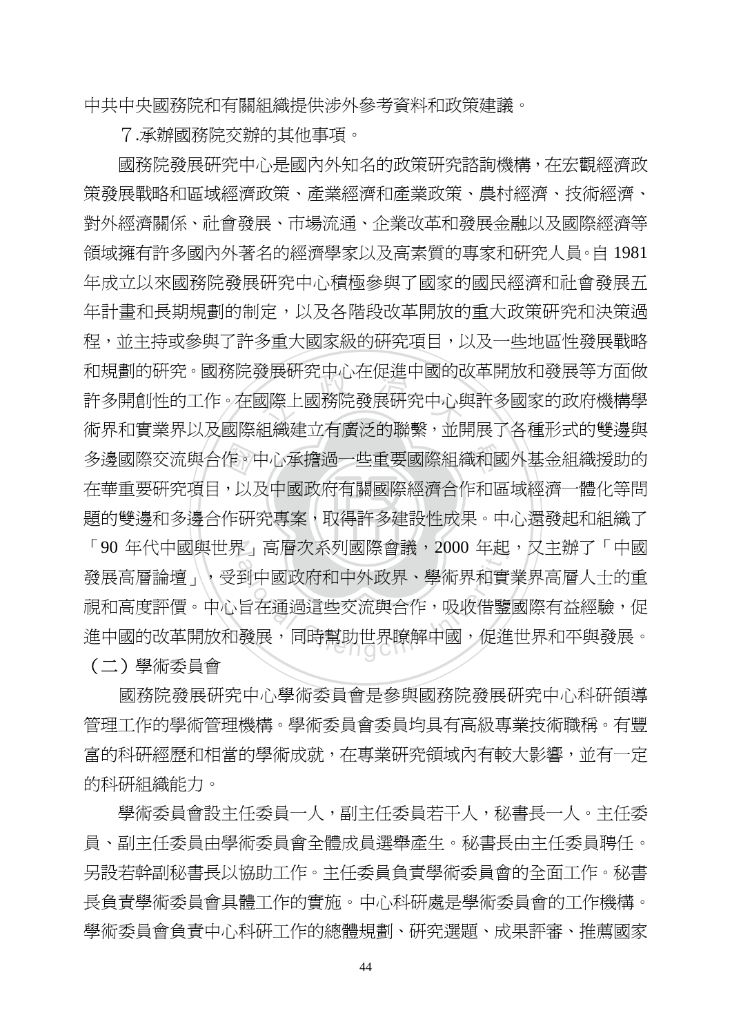中共中央國務院和有關組織提供涉外參考資料和政策建議。

７.承辦國務院交辦的其他事項。

國務院發展研究中心是國內外知名的政策研究諮詢機構，在宏觀經濟政策發展戰略和區域經濟政策、產業經濟和產業政策、農村經濟、技術經濟、對外經濟關係、社會發展、市場流通、企業改革和發展金融以及國際經濟等領域擁有許多國內外著名的經濟學家以及高素質的專家和研究人員。自 1981 年成立以來國務院發展研究中心積極參與了國家的國民經濟和社會發展五年計畫和長期規劃的制定，以及各階段改革開放的重大政策研究和決策過程，並主持或參與了許多重大國家級的研究項目，以及一些地區性發展戰略和規劃的研究。國務院發展研究中心在促進中國的改革開放和發展等方面做許多開創性的工作。在國際上國務院發展研究中心與許多國家的政府機構學術界和實業界以及國際組織建立有廣泛的聯繫，並開展了各種形式的雙邊與多邊國際交流與合作。中心承擔過一些重要國際組織和國外基金組織援助的在華重要研究項目，以及中國政府有關國際經濟合作和區域經濟一體化等問題的雙邊和多邊合作研究專案，取得許多建設性成果。中心還發起和組織了「90 年代中國與世界」高層次系列國際會議，2000 年起，又主辦了「中國發展高層論壇」，受到中國政府和中外政界、學術界和實業界高層人士的重視和高度評價。中心旨在通過這些交流與合作，吸收借鑒國際有益經驗，促進中國的改革開放和發展，同時幫助世界瞭解中國，促進世界和平與發展。

（二）學術委員會

國務院發展研究中心學術委員會是參與國務院發展研究中心科研領導管理工作的學術管理機構。學術委員會委員均具有高級專業技術職稱。有豐富的科研經歷和相當的學術成就，在專業研究領域內有較大影響，並有一定的科研組織能力。

學術委員會設主任委員一人，副主任委員若干人，秘書長一人。主任委員、副主任委員由學術委員會全體成員選舉產生。秘書長由主任委員聘任。另設若幹副秘書長以協助工作。主任委員負責學術委員會的全面工作。秘書長負責學術委員會具體工作的實施。中心科研處是學術委員會的工作機構。學術委員會負責中心科研工作的總體規劃、研究選題、成果評審、推薦國家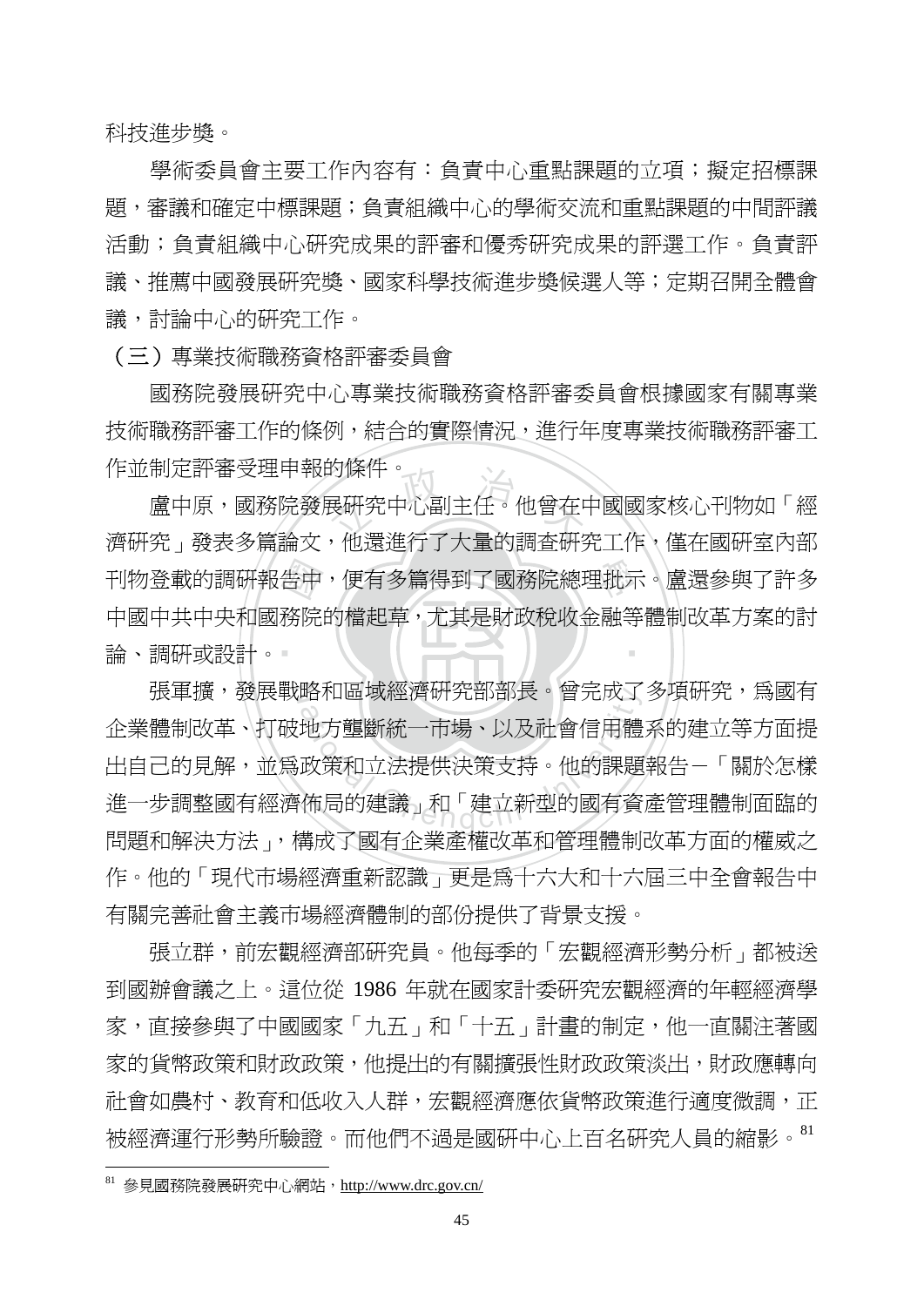科技進步獎。

學術委員會主要工作內容有：負責中心重點課題的立項；擬定招標課題，審議和確定中標課題；負責組織中心的學術交流和重點課題的中間評議活動；負責組織中心研究成果的評審和優秀研究成果的評選工作。負責評議、推薦中國發展研究獎、國家科學技術進步獎候選人等；定期召開全體會議，討論中心的研究工作。

（三）專業技術職務資格評審委員會

國務院發展研究中心專業技術職務資格評審委員會根據國家有關專業技術職務評審工作的條例，結合的實際情況，進行年度專業技術職務評審工作並制定評審受理申報的條件。

盧中原，國務院發展研究中心副主任。他曾在中國國家核心刊物如「經濟研究」發表多篇論文，他還進行了大量的調查研究工作，僅在國研室內部刊物登載的調研報告中，便有多篇得到了國務院總理批示。盧還參與了許多中國中共中央和國務院的檔起草，尤其是財政稅收金融等體制改革方案的討論、調研或設計。

張軍擴，發展戰略和區域經濟研究部部長。曾完成了多項研究，為國有企業體制改革、打破地方壟斷統一市場、以及社會信用體系的建立等方面提出自己的見解，並為政策和立法提供決策支持。他的課題報告－「關於怎樣進一步調整國有經濟佈局的建議」和「建立新型的國有資產管理體制面臨的問題和解決方法」，構成了國有企業產權改革和管理體制改革方面的權威之作。他的「現代市場經濟重新認識」更是為十六大和十六屆三中全會報告中有關完善社會主義市場經濟體制的部份提供了背景支援。

張立群，前宏觀經濟部研究員。他每季的「宏觀經濟形勢分析」都被送到國辦會議之上。這位從 1986 年就在國家計委研究宏觀經濟的年輕經濟學家，直接參與了中國國家「九五」和「十五」計畫的制定，他一直關注著國家的貨幣政策和財政政策，他提出的有關擴張性財政政策淡出，財政應轉向社會如農村、教育和低收入人群，宏觀經濟應依貨幣政策進行適度微調，正被經濟運行形勢所驗證。而他們不過是國研中心上百名研究人員的縮影。[81]

---

[81] 參見國務院發展研究中心網站，http://www.drc.gov.cn/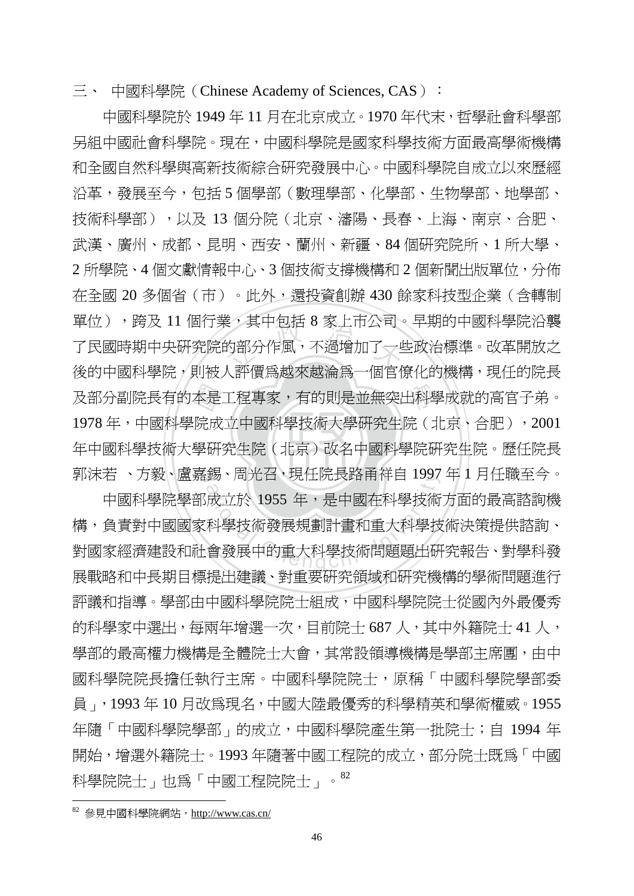三、 中國科學院（Chinese Academy of Sciences, CAS）：

中國科學院於 1949 年 11 月在北京成立。1970 年代末，哲學社會科學部另組中國社會科學院。現在，中國科學院是國家科學技術方面最高學術機構和全國自然科學與高新技術綜合研究發展中心。中國科學院自成立以來歷經沿革，發展至今，包括 5 個學部（數理學部、化學部、生物學部、地學部、技術科學部），以及 13 個分院（北京、瀋陽、長春、上海、南京、合肥、武漢、廣州、成都、昆明、西安、蘭州、新疆、84 個研究院所、1 所大學、2 所學院、4 個文獻情報中心、3 個技術支撐機構和 2 個新聞出版單位，分佈在全國 20 多個省（市）。此外，還投資創辦 430 餘家科技型企業（含轉制單位），跨及 11 個行業，其中包括 8 家上市公司。早期的中國科學院沿襲了民國時期中央研究院的部分作風，不過增加了一些政治標準。改革開放之後的中國科學院，則被人評價為越來越淪為一個官僚化的機構，現任的院長及部分副院長有的本是工程專家，有的則是並無突出科學成就的高官子弟。1978 年，中國科學院成立中國科學技術大學研究生院（北京、合肥），2001 年中國科學技術大學研究生院（北京）改名中國科學院研究生院。歷任院長郭沫若 、方毅、盧嘉錫、周光召，現任院長路甬祥自 1997 年 1 月任職至今。

中國科學院學部成立於 1955 年，是中國在科學技術方面的最高諮詢機構，負責對中國國家科學技術發展規劃計畫和重大科學技術決策提供諮詢、對國家經濟建設和社會發展中的重大科學技術問題題出研究報告、對學科發展戰略和中長期目標提出建議、對重要研究領域和研究機構的學術問題進行評議和指導。學部由中國科學院院士組成，中國科學院院士從國內外最優秀的科學家中選出，每兩年增選一次，目前院士 687 人，其中外籍院士 41 人，學部的最高權力機構是全體院士大會，其常設領導機構是學部主席團，由中國科學院院長擔任執行主席。中國科學院院士，原稱「中國科學院學部委員」，1993 年 10 月改為現名，中國大陸最優秀的科學精英和學術權威。1955 年隨「中國科學院學部」的成立，中國科學院產生第一批院士；自 1994 年開始，增選外籍院士。1993 年隨著中國工程院的成立，部分院士既為「中國科學院院士」也為「中國工程院院士」。[82]

[82] 參見中國科學院網站，http://www.cas.cn/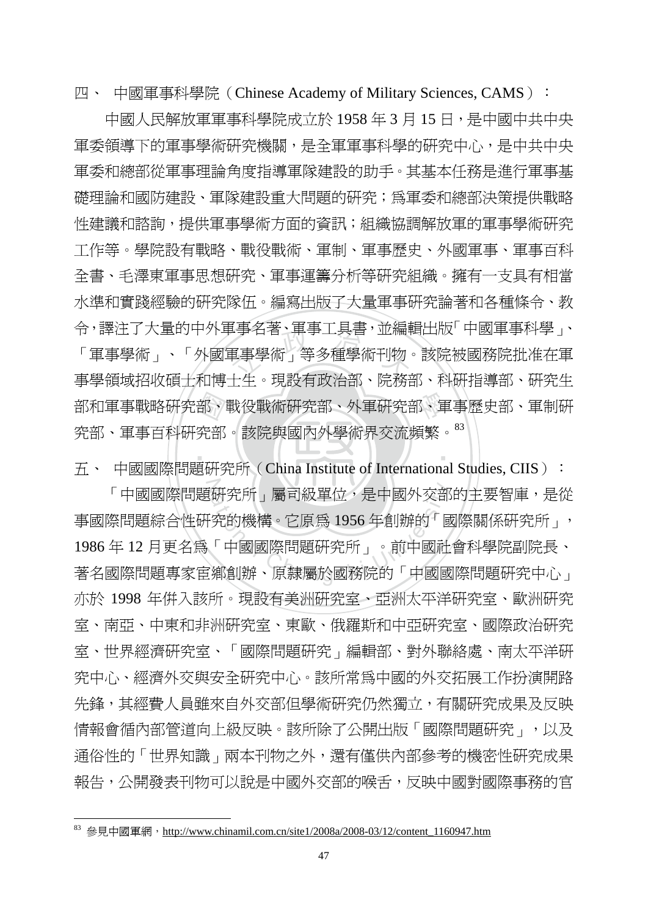四、 中國軍事科學院（Chinese Academy of Military Sciences, CAMS）：

中國人民解放軍軍事科學院成立於 1958 年 3 月 15 日，是中國中共中央軍委領導下的軍事學術研究機關，是全軍軍事科學的研究中心，是中共中央軍委和總部從軍事理論角度指導軍隊建設的助手。其基本任務是進行軍事基礎理論和國防建設、軍隊建設重大問題的研究；為軍委和總部決策提供戰略性建議和諮詢，提供軍事學術方面的資訊；組織協調解放軍的軍事學術研究工作等。學院設有戰略、戰役戰術、軍制、軍事歷史、外國軍事、軍事百科全書、毛澤東軍事思想研究、軍事運籌分析等研究組織。擁有一支具有相當水準和實踐經驗的研究隊伍。編寫出版了大量軍事研究論著和各種條令、教令，譯注了大量的中外軍事名著、軍事工具書，並編輯出版「中國軍事科學」、「軍事學術」、「外國軍事學術」等多種學術刊物。該院被國務院批准在軍事學領域招收碩士和博士生。現設有政治部、院務部、科研指導部、研究生部和軍事戰略研究部、戰役戰術研究部、外軍研究部、軍事歷史部、軍制研究部、軍事百科研究部。該院與國內外學術界交流頻繁。[83]

五、 中國國際問題研究所（China Institute of International Studies, CIIS）：

「中國國際問題研究所」屬司級單位，是中國外交部的主要智庫，是從事國際問題綜合性研究的機構。它原為 1956 年創辦的「國際關係研究所」，1986 年 12 月更名為「中國國際問題研究所」。前中國社會科學院副院長、著名國際問題專家宦鄉創辦、原隸屬於國務院的「中國國際問題研究中心」亦於 1998 年併入該所。現設有美洲研究室、亞洲太平洋研究室、歐洲研究室、南亞、中東和非洲研究室、東歐、俄羅斯和中亞研究室、國際政治研究室、世界經濟研究室、「國際問題研究」編輯部、對外聯絡處、南太平洋研究中心、經濟外交與安全研究中心。該所常為中國的外交拓展工作扮演開路先鋒，其經費人員雖來自外交部但學術研究仍然獨立，有關研究成果及反映情報會循內部管道向上級反映。該所除了公開出版「國際問題研究」，以及通俗性的「世界知識」兩本刊物之外，還有僅供內部參考的機密性研究成果報告，公開發表刊物可以說是中國外交部的喉舌，反映中國對國際事務的官

---

[83] 參見中國軍網，http://www.chinamil.com.cn/site1/2008a/2008-03/12/content_1160947.htm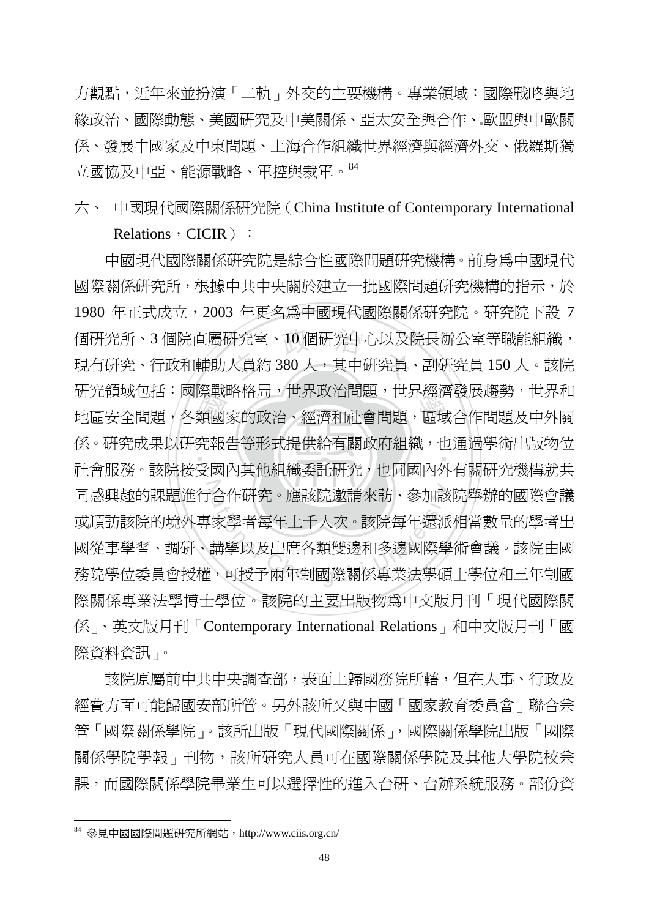方觀點，近年來並扮演「二軌」外交的主要機構。專業領域：國際戰略與地緣政治、國際動態、美國研究及中美關係、亞太安全與合作、歐盟與中歐關係、發展中國家及中東問題、上海合作組織世界經濟與經濟外交、俄羅斯獨立國協及中亞、能源戰略、軍控與裁軍。[84]

## 六、 中國現代國際關係研究院（China Institute of Contemporary International Relations，CICIR）：

中國現代國際關係研究院是綜合性國際問題研究機構。前身爲中國現代國際關係研究所，根據中共中央關於建立一批國際問題研究機構的指示，於 1980 年正式成立，2003 年更名爲中國現代國際關係研究院。研究院下設 7 個研究所、3 個院直屬研究室、10 個研究中心以及院長辦公室等職能組織，現有研究、行政和輔助人員約 380 人，其中研究員、副研究員 150 人。該院研究領域包括：國際戰略格局，世界政治問題，世界經濟發展趨勢，世界和地區安全問題，各類國家的政治、經濟和社會問題，區域合作問題及中外關係。研究成果以研究報告等形式提供給有關政府組織，也通過學術出版物位社會服務。該院接受國內其他組織委託研究，也同國內外有關研究機構就共同感興趣的課題進行合作研究。應該院邀請來訪、參加該院舉辦的國際會議或順訪該院的境外專家學者每年上千人次。該院每年還派相當數量的學者出國從事學習、調研、講學以及出席各類雙邊和多邊國際學術會議。該院由國務院學位委員會授權，可授予兩年制國際關係專業法學碩士學位和三年制國際關係專業法學博士學位。該院的主要出版物爲中文版月刊「現代國際關係」、英文版月刊「Contemporary International Relations」和中文版月刊「國際資料資訊」。

該院原屬前中共中央調查部，表面上歸國務院所轄，但在人事、行政及經費方面可能歸國安部所管。另外該所又與中國「國家教育委員會」聯合兼管「國際關係學院」。該所出版「現代國際關係」，國際關係學院出版「國際關係學院學報」刊物，該所研究人員可在國際關係學院及其他大學院校兼課，而國際關係學院畢業生可以選擇性的進入台研、台辦系統服務。部份資

---

[84] 參見中國國際問題研究所網站，http://www.ciis.org.cn/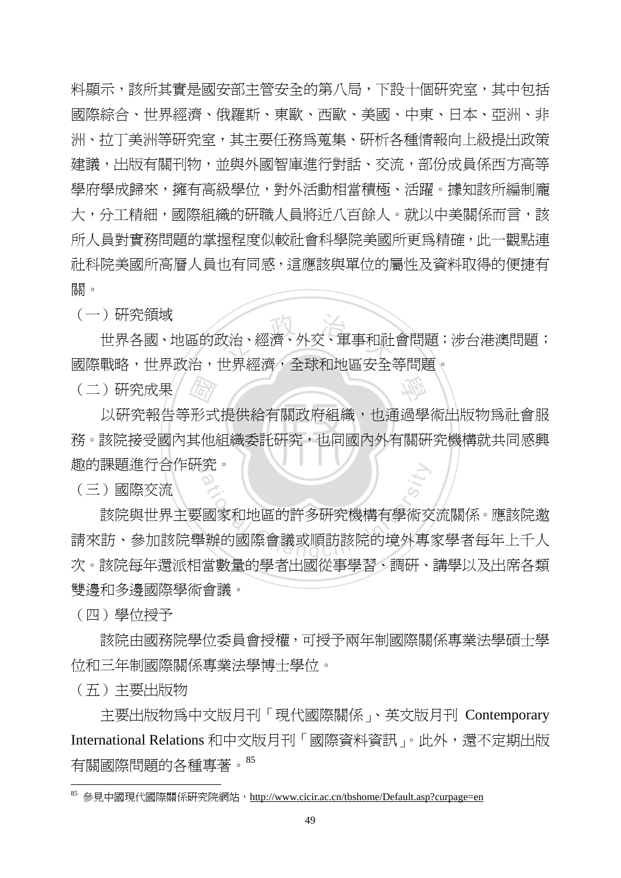料顯示，該所其實是國安部主管安全的第八局，下設十個研究室，其中包括國際綜合、世界經濟、俄羅斯、東歐、西歐、美國、中東、日本、亞洲、非洲、拉丁美洲等研究室，其主要任務爲蒐集、研析各種情報向上級提出政策建議，出版有關刊物，並與外國智庫進行對話、交流，部份成員係西方高等學府學成歸來，擁有高級學位，對外活動相當積極、活躍。據知該所編制龐大，分工精細，國際組織的研職人員將近八百餘人。就以中美關係而言，該所人員對實務問題的掌握程度似較社會科學院美國所更爲精確，此一觀點連社科院美國所高層人員也有同感，這應該與單位的屬性及資料取得的便捷有關。

（一）研究領域

世界各國、地區的政治、經濟、外交、軍事和社會問題；涉台港澳問題；國際戰略，世界政治，世界經濟，全球和地區安全等問題。

（二）研究成果

以研究報告等形式提供給有關政府組織，也通過學術出版物爲社會服務。該院接受國內其他組織委託研究，也同國內外有關研究機構就共同感興趣的課題進行合作研究。

（三）國際交流

該院與世界主要國家和地區的許多研究機構有學術交流關係。應該院邀請來訪、參加該院舉辦的國際會議或順訪該院的境外專家學者每年上千人次。該院每年還派相當數量的學者出國從事學習、調研、講學以及出席各類雙邊和多邊國際學術會議。

（四）學位授予

該院由國務院學位委員會授權，可授予兩年制國際關係專業法學碩士學位和三年制國際關係專業法學博士學位。

（五）主要出版物

主要出版物爲中文版月刊「現代國際關係」、英文版月刊 Contemporary International Relations 和中文版月刊「國際資料資訊」。此外，還不定期出版有關國際問題的各種專著。[85]

---

[85] 參見中國現代國際關係研究院網站，http://www.cicir.ac.cn/tbshome/Default.asp?curpage=en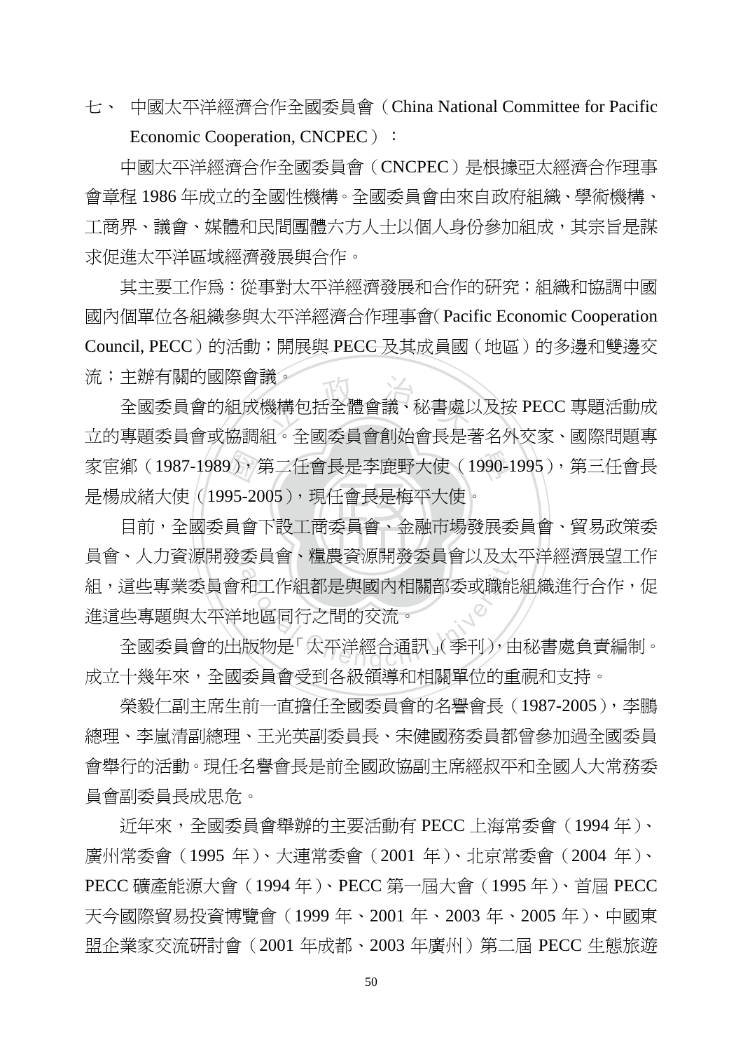七、 中國太平洋經濟合作全國委員會（China National Committee for Pacific Economic Cooperation, CNCPEC）：

中國太平洋經濟合作全國委員會（CNCPEC）是根據亞太經濟合作理事會章程 1986 年成立的全國性機構。全國委員會由來自政府組織、學術機構、工商界、議會、媒體和民間團體六方人士以個人身份參加組成，其宗旨是謀求促進太平洋區域經濟發展與合作。

其主要工作為：從事對太平洋經濟發展和合作的研究；組織和協調中國國內個單位各組織參與太平洋經濟合作理事會( Pacific Economic Cooperation Council, PECC）的活動；開展與 PECC 及其成員國（地區）的多邊和雙邊交流；主辦有關的國際會議。

全國委員會的組成機構包括全體會議、秘書處以及按 PECC 專題活動成立的專題委員會或協調組。全國委員會創始會長是著名外交家、國際問題專家宦鄉（1987-1989），第二任會長是李鹿野大使（1990-1995），第三任會長是楊成緒大使（1995-2005），現任會長是梅平大使。

目前，全國委員會下設工商委員會、金融市場發展委員會、貿易政策委員會、人力資源開發委員會、糧農資源開發委員會以及太平洋經濟展望工作組，這些專業委員會和工作組都是與國內相關部委或職能組織進行合作，促進這些專題與太平洋地區同行之間的交流。

全國委員會的出版物是「太平洋經合通訊」(季刊)，由秘書處負責編制。成立十幾年來，全國委員會受到各級領導和相關單位的重視和支持。

榮毅仁副主席生前一直擔任全國委員會的名譽會長（1987-2005），李鵬總理、李嵐清副總理、王光英副委員長、宋健國務委員都曾參加過全國委員會舉行的活動。現任名譽會長是前全國政協副主席經叔平和全國人大常務委員會副委員長成思危。

近年來，全國委員會舉辦的主要活動有 PECC 上海常委會（1994 年）、廣州常委會（1995 年）、大連常委會（2001 年）、北京常委會（2004 年）、PECC 礦產能源大會（1994 年）、PECC 第一屆大會（1995 年）、首屆 PECC 天今國際貿易投資博覽會（1999 年、2001 年、2003 年、2005 年）、中國東盟企業家交流研討會（2001 年成都、2003 年廣州）第二屆 PECC 生態旅遊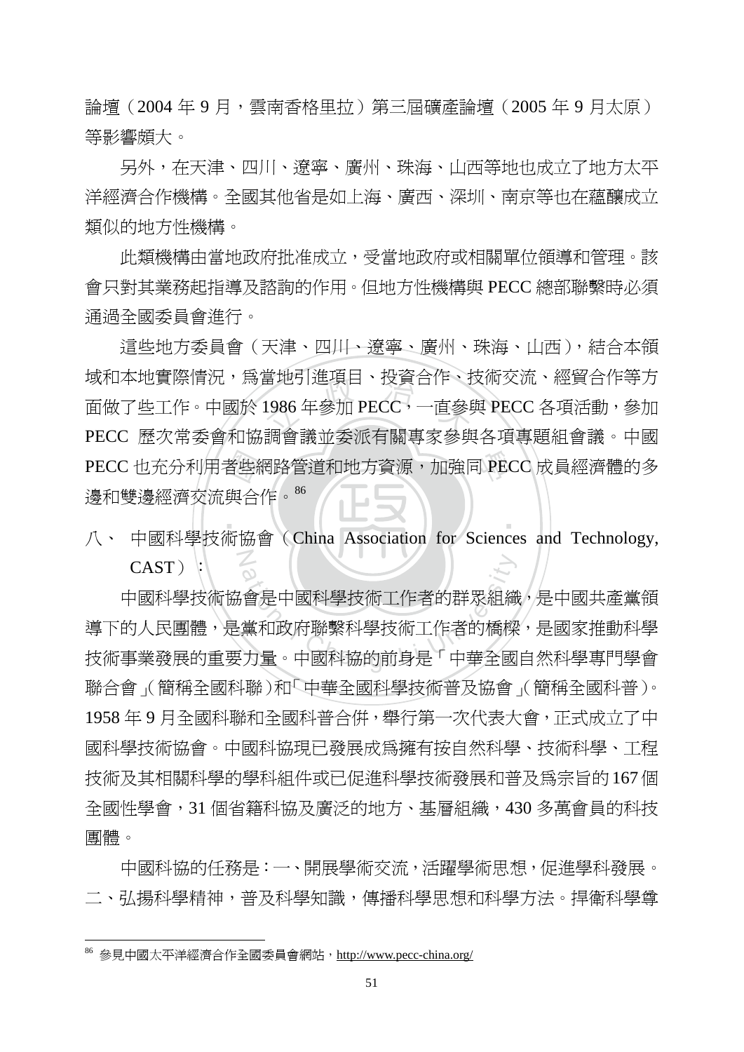論壇（2004 年 9 月，雲南香格里拉）第三屆礦產論壇（2005 年 9 月太原）等影響頗大。

另外，在天津、四川、遼寧、廣州、珠海、山西等地也成立了地方太平洋經濟合作機構。全國其他省是如上海、廣西、深圳、南京等也在蘊釀成立類似的地方性機構。

此類機構由當地政府批准成立，受當地政府或相關單位領導和管理。該會只對其業務起指導及諮詢的作用。但地方性機構與 PECC 總部聯繫時必須通過全國委員會進行。

這些地方委員會（天津、四川、遼寧、廣州、珠海、山西），結合本領域和本地實際情況，為當地引進項目、投資合作、技術交流、經貿合作等方面做了些工作。中國於 1986 年參加 PECC，一直參與 PECC 各項活動，參加 PECC 歷次常委會和協調會議並委派有關專家參與各項專題組會議。中國 PECC 也充分利用者些網路管道和地方資源，加強同 PECC 成員經濟體的多邊和雙邊經濟交流與合作。[86]

## 八、 中國科學技術協會（China Association for Sciences and Technology, CAST）：

中國科學技術協會是中國科學技術工作者的群眾組織，是中國共產黨領導下的人民團體，是黨和政府聯繫科學技術工作者的橋樑，是國家推動科學技術事業發展的重要力量。中國科協的前身是「中華全國自然科學專門學會聯合會」(簡稱全國科聯)和「中華全國科學技術普及協會」(簡稱全國科普)。1958 年 9 月全國科聯和全國科普合併，舉行第一次代表大會，正式成立了中國科學技術協會。中國科協現已發展成為擁有按自然科學、技術科學、工程技術及其相關科學的學科組件或已促進科學技術發展和普及為宗旨的 167 個全國性學會，31 個省籍科協及廣泛的地方、基層組織，430 多萬會員的科技團體。

中國科協的任務是：一、開展學術交流，活躍學術思想，促進學科發展。二、弘揚科學精神，普及科學知識，傳播科學思想和科學方法。捍衛科學尊

---

[86] 參見中國太平洋經濟合作全國委員會網站，http://www.pecc-china.org/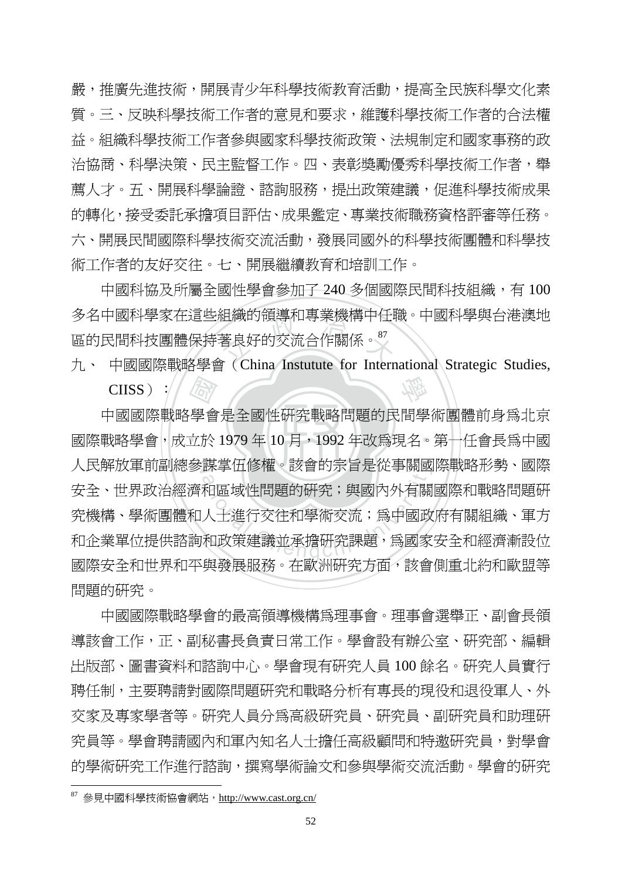嚴，推廣先進技術，開展青少年科學技術教育活動，提高全民族科學文化素質。三、反映科學技術工作者的意見和要求，維護科學技術工作者的合法權益。組織科學技術工作者參與國家科學技術政策、法規制定和國家事務的政治協商、科學決策、民主監督工作。四、表彰獎勵優秀科學技術工作者，舉薦人才。五、開展科學論證、諮詢服務，提出政策建議，促進科學技術成果的轉化，接受委託承擔項目評估、成果鑑定、專業技術職務資格評審等任務。六、開展民間國際科學技術交流活動，發展同國外的科學技術團體和科學技術工作者的友好交往。七、開展繼續教育和培訓工作。

中國科協及所屬全國性學會參加了 240 多個國際民間科技組織，有 100 多名中國科學家在這些組織的領導和專業機構中任職。中國科學與台港澳地區的民間科技團體保持著良好的交流合作關係。[87]

九、 中國國際戰略學會（China Instutute for International Strategic Studies, CIISS）：

中國國際戰略學會是全國性研究戰略問題的民間學術團體前身為北京國際戰略學會，成立於 1979 年 10 月，1992 年改為現名。第一任會長為中國人民解放軍前副總參謀掌伍修權。該會的宗旨是從事關國際戰略形勢、國際安全、世界政治經濟和區域性問題的研究；與國內外有關國際和戰略問題研究機構、學術團體和人士進行交往和學術交流；為中國政府有關組織、軍方和企業單位提供諮詢和政策建議並承擔研究課題，為國家安全和經濟漸設位國際安全和世界和平與發展服務。在歐洲研究方面，該會側重北約和歐盟等問題的研究。

中國國際戰略學會的最高領導機構為理事會。理事會選舉正、副會長領導該會工作，正、副秘書長負責日常工作。學會設有辦公室、研究部、編輯出版部、圖書資料和諮詢中心。學會現有研究人員 100 餘名。研究人員實行聘任制，主要聘請對國際問題研究和戰略分析有專長的現役和退役軍人、外交家及專家學者等。研究人員分為高級研究員、研究員、副研究員和助理研究員等。學會聘請國內和軍內知名人士擔任高級顧問和特邀研究員，對學會的學術研究工作進行諮詢，撰寫學術論文和參與學術交流活動。學會的研究

[87] 參見中國科學技術協會網站，http://www.cast.org.cn/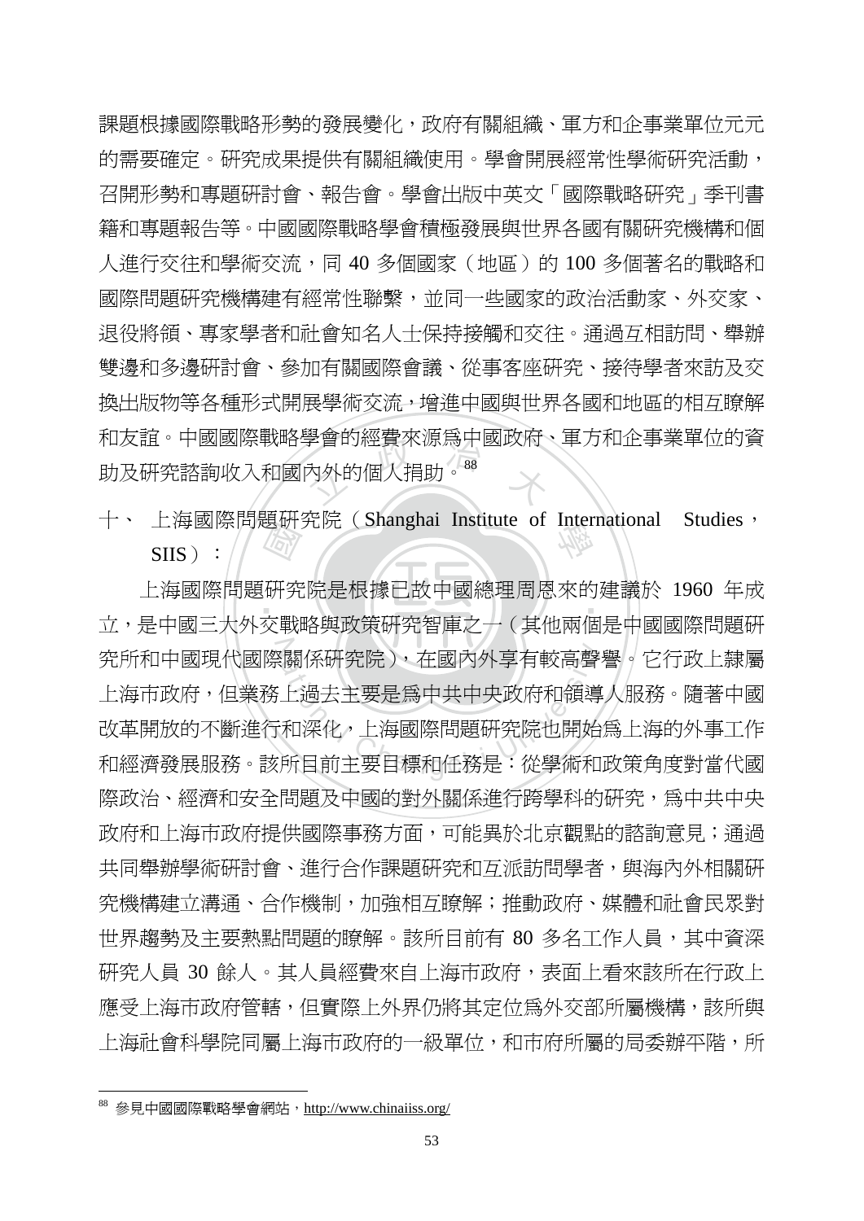課題根據國際戰略形勢的發展變化，政府有關組織、軍方和企事業單位元元的需要確定。研究成果提供有關組織使用。學會開展經常性學術研究活動，召開形勢和專題研討會、報告會。學會出版中英文「國際戰略研究」季刊書籍和專題報告等。中國國際戰略學會積極發展與世界各國有關研究機構和個人進行交往和學術交流，同 40 多個國家（地區）的 100 多個著名的戰略和國際問題研究機構建有經常性聯繫，並同一些國家的政治活動家、外交家、退役將領、專家學者和社會知名人士保持接觸和交往。通過互相訪問、舉辦雙邊和多邊研討會、參加有關國際會議、從事客座研究、接待學者來訪及交換出版物等各種形式開展學術交流，增進中國與世界各國和地區的相互瞭解和友誼。中國國際戰略學會的經費來源為中國政府、軍方和企事業單位的資助及研究諮詢收入和國內外的個人捐助。[88]

## 十、 上海國際問題研究院（Shanghai Institute of International Studies，SIIS）：

上海國際問題研究院是根據已故中國總理周恩來的建議於 1960 年成立，是中國三大外交戰略與政策研究智庫之一（其他兩個是中國國際問題研究所和中國現代國際關係研究院），在國內外享有較高聲譽。它行政上隸屬上海市政府，但業務上過去主要是為中共中央政府和領導人服務。隨著中國改革開放的不斷進行和深化，上海國際問題研究院也開始為上海的外事工作和經濟發展服務。該所目前主要目標和任務是：從學術和政策角度對當代國際政治、經濟和安全問題及中國的對外關係進行跨學科的研究，為中共中央政府和上海市政府提供國際事務方面，可能異於北京觀點的諮詢意見；通過共同舉辦學術研討會、進行合作課題研究和互派訪問學者，與海內外相關研究機構建立溝通、合作機制，加強相互瞭解；推動政府、媒體和社會民眾對世界趨勢及主要熱點問題的瞭解。該所目前有 80 多名工作人員，其中資深研究人員 30 餘人。其人員經費來自上海市政府，表面上看來該所在行政上應受上海市政府管轄，但實際上外界仍將其定位為外交部所屬機構，該所與上海社會科學院同屬上海市政府的一級單位，和市府所屬的局委辦平階，所

[88] 參見中國國際戰略學會網站，http://www.chinaiiss.org/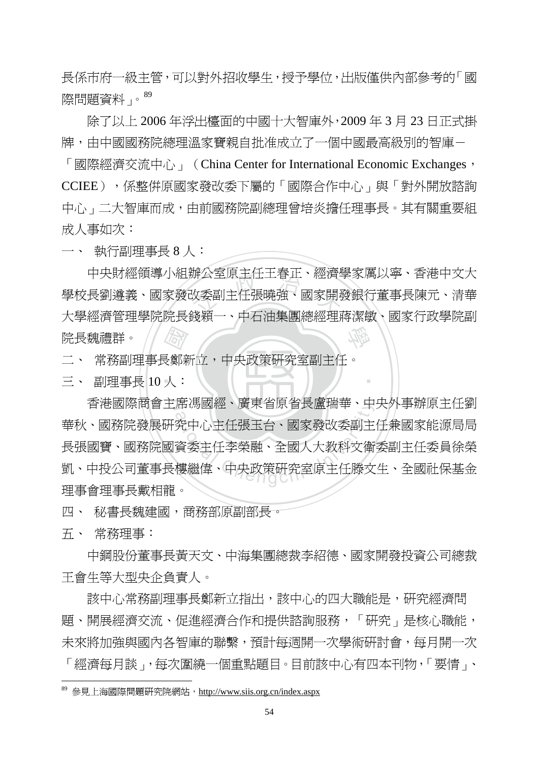長係市府一級主管，可以對外招收學生，授予學位，出版僅供內部參考的「國際問題資料」。[89]

除了以上 2006 年浮出檯面的中國十大智庫外，2009 年 3 月 23 日正式掛牌，由中國國務院總理溫家寶親自批准成立了一個中國最高級別的智庫－「國際經濟交流中心」（China Center for International Economic Exchanges，CCIEE），係整併原國家發改委下屬的「國際合作中心」與「對外開放諮詢中心」二大智庫而成，由前國務院副總理曾培炎擔任理事長。其有關重要組成人事如次：

一、 執行副理事長 8 人：

中央財經領導小組辦公室原主任王春正、經濟學家厲以寧、香港中文大學校長劉遵義、國家發改委副主任張曉強、國家開發銀行董事長陳元、清華大學經濟管理學院院長錢穎一、中石油集團總經理蔣潔敏、國家行政學院副院長魏禮群。

二、 常務副理事長鄭新立，中央政策研究室副主任。

三、 副理事長 10 人：

香港國際商會主席馮國經、廣東省原省長盧瑞華、中央外事辦原主任劉華秋、國務院發展研究中心主任張玉台、國家發改委副主任兼國家能源局局長張國寶、國務院國資委主任李榮融、全國人大教科文衛委副主任委員徐榮凱、中投公司董事長樓繼偉、中央政策研究室原主任滕文生、全國社保基金理事會理事長戴相龍。

四、 秘書長魏建國，商務部原副部長。

五、 常務理事：

中鋼股份董事長黃天文、中海集團總裁李紹德、國家開發投資公司總裁王會生等大型央企負責人。

該中心常務副理事長鄭新立指出，該中心的四大職能是，研究經濟問題、開展經濟交流、促進經濟合作和提供諮詢服務，「研究」是核心職能，未來將加強與國內各智庫的聯繫，預計每週開一次學術研討會，每月開一次「經濟每月談」，每次圍繞一個重點題目。目前該中心有四本刊物，「要情」、

---

[89] 參見上海國際問題研究院網站，http://www.siis.org.cn/index.aspx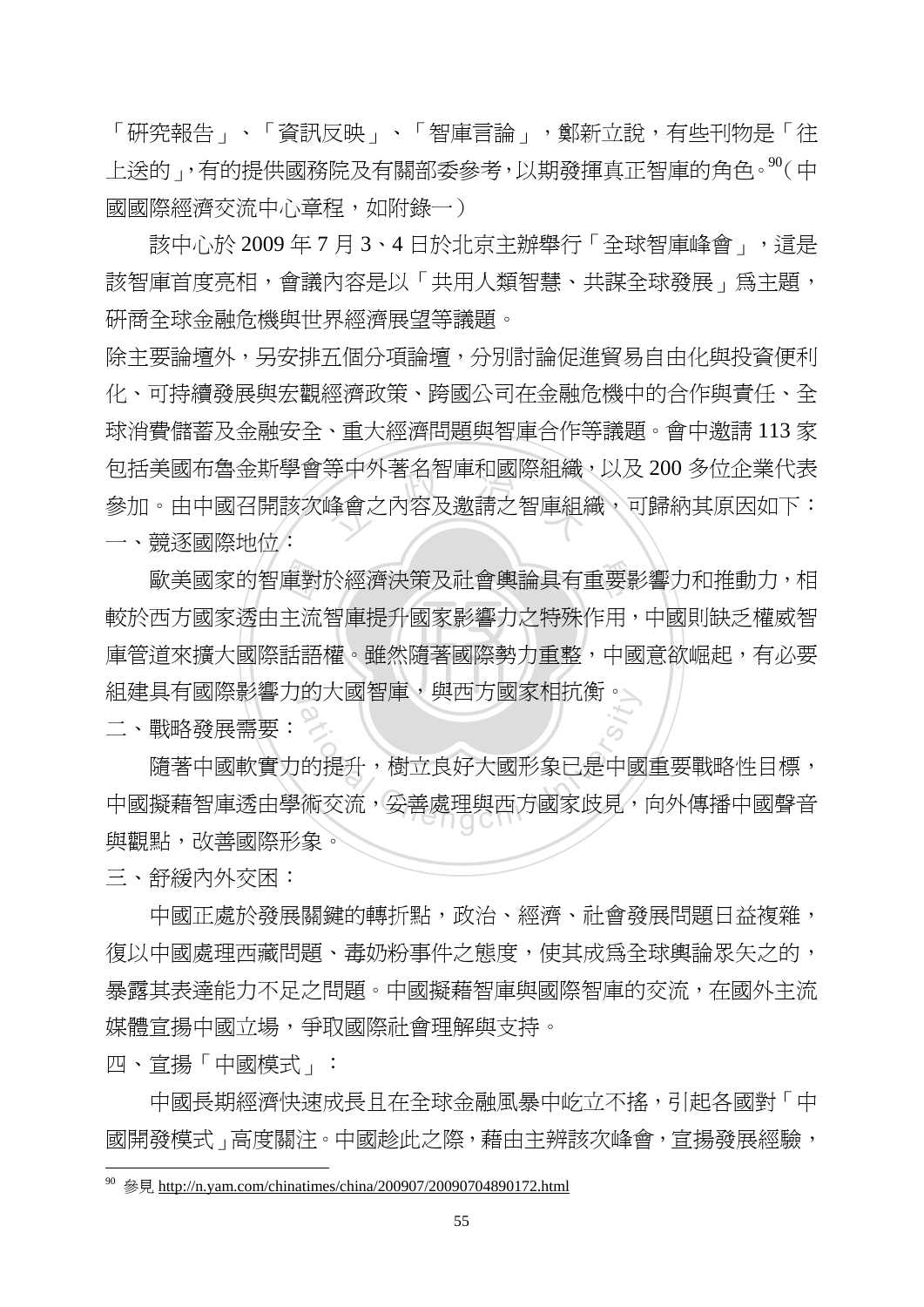「研究報告」、「資訊反映」、「智庫言論」，鄭新立說，有些刊物是「往上送的」，有的提供國務院及有關部委參考，以期發揮真正智庫的角色。[90]（中國國際經濟交流中心章程，如附錄一）

該中心於 2009 年 7 月 3、4 日於北京主辦舉行「全球智庫峰會」，這是該智庫首度亮相，會議內容是以「共用人類智慧、共謀全球發展」爲主題，研商全球金融危機與世界經濟展望等議題。

除主要論壇外，另安排五個分項論壇，分別討論促進貿易自由化與投資便利化、可持續發展與宏觀經濟政策、跨國公司在金融危機中的合作與責任、全球消費儲蓄及金融安全、重大經濟問題與智庫合作等議題。會中邀請 113 家包括美國布魯金斯學會等中外著名智庫和國際組織，以及 200 多位企業代表參加。由中國召開該次峰會之內容及邀請之智庫組織，可歸納其原因如下：

一、競逐國際地位：

歐美國家的智庫對於經濟決策及社會輿論具有重要影響力和推動力，相較於西方國家透由主流智庫提升國家影響力之特殊作用，中國則缺乏權威智庫管道來擴大國際話語權。雖然隨著國際勢力重整，中國意欲崛起，有必要組建具有國際影響力的大國智庫，與西方國家相抗衡。

二、戰略發展需要：

隨著中國軟實力的提升，樹立良好大國形象已是中國重要戰略性目標，中國擬藉智庫透由學術交流，妥善處理與西方國家歧見，向外傳播中國聲音與觀點，改善國際形象。

三、舒緩內外交困：

中國正處於發展關鍵的轉折點，政治、經濟、社會發展問題日益複雜，復以中國處理西藏問題、毒奶粉事件之態度，使其成爲全球輿論眾矢之的，暴露其表達能力不足之問題。中國擬藉智庫與國際智庫的交流，在國外主流媒體宣揚中國立場，爭取國際社會理解與支持。

四、宣揚「中國模式」：

中國長期經濟快速成長且在全球金融風暴中屹立不搖，引起各國對「中國開發模式」高度關注。中國趁此之際，藉由主辦該次峰會，宣揚發展經驗，

---

[90] 參見 http://n.yam.com/chinatimes/china/200907/20090704890172.html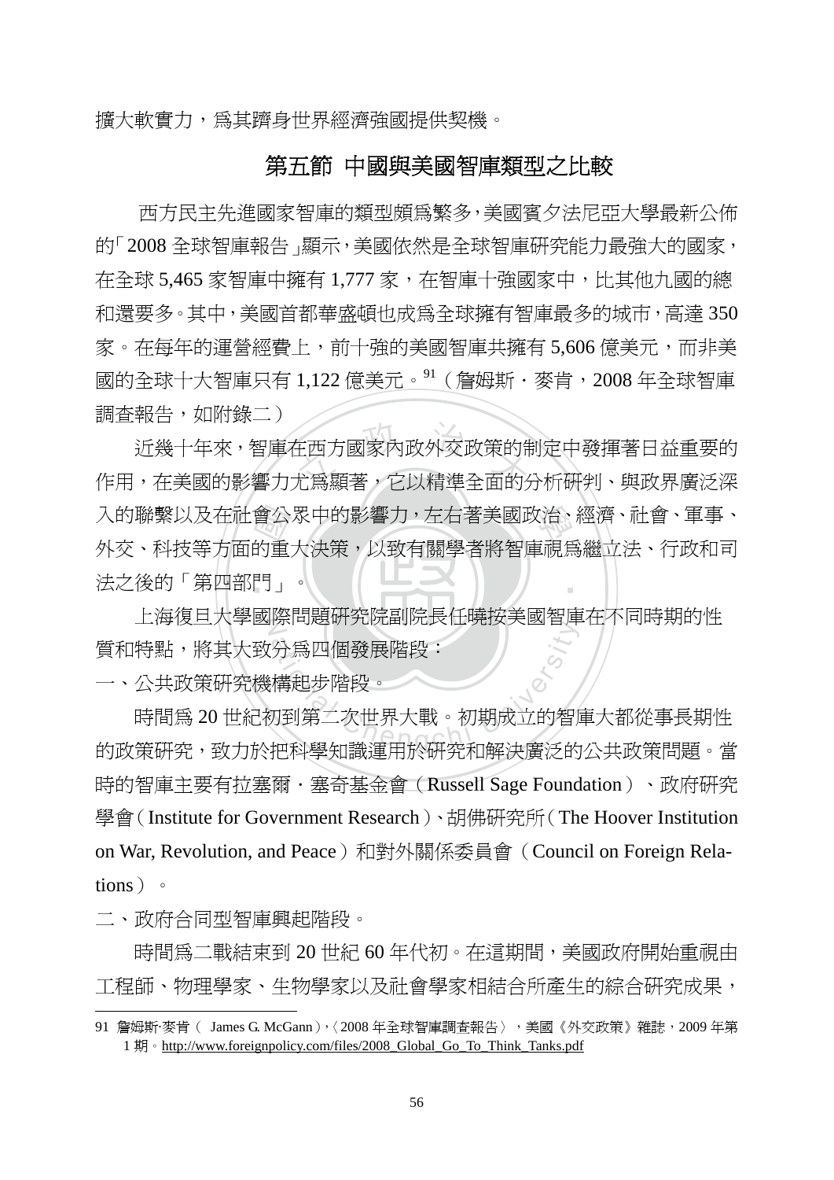擴大軟實力，爲其躋身世界經濟強國提供契機。

## 第五節 中國與美國智庫類型之比較

西方民主先進國家智庫的類型頗爲繁多，美國賓夕法尼亞大學最新公佈的「2008 全球智庫報告」顯示，美國依然是全球智庫研究能力最強大的國家，在全球 5,465 家智庫中擁有 1,777 家，在智庫十強國家中，比其他九國的總和還要多。其中，美國首都華盛頓也成爲全球擁有智庫最多的城市，高達 350 家。在每年的運營經費上，前十強的美國智庫共擁有 5,606 億美元，而非美國的全球十大智庫只有 1,122 億美元。[91]（詹姆斯・麥肯，2008 年全球智庫調查報告，如附錄二）

近幾十年來，智庫在西方國家內政外交政策的制定中發揮著日益重要的作用，在美國的影響力尤爲顯著，它以精準全面的分析研判、與政界廣泛深入的聯繫以及在社會公眾中的影響力，左右著美國政治、經濟、社會、軍事、外交、科技等方面的重大決策，以致有關學者將智庫視爲繼立法、行政和司法之後的「第四部門」。

上海復旦大學國際問題研究院副院長任曉按美國智庫在不同時期的性質和特點，將其大致分爲四個發展階段：

一、公共政策研究機構起步階段。

時間爲 20 世紀初到第二次世界大戰。初期成立的智庫大都從事長期性的政策研究，致力於把科學知識運用於研究和解決廣泛的公共政策問題。當時的智庫主要有拉塞爾・塞奇基金會（Russell Sage Foundation）、政府研究學會（Institute for Government Research）、胡佛研究所（The Hoover Institution on War, Revolution, and Peace）和對外關係委員會（Council on Foreign Relations）。

二、政府合同型智庫興起階段。

時間爲二戰結束到 20 世紀 60 年代初。在這期間，美國政府開始重視由工程師、物理學家、生物學家以及社會學家相結合所產生的綜合研究成果，

---

91 詹姆斯‧麥肯（ James G. McGann），〈2008 年全球智庫調查報告〉，美國《外交政策》雜誌，2009 年第 1 期。http://www.foreignpolicy.com/files/2008_Global_Go_To_Think_Tanks.pdf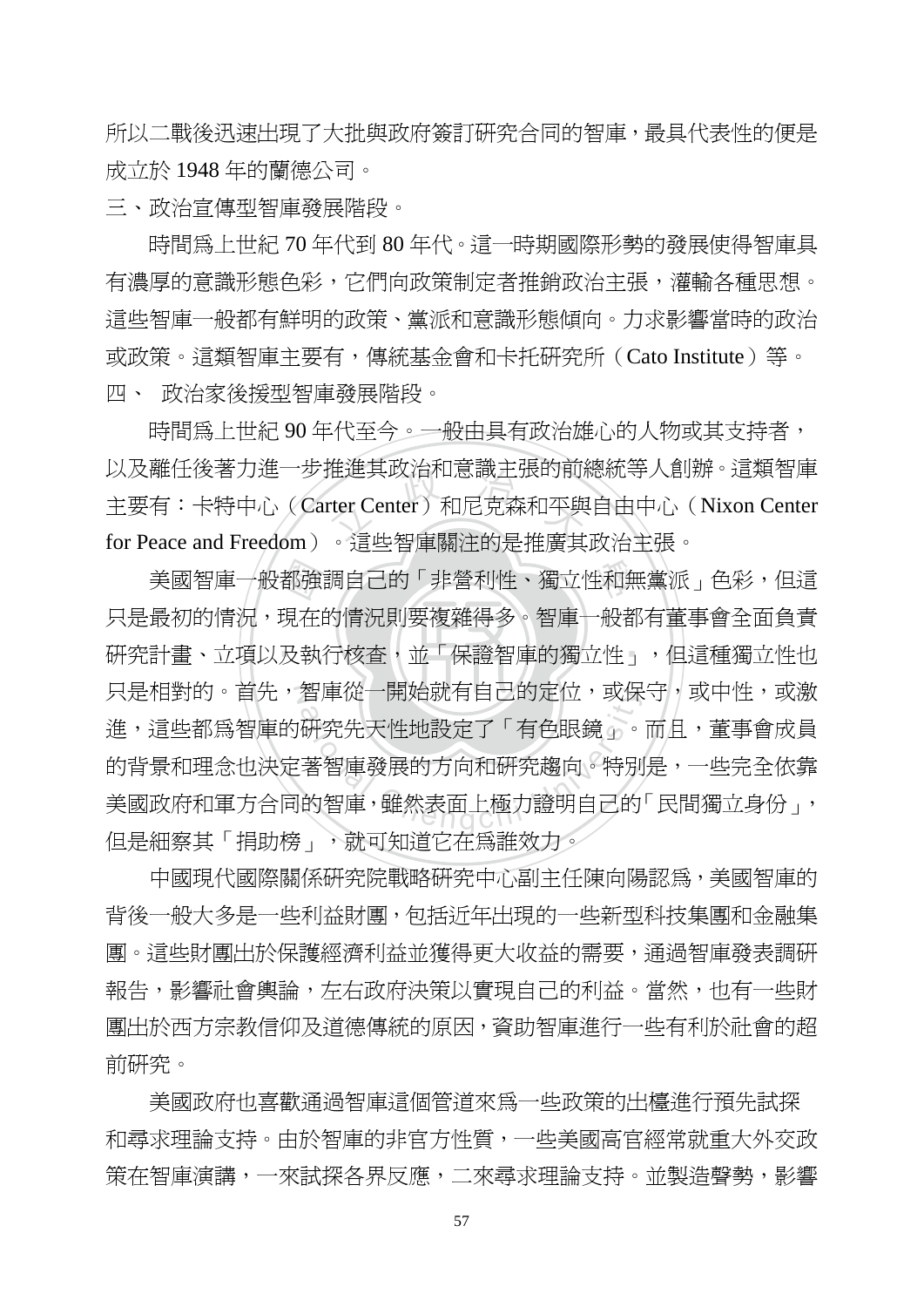所以二戰後迅速出現了大批與政府簽訂研究合同的智庫，最具代表性的便是成立於 1948 年的蘭德公司。

三、政治宣傳型智庫發展階段。

時間爲上世紀 70 年代到 80 年代。這一時期國際形勢的發展使得智庫具有濃厚的意識形態色彩，它們向政策制定者推銷政治主張，灌輸各種思想。這些智庫一般都有鮮明的政策、黨派和意識形態傾向。力求影響當時的政治或政策。這類智庫主要有，傳統基金會和卡托研究所（Cato Institute）等。

四、 政治家後援型智庫發展階段。

時間爲上世紀 90 年代至今。一般由具有政治雄心的人物或其支持者，以及離任後著力進一步推進其政治和意識主張的前總統等人創辦。這類智庫主要有：卡特中心（Carter Center）和尼克森和平與自由中心（Nixon Center for Peace and Freedom）。這些智庫關注的是推廣其政治主張。

美國智庫一般都強調自己的「非營利性、獨立性和無黨派」色彩，但這只是最初的情況，現在的情況則要複雜得多。智庫一般都有董事會全面負責研究計畫、立項以及執行核查，並「保證智庫的獨立性」，但這種獨立性也只是相對的。首先，智庫從一開始就有自己的定位，或保守，或中性，或激進，這些都爲智庫的研究先天性地設定了「有色眼鏡」。而且，董事會成員的背景和理念也決定著智庫發展的方向和研究趨向。特別是，一些完全依靠美國政府和軍方合同的智庫，雖然表面上極力證明自己的「民間獨立身份」，但是細察其「捐助榜」，就可知道它在爲誰效力。

中國現代國際關係研究院戰略研究中心副主任陳向陽認爲，美國智庫的背後一般大多是一些利益財團，包括近年出現的一些新型科技集團和金融集團。這些財團出於保護經濟利益並獲得更大收益的需要，通過智庫發表調研報告，影響社會輿論，左右政府決策以實現自己的利益。當然，也有一些財團出於西方宗教信仰及道德傳統的原因，資助智庫進行一些有利於社會的超前研究。

美國政府也喜歡通過智庫這個管道來爲一些政策的出檯進行預先試探和尋求理論支持。由於智庫的非官方性質，一些美國高官經常就重大外交政策在智庫演講，一來試探各界反應，二來尋求理論支持。並製造聲勢，影響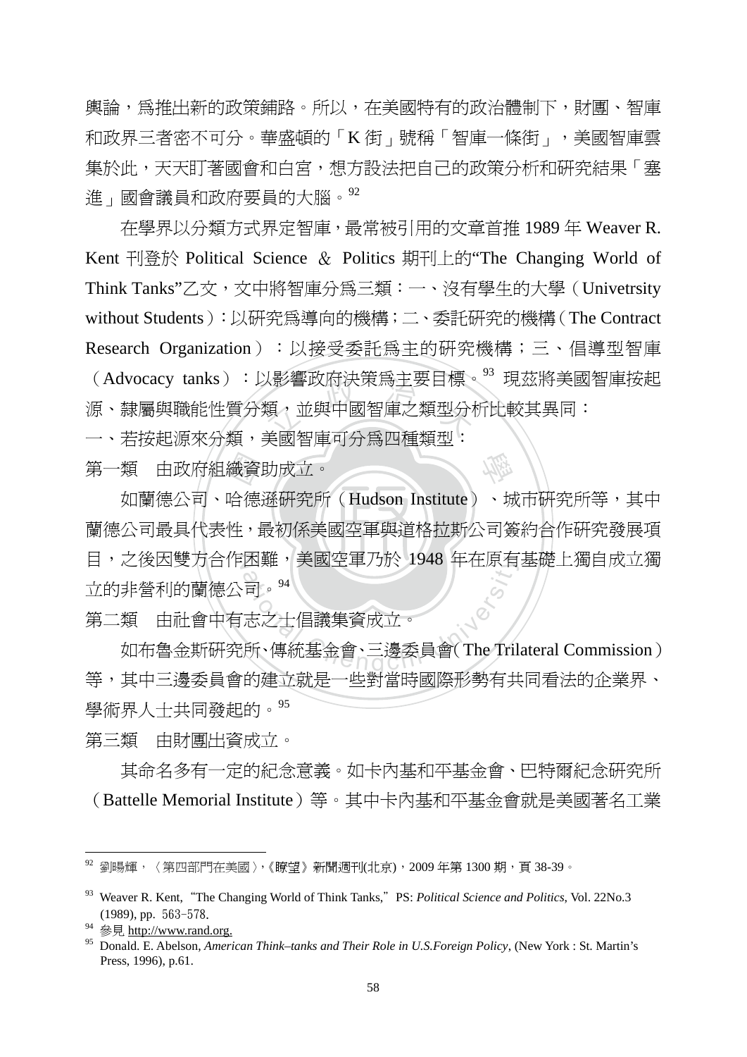輿論，為推出新的政策鋪路。所以，在美國特有的政治體制下，財團、智庫和政界三者密不可分。華盛頓的「K 街」號稱「智庫一條街」，美國智庫雲集於此，天天盯著國會和白宮，想方設法把自己的政策分析和研究結果「塞進」國會議員和政府要員的大腦。[92]

在學界以分類方式界定智庫，最常被引用的文章首推 1989 年 Weaver R. Kent 刊登於 Political Science ＆ Politics 期刊上的"The Changing World of Think Tanks"乙文，文中將智庫分為三類：一、沒有學生的大學（Univetrsity without Students）：以研究為導向的機構；二、委託研究的機構（The Contract Research Organization）：以接受委託為主的研究機構；三、倡導型智庫（Advocacy tanks）：以影響政府決策為主要目標。[93] 現茲將美國智庫按起源、隸屬與職能性質分類，並與中國智庫之類型分析比較其異同：

一、若按起源來分類，美國智庫可分為四種類型：

第一類　由政府組織資助成立。

如蘭德公司、哈德遜研究所（Hudson Institute）、城市研究所等，其中蘭德公司最具代表性，最初係美國空軍與道格拉斯公司簽約合作研究發展項目，之後因雙方合作困難，美國空軍乃於 1948 年在原有基礎上獨自成立獨立的非營利的蘭德公司。[94]

第二類　由社會中有志之士倡議集資成立。

如布魯金斯研究所、傳統基金會、三邊委員會(The Trilateral Commission)等，其中三邊委員會的建立就是一些對當時國際形勢有共同看法的企業界、學術界人士共同發起的。[95]

第三類　由財團出資成立。

其命名多有一定的紀念意義。如卡內基和平基金會、巴特爾紀念研究所（Battelle Memorial Institute）等。其中卡內基和平基金會就是美國著名工業

---

[92] 劉暘輝，〈第四部門在美國〉,《瞭望》新聞週刊(北京)，2009 年第 1300 期，頁 38-39。

[93] Weaver R. Kent, "The Changing World of Think Tanks," PS: *Political Science and Politics*, Vol. 22No.3 (1989), pp. 563-578.

[94] 參見 http://www.rand.org.

[95] Donald. E. Abelson, *American Think–tanks and Their Role in U.S.Foreign Policy*, (New York : St. Martin's Press, 1996), p.61.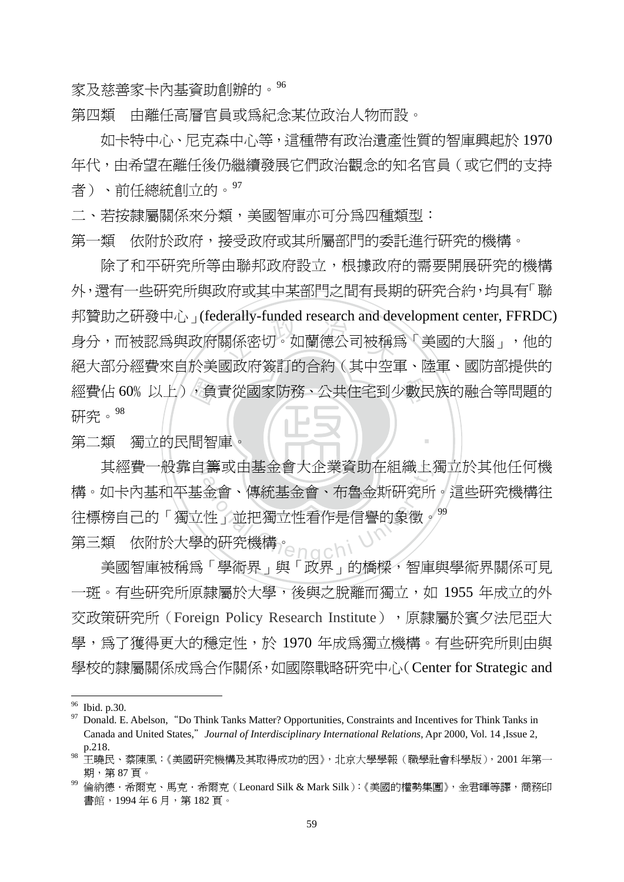家及慈善家卡內基資助創辦的。[96]

第四類　由離任高層官員或爲紀念某位政治人物而設。

如卡特中心、尼克森中心等，這種帶有政治遺產性質的智庫興起於 1970 年代，由希望在離任後仍繼續發展它們政治觀念的知名官員（或它們的支持者）、前任總統創立的。[97]

二、若按隸屬關係來分類，美國智庫亦可分爲四種類型：

第一類　依附於政府，接受政府或其所屬部門的委託進行研究的機構。

除了和平研究所等由聯邦政府設立，根據政府的需要開展研究的機構外，還有一些研究所與政府或其中某部門之間有長期的研究合約，均具有「聯邦贊助之研發中心」(federally-funded research and development center, FFRDC) 身分，而被認爲與政府關係密切。如蘭德公司被稱爲「美國的大腦」，他的絕大部分經費來自於美國政府簽訂的合約（其中空軍、陸軍、國防部提供的經費佔 60% 以上），負責從國家防務、公共住宅到少數民族的融合等問題的研究。[98]

第二類　獨立的民間智庫。

其經費一般靠自籌或由基金會大企業資助在組織上獨立於其他任何機構。如卡內基和平基金會、傳統基金會、布魯金斯研究所。這些研究機構往往標榜自己的「獨立性」並把獨立性看作是信譽的象徵。[99]

第三類　依附於大學的研究機構。

美國智庫被稱爲「學術界」與「政界」的橋樑，智庫與學術界關係可見一斑。有些研究所原隸屬於大學，後與之脫離而獨立，如 1955 年成立的外交政策研究所（Foreign Policy Research Institute），原隸屬於賓夕法尼亞大學，爲了獲得更大的穩定性，於 1970 年成爲獨立機構。有些研究所則由與學校的隸屬關係成爲合作關係，如國際戰略研究中心（Center for Strategic and

---

[96] Ibid. p.30.

[97] Donald. E. Abelson, "Do Think Tanks Matter? Opportunities, Constraints and Incentives for Think Tanks in Canada and United States," *Journal of Interdisciplinary International Relations,* Apr 2000, Vol. 14 ,Issue 2, p.218.

[98] 王曉民、蔡陳風：《美國研究機構及其取得成功的因》，北京大學學報（職學社會科學版），2001 年第一期，第 87 頁。

[99] 倫納德．希爾克、馬克．希爾克（Leonard Silk & Mark Silk）：《美國的權勢集團》，金君暉等譯，商務印書館，1994 年 6 月，第 182 頁。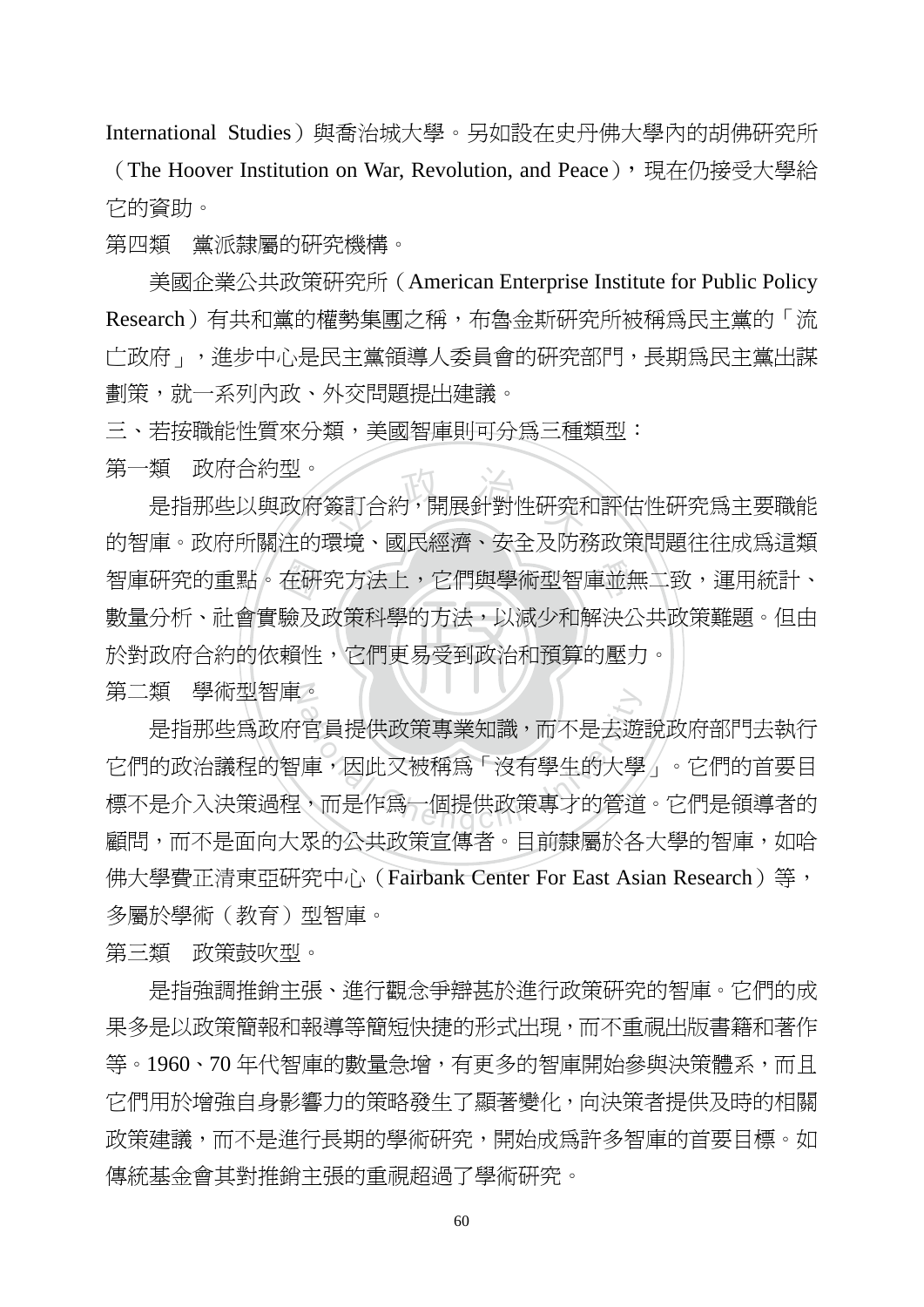International Studies）與喬治城大學。另如設在史丹佛大學內的胡佛研究所（The Hoover Institution on War, Revolution, and Peace），現在仍接受大學給它的資助。

第四類　黨派隸屬的研究機構。

美國企業公共政策研究所（American Enterprise Institute for Public Policy Research）有共和黨的權勢集團之稱，布魯金斯研究所被稱爲民主黨的「流亡政府」，進步中心是民主黨領導人委員會的研究部門，長期爲民主黨出謀劃策，就一系列內政、外交問題提出建議。

三、若按職能性質來分類，美國智庫則可分爲三種類型：

第一類　政府合約型。

是指那些以與政府簽訂合約，開展針對性研究和評估性研究爲主要職能的智庫。政府所關注的環境、國民經濟、安全及防務政策問題往往成爲這類智庫研究的重點。在研究方法上，它們與學術型智庫並無二致，運用統計、數量分析、社會實驗及政策科學的方法，以減少和解決公共政策難題。但由於對政府合約的依賴性，它們更易受到政治和預算的壓力。

第二類　學術型智庫。

是指那些爲政府官員提供政策專業知識，而不是去遊說政府部門去執行它們的政治議程的智庫，因此又被稱爲「沒有學生的大學」。它們的首要目標不是介入決策過程，而是作爲一個提供政策專才的管道。它們是領導者的顧問，而不是面向大眾的公共政策宣傳者。目前隸屬於各大學的智庫，如哈佛大學費正清東亞研究中心（Fairbank Center For East Asian Research）等，多屬於學術（教育）型智庫。

第三類　政策鼓吹型。

是指強調推銷主張、進行觀念爭辯甚於進行政策研究的智庫。它們的成果多是以政策簡報和報導等簡短快捷的形式出現，而不重視出版書籍和著作等。1960、70 年代智庫的數量急增，有更多的智庫開始參與決策體系，而且它們用於增強自身影響力的策略發生了顯著變化，向決策者提供及時的相關政策建議，而不是進行長期的學術研究，開始成爲許多智庫的首要目標。如傳統基金會其對推銷主張的重視超過了學術研究。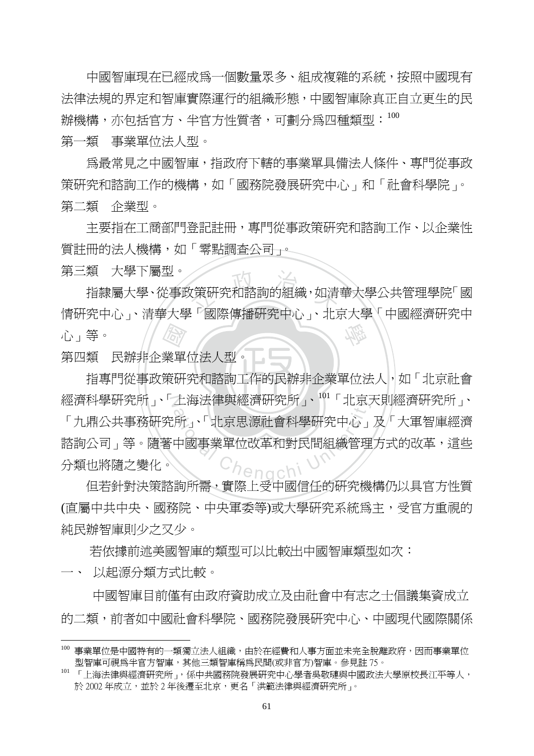中國智庫現在已經成爲一個數量眾多、組成複雜的系統，按照中國現有法律法規的界定和智庫實際運行的組織形態，中國智庫除真正自立更生的民辦機構，亦包括官方、半官方性質者，可劃分爲四種類型：[100]

第一類　事業單位法人型。

爲最常見之中國智庫，指政府下轄的事業單具備法人條件、專門從事政策研究和諮詢工作的機構，如「國務院發展研究中心」和「社會科學院」。

第二類　企業型。

主要指在工商部門登記註冊，專門從事政策研究和諮詢工作、以企業性質註冊的法人機構，如「零點調查公司」。

第三類　大學下屬型。

指隸屬大學、從事政策研究和諮詢的組織，如清華大學公共管理學院「國情研究中心」、清華大學「國際傳播研究中心」、北京大學「中國經濟研究中心」等。

第四類　民辦非企業單位法人型。

指專門從事政策研究和諮詢工作的民辦非企業單位法人，如「北京社會經濟科學研究所」、「上海法律與經濟研究所」、[101]「北京天則經濟研究所」、「九鼎公共事務研究所」、「北京思源社會科學研究中心」及「大軍智庫經濟諮詢公司」等。隨著中國事業單位改革和對民間組織管理方式的改革，這些分類也將隨之變化。

但若針對決策諮詢所需，實際上受中國信任的研究機構仍以具官方性質(直屬中共中央、國務院、中央軍委等)或大學研究系統爲主，受官方重視的純民辦智庫則少之又少。

若依據前述美國智庫的類型可以比較出中國智庫類型如次：

一、 以起源分類方式比較。

中國智庫目前僅有由政府資助成立及由社會中有志之士倡議集資成立的二類，前者如中國社會科學院、國務院發展研究中心、中國現代國際關係

---

[100] 事業單位是中國特有的一類獨立法人組織，由於在經費和人事方面並未完全脫離政府，因而事業單位型智庫可視爲半官方智庫，其他三類智庫稱爲民間(或非官方)智庫。參見註 75。

[101] 「上海法律與經濟研究所」，係中共國務院發展研究中心學者吳敬璉與中國政法大學原校長江平等人，於 2002 年成立，並於 2 年後遷至北京，更名「洪範法律與經濟研究所」。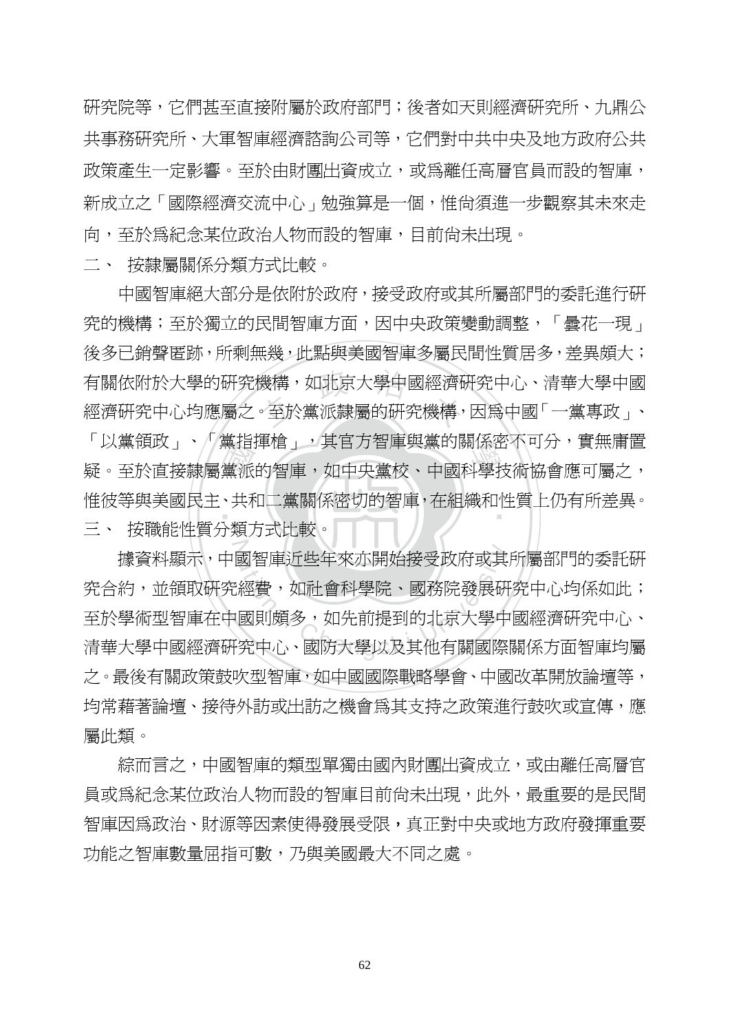研究院等，它們甚至直接附屬於政府部門；後者如天則經濟研究所、九鼎公共事務研究所、大軍智庫經濟諮詢公司等，它們對中共中央及地方政府公共政策產生一定影響。至於由財團出資成立，或爲離任高層官員而設的智庫，新成立之「國際經濟交流中心」勉強算是一個，惟尚須進一步觀察其未來走向，至於爲紀念某位政治人物而設的智庫，目前尚未出現。

二、 按隸屬關係分類方式比較。

中國智庫絕大部分是依附於政府，接受政府或其所屬部門的委託進行研究的機構；至於獨立的民間智庫方面，因中央政策變動調整，「曇花一現」後多已銷聲匿跡，所剩無幾，此點與美國智庫多屬民間性質居多，差異頗大；有關依附於大學的研究機構，如北京大學中國經濟研究中心、清華大學中國經濟研究中心均應屬之。至於黨派隸屬的研究機構，因爲中國「一黨專政」、「以黨領政」、「黨指揮槍」，其官方智庫與黨的關係密不可分，實無庸置疑。至於直接隸屬黨派的智庫，如中央黨校、中國科學技術協會應可屬之，惟彼等與美國民主、共和二黨關係密切的智庫，在組織和性質上仍有所差異。

三、 按職能性質分類方式比較。

據資料顯示，中國智庫近些年來亦開始接受政府或其所屬部門的委託研究合約，並領取研究經費，如社會科學院、國務院發展研究中心均係如此；至於學術型智庫在中國則頗多，如先前提到的北京大學中國經濟研究中心、清華大學中國經濟研究中心、國防大學以及其他有關國際關係方面智庫均屬之。最後有關政策鼓吹型智庫，如中國國際戰略學會、中國改革開放論壇等，均常藉著論壇、接待外訪或出訪之機會爲其支持之政策進行鼓吹或宣傳，應屬此類。

綜而言之，中國智庫的類型單獨由國內財團出資成立，或由離任高層官員或爲紀念某位政治人物而設的智庫目前尚未出現，此外，最重要的是民間智庫因爲政治、財源等因素使得發展受限，真正對中央或地方政府發揮重要功能之智庫數量屈指可數，乃與美國最大不同之處。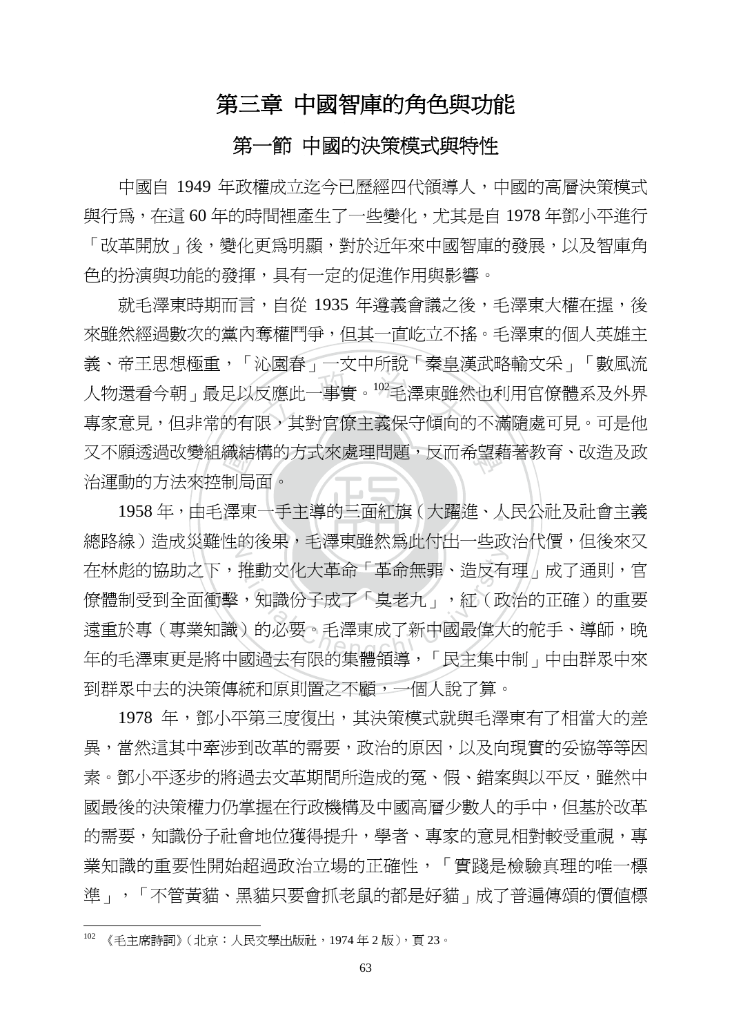# 第三章 中國智庫的角色與功能

## 第一節 中國的決策模式與特性

中國自 1949 年政權成立迄今已歷經四代領導人，中國的高層決策模式與行爲，在這 60 年的時間裡產生了一些變化，尤其是自 1978 年鄧小平進行「改革開放」後，變化更爲明顯，對於近年來中國智庫的發展，以及智庫角色的扮演與功能的發揮，具有一定的促進作用與影響。

就毛澤東時期而言，自從 1935 年遵義會議之後，毛澤東大權在握，後來雖然經過數次的黨內奪權鬥爭，但其一直屹立不搖。毛澤東的個人英雄主義、帝王思想極重，「沁園春」一文中所說「秦皇漢武略輸文采」「數風流人物還看今朝」最足以反應此一事實。[102]毛澤東雖然也利用官僚體系及外界專家意見，但非常的有限，其對官僚主義保守傾向的不滿隨處可見。可是他又不願透過改變組織結構的方式來處理問題，反而希望藉著教育、改造及政治運動的方法來控制局面。

1958 年，由毛澤東一手主導的三面紅旗（大躍進、人民公社及社會主義總路線）造成災難性的後果，毛澤東雖然爲此付出一些政治代價，但後來又在林彪的協助之下，推動文化大革命「革命無罪、造反有理」成了通則，官僚體制受到全面衝擊，知識份子成了「臭老九」，紅（政治的正確）的重要遠重於專（專業知識）的必要。毛澤東成了新中國最偉大的舵手、導師，晚年的毛澤東更是將中國過去有限的集體領導，「民主集中制」中由群眾中來到群眾中去的決策傳統和原則置之不顧，一個人說了算。

1978 年，鄧小平第三度復出，其決策模式就與毛澤東有了相當大的差異，當然這其中牽涉到改革的需要，政治的原因，以及向現實的妥協等等因素。鄧小平逐步的將過去文革期間所造成的冤、假、錯案與以平反，雖然中國最後的決策權力仍掌握在行政機構及中國高層少數人的手中，但基於改革的需要，知識份子社會地位獲得提升，學者、專家的意見相對較受重視，專業知識的重要性開始超過政治立場的正確性，「實踐是檢驗真理的唯一標準」，「不管黃貓、黑貓只要會抓老鼠的都是好貓」成了普遍傳頌的價值標

---

[102] 《毛主席詩詞》（北京：人民文學出版社，1974 年 2 版），頁 23。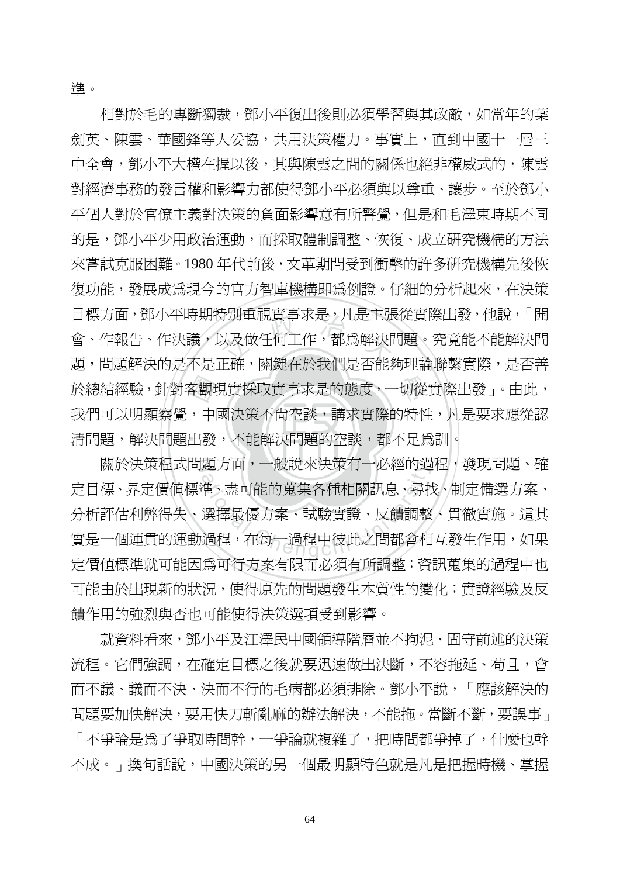準。

相對於毛的專斷獨裁，鄧小平復出後則必須學習與其政敵，如當年的葉劍英、陳雲、華國鋒等人妥協，共用決策權力。事實上，直到中國十一屆三中全會，鄧小平大權在握以後，其與陳雲之間的關係也絕非權威式的，陳雲對經濟事務的發言權和影響力都使得鄧小平必須與以尊重、讓步。至於鄧小平個人對於官僚主義對決策的負面影響意有所警覺，但是和毛澤東時期不同的是，鄧小平少用政治運動，而採取體制調整、恢復、成立研究機構的方法來嘗試克服困難。1980 年代前後，文革期間受到衝擊的許多研究機構先後恢復功能，發展成為現今的官方智庫機構即為例證。仔細的分析起來，在決策目標方面，鄧小平時期特別重視實事求是，凡是主張從實際出發，他說，「開會、作報告、作決議，以及做任何工作，都為解決問題。究竟能不能解決問題，問題解決的是不是正確，關鍵在於我們是否能夠理論聯繫實際，是否善於總結經驗，針對客觀現實採取實事求是的態度，一切從實際出發」。由此，我們可以明顯察覺，中國決策不尚空談，講求實際的特性，凡是要求應從認清問題，解決問題出發，不能解決問題的空談，都不足為訓。

關於決策程式問題方面，一般說來決策有一必經的過程，發現問題、確定目標、界定價值標準、盡可能的蒐集各種相關訊息、尋找、制定備選方案、分析評估利弊得失、選擇最優方案、試驗實證、反饋調整、貫徹實施。這其實是一個連貫的運動過程，在每一過程中彼此之間都會相互發生作用，如果定價值標準就可能因為可行方案有限而必須有所調整；資訊蒐集的過程中也可能由於出現新的狀況，使得原先的問題發生本質性的變化；實證經驗及反饋作用的強烈與否也可能使得決策選項受到影響。

就資料看來，鄧小平及江澤民中國領導階層並不拘泥、固守前述的決策流程。它們強調，在確定目標之後就要迅速做出決斷，不容拖延、苟且，會而不議、議而不決、決而不行的毛病都必須排除。鄧小平說，「應該解決的問題要加快解決，要用快刀斬亂麻的辦法解決，不能拖。當斷不斷，要誤事」「不爭論是為了爭取時間幹，一爭論就複雜了，把時間都爭掉了，什麼也幹不成。」換句話說，中國決策的另一個最明顯特色就是凡是把握時機、掌握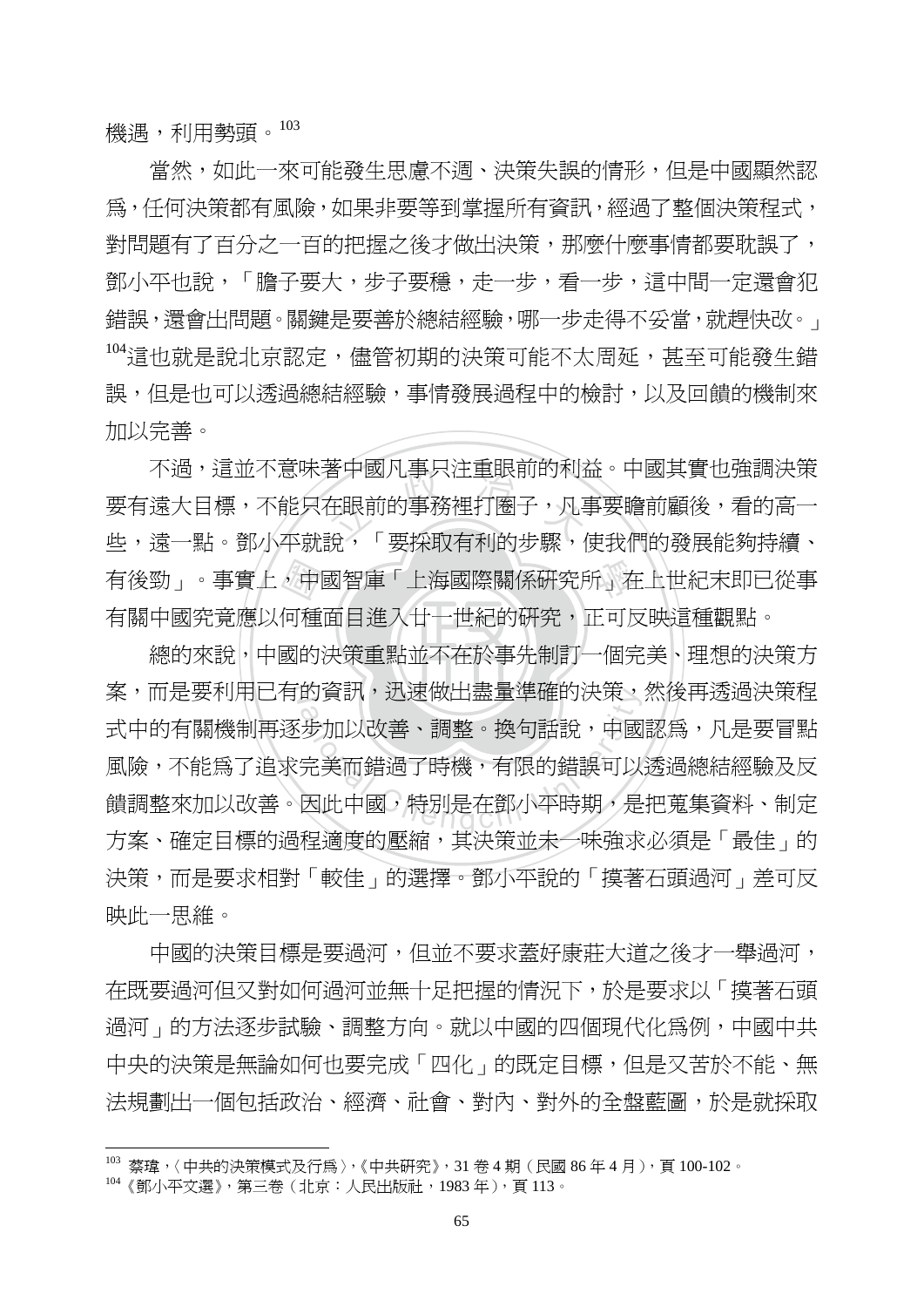機遇，利用勢頭。[103]

當然，如此一來可能發生思慮不週、決策失誤的情形，但是中國顯然認爲，任何決策都有風險，如果非要等到掌握所有資訊，經過了整個決策程式，對問題有了百分之一百的把握之後才做出決策，那麼什麼事情都要耽誤了，鄧小平也說，「膽子要大，步子要穩，走一步，看一步，這中間一定還會犯錯誤，還會出問題。關鍵是要善於總結經驗，哪一步走得不妥當，就趕快改。」[104]這也就是說北京認定，儘管初期的決策可能不太周延，甚至可能發生錯誤，但是也可以透過總結經驗，事情發展過程中的檢討，以及回饋的機制來加以完善。

不過，這並不意味著中國凡事只注重眼前的利益。中國其實也強調決策要有遠大目標，不能只在眼前的事務裡打圈子，凡事要瞻前顧後，看的高一些，遠一點。鄧小平就說，「要採取有利的步驟，使我們的發展能夠持續、有後勁」。事實上，中國智庫「上海國際關係研究所」在上世紀末即已從事有關中國究竟應以何種面目進入廿一世紀的研究，正可反映這種觀點。

總的來說，中國的決策重點並不在於事先制訂一個完美、理想的決策方案，而是要利用已有的資訊，迅速做出盡量準確的決策，然後再透過決策程式中的有關機制再逐步加以改善、調整。換句話說，中國認爲，凡是要冒點風險，不能爲了追求完美而錯過了時機，有限的錯誤可以透過總結經驗及反饋調整來加以改善。因此中國，特別是在鄧小平時期，是把蒐集資料、制定方案、確定目標的過程適度的壓縮，其決策並未一味強求必須是「最佳」的決策，而是要求相對「較佳」的選擇。鄧小平說的「摸著石頭過河」差可反映此一思維。

中國的決策目標是要過河，但並不要求蓋好康莊大道之後才一舉過河，在既要過河但又對如何過河並無十足把握的情況下，於是要求以「摸著石頭過河」的方法逐步試驗、調整方向。就以中國的四個現代化爲例，中國中共中央的決策是無論如何也要完成「四化」的既定目標，但是又苦於不能、無法規劃出一個包括政治、經濟、社會、對內、對外的全盤藍圖，於是就採取

---

[103] 蔡瑋，〈中共的決策模式及行爲〉，《中共研究》，31 卷 4 期（民國 86 年 4 月），頁 100-102。

[104] 《鄧小平文選》，第三卷（北京：人民出版社，1983 年），頁 113。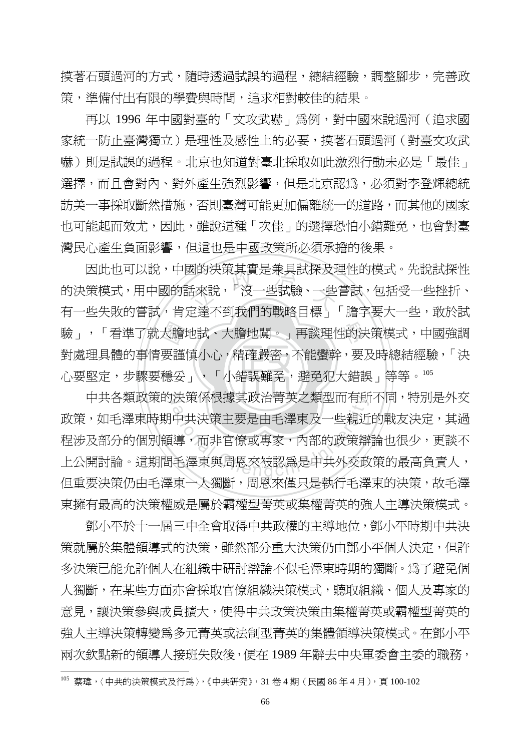摸著石頭過河的方式，隨時透過試誤的過程，總結經驗，調整腳步，完善政策，準備付出有限的學費與時間，追求相對較佳的結果。

再以 1996 年中國對臺的「文攻武嚇」為例，對中國來說過河（追求國家統一防止臺灣獨立）是理性及感性上的必要，摸著石頭過河（對臺文攻武嚇）則是試誤的過程。北京也知道對臺北採取如此激烈行動未必是「最佳」選擇，而且會對內、對外產生強烈影響，但是北京認為，必須對李登輝總統訪美一事採取斷然措施，否則臺灣可能更加偏離統一的道路，而其他的國家也可能起而效尤，因此，雖說這種「次佳」的選擇恐怕小錯難免，也會對臺灣民心產生負面影響，但這也是中國政策所必須承擔的後果。

因此也可以說，中國的決策其實是兼具試探及理性的模式。先說試探性的決策模式，用中國的話來說，「沒一些試驗、一些嘗試，包括受一些挫折、有一些失敗的嘗試，肯定達不到我們的戰略目標」「膽字要大一些，敢於試驗」，「看準了就大膽地試、大膽地闖。」再談理性的決策模式，中國強調對處理具體的事情要謹慎小心，精確嚴密，不能蠻幹，要及時總結經驗，「決心要堅定，步驟要穩妥」，「小錯誤難免，避免犯大錯誤」等等。[105]

中共各類政策的決策係根據其政治菁英之類型而有所不同，特別是外交政策，如毛澤東時期中共決策主要是由毛澤東及一些親近的戰友決定，其過程涉及部分的個別領導，而非官僚或專家，內部的政策辯論也很少，更談不上公開討論。這期間毛澤東與周恩來被認為是中共外交政策的最高負責人，但重要決策仍由毛澤東一人獨斷，周恩來僅只是執行毛澤東的決策，故毛澤東擁有最高的決策權威是屬於霸權型菁英或集權菁英的強人主導決策模式。

鄧小平於十一屆三中全會取得中共政權的主導地位，鄧小平時期中共決策就屬於集體領導式的決策，雖然部分重大決策仍由鄧小平個人決定，但許多決策已能允許個人在組織中研討辯論不似毛澤東時期的獨斷。為了避免個人獨斷，在某些方面亦會採取官僚組織決策模式，聽取組織、個人及專家的意見，讓決策參與成員擴大，使得中共政策決策由集權菁英或霸權型菁英的強人主導決策轉變為多元菁英或法制型菁英的集體領導決策模式。在鄧小平兩次欽點新的領導人接班失敗後，便在 1989 年辭去中央軍委會主委的職務，

[105] 蔡瑋，〈中共的決策模式及行為〉，《中共研究》，31 卷 4 期（民國 86 年 4 月），頁 100-102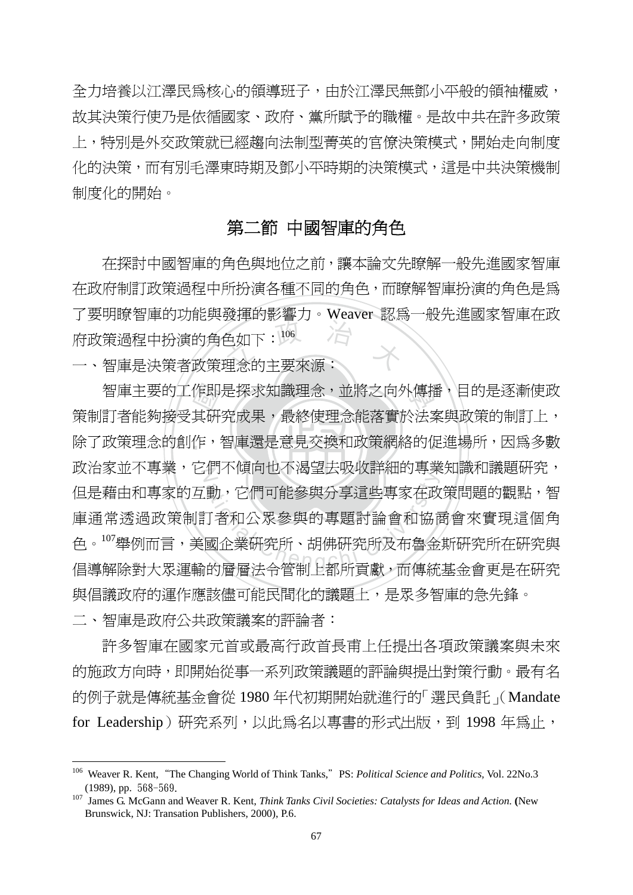全力培養以江澤民為核心的領導班子，由於江澤民無鄧小平般的領袖權威，故其決策行使乃是依循國家、政府、黨所賦予的職權。是故中共在許多政策上，特別是外交政策就已經趨向法制型菁英的官僚決策模式，開始走向制度化的決策，而有別毛澤東時期及鄧小平時期的決策模式，這是中共決策機制制度化的開始。

## 第二節 中國智庫的角色

在探討中國智庫的角色與地位之前，讓本論文先瞭解一般先進國家智庫在政府制訂政策過程中所扮演各種不同的角色，而瞭解智庫扮演的角色是為了要明瞭智庫的功能與發揮的影響力。Weaver 認為一般先進國家智庫在政府政策過程中扮演的角色如下：[106]

一、智庫是決策者政策理念的主要來源：

智庫主要的工作即是探求知識理念，並將之向外傳播，目的是逐漸使政策制訂者能夠接受其研究成果，最終使理念能落實於法案與政策的制訂上，除了政策理念的創作，智庫還是意見交換和政策網絡的促進場所，因為多數政治家並不專業，它們不傾向也不渴望去吸收詳細的專業知識和議題研究，但是藉由和專家的互動，它們可能參與分享這些專家在政策問題的觀點，智庫通常透過政策制訂者和公眾參與的專題討論會和協商會來實現這個角色。[107]舉例而言，美國企業研究所、胡佛研究所及布魯金斯研究所在研究與倡導解除對大眾運輸的層層法令管制上都所貢獻，而傳統基金會更是在研究與倡議政府的運作應該儘可能民間化的議題上，是眾多智庫的急先鋒。

二、智庫是政府公共政策議案的評論者：

許多智庫在國家元首或最高行政首長甫上任提出各項政策議案與未來的施政方向時，即開始從事一系列政策議題的評論與提出對策行動。最有名的例子就是傳統基金會從 1980 年代初期開始就進行的「選民負託」（Mandate for Leadership）研究系列，以此為名以專書的形式出版，到 1998 年為止，

---

[106] Weaver R. Kent, "The Changing World of Think Tanks," PS: *Political Science and Politics*, Vol. 22No.3 (1989), pp. 568-569.

[107] James G. McGann and Weaver R. Kent, *Think Tanks Civil Societies: Catalysts for Ideas and Action.* **(**New Brunswick, NJ: Transation Publishers, 2000), P.6.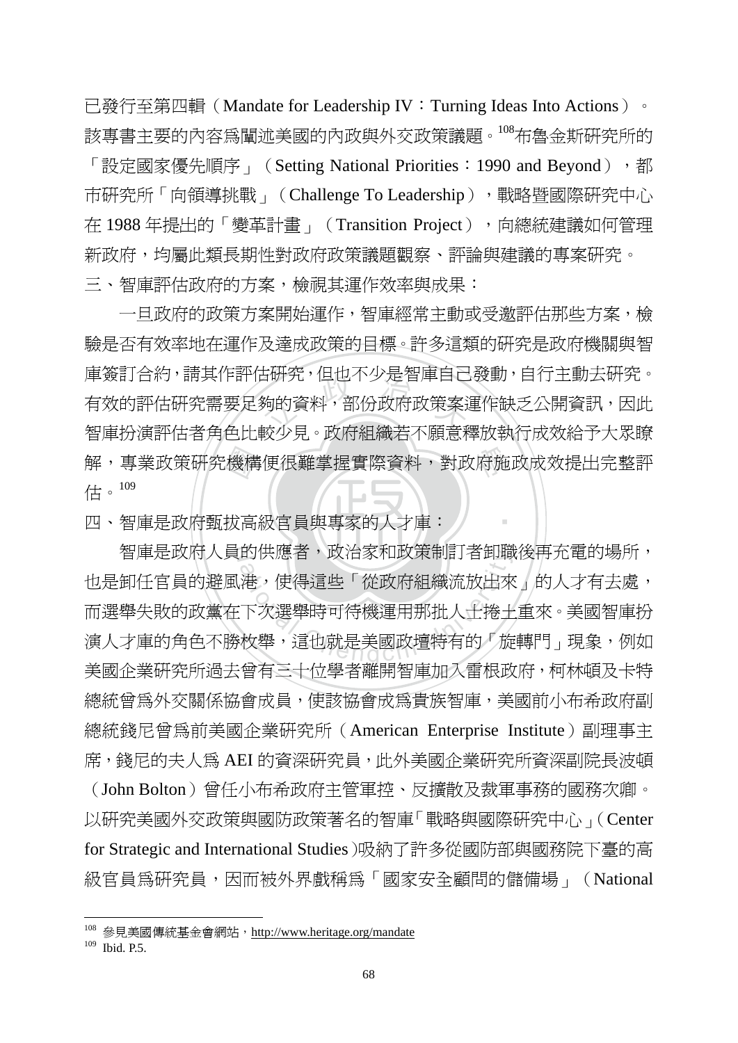已發行至第四輯（Mandate for Leadership IV：Turning Ideas Into Actions）。該專書主要的內容爲闡述美國的內政與外交政策議題。[108]布魯金斯研究所的「設定國家優先順序」（Setting National Priorities：1990 and Beyond），都市研究所「向領導挑戰」（Challenge To Leadership），戰略暨國際研究中心在 1988 年提出的「變革計畫」（Transition Project），向總統建議如何管理新政府，均屬此類長期性對政府政策議題觀察、評論與建議的專案研究。

三、智庫評估政府的方案，檢視其運作效率與成果：

一旦政府的政策方案開始運作，智庫經常主動或受邀評估那些方案，檢驗是否有效率地在運作及達成政策的目標。許多這類的研究是政府機關與智庫簽訂合約，請其作評估研究，但也不少是智庫自己發動，自行主動去研究。有效的評估研究需要足夠的資料，部份政府政策案運作缺乏公開資訊，因此智庫扮演評估者角色比較少見。政府組織若不願意釋放執行成效給予大眾瞭解，專業政策研究機構便很難掌握實際資料，對政府施政成效提出完整評估。[109]

四、智庫是政府甄拔高級官員與專家的人才庫：

智庫是政府人員的供應者，政治家和政策制訂者卸職後再充電的場所，也是卸任官員的避風港，使得這些「從政府組織流放出來」的人才有去處，而選舉失敗的政黨在下次選舉時可待機運用那批人士捲土重來。美國智庫扮演人才庫的角色不勝枚舉，這也就是美國政壇特有的「旋轉門」現象，例如美國企業研究所過去曾有三十位學者離開智庫加入雷根政府，柯林頓及卡特總統曾爲外交關係協會成員，使該協會成爲貴族智庫，美國前小布希政府副總統錢尼曾爲前美國企業研究所（American Enterprise Institute）副理事主席，錢尼的夫人爲 AEI 的資深研究員，此外美國企業研究所資深副院長波頓（John Bolton）曾任小布希政府主管軍控、反擴散及裁軍事務的國務次卿。以研究美國外交政策與國防政策著名的智庫「戰略與國際研究中心」（Center for Strategic and International Studies）吸納了許多從國防部與國務院下臺的高級官員爲研究員，因而被外界戲稱爲「國家安全顧問的儲備場」（National

---

[108] 參見美國傳統基金會網站，http://www.heritage.org/mandate

[109] Ibid. P.5.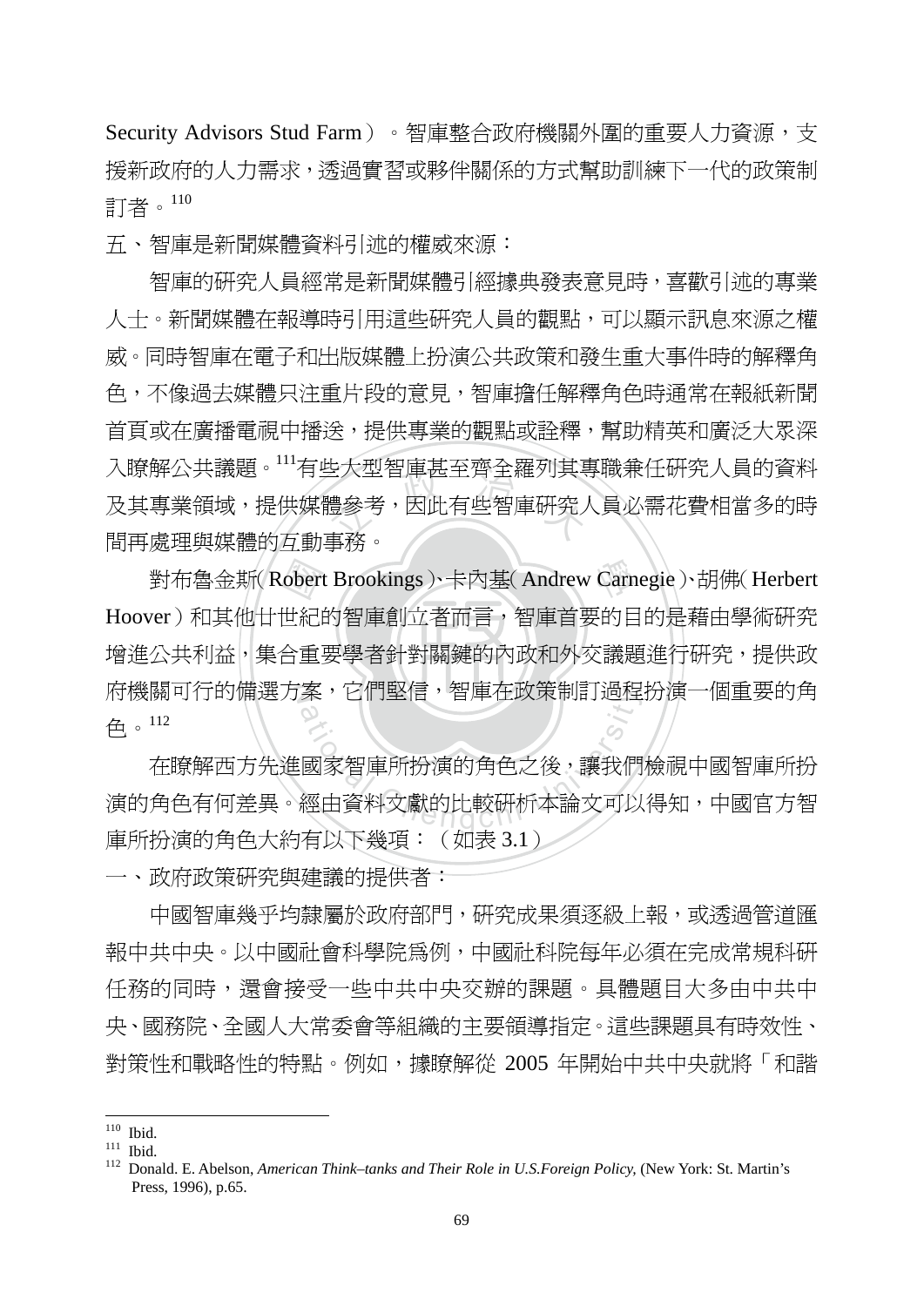Security Advisors Stud Farm）。智庫整合政府機關外圍的重要人力資源，支援新政府的人力需求，透過實習或夥伴關係的方式幫助訓練下一代的政策制訂者。[110]

五、智庫是新聞媒體資料引述的權威來源：

智庫的研究人員經常是新聞媒體引經據典發表意見時，喜歡引述的專業人士。新聞媒體在報導時引用這些研究人員的觀點，可以顯示訊息來源之權威。同時智庫在電子和出版媒體上扮演公共政策和發生重大事件時的解釋角色，不像過去媒體只注重片段的意見，智庫擔任解釋角色時通常在報紙新聞首頁或在廣播電視中播送，提供專業的觀點或詮釋，幫助精英和廣泛大眾深入瞭解公共議題。[111]有些大型智庫甚至齊全羅列其專職兼任研究人員的資料及其專業領域，提供媒體參考，因此有些智庫研究人員必需花費相當多的時間再處理與媒體的互動事務。

對布魯金斯（Robert Brookings）、卡內基（Andrew Carnegie）、胡佛（Herbert Hoover）和其他廿世紀的智庫創立者而言，智庫首要的目的是藉由學術研究增進公共利益，集合重要學者針對關鍵的內政和外交議題進行研究，提供政府機關可行的備選方案，它們堅信，智庫在政策制訂過程扮演一個重要的角色。[112]

在瞭解西方先進國家智庫所扮演的角色之後，讓我們檢視中國智庫所扮演的角色有何差異。經由資料文獻的比較研析本論文可以得知，中國官方智庫所扮演的角色大約有以下幾項：（如表 3.1）

一、政府政策研究與建議的提供者：

中國智庫幾乎均隸屬於政府部門，研究成果須逐級上報，或透過管道匯報中共中央。以中國社會科學院爲例，中國社科院每年必須在完成常規科研任務的同時，還會接受一些中共中央交辦的課題。具體題目大多由中共中央、國務院、全國人大常委會等組織的主要領導指定。這些課題具有時效性、對策性和戰略性的特點。例如，據瞭解從 2005 年開始中共中央就將「和諧

---

[110] Ibid.

[111] Ibid.

[112] Donald. E. Abelson, *American Think–tanks and Their Role in U.S.Foreign Policy,* (New York: St. Martin's Press, 1996), p.65.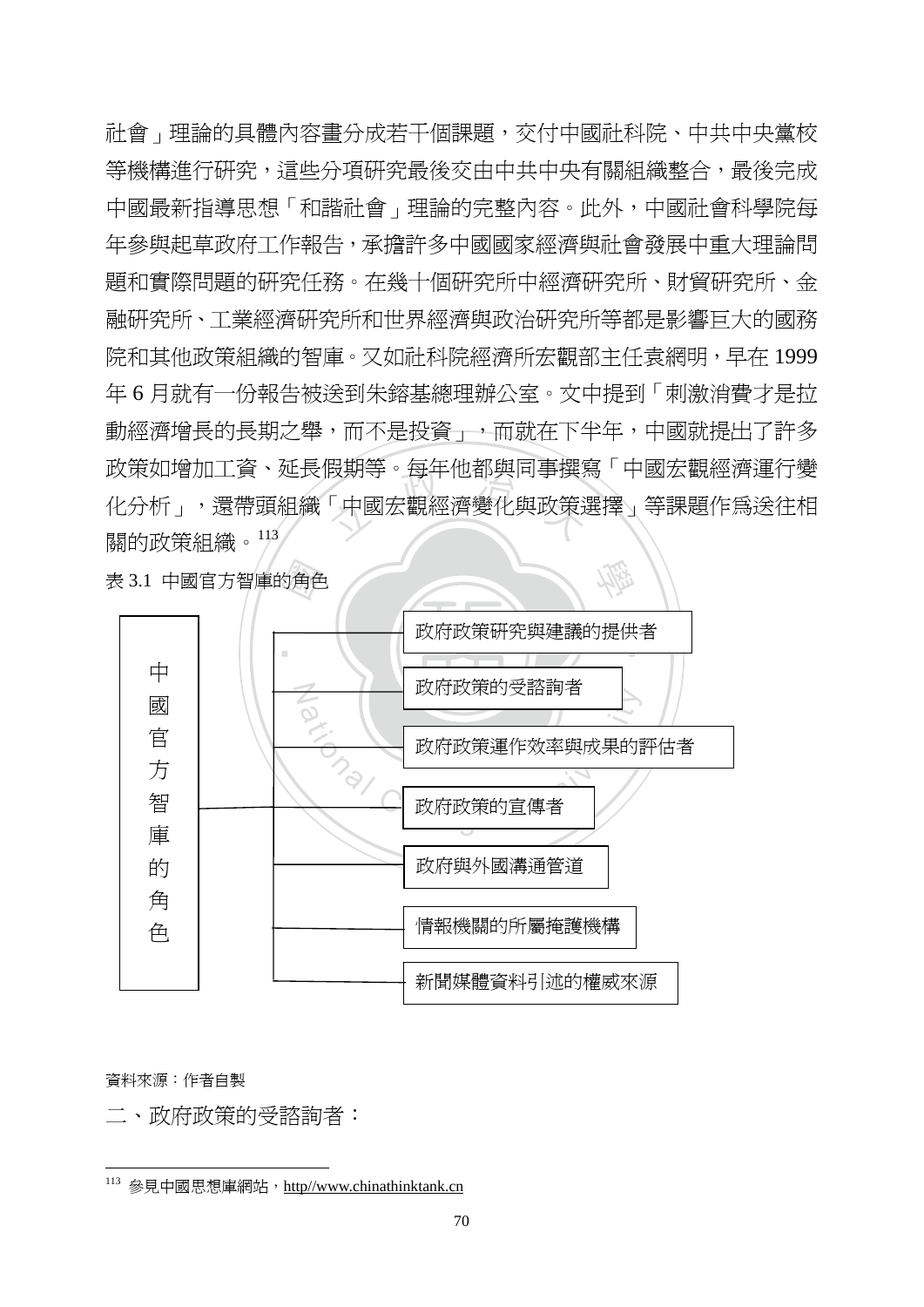社會」理論的具體內容畫分成若干個課題，交付中國社科院、中共中央黨校等機構進行研究，這些分項研究最後交由中共中央有關組織整合，最後完成中國最新指導思想「和諧社會」理論的完整內容。此外，中國社會科學院每年參與起草政府工作報告，承擔許多中國國家經濟與社會發展中重大理論問題和實際問題的研究任務。在幾十個研究所中經濟研究所、財貿研究所、金融研究所、工業經濟研究所和世界經濟與政治研究所等都是影響巨大的國務院和其他政策組織的智庫。又如社科院經濟所宏觀部主任袁綱明，早在 1999 年 6 月就有一份報告被送到朱鎔基總理辦公室。文中提到「刺激消費才是拉動經濟增長的長期之舉，而不是投資」，而就在下半年，中國就提出了許多政策如增加工資、延長假期等。每年他都與同事撰寫「中國宏觀經濟運行變化分析」，還帶頭組織「中國宏觀經濟變化與政策選擇」等課題作爲送往相關的政策組織。[113]

表 3.1 中國官方智庫的角色

| 中國官方智庫的角色 |
| --- |
| 政府政策研究與建議的提供者 |
| 政府政策的受諮詢者 |
| 政府政策運作效率與成果的評估者 |
| 政府政策的宣傳者 |
| 政府與外國溝通管道 |
| 情報機關的所屬掩護機構 |
| 新聞媒體資料引述的權威來源 |

資料來源：作者自製

二、政府政策的受諮詢者：

---

[113] 參見中國思想庫網站，http//www.chinathinktank.cn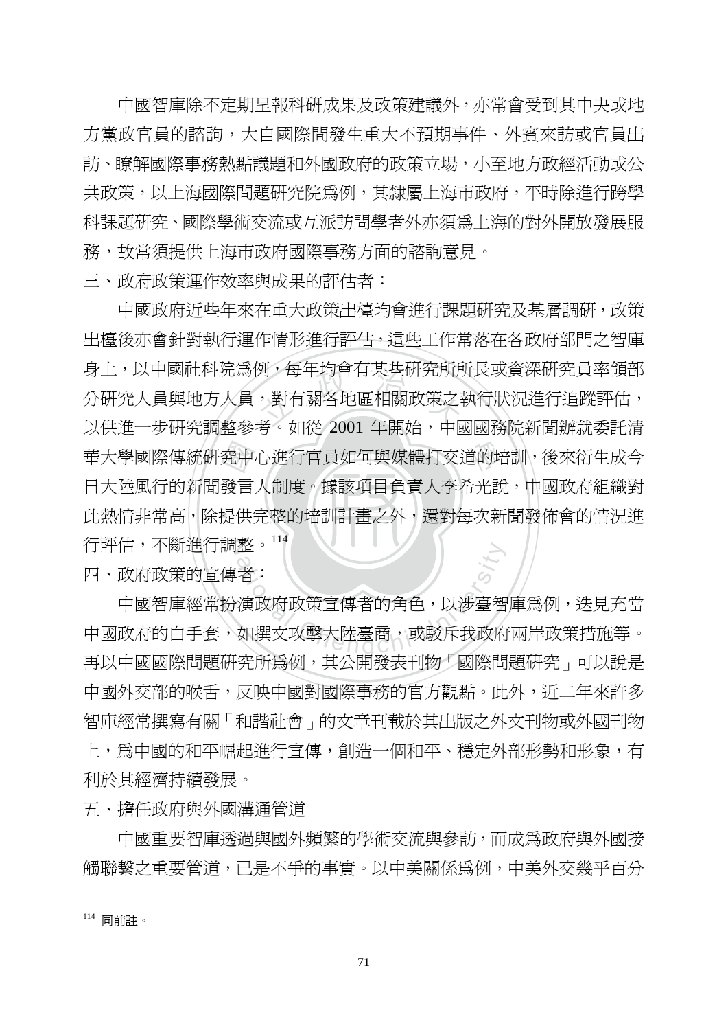中國智庫除不定期呈報科研成果及政策建議外，亦常會受到其中央或地方黨政官員的諮詢，大自國際間發生重大不預期事件、外賓來訪或官員出訪、瞭解國際事務熱點議題和外國政府的政策立場，小至地方政經活動或公共政策，以上海國際問題研究院爲例，其隸屬上海市政府，平時除進行跨學科課題研究、國際學術交流或互派訪問學者外亦須爲上海的對外開放發展服務，故常須提供上海市政府國際事務方面的諮詢意見。

三、政府政策運作效率與成果的評估者：

中國政府近些年來在重大政策出檯均會進行課題研究及基層調研，政策出檯後亦會針對執行運作情形進行評估，這些工作常落在各政府部門之智庫身上，以中國社科院爲例，每年均會有某些研究所所長或資深研究員率領部分研究人員與地方人員，對有關各地區相關政策之執行狀況進行追蹤評估，以供進一步研究調整參考。如從 2001 年開始，中國國務院新聞辦就委託清華大學國際傳統研究中心進行官員如何與媒體打交道的培訓，後來衍生成今日大陸風行的新聞發言人制度。據該項目負責人李希光說，中國政府組織對此熱情非常高，除提供完整的培訓計畫之外，還對每次新聞發佈會的情況進行評估，不斷進行調整。[114]

四、政府政策的宣傳者：

中國智庫經常扮演政府政策宣傳者的角色，以涉臺智庫爲例，迭見充當中國政府的白手套，如撰文攻擊大陸臺商，或駁斥我政府兩岸政策措施等。再以中國國際問題研究所爲例，其公開發表刊物「國際問題研究」可以說是中國外交部的喉舌，反映中國對國際事務的官方觀點。此外，近二年來許多智庫經常撰寫有關「和諧社會」的文章刊載於其出版之外文刊物或外國刊物上，爲中國的和平崛起進行宣傳，創造一個和平、穩定外部形勢和形象，有利於其經濟持續發展。

五、擔任政府與外國溝通管道

中國重要智庫透過與國外頻繁的學術交流與參訪，而成爲政府與外國接觸聯繫之重要管道，已是不爭的事實。以中美關係爲例，中美外交幾乎百分

---

[114] 同前註。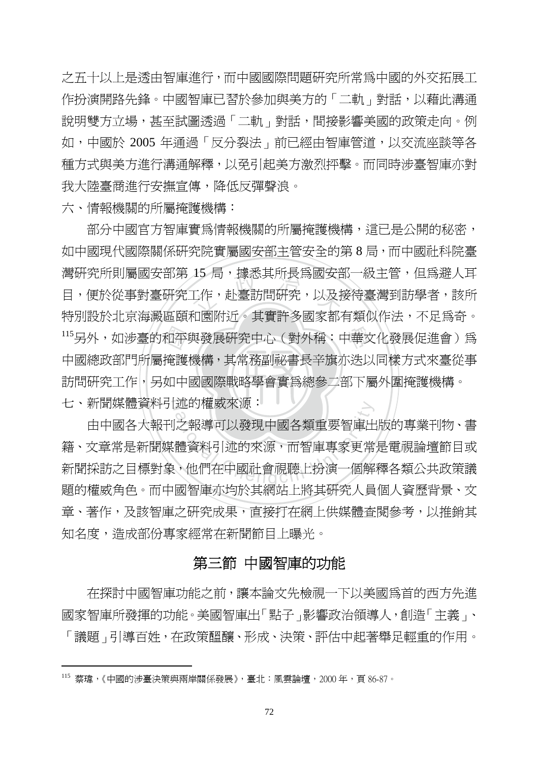之五十以上是透由智庫進行，而中國國際問題研究所常爲中國的外交拓展工作扮演開路先鋒。中國智庫已習於參加與美方的「二軌」對話，以藉此溝通說明雙方立場，甚至試圖透過「二軌」對話，間接影響美國的政策走向。例如，中國於 2005 年通過「反分裂法」前已經由智庫管道，以交流座談等各種方式與美方進行溝通解釋，以免引起美方激烈抨擊。而同時涉臺智庫亦對我大陸臺商進行安撫宣傳，降低反彈聲浪。

六、情報機關的所屬掩護機構：

部分中國官方智庫實爲情報機關的所屬掩護機構，這已是公開的秘密，如中國現代國際關係研究院實屬國安部主管安全的第 8 局，而中國社科院臺灣研究所則屬國安部第 15 局，據悉其所長爲國安部一級主管，但爲避人耳目，便於從事對臺研究工作，赴臺訪問研究，以及接待臺灣到訪學者，該所特別設於北京海澱區頤和園附近。其實許多國家都有類似作法，不足爲奇。[115]另外，如涉臺的和平與發展研究中心（對外稱：中華文化發展促進會）爲中國總政部門所屬掩護機構，其常務副祕書長辛旗亦迭以同樣方式來臺從事訪問研究工作，另如中國國際戰略學會實爲總參二部下屬外圍掩護機構。

七、新聞媒體資料引述的權威來源：

由中國各大報刊之報導可以發現中國各類重要智庫出版的專業刊物、書籍、文章常是新聞媒體資料引述的來源，而智庫專家更常是電視論壇節目或新聞採訪之目標對象，他們在中國社會視聽上扮演一個解釋各類公共政策議題的權威角色。而中國智庫亦均於其網站上將其研究人員個人資歷背景、文章、著作，及該智庫之研究成果，直接打在網上供媒體查閱參考，以推銷其知名度，造成部份專家經常在新聞節目上曝光。

## 第三節 中國智庫的功能

在探討中國智庫功能之前，讓本論文先檢視一下以美國爲首的西方先進國家智庫所發揮的功能。美國智庫出「點子」影響政治領導人，創造「主義」、「議題」引導百姓，在政策醞釀、形成、決策、評估中起著舉足輕重的作用。

---

[115] 蔡瑋，《中國的涉臺決策與兩岸關係發展》，臺北：風雲論壇，2000 年，頁 86-87。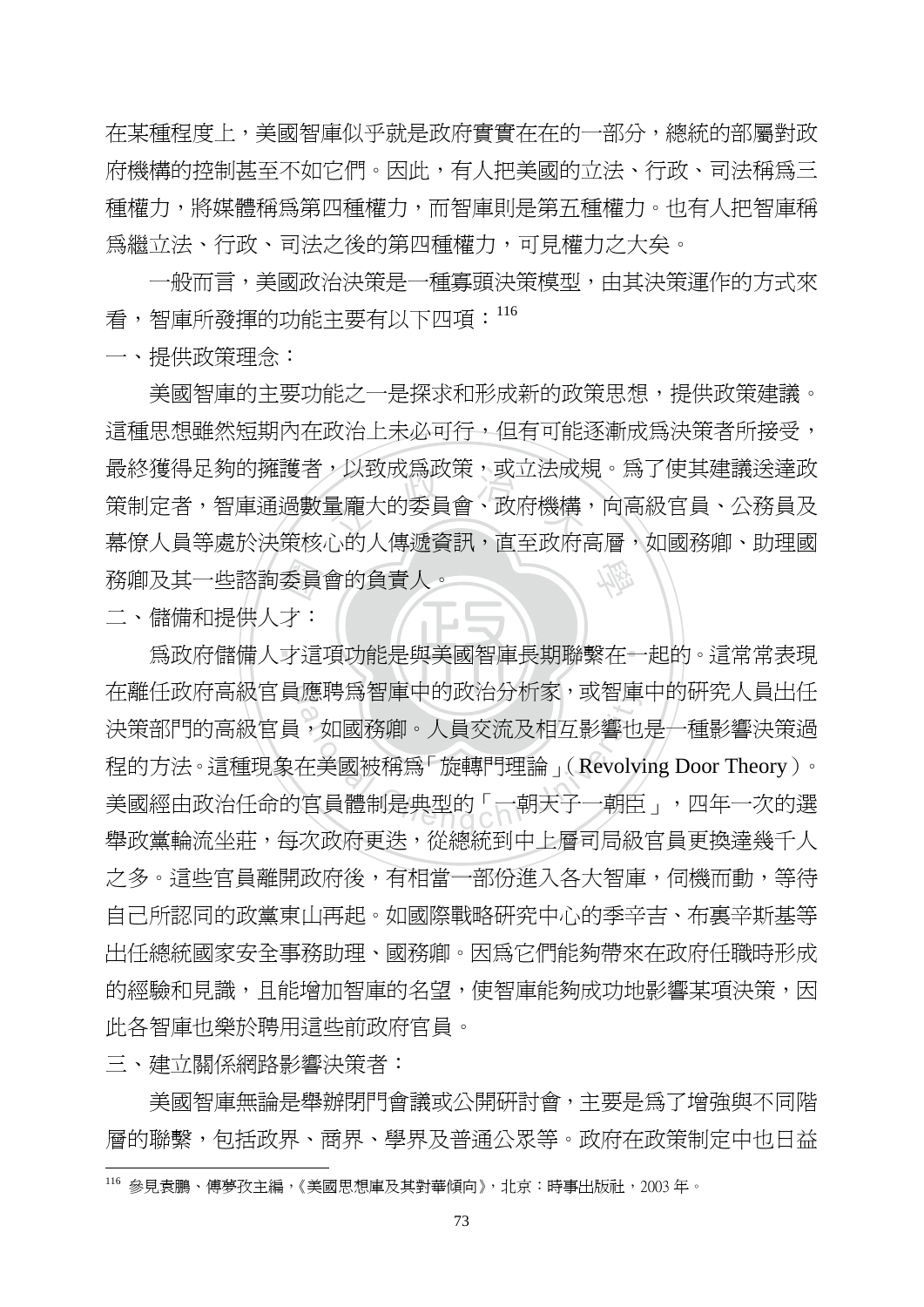在某種程度上，美國智庫似乎就是政府實實在在的一部分，總統的部屬對政府機構的控制甚至不如它們。因此，有人把美國的立法、行政、司法稱為三種權力，將媒體稱為第四種權力，而智庫則是第五種權力。也有人把智庫稱為繼立法、行政、司法之後的第四種權力，可見權力之大矣。

一般而言，美國政治決策是一種寡頭決策模型，由其決策運作的方式來看，智庫所發揮的功能主要有以下四項：[116]

一、提供政策理念：

美國智庫的主要功能之一是探求和形成新的政策思想，提供政策建議。這種思想雖然短期內在政治上未必可行，但有可能逐漸成為決策者所接受，最終獲得足夠的擁護者，以致成為政策，或立法成規。為了使其建議送達政策制定者，智庫通過數量龐大的委員會、政府機構，向高級官員、公務員及幕僚人員等處於決策核心的人傳遞資訊，直至政府高層，如國務卿、助理國務卿及其一些諮詢委員會的負責人。

二、儲備和提供人才：

為政府儲備人才這項功能是與美國智庫長期聯繫在一起的。這常常表現在離任政府高級官員應聘為智庫中的政治分析家，或智庫中的研究人員出任決策部門的高級官員，如國務卿。人員交流及相互影響也是一種影響決策過程的方法。這種現象在美國被稱為「旋轉門理論」（Revolving Door Theory）。美國經由政治任命的官員體制是典型的「一朝天子一朝臣」，四年一次的選舉政黨輪流坐莊，每次政府更迭，從總統到中上層司局級官員更換達幾千人之多。這些官員離開政府後，有相當一部份進入各大智庫，伺機而動，等待自己所認同的政黨東山再起。如國際戰略研究中心的季辛吉、布裏辛斯基等出任總統國家安全事務助理、國務卿。因為它們能夠帶來在政府任職時形成的經驗和見識，且能增加智庫的名望，使智庫能夠成功地影響某項決策，因此各智庫也樂於聘用這些前政府官員。

三、建立關係網路影響決策者：

美國智庫無論是舉辦閉門會議或公開研討會，主要是為了增強與不同階層的聯繫，包括政界、商界、學界及普通公眾等。政府在政策制定中也日益

---

[116] 參見袁鵬、傅夢孜主編，《美國思想庫及其對華傾向》，北京：時事出版社，2003 年。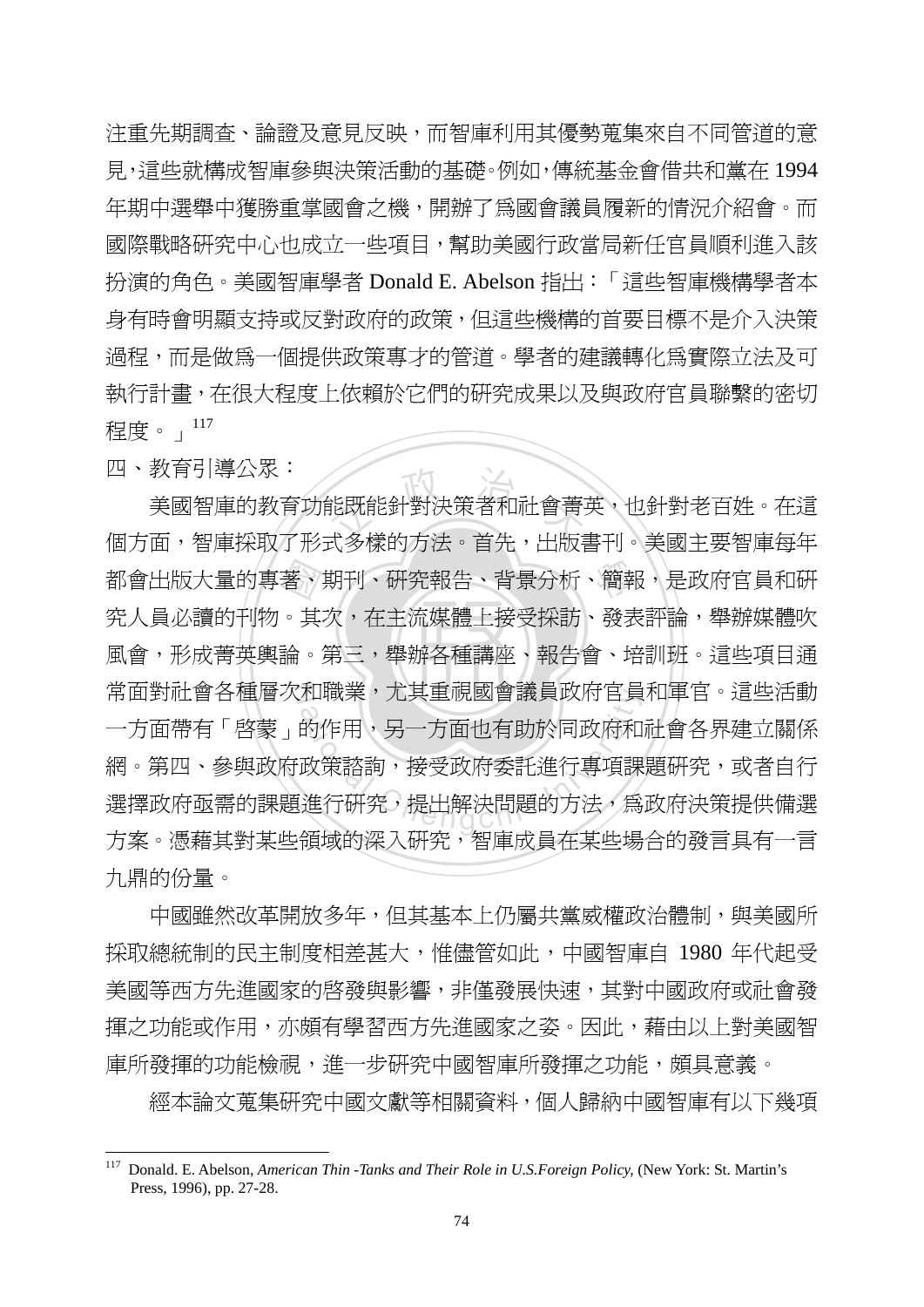注重先期調查、論證及意見反映，而智庫利用其優勢蒐集來自不同管道的意見，這些就構成智庫參與決策活動的基礎。例如，傳統基金會借共和黨在 1994 年期中選舉中獲勝重掌國會之機，開辦了爲國會議員履新的情況介紹會。而國際戰略研究中心也成立一些項目，幫助美國行政當局新任官員順利進入該扮演的角色。美國智庫學者 Donald E. Abelson 指出：「這些智庫機構學者本身有時會明顯支持或反對政府的政策，但這些機構的首要目標不是介入決策過程，而是做爲一個提供政策專才的管道。學者的建議轉化爲實際立法及可執行計畫，在很大程度上依賴於它們的研究成果以及與政府官員聯繫的密切程度。」[117]

四、教育引導公眾：

美國智庫的教育功能既能針對決策者和社會菁英，也針對老百姓。在這個方面，智庫採取了形式多樣的方法。首先，出版書刊。美國主要智庫每年都會出版大量的專著、期刊、研究報告、背景分析、簡報，是政府官員和研究人員必讀的刊物。其次，在主流媒體上接受採訪、發表評論，舉辦媒體吹風會，形成菁英輿論。第三，舉辦各種講座、報告會、培訓班。這些項目通常面對社會各種層次和職業，尤其重視國會議員政府官員和軍官。這些活動一方面帶有「啓蒙」的作用，另一方面也有助於同政府和社會各界建立關係網。第四、參與政府政策諮詢，接受政府委託進行專項課題研究，或者自行選擇政府亟需的課題進行研究，提出解決問題的方法，爲政府決策提供備選方案。憑藉其對某些領域的深入研究，智庫成員在某些場合的發言具有一言九鼎的份量。

中國雖然改革開放多年，但其基本上仍屬共黨威權政治體制，與美國所採取總統制的民主制度相差甚大，惟儘管如此，中國智庫自 1980 年代起受美國等西方先進國家的啓發與影響，非僅發展快速，其對中國政府或社會發揮之功能或作用，亦頗有學習西方先進國家之姿。因此，藉由以上對美國智庫所發揮的功能檢視，進一步研究中國智庫所發揮之功能，頗具意義。

經本論文蒐集研究中國文獻等相關資料，個人歸納中國智庫有以下幾項

---

[117] Donald. E. Abelson, *American Thin -Tanks and Their Role in U.S.Foreign Policy,* (New York: St. Martin's Press, 1996), pp. 27-28.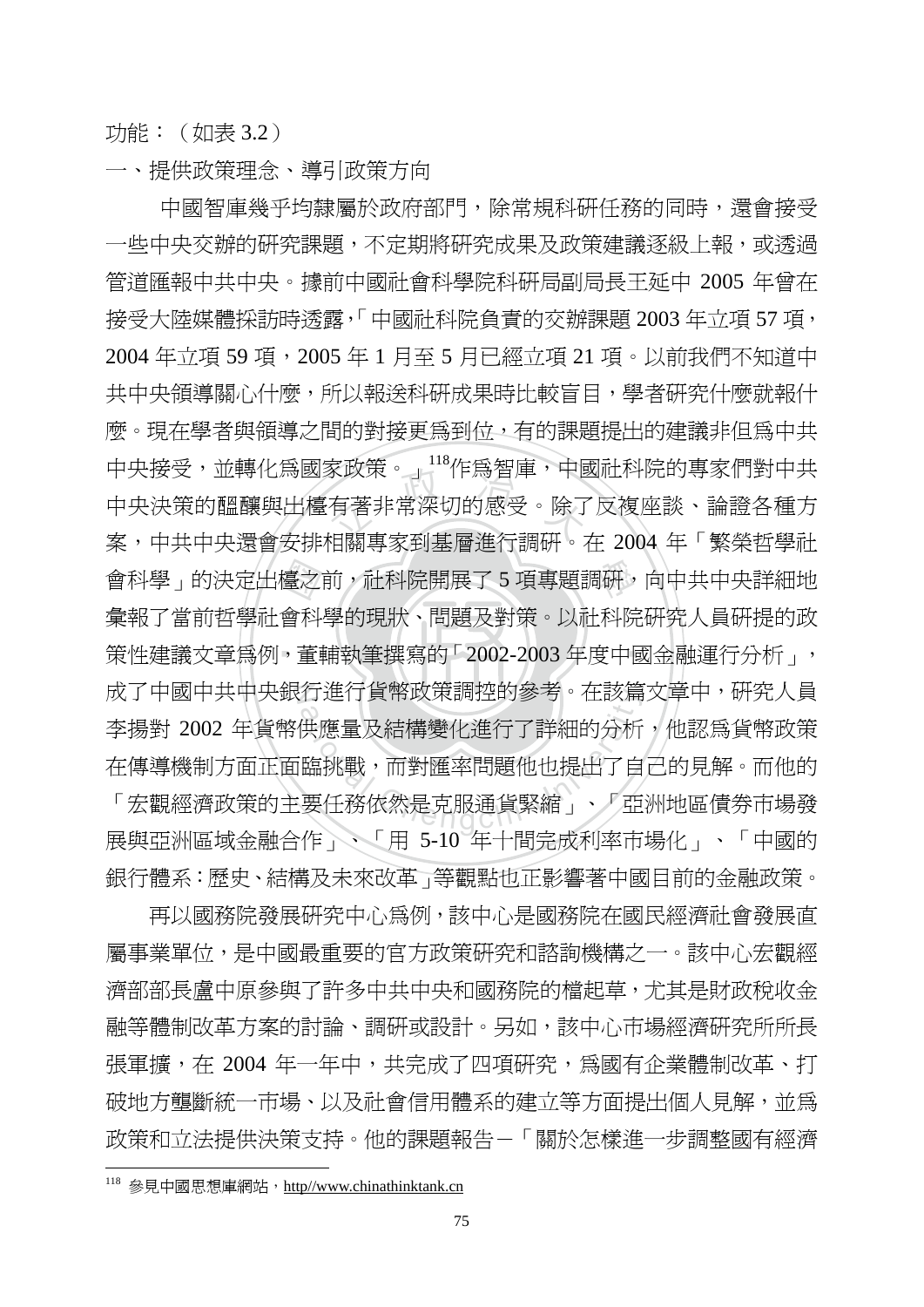功能：（如表 3.2）

一、提供政策理念、導引政策方向

中國智庫幾乎均隸屬於政府部門，除常規科研任務的同時，還會接受一些中央交辦的研究課題，不定期將研究成果及政策建議逐級上報，或透過管道匯報中共中央。據前中國社會科學院科研局副局長王延中 2005 年曾在接受大陸媒體採訪時透露，「中國社科院負責的交辦課題 2003 年立項 57 項，2004 年立項 59 項，2005 年 1 月至 5 月已經立項 21 項。以前我們不知道中共中央領導關心什麼，所以報送科研成果時比較盲目，學者研究什麼就報什麼。現在學者與領導之間的對接更為到位，有的課題提出的建議非但為中共中央接受，並轉化為國家政策。」[118]作為智庫，中國社科院的專家們對中共中央決策的醞釀與出檯有著非常深切的感受。除了反複座談、論證各種方案，中共中央還會安排相關專家到基層進行調研。在 2004 年「繁榮哲學社會科學」的決定出檯之前，社科院開展了 5 項專題調研，向中共中央詳細地彙報了當前哲學社會科學的現狀、問題及對策。以社科院研究人員研提的政策性建議文章為例，董輔執筆撰寫的「2002-2003 年度中國金融運行分析」，成了中國中共中央銀行進行貨幣政策調控的參考。在該篇文章中，研究人員李揚對 2002 年貨幣供應量及結構變化進行了詳細的分析，他認為貨幣政策在傳導機制方面正面臨挑戰，而對匯率問題他也提出了自己的見解。而他的「宏觀經濟政策的主要任務依然是克服通貨緊縮」、「亞洲地區債券市場發展與亞洲區域金融合作」、「用 5-10 年十間完成利率市場化」、「中國的銀行體系：歷史、結構及未來改革」等觀點也正影響著中國目前的金融政策。

再以國務院發展研究中心為例，該中心是國務院在國民經濟社會發展直屬事業單位，是中國最重要的官方政策研究和諮詢機構之一。該中心宏觀經濟部部長盧中原參與了許多中共中央和國務院的檔起草，尤其是財政稅收金融等體制改革方案的討論、調研或設計。另如，該中心市場經濟研究所所長張軍擴，在 2004 年一年中，共完成了四項研究，為國有企業體制改革、打破地方壟斷統一市場、以及社會信用體系的建立等方面提出個人見解，並為政策和立法提供決策支持。他的課題報告－「關於怎樣進一步調整國有經濟

---

[118] 參見中國思想庫網站，http//www.chinathinktank.cn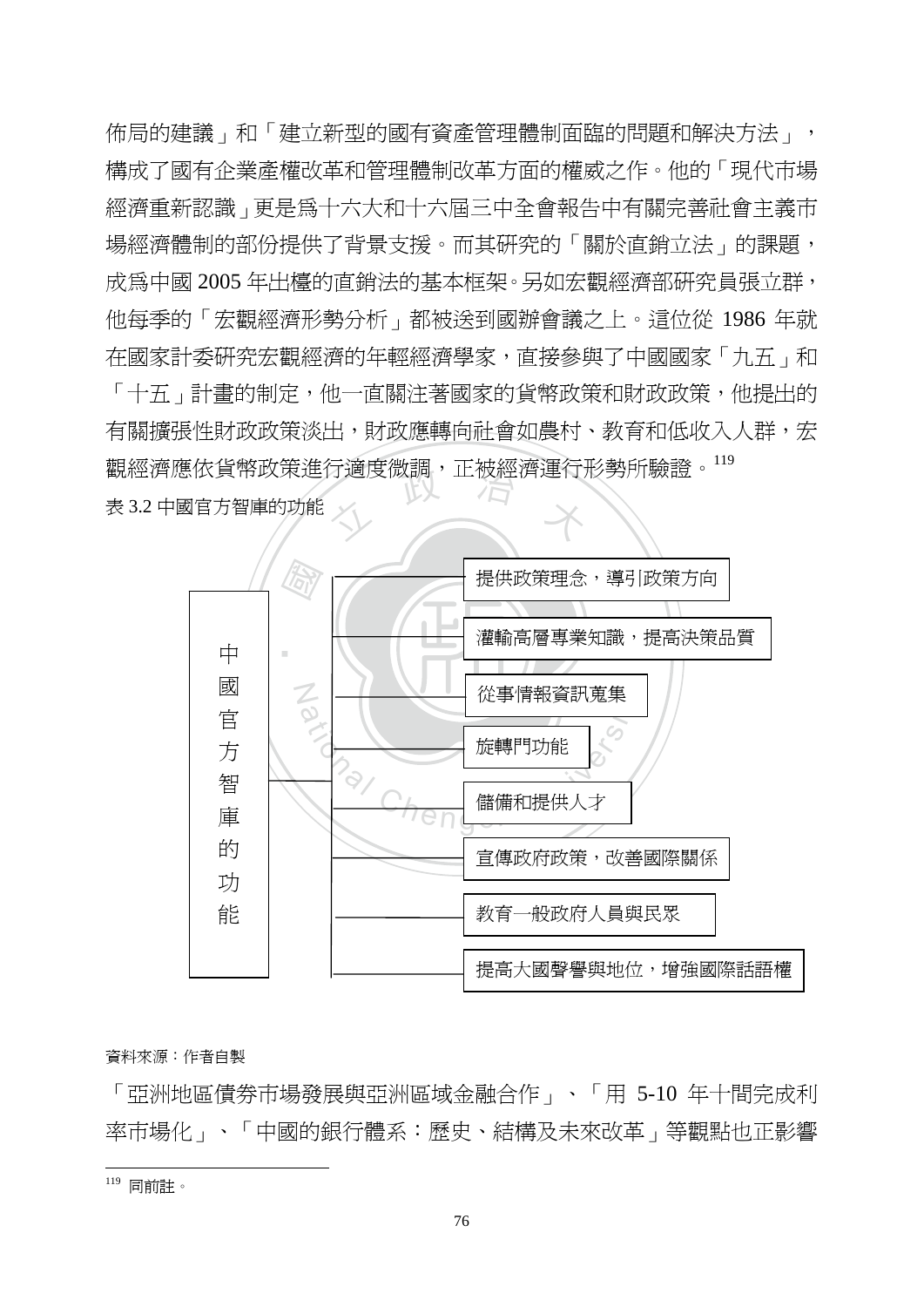佈局的建議」和「建立新型的國有資產管理體制面臨的問題和解決方法」，構成了國有企業產權改革和管理體制改革方面的權威之作。他的「現代市場經濟重新認識」更是爲十六大和十六屆三中全會報告中有關完善社會主義市場經濟體制的部份提供了背景支援。而其研究的「關於直銷立法」的課題，成爲中國 2005 年出檯的直銷法的基本框架。另如宏觀經濟部研究員張立群，他每季的「宏觀經濟形勢分析」都被送到國辦會議之上。這位從 1986 年就在國家計委研究宏觀經濟的年輕經濟學家，直接參與了中國國家「九五」和「十五」計畫的制定，他一直關注著國家的貨幣政策和財政政策，他提出的有關擴張性財政政策淡出，財政應轉向社會如農村、教育和低收入人群，宏觀經濟應依貨幣政策進行適度微調，正被經濟運行形勢所驗證。[119]

表 3.2 中國官方智庫的功能

| 中國官方智庫的功能 |
| --- |
| 提供政策理念，導引政策方向 |
| 灌輸高層專業知識，提高決策品質 |
| 從事情報資訊蒐集 |
| 旋轉門功能 |
| 儲備和提供人才 |
| 宣傳政府政策，改善國際關係 |
| 教育一般政府人員與民眾 |
| 提高大國聲譽與地位，增強國際話語權 |

資料來源：作者自製

「亞洲地區債券市場發展與亞洲區域金融合作」、「用 5-10 年十間完成利率市場化」、「中國的銀行體系：歷史、結構及未來改革」等觀點也正影響

[119] 同前註。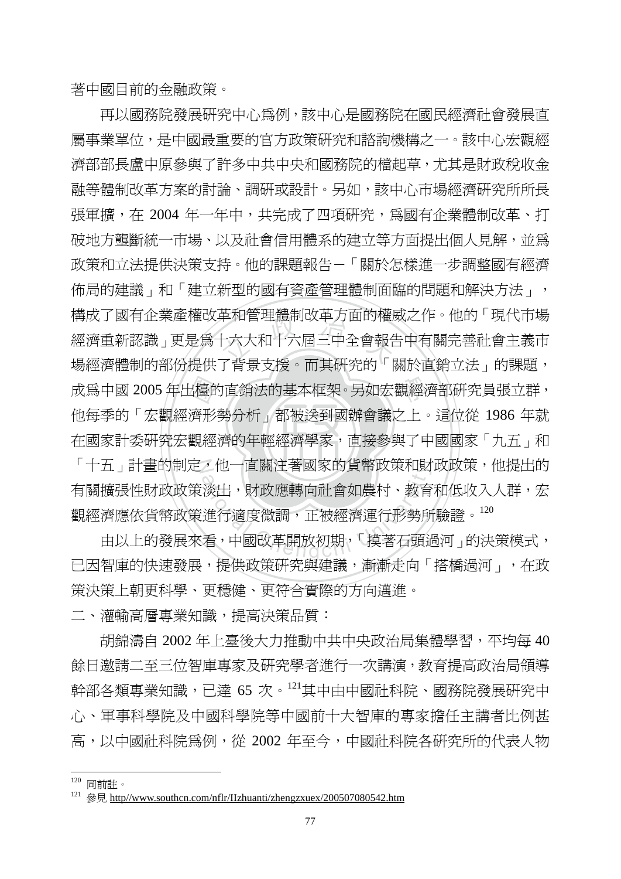著中國目前的金融政策。

再以國務院發展研究中心爲例，該中心是國務院在國民經濟社會發展直屬事業單位，是中國最重要的官方政策研究和諮詢機構之一。該中心宏觀經濟部部長盧中原參與了許多中共中央和國務院的檔起草，尤其是財政稅收金融等體制改革方案的討論、調研或設計。另如，該中心市場經濟研究所所長張軍擴，在 2004 年一年中，共完成了四項研究，爲國有企業體制改革、打破地方壟斷統一市場、以及社會信用體系的建立等方面提出個人見解，並爲政策和立法提供決策支持。他的課題報告－「關於怎樣進一步調整國有經濟佈局的建議」和「建立新型的國有資產管理體制面臨的問題和解決方法」，構成了國有企業產權改革和管理體制改革方面的權威之作。他的「現代市場經濟重新認識」更是爲十六大和十六屆三中全會報告中有關完善社會主義市場經濟體制的部份提供了背景支援。而其研究的「關於直銷立法」的課題，成爲中國 2005 年出檯的直銷法的基本框架。另如宏觀經濟部研究員張立群，他每季的「宏觀經濟形勢分析」都被送到國辦會議之上。這位從 1986 年就在國家計委研究宏觀經濟的年輕經濟學家，直接參與了中國國家「九五」和「十五」計畫的制定，他一直關注著國家的貨幣政策和財政政策，他提出的有關擴張性財政政策淡出，財政應轉向社會如農村、教育和低收入人群，宏觀經濟應依貨幣政策進行適度微調，正被經濟運行形勢所驗證。[120]

由以上的發展來看，中國改革開放初期，「摸著石頭過河」的決策模式，已因智庫的快速發展，提供政策研究與建議，漸漸走向「搭橋過河」，在政策決策上朝更科學、更穩健、更符合實際的方向邁進。

二、灌輸高層專業知識，提高決策品質：

胡錦濤自 2002 年上臺後大力推動中共中央政治局集體學習，平均每 40 餘日邀請二至三位智庫專家及研究學者進行一次講演，教育提高政治局領導幹部各類專業知識，已達 65 次。[121]其中由中國社科院、國務院發展研究中心、軍事科學院及中國科學院等中國前十大智庫的專家擔任主講者比例甚高，以中國社科院爲例，從 2002 年至今，中國社科院各研究所的代表人物

---

[120] 同前註。

[121] 參見 http//www.southcn.com/nflr/IIzhuanti/zhengzxuex/200507080542.htm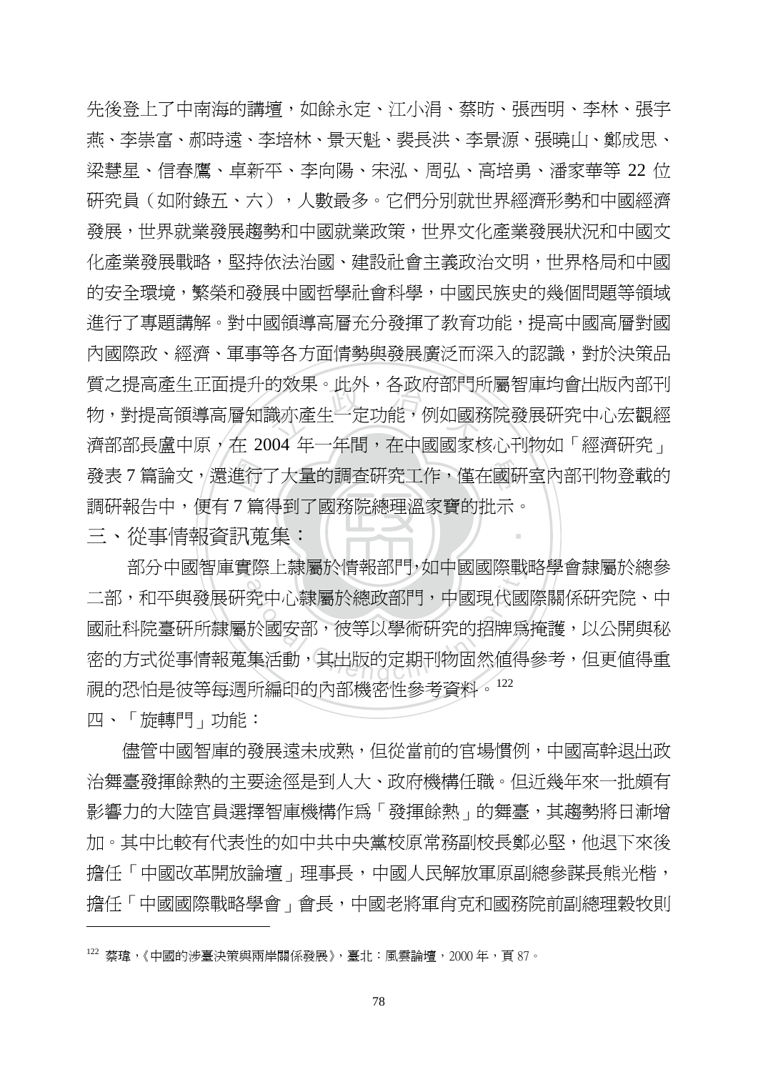先後登上了中南海的講壇，如餘永定、江小涓、蔡昉、張西明、李林、張宇燕、李崇富、郝時遠、李培林、景天魁、裴長洪、李景源、張曉山、鄭成思、梁慧星、信春鷹、卓新平、李向陽、宋泓、周弘、高培勇、潘家華等 22 位研究員（如附錄五、六），人數最多。它們分別就世界經濟形勢和中國經濟發展，世界就業發展趨勢和中國就業政策，世界文化產業發展狀況和中國文化產業發展戰略，堅持依法治國、建設社會主義政治文明，世界格局和中國的安全環境，繁榮和發展中國哲學社會科學，中國民族史的幾個問題等領域進行了專題講解。對中國領導高層充分發揮了教育功能，提高中國高層對國內國際政、經濟、軍事等各方面情勢與發展廣泛而深入的認識，對於決策品質之提高產生正面提升的效果。此外，各政府部門所屬智庫均會出版內部刊物，對提高領導高層知識亦產生一定功能，例如國務院發展研究中心宏觀經濟部部長盧中原，在 2004 年一年間，在中國國家核心刊物如「經濟研究」發表 7 篇論文，還進行了大量的調查研究工作，僅在國研室內部刊物登載的調研報告中，便有 7 篇得到了國務院總理溫家寶的批示。

三、從事情報資訊蒐集：

部分中國智庫實際上隸屬於情報部門，如中國國際戰略學會隸屬於總參二部，和平與發展研究中心隸屬於總政部門，中國現代國際關係研究院、中國社科院臺研所隸屬於國安部，彼等以學術研究的招牌爲掩護，以公開與秘密的方式從事情報蒐集活動，其出版的定期刊物固然值得參考，但更值得重視的恐怕是彼等每週所編印的內部機密性參考資料。[122]

四、「旋轉門」功能：

儘管中國智庫的發展遠未成熟，但從當前的官場慣例，中國高幹退出政治舞臺發揮餘熱的主要途徑是到人大、政府機構任職。但近幾年來一批頗有影響力的大陸官員選擇智庫機構作爲「發揮餘熱」的舞臺，其趨勢將日漸增加。其中比較有代表性的如中共中央黨校原常務副校長鄭必堅，他退下來後擔任「中國改革開放論壇」理事長，中國人民解放軍原副總參謀長熊光楷，擔任「中國國際戰略學會」會長，中國老將軍肖克和國務院前副總理穀牧則

---

[122] 蔡瑋，《中國的涉臺決策與兩岸關係發展》，臺北：風雲論壇，2000 年，頁 87。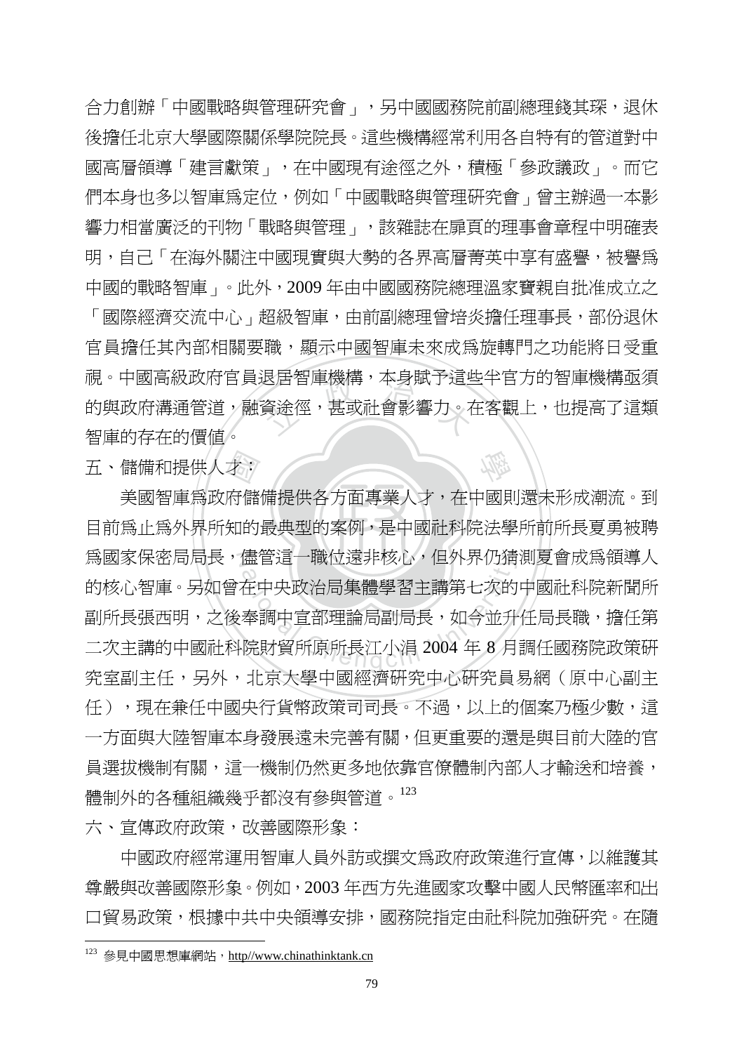合力創辦「中國戰略與管理研究會」，另中國國務院前副總理錢其琛，退休後擔任北京大學國際關係學院院長。這些機構經常利用各自特有的管道對中國高層領導「建言獻策」，在中國現有途徑之外，積極「參政議政」。而它們本身也多以智庫為定位，例如「中國戰略與管理研究會」曾主辦過一本影響力相當廣泛的刊物「戰略與管理」，該雜誌在扉頁的理事會章程中明確表明，自己「在海外關注中國現實與大勢的各界高層菁英中享有盛譽，被譽為中國的戰略智庫」。此外，2009 年由中國國務院總理溫家寶親自批准成立之「國際經濟交流中心」超級智庫，由前副總理曾培炎擔任理事長，部份退休官員擔任其內部相關要職，顯示中國智庫未來成為旋轉門之功能將日受重視。中國高級政府官員退居智庫機構，本身賦予這些半官方的智庫機構亟須的與政府溝通管道，融資途徑，甚或社會影響力。在客觀上，也提高了這類智庫的存在的價值。

五、儲備和提供人才：

美國智庫為政府儲備提供各方面專業人才，在中國則還未形成潮流。到目前為止為外界所知的最典型的案例，是中國社科院法學所前所長夏勇被聘為國家保密局局長，儘管這一職位遠非核心，但外界仍猜測夏會成為領導人的核心智庫。另如曾在中央政治局集體學習主講第七次的中國社科院新聞所副所長張西明，之後奉調中宣部理論局副局長，如今並升任局長職，擔任第二次主講的中國社科院財貿所原所長江小涓 2004 年 8 月調任國務院政策研究室副主任，另外，北京大學中國經濟研究中心研究員易綱（原中心副主任），現在兼任中國央行貨幣政策司司長。不過，以上的個案乃極少數，這一方面與大陸智庫本身發展遠未完善有關，但更重要的還是與目前大陸的官員選拔機制有關，這一機制仍然更多地依靠官僚體制內部人才輸送和培養，體制外的各種組織幾乎都沒有參與管道。[123]

六、宣傳政府政策，改善國際形象：

中國政府經常運用智庫人員外訪或撰文為政府政策進行宣傳，以維護其尊嚴與改善國際形象。例如，2003 年西方先進國家攻擊中國人民幣匯率和出口貿易政策，根據中共中央領導安排，國務院指定由社科院加強研究。在隨

---

[123] 參見中國思想庫網站，http//www.chinathinktank.cn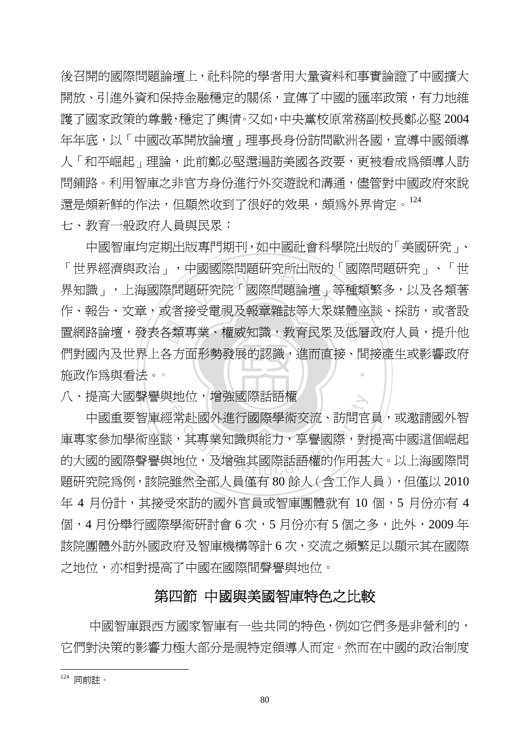後召開的國際問題論壇上，社科院的學者用大量資料和事實論證了中國擴大開放、引進外資和保持金融穩定的關係，宣傳了中國的匯率政策，有力地維護了國家政策的尊嚴，穩定了輿情。又如，中央黨校原常務副校長鄭必堅 2004 年年底，以「中國改革開放論壇」理事長身份訪問歐洲各國，宣導中國領導人「和平崛起」理論，此前鄭必堅還遍訪美國各政要，更被看成爲領導人訪問鋪路。利用智庫之非官方身份進行外交遊說和溝通，儘管對中國政府來說還是頗新鮮的作法，但顯然收到了很好的效果，頗爲外界肯定。[124]

七、教育一般政府人員與民眾：

中國智庫均定期出版專門期刊，如中國社會科學院出版的「美國研究」、「世界經濟與政治」，中國國際問題研究所出版的「國際問題研究」、「世界知識」，上海國際問題研究院「國際問題論壇」等種類繁多，以及各類著作、報告、文章，或者接受電視及報章雜誌等大眾媒體座談、採訪，或者設置網路論壇，發表各類專業、權威知識，教育民眾及低層政府人員，提升他們對國內及世界上各方面形勢發展的認識，進而直接、間接產生或影響政府施政作爲與看法。

八、提高大國聲譽與地位，增強國際話語權

中國重要智庫經常赴國外進行國際學術交流、訪問官員，或邀請國外智庫專家參加學術座談，其專業知識與能力，享譽國際，對提高中國這個崛起的大國的國際聲譽與地位，及增強其國際話語權的作用甚大。以上海國際問題研究院爲例，該院雖然全部人員僅有 80 餘人（含工作人員），但僅以 2010 年 4 月份計，其接受來訪的國外官員或智庫團體就有 10 個，5 月份亦有 4 個，4 月份舉行國際學術研討會 6 次，5 月份亦有 5 個之多，此外，2009 年該院團體外訪外國政府及智庫機構等計 6 次，交流之頻繁足以顯示其在國際之地位，亦相對提高了中國在國際間聲譽與地位。

## 第四節 中國與美國智庫特色之比較

中國智庫跟西方國家智庫有一些共同的特色，例如它們多是非營利的，它們對決策的影響力極大部分是視特定領導人而定。然而在中國的政治制度

[124] 同前註。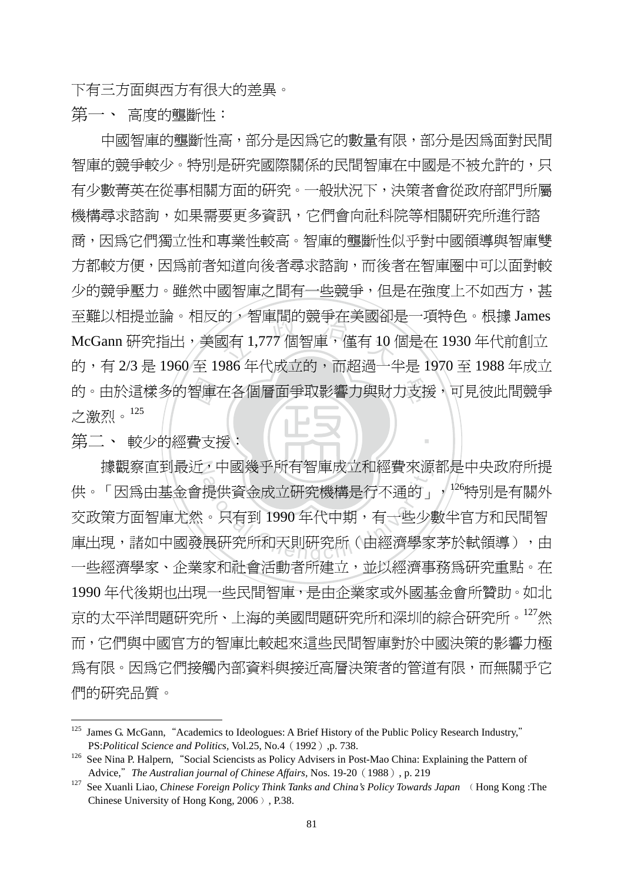下有三方面與西方有很大的差異。

第一、 高度的壟斷性：

中國智庫的壟斷性高，部分是因爲它的數量有限，部分是因爲面對民間智庫的競爭較少。特別是研究國際關係的民間智庫在中國是不被允許的，只有少數菁英在從事相關方面的研究。一般狀況下，決策者會從政府部門所屬機構尋求諮詢，如果需要更多資訊，它們會向社科院等相關研究所進行諮商，因爲它們獨立性和專業性較高。智庫的壟斷性似乎對中國領導與智庫雙方都較方便，因爲前者知道向後者尋求諮詢，而後者在智庫圈中可以面對較少的競爭壓力。雖然中國智庫之間有一些競爭，但是在強度上不如西方，甚至難以相提並論。相反的，智庫間的競爭在美國卻是一項特色。根據 James McGann 研究指出，美國有 1,777 個智庫，僅有 10 個是在 1930 年代前創立的，有 2/3 是 1960 至 1986 年代成立的，而超過一半是 1970 至 1988 年成立的。由於這樣多的智庫在各個層面爭取影響力與財力支援，可見彼此間競爭之激烈。[125]

第二、 較少的經費支援：

據觀察直到最近，中國幾乎所有智庫成立和經費來源都是中央政府所提供。「因爲由基金會提供資金成立研究機構是行不通的」，[126]特別是有關外交政策方面智庫尤然。只有到 1990 年代中期，有一些少數半官方和民間智庫出現，諸如中國發展研究所和天則研究所（由經濟學家茅於軾領導），由一些經濟學家、企業家和社會活動者所建立，並以經濟事務爲研究重點。在 1990 年代後期也出現一些民間智庫，是由企業家或外國基金會所贊助。如北京的太平洋問題研究所、上海的美國問題研究所和深圳的綜合研究所。[127]然而，它們與中國官方的智庫比較起來這些民間智庫對於中國決策的影響力極爲有限。因爲它們接觸內部資料與接近高層決策者的管道有限，而無關乎它們的研究品質。

---

[125] James G. McGann, "Academics to Ideologues: A Brief History of the Public Policy Research Industry," PS:*Political Science and Politics*, Vol.25, No.4（1992）,p. 738.

[126] See Nina P. Halpern, "Social Sciencists as Policy Advisers in Post-Mao China: Explaining the Pattern of Advice," *The Australian journal of Chinese Affairs*, Nos. 19-20（1988）, p. 219

[127] See Xuanli Liao, *Chinese Foreign Policy Think Tanks and China's Policy Towards Japan* （Hong Kong :The Chinese University of Hong Kong, 2006）, P.38.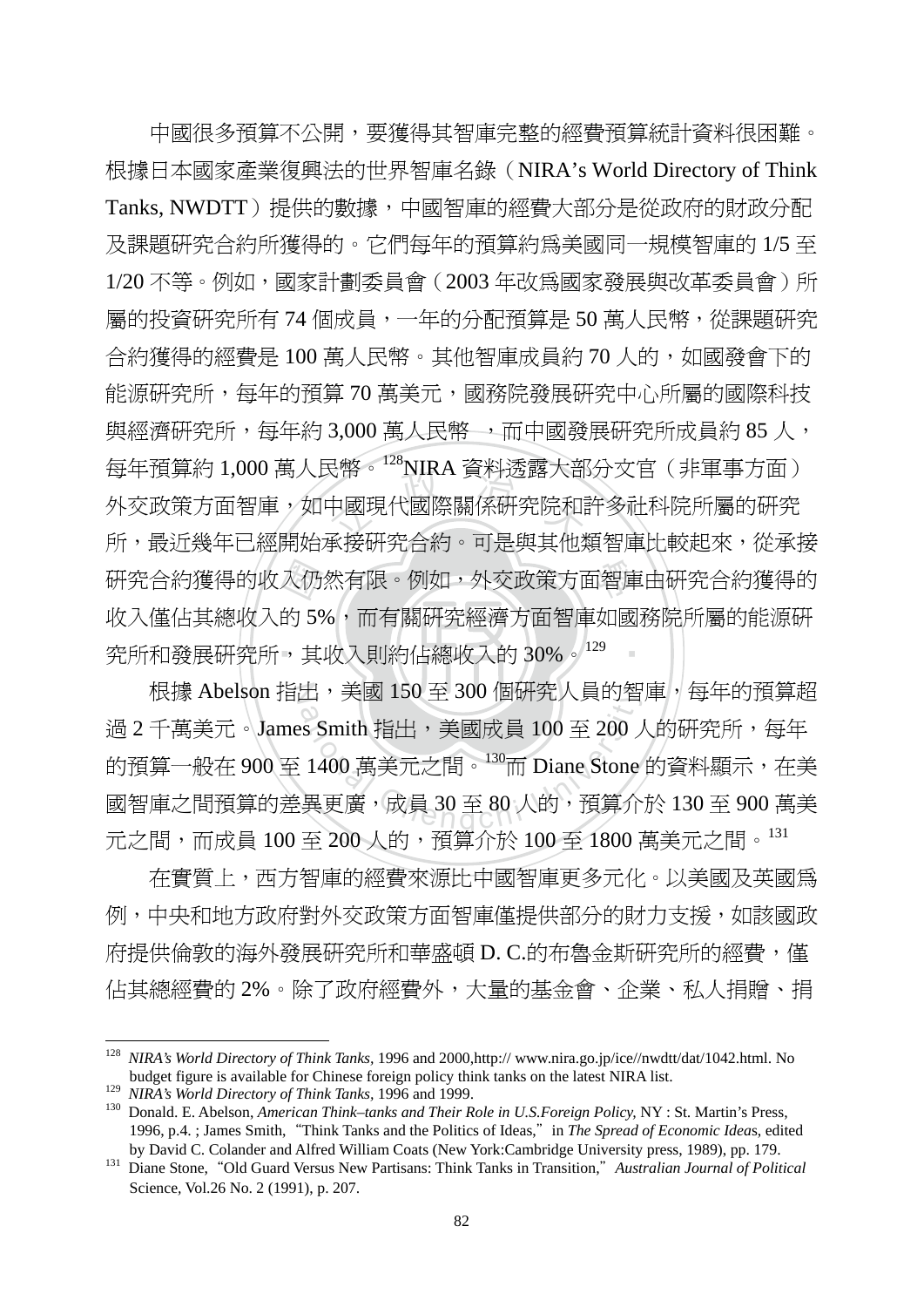中國很多預算不公開，要獲得其智庫完整的經費預算統計資料很困難。根據日本國家產業復興法的世界智庫名錄（NIRA's World Directory of Think Tanks, NWDTT）提供的數據，中國智庫的經費大部分是從政府的財政分配及課題研究合約所獲得的。它們每年的預算約爲美國同一規模智庫的 1/5 至 1/20 不等。例如，國家計劃委員會（2003 年改爲國家發展與改革委員會）所屬的投資研究所有 74 個成員，一年的分配預算是 50 萬人民幣，從課題研究合約獲得的經費是 100 萬人民幣。其他智庫成員約 70 人的，如國發會下的能源研究所，每年的預算 70 萬美元，國務院發展研究中心所屬的國際科技與經濟研究所，每年約 3,000 萬人民幣 ，而中國發展研究所成員約 85 人，每年預算約 1,000 萬人民幣。[128]NIRA 資料透露大部分文官（非軍事方面）外交政策方面智庫，如中國現代國際關係研究院和許多社科院所屬的研究所，最近幾年已經開始承接研究合約。可是與其他類智庫比較起來，從承接研究合約獲得的收入仍然有限。例如，外交政策方面智庫由研究合約獲得的收入僅佔其總收入的 5%，而有關研究經濟方面智庫如國務院所屬的能源研究所和發展研究所，其收入則約佔總收入的 30%。[129]

根據 Abelson 指出，美國 150 至 300 個研究人員的智庫，每年的預算超過 2 千萬美元。James Smith 指出，美國成員 100 至 200 人的研究所，每年的預算一般在 900 至 1400 萬美元之間。[130]而 Diane Stone 的資料顯示，在美國智庫之間預算的差異更廣，成員 30 至 80 人的，預算介於 130 至 900 萬美元之間，而成員 100 至 200 人的，預算介於 100 至 1800 萬美元之間。[131]

在實質上，西方智庫的經費來源比中國智庫更多元化。以美國及英國爲例，中央和地方政府對外交政策方面智庫僅提供部分的財力支援，如該國政府提供倫敦的海外發展研究所和華盛頓 D. C.的布魯金斯研究所的經費，僅佔其總經費的 2%。除了政府經費外，大量的基金會、企業、私人捐贈、捐

---

[128] *NIRA's World Directory of Think Tanks*, 1996 and 2000,http:// www.nira.go.jp/ice//nwdtt/dat/1042.html. No budget figure is available for Chinese foreign policy think tanks on the latest NIRA list.

[129] *NIRA's World Directory of Think Tanks*, 1996 and 1999.

[130] Donald. E. Abelson, *American Think–tanks and Their Role in U.S.Foreign Policy*, NY : St. Martin's Press, 1996, p.4. ; James Smith,"Think Tanks and the Politics of Ideas," in *The Spread of Economic Ideas*, edited by David C. Colander and Alfred William Coats (New York:Cambridge University press, 1989), pp. 179.

[131] Diane Stone,"Old Guard Versus New Partisans: Think Tanks in Transition," *Australian Journal of Political* Science, Vol.26 No. 2 (1991), p. 207.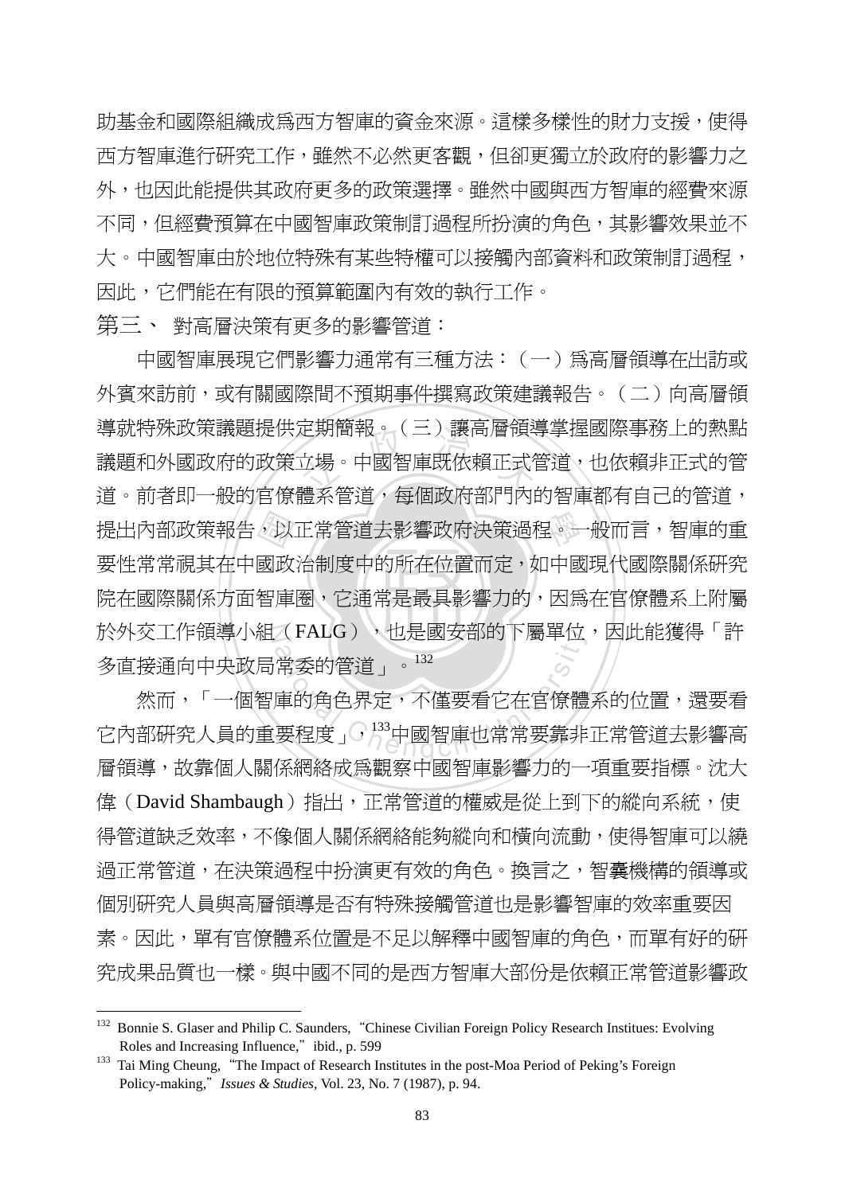助基金和國際組織成為西方智庫的資金來源。這樣多樣性的財力支援，使得西方智庫進行研究工作，雖然不必然更客觀，但卻更獨立於政府的影響力之外，也因此能提供其政府更多的政策選擇。雖然中國與西方智庫的經費來源不同，但經費預算在中國智庫政策制訂過程所扮演的角色，其影響效果並不大。中國智庫由於地位特殊有某些特權可以接觸內部資料和政策制訂過程，因此，它們能在有限的預算範圍內有效的執行工作。

第三、 對高層決策有更多的影響管道：

中國智庫展現它們影響力通常有三種方法：（一）為高層領導在出訪或外賓來訪前，或有關國際間不預期事件撰寫政策建議報告。（二）向高層領導就特殊政策議題提供定期簡報。（三）讓高層領導掌握國際事務上的熱點議題和外國政府的政策立場。中國智庫既依賴正式管道，也依賴非正式的管道。前者即一般的官僚體系管道，每個政府部門內的智庫都有自己的管道，提出內部政策報告，以正常管道去影響政府決策過程。一般而言，智庫的重要性常常視其在中國政治制度中的所在位置而定，如中國現代國際關係研究院在國際關係方面智庫圈，它通常是最具影響力的，因為在官僚體系上附屬於外交工作領導小組（FALG），也是國安部的下屬單位，因此能獲得「許多直接通向中央政局常委的管道」。[132]

然而，「一個智庫的角色界定，不僅要看它在官僚體系的位置，還要看它內部研究人員的重要程度」，[133]中國智庫也常常要靠非正常管道去影響高層領導，故靠個人關係網絡成為觀察中國智庫影響力的一項重要指標。沈大偉（David Shambaugh）指出，正常管道的權威是從上到下的縱向系統，使得管道缺乏效率，不像個人關係網絡能夠縱向和橫向流動，使得智庫可以繞過正常管道，在決策過程中扮演更有效的角色。換言之，智囊機構的領導或個別研究人員與高層領導是否有特殊接觸管道也是影響智庫的效率重要因素。因此，單有官僚體系位置是不足以解釋中國智庫的角色，而單有好的研究成果品質也一樣。與中國不同的是西方智庫大部份是依賴正常管道影響政

---

[132] Bonnie S. Glaser and Philip C. Saunders,"Chinese Civilian Foreign Policy Research Institues: Evolving Roles and Increasing Influence," ibid., p. 599

[133] Tai Ming Cheung,"The Impact of Research Institutes in the post-Moa Period of Peking's Foreign Policy-making," *Issues & Studies*, Vol. 23, No. 7 (1987), p. 94.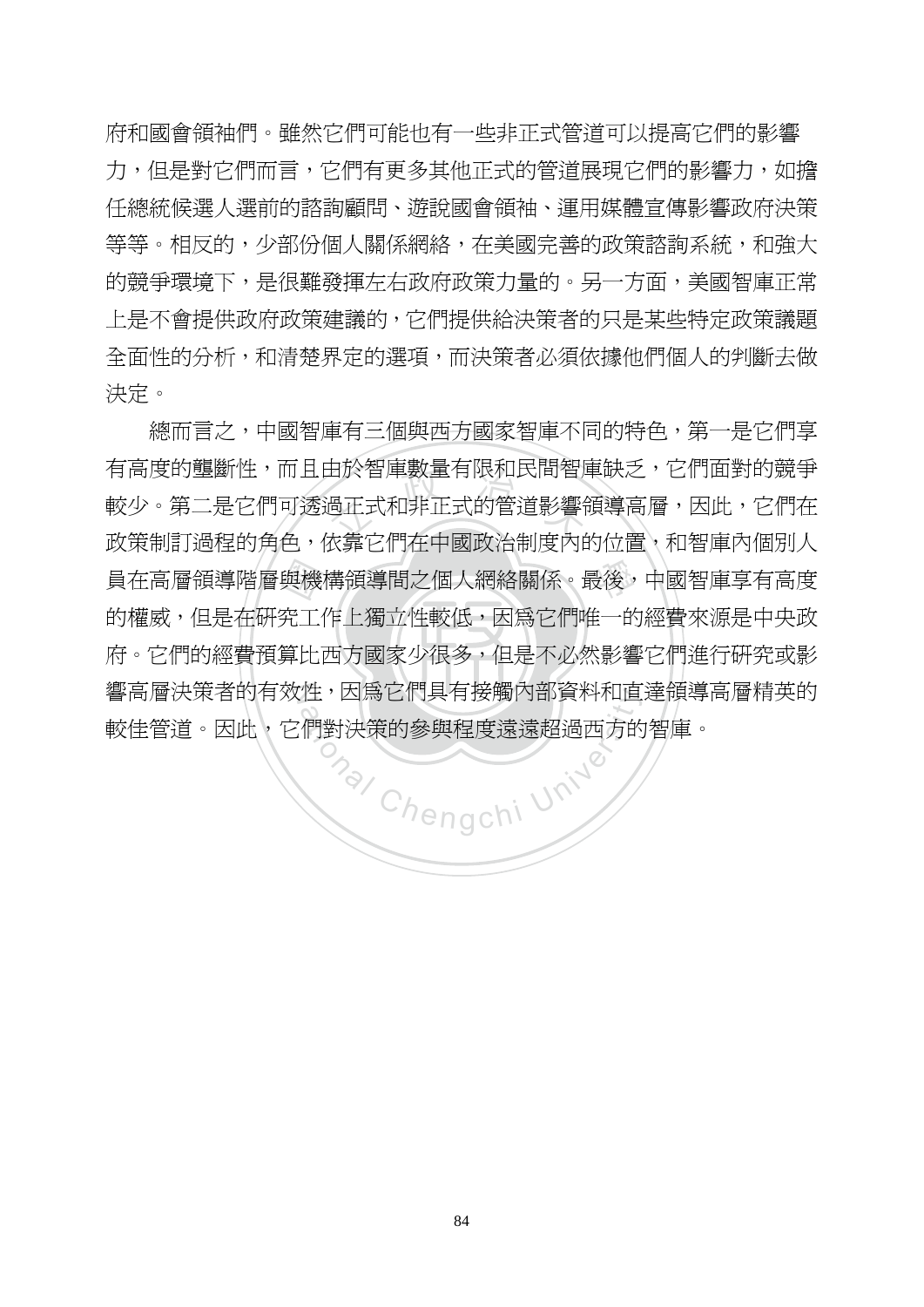府和國會領袖們。雖然它們可能也有一些非正式管道可以提高它們的影響力，但是對它們而言，它們有更多其他正式的管道展現它們的影響力，如擔任總統候選人選前的諮詢顧問、遊說國會領袖、運用媒體宣傳影響政府決策等等。相反的，少部份個人關係網絡，在美國完善的政策諮詢系統，和強大的競爭環境下，是很難發揮左右政府政策力量的。另一方面，美國智庫正常上是不會提供政府政策建議的，它們提供給決策者的只是某些特定政策議題全面性的分析，和清楚界定的選項，而決策者必須依據他們個人的判斷去做決定。

總而言之，中國智庫有三個與西方國家智庫不同的特色，第一是它們享有高度的壟斷性，而且由於智庫數量有限和民間智庫缺乏，它們面對的競爭較少。第二是它們可透過正式和非正式的管道影響領導高層，因此，它們在政策制訂過程的角色，依靠它們在中國政治制度內的位置，和智庫內個別人員在高層領導階層與機構領導間之個人網絡關係。最後，中國智庫享有高度的權威，但是在研究工作上獨立性較低，因為它們唯一的經費來源是中央政府。它們的經費預算比西方國家少很多，但是不必然影響它們進行研究或影響高層決策者的有效性，因為它們具有接觸內部資料和直達領導高層精英的較佳管道。因此，它們對決策的參與程度遠遠超過西方的智庫。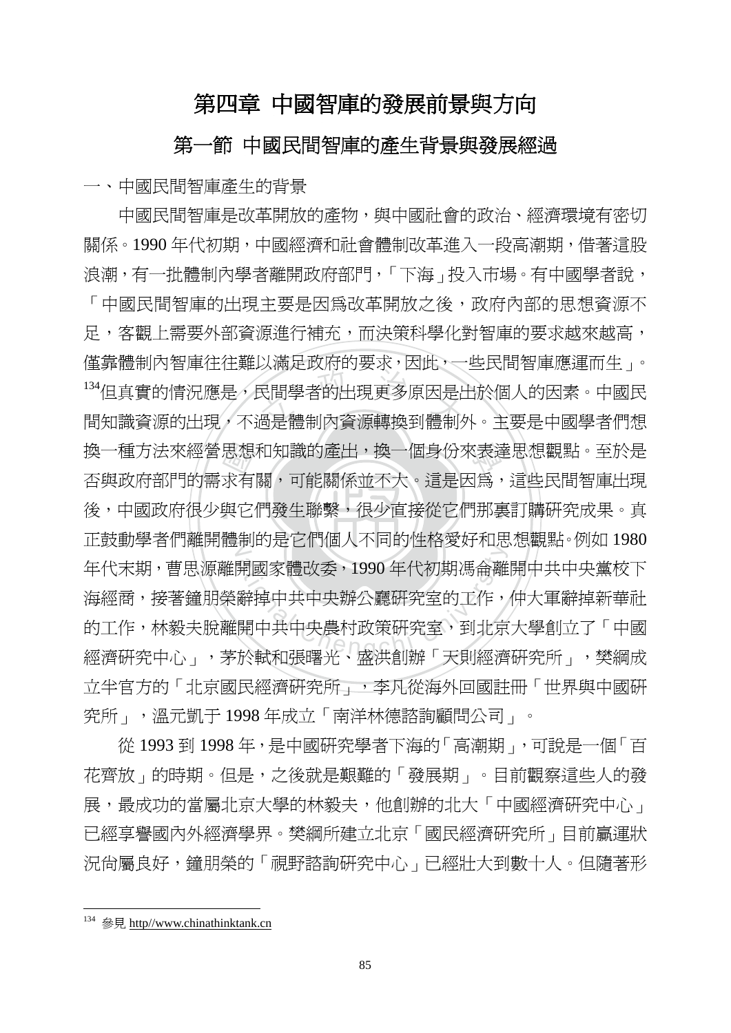# 第四章 中國智庫的發展前景與方向

## 第一節 中國民間智庫的產生背景與發展經過

一、中國民間智庫產生的背景

中國民間智庫是改革開放的產物，與中國社會的政治、經濟環境有密切關係。1990 年代初期，中國經濟和社會體制改革進入一段高潮期，借著這股浪潮，有一批體制內學者離開政府部門，「下海」投入市場。有中國學者說，「中國民間智庫的出現主要是因爲改革開放之後，政府內部的思想資源不足，客觀上需要外部資源進行補充，而決策科學化對智庫的要求越來越高，僅靠體制內智庫往往難以滿足政府的要求，因此，一些民間智庫應運而生」。[134]但真實的情況應是，民間學者的出現更多原因是出於個人的因素。中國民間知識資源的出現，不過是體制內資源轉換到體制外。主要是中國學者們想換一種方法來經營思想和知識的產出，換一個身份來表達思想觀點。至於是否與政府部門的需求有關，可能關係並不大。這是因爲，這些民間智庫出現後，中國政府很少與它們發生聯繫，很少直接從它們那裏訂購研究成果。真正鼓動學者們離開體制的是它們個人不同的性格愛好和思想觀點。例如 1980 年代末期，曹思源離開國家體改委，1990 年代初期馮侖離開中共中央黨校下海經商，接著鐘朋榮辭掉中共中央辦公廳研究室的工作，仲大軍辭掉新華社的工作，林毅夫脫離開中共中央農村政策研究室，到北京大學創立了「中國經濟研究中心」，茅於軾和張曙光、盛洪創辦「天則經濟研究所」，樊綱成立半官方的「北京國民經濟研究所」，李凡從海外回國註冊「世界與中國研究所」，溫元凱于 1998 年成立「南洋林德諮詢顧問公司」。

從 1993 到 1998 年，是中國研究學者下海的「高潮期」，可說是一個「百花齊放」的時期。但是，之後就是艱難的「發展期」。目前觀察這些人的發展，最成功的當屬北京大學的林毅夫，他創辦的北大「中國經濟研究中心」已經享譽國內外經濟學界。樊綱所建立北京「國民經濟研究所」目前贏運狀況尚屬良好，鐘朋榮的「視野諮詢研究中心」已經壯大到數十人。但隨著形

---

[134] 參見 http//www.chinathinktank.cn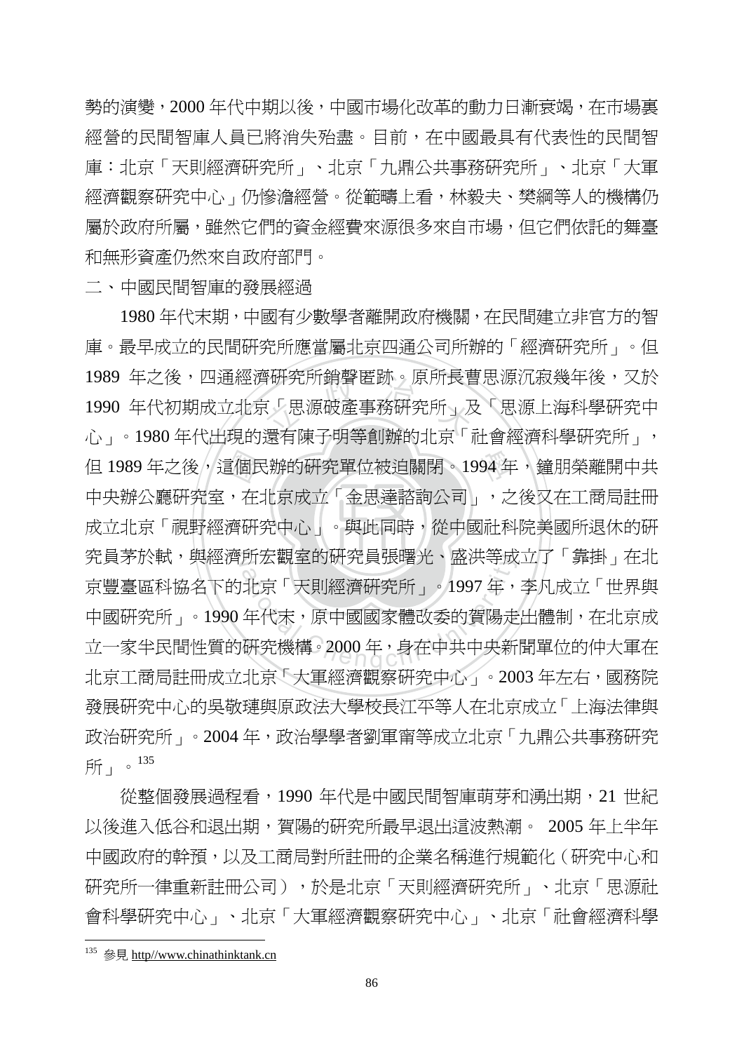勢的演變，2000 年代中期以後，中國市場化改革的動力日漸衰竭，在市場裏經營的民間智庫人員已將消失殆盡。目前，在中國最具有代表性的民間智庫：北京「天則經濟研究所」、北京「九鼎公共事務研究所」、北京「大軍經濟觀察研究中心」仍慘澹經營。從範疇上看，林毅夫、樊綱等人的機構仍屬於政府所屬，雖然它們的資金經費來源很多來自市場，但它們依託的舞臺和無形資產仍然來自政府部門。

二、中國民間智庫的發展經過

1980 年代末期，中國有少數學者離開政府機關，在民間建立非官方的智庫。最早成立的民間研究所應當屬北京四通公司所辦的「經濟研究所」。但 1989 年之後，四通經濟研究所銷聲匿跡。原所長曹思源沉寂幾年後，又於 1990 年代初期成立北京「思源破產事務研究所」及「思源上海科學研究中心」。1980 年代出現的還有陳子明等創辦的北京「社會經濟科學研究所」，但 1989 年之後，這個民辦的研究單位被迫關閉。1994 年，鐘朋榮離開中共中央辦公廳研究室，在北京成立「金思達諮詢公司」，之後又在工商局註冊成立北京「視野經濟研究中心」。與此同時，從中國社科院美國所退休的研究員茅於軾，與經濟所宏觀室的研究員張曙光、盛洪等成立了「靠掛」在北京豐臺區科協名下的北京「天則經濟研究所」。1997 年，李凡成立「世界與中國研究所」。1990 年代末，原中國國家體改委的賀陽走出體制，在北京成立一家半民間性質的研究機構。2000 年，身在中共中央新聞單位的仲大軍在北京工商局註冊成立北京「大軍經濟觀察研究中心」。2003 年左右，國務院發展研究中心的吳敬璉與原政法大學校長江平等人在北京成立「上海法律與政治研究所」。2004 年，政治學學者劉軍甯等成立北京「九鼎公共事務研究所」。[135]

從整個發展過程看，1990 年代是中國民間智庫萌芽和湧出期，21 世紀以後進入低谷和退出期，賀陽的研究所最早退出這波熱潮。 2005 年上半年中國政府的幹預，以及工商局對所註冊的企業名稱進行規範化（研究中心和研究所一律重新註冊公司），於是北京「天則經濟研究所」、北京「思源社會科學研究中心」、北京「大軍經濟觀察研究中心」、北京「社會經濟科學

---

[135] 參見 http//www.chinathinktank.cn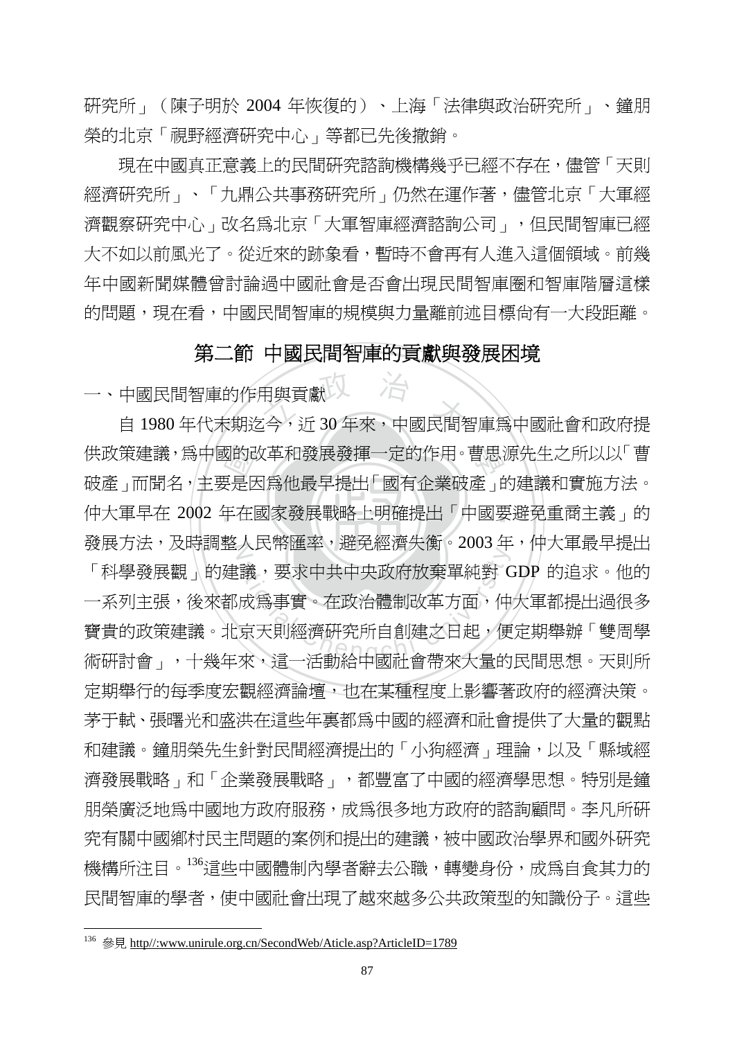研究所」（陳子明於 2004 年恢復的）、上海「法律與政治研究所」、鐘朋榮的北京「視野經濟研究中心」等都已先後撤銷。

現在中國真正意義上的民間研究諮詢機構幾乎已經不存在，儘管「天則經濟研究所」、「九鼎公共事務研究所」仍然在運作著，儘管北京「大軍經濟觀察研究中心」改名爲北京「大軍智庫經濟諮詢公司」，但民間智庫已經大不如以前風光了。從近來的跡象看，暫時不會再有人進入這個領域。前幾年中國新聞媒體曾討論過中國社會是否會出現民間智庫圈和智庫階層這樣的問題，現在看，中國民間智庫的規模與力量離前述目標尚有一大段距離。

## 第二節 中國民間智庫的貢獻與發展困境

### 一、中國民間智庫的作用與貢獻

自 1980 年代末期迄今，近 30 年來，中國民間智庫爲中國社會和政府提供政策建議，爲中國的改革和發展發揮一定的作用。曹思源先生之所以以「曹破產」而聞名，主要是因爲他最早提出「國有企業破產」的建議和實施方法。仲大軍早在 2002 年在國家發展戰略上明確提出「中國要避免重商主義」的發展方法，及時調整人民幣匯率，避免經濟失衡。2003 年，仲大軍最早提出「科學發展觀」的建議，要求中共中央政府放棄單純對 GDP 的追求。他的一系列主張，後來都成爲事實。在政治體制改革方面，仲大軍都提出過很多寶貴的政策建議。北京天則經濟研究所自創建之日起，便定期舉辦「雙周學術研討會」，十幾年來，這一活動給中國社會帶來大量的民間思想。天則所定期舉行的每季度宏觀經濟論壇，也在某種程度上影響著政府的經濟決策。茅于軾、張曙光和盛洪在這些年裏都爲中國的經濟和社會提供了大量的觀點和建議。鐘朋榮先生針對民間經濟提出的「小狗經濟」理論，以及「縣域經濟發展戰略」和「企業發展戰略」，都豐富了中國的經濟學思想。特別是鐘朋榮廣泛地爲中國地方政府服務，成爲很多地方政府的諮詢顧問。李凡所研究有關中國鄉村民主問題的案例和提出的建議，被中國政治學界和國外研究機構所注目。[136]這些中國體制內學者辭去公職，轉變身份，成爲自食其力的民間智庫的學者，使中國社會出現了越來越多公共政策型的知識份子。這些

---

[136] 參見 http//:www.unirule.org.cn/SecondWeb/Aticle.asp?ArticleID=1789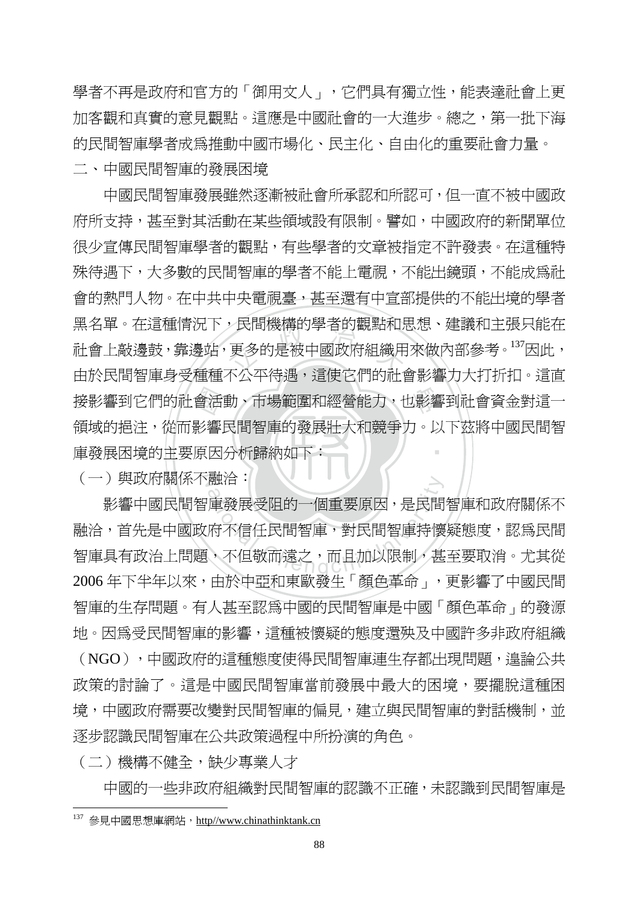學者不再是政府和官方的「御用文人」，它們具有獨立性，能表達社會上更加客觀和真實的意見觀點。這應是中國社會的一大進步。總之，第一批下海的民間智庫學者成爲推動中國市場化、民主化、自由化的重要社會力量。

二、中國民間智庫的發展困境

中國民間智庫發展雖然逐漸被社會所承認和所認可，但一直不被中國政府所支持，甚至對其活動在某些領域設有限制。譬如，中國政府的新聞單位很少宣傳民間智庫學者的觀點，有些學者的文章被指定不許發表。在這種特殊待遇下，大多數的民間智庫的學者不能上電視，不能出鏡頭，不能成爲社會的熱門人物。在中共中央電視臺，甚至還有中宣部提供的不能出境的學者黑名單。在這種情況下，民間機構的學者的觀點和思想、建議和主張只能在社會上敲邊鼓，靠邊站，更多的是被中國政府組織用來做內部參考。[137]因此，由於民間智庫身受種種不公平待遇，這使它們的社會影響力大打折扣。這直接影響到它們的社會活動、市場範圍和經營能力，也影響到社會資金對這一領域的挹注，從而影響民間智庫的發展壯大和競爭力。以下茲將中國民間智庫發展困境的主要原因分析歸納如下：

（一）與政府關係不融洽：

影響中國民間智庫發展受阻的一個重要原因，是民間智庫和政府關係不融洽，首先是中國政府不信任民間智庫，對民間智庫持懷疑態度，認爲民間智庫具有政治上問題，不但敬而遠之，而且加以限制，甚至要取消。尤其從 2006 年下半年以來，由於中亞和東歐發生「顏色革命」，更影響了中國民間智庫的生存問題。有人甚至認爲中國的民間智庫是中國「顏色革命」的發源地。因爲受民間智庫的影響，這種被懷疑的態度還殃及中國許多非政府組織（NGO），中國政府的這種態度使得民間智庫連生存都出現問題，遑論公共政策的討論了。這是中國民間智庫當前發展中最大的困境，要擺脫這種困境，中國政府需要改變對民間智庫的偏見，建立與民間智庫的對話機制，並逐步認識民間智庫在公共政策過程中所扮演的角色。

（二）機構不健全，缺少專業人才

中國的一些非政府組織對民間智庫的認識不正確，未認識到民間智庫是

---

[137] 參見中國思想庫網站，http//www.chinathinktank.cn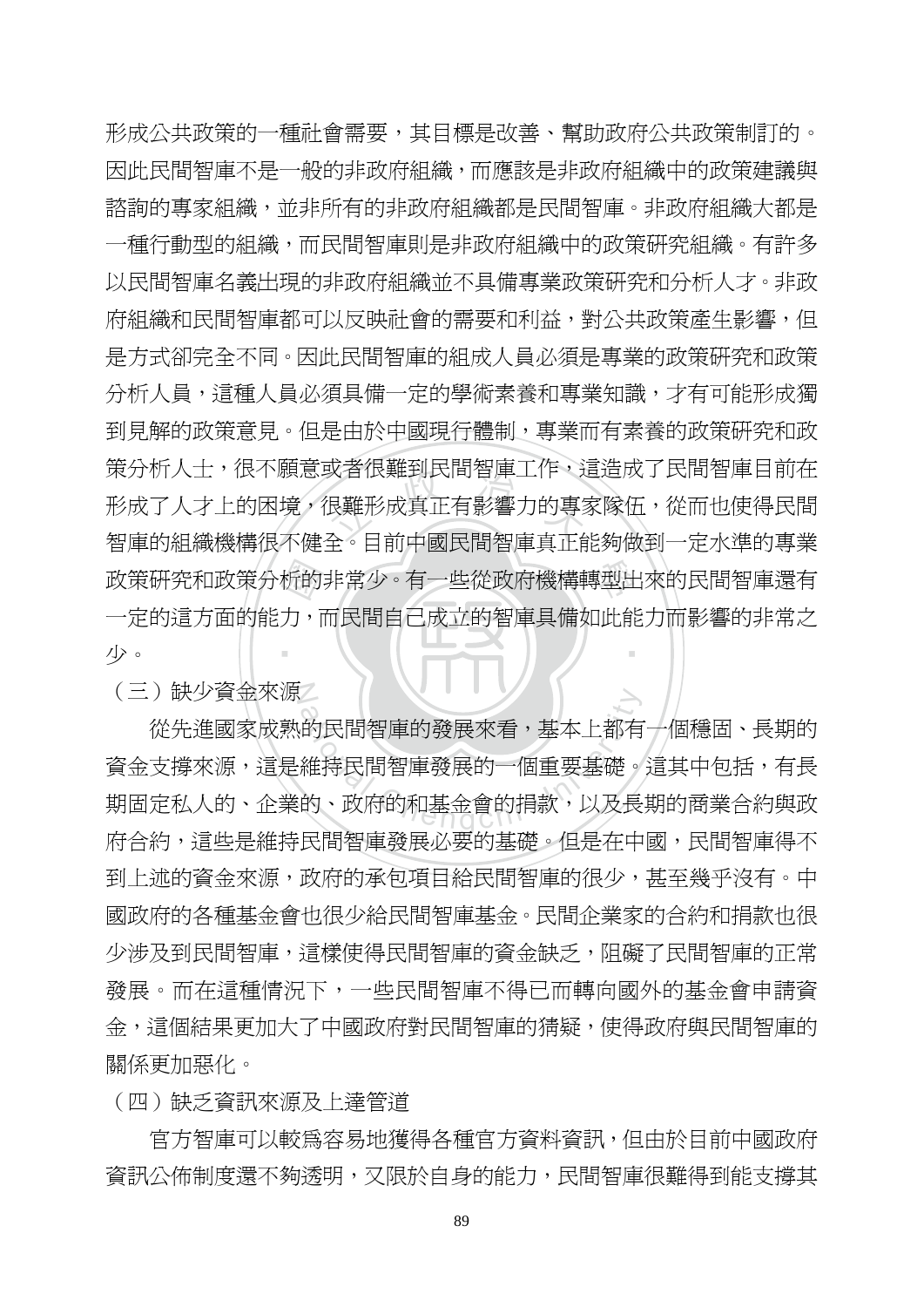形成公共政策的一種社會需要，其目標是改善、幫助政府公共政策制訂的。因此民間智庫不是一般的非政府組織，而應該是非政府組織中的政策建議與諮詢的專家組織，並非所有的非政府組織都是民間智庫。非政府組織大都是一種行動型的組織，而民間智庫則是非政府組織中的政策研究組織。有許多以民間智庫名義出現的非政府組織並不具備專業政策研究和分析人才。非政府組織和民間智庫都可以反映社會的需要和利益，對公共政策產生影響，但是方式卻完全不同。因此民間智庫的組成人員必須是專業的政策研究和政策分析人員，這種人員必須具備一定的學術素養和專業知識，才有可能形成獨到見解的政策意見。但是由於中國現行體制，專業而有素養的政策研究和政策分析人士，很不願意或者很難到民間智庫工作，這造成了民間智庫目前在形成了人才上的困境，很難形成真正有影響力的專家隊伍，從而也使得民間智庫的組織機構很不健全。目前中國民間智庫真正能夠做到一定水準的專業政策研究和政策分析的非常少。有一些從政府機構轉型出來的民間智庫還有一定的這方面的能力，而民間自己成立的智庫具備如此能力而影響的非常之少。

（三）缺少資金來源

從先進國家成熟的民間智庫的發展來看，基本上都有一個穩固、長期的資金支撐來源，這是維持民間智庫發展的一個重要基礎。這其中包括，有長期固定私人的、企業的、政府的和基金會的捐款，以及長期的商業合約與政府合約，這些是維持民間智庫發展必要的基礎。但是在中國，民間智庫得不到上述的資金來源，政府的承包項目給民間智庫的很少，甚至幾乎沒有。中國政府的各種基金會也很少給民間智庫基金。民間企業家的合約和捐款也很少涉及到民間智庫，這樣使得民間智庫的資金缺乏，阻礙了民間智庫的正常發展。而在這種情況下，一些民間智庫不得已而轉向國外的基金會申請資金，這個結果更加大了中國政府對民間智庫的猜疑，使得政府與民間智庫的關係更加惡化。

（四）缺乏資訊來源及上達管道

官方智庫可以較為容易地獲得各種官方資料資訊，但由於目前中國政府資訊公佈制度還不夠透明，又限於自身的能力，民間智庫很難得到能支撐其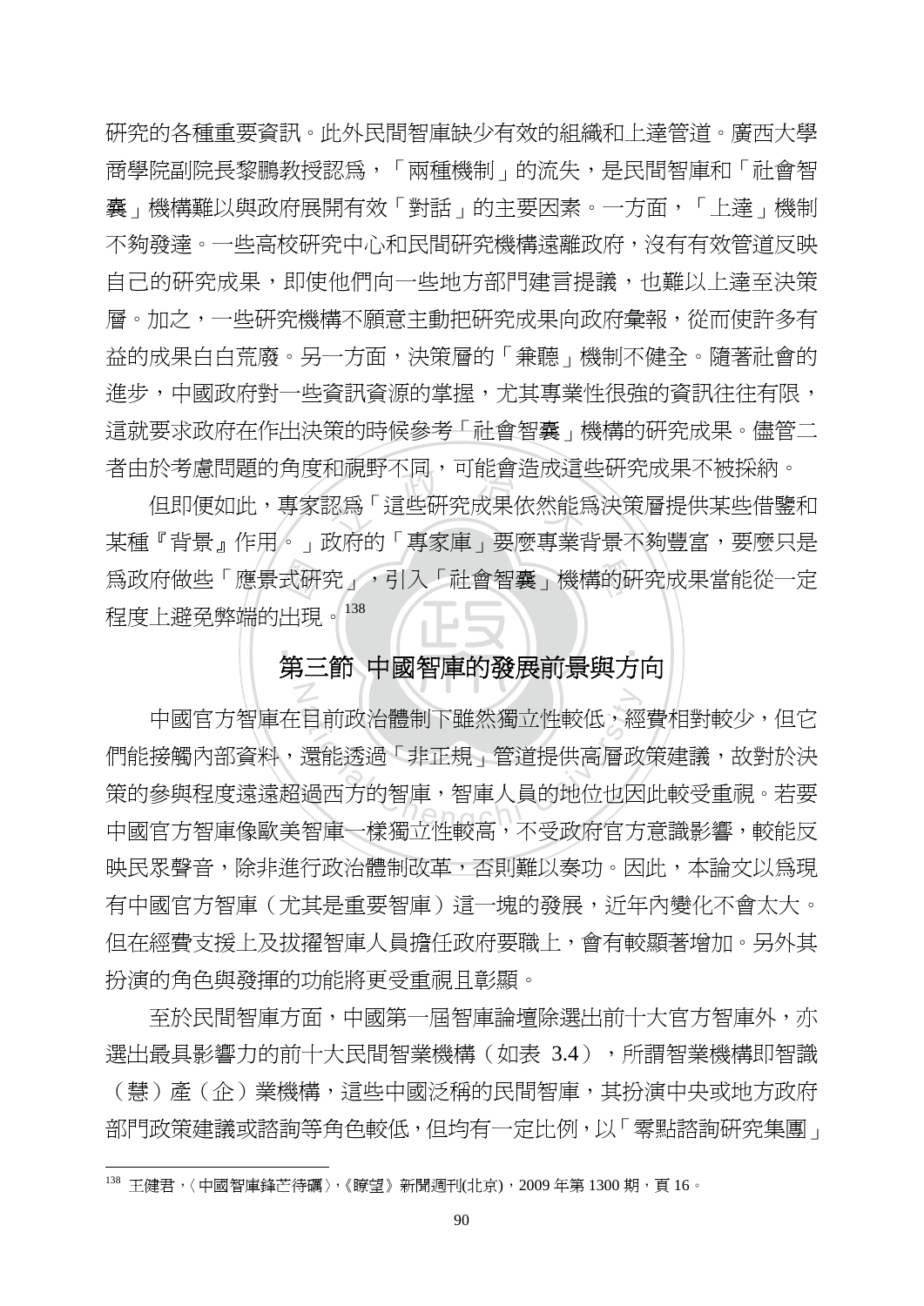研究的各種重要資訊。此外民間智庫缺少有效的組織和上達管道。廣西大學商學院副院長黎鵬教授認為，「兩種機制」的流失，是民間智庫和「社會智囊」機構難以與政府展開有效「對話」的主要因素。一方面，「上達」機制不夠發達。一些高校研究中心和民間研究機構遠離政府，沒有有效管道反映自己的研究成果，即使他們向一些地方部門建言提議，也難以上達至決策層。加之，一些研究機構不願意主動把研究成果向政府彙報，從而使許多有益的成果白白荒廢。另一方面，決策層的「兼聽」機制不健全。隨著社會的進步，中國政府對一些資訊資源的掌握，尤其專業性很強的資訊往往有限，這就要求政府在作出決策的時候參考「社會智囊」機構的研究成果。儘管二者由於考慮問題的角度和視野不同，可能會造成這些研究成果不被採納。

但即便如此，專家認為「這些研究成果依然能為決策層提供某些借鑒和某種『背景』作用。」政府的「專家庫」要麼專業背景不夠豐富，要麼只是為政府做些「應景式研究」，引入「社會智囊」機構的研究成果當能從一定程度上避免弊端的出現。[138]

## 第三節 中國智庫的發展前景與方向

中國官方智庫在目前政治體制下雖然獨立性較低，經費相對較少，但它們能接觸內部資料，還能透過「非正規」管道提供高層政策建議，故對於決策的參與程度遠遠超過西方的智庫，智庫人員的地位也因此較受重視。若要中國官方智庫像歐美智庫一樣獨立性較高，不受政府官方意識影響，較能反映民眾聲音，除非進行政治體制改革，否則難以奏功。因此，本論文以為現有中國官方智庫（尤其是重要智庫）這一塊的發展，近年內變化不會太大。但在經費支援上及拔擢智庫人員擔任政府要職上，會有較顯著增加。另外其扮演的角色與發揮的功能將更受重視且彰顯。

至於民間智庫方面，中國第一屆智庫論壇除選出前十大官方智庫外，亦選出最具影響力的前十大民間智業機構（如表 3.4），所謂智業機構即智識（慧）產（企）業機構，這些中國泛稱的民間智庫，其扮演中央或地方政府部門政策建議或諮詢等角色較低，但均有一定比例，以「零點諮詢研究集團」

---

[138] 王健君，〈中國智庫鋒芒待礪〉，《瞭望》新聞週刊(北京)，2009 年第 1300 期，頁 16。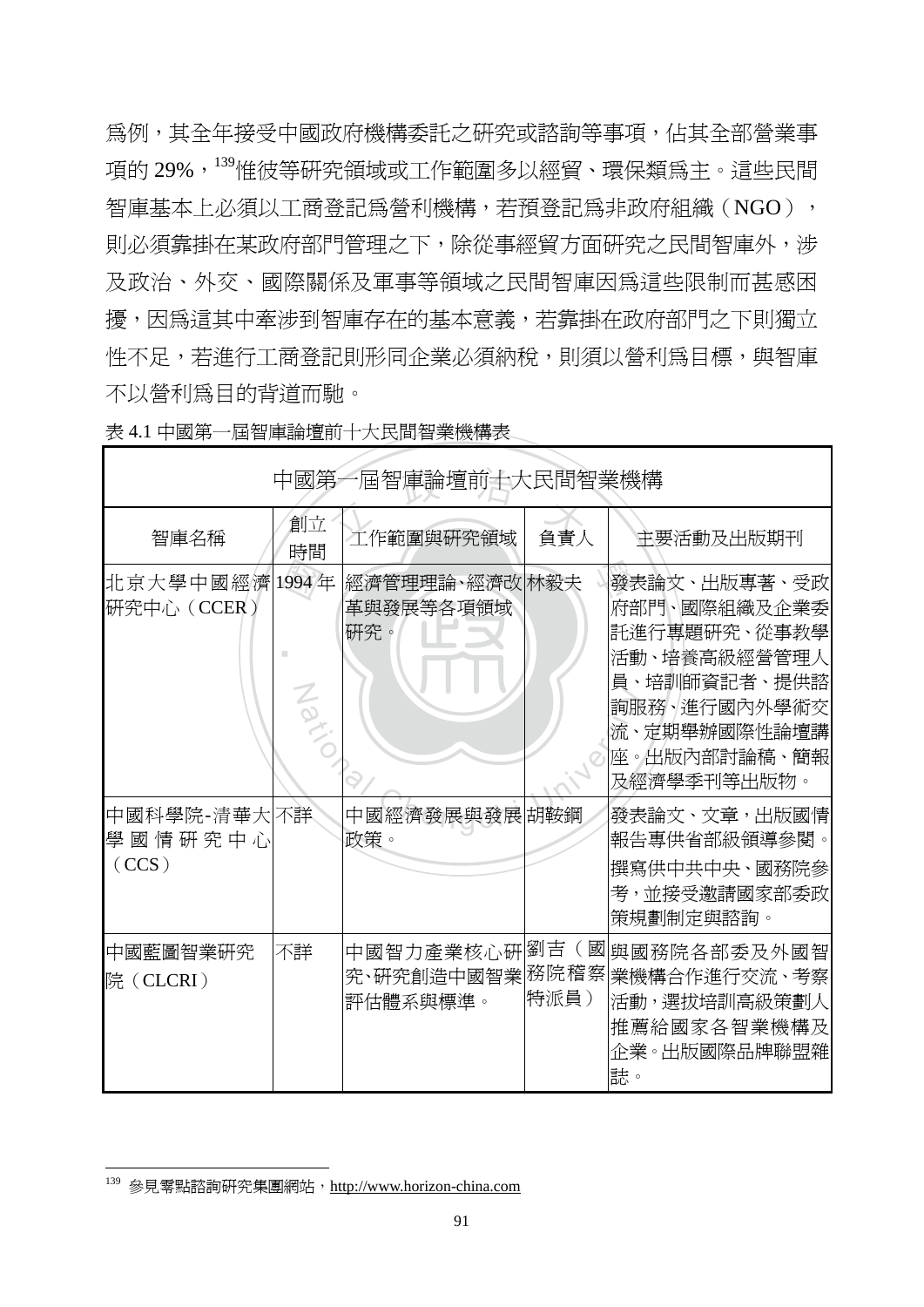爲例，其全年接受中國政府機構委託之研究或諮詢等事項，佔其全部營業事項的 29%，[139]惟彼等研究領域或工作範圍多以經貿、環保類爲主。這些民間智庫基本上必須以工商登記爲營利機構，若預登記爲非政府組織（NGO），則必須靠掛在某政府部門管理之下，除從事經貿方面研究之民間智庫外，涉及政治、外交、國際關係及軍事等領域之民間智庫因爲這些限制而甚感困擾，因爲這其中牽涉到智庫存在的基本意義，若靠掛在政府部門之下則獨立性不足，若進行工商登記則形同企業必須納稅，則須以營利爲目標，與智庫不以營利爲目的背道而馳。

表 4.1 中國第一屆智庫論壇前十大民間智業機構表

| 中國第一屆智庫論壇前十大民間智業機構 | | | | |
|---|---|---|---|---|
| 智庫名稱 | 創立時間 | 工作範圍與研究領域 | 負責人 | 主要活動及出版期刊 |
| 北京大學中國經濟研究中心（CCER） | 1994 年 | 經濟管理理論、經濟改革與發展等各項領域研究。 | 林毅夫 | 發表論文、出版專著、受政府部門、國際組織及企業委託進行專題研究、從事教學活動、培養高級經營管理人員、培訓師資記者、提供諮詢服務、進行國內外學術交流、定期舉辦國際性論壇講座。出版內部討論稿、簡報及經濟學季刊等出版物。 |
| 中國科學院-清華大學國情研究中心（CCS） | 不詳 | 中國經濟發展與發展政策。 | 胡鞍鋼 | 發表論文、文章，出版國情報告專供省部級領導參閱。撰寫供中共中央、國務院參考，並接受邀請國家部委政策規劃制定與諮詢。 |
| 中國藍圖智業研究院（CLCRI） | 不詳 | 中國智力產業核心研究、研究創造中國智業評估體系與標準。 | 劉吉（國務院稽察特派員） | 與國務院各部委及外國智業機構合作進行交流、考察活動，選拔培訓高級策劃人推薦給國家各智業機構及企業。出版國際品牌聯盟雜誌。 |

---

[139] 參見零點諮詢研究集團網站，http://www.horizon-china.com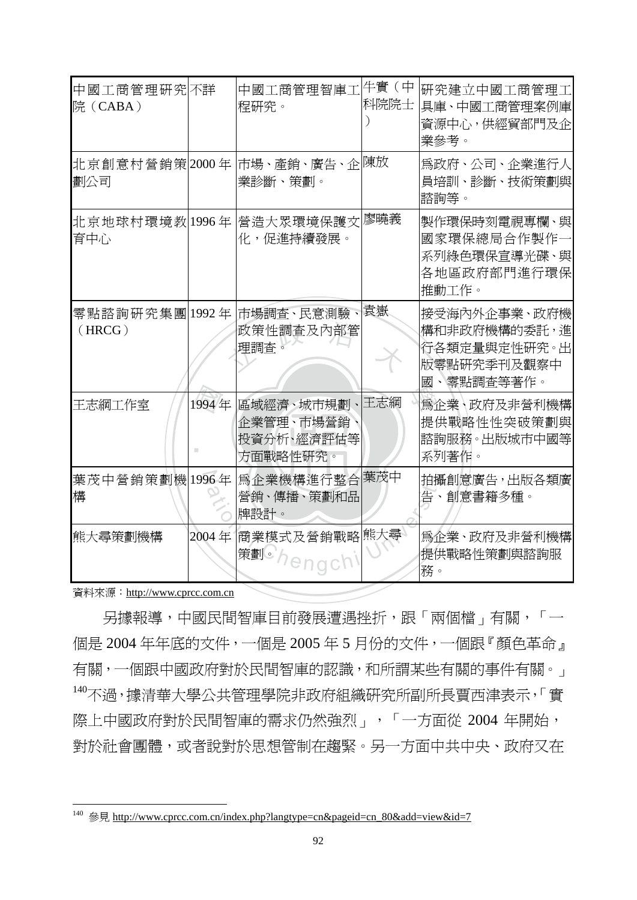| 中國工商管理研究院（CABA） | 不詳 | 中國工商管理智庫工程研究。 | 牛實（中科院院士） | 研究建立中國工商管理工具庫、中國工商管理案例庫資源中心，供經貿部門及企業參考。 |
|---|---|---|---|---|
| 北京創意村營銷策劃公司 | 2000 年 | 市場、產銷、廣告、企業診斷、策劃。 | 陳放 | 為政府、公司、企業進行人員培訓、診斷、技術策劃與諮詢等。 |
| 北京地球村環境教育中心 | 1996 年 | 營造大眾環境保護文化，促進持續發展。 | 廖曉義 | 製作環保時刻電視專欄、與國家環保總局合作製作一系列綠色環保宣導光碟、與各地區政府部門進行環保推動工作。 |
| 零點諮詢研究集團（HRCG） | 1992 年 | 市場調查、民意測驗、政策性調查及內部管理調查。 | 袁嶽 | 接受海內外企事業、政府機構和非政府機構的委託，進行各類定量與定性研究。出版零點研究季刊及觀察中國、零點調查等著作。 |
| 王志綱工作室 | 1994 年 | 區域經濟、城市規劃、企業管理、市場營銷、投資分析、經濟評估等方面戰略性研究。 | 王志綱 | 為企業、政府及非營利機構提供戰略性突破策劃與諮詢服務。出版城市中國等系列著作。 |
| 葉茂中營銷策劃機構 | 1996 年 | 為企業機構進行整合營銷、傳播、策劃和品牌設計。 | 葉茂中 | 拍攝創意廣告，出版各類廣告、創意書籍多種。 |
| 熊大尋策劃機構 | 2004 年 | 商業模式及營銷戰略策劃。 | 熊大尋 | 為企業、政府及非營利機構提供戰略性策劃與諮詢服務。 |

資料來源：http://www.cprcc.com.cn

另據報導，中國民間智庫目前發展遭遇挫折，跟「兩個檔」有關，「一個是 2004 年年底的文件，一個是 2005 年 5 月份的文件，一個跟『顏色革命』有關，一個跟中國政府對於民間智庫的認識，和所謂某些有關的事件有關。」[140]不過，據清華大學公共管理學院非政府組織研究所副所長賈西津表示，「實際上中國政府對於民間智庫的需求仍然強烈」，「一方面從 2004 年開始，對於社會團體，或者說對於思想管制在趨緊。另一方面中共中央、政府又在

[140] 參見 http://www.cprcc.com.cn/index.php?langtype=cn&pageid=cn_80&add=view&id=7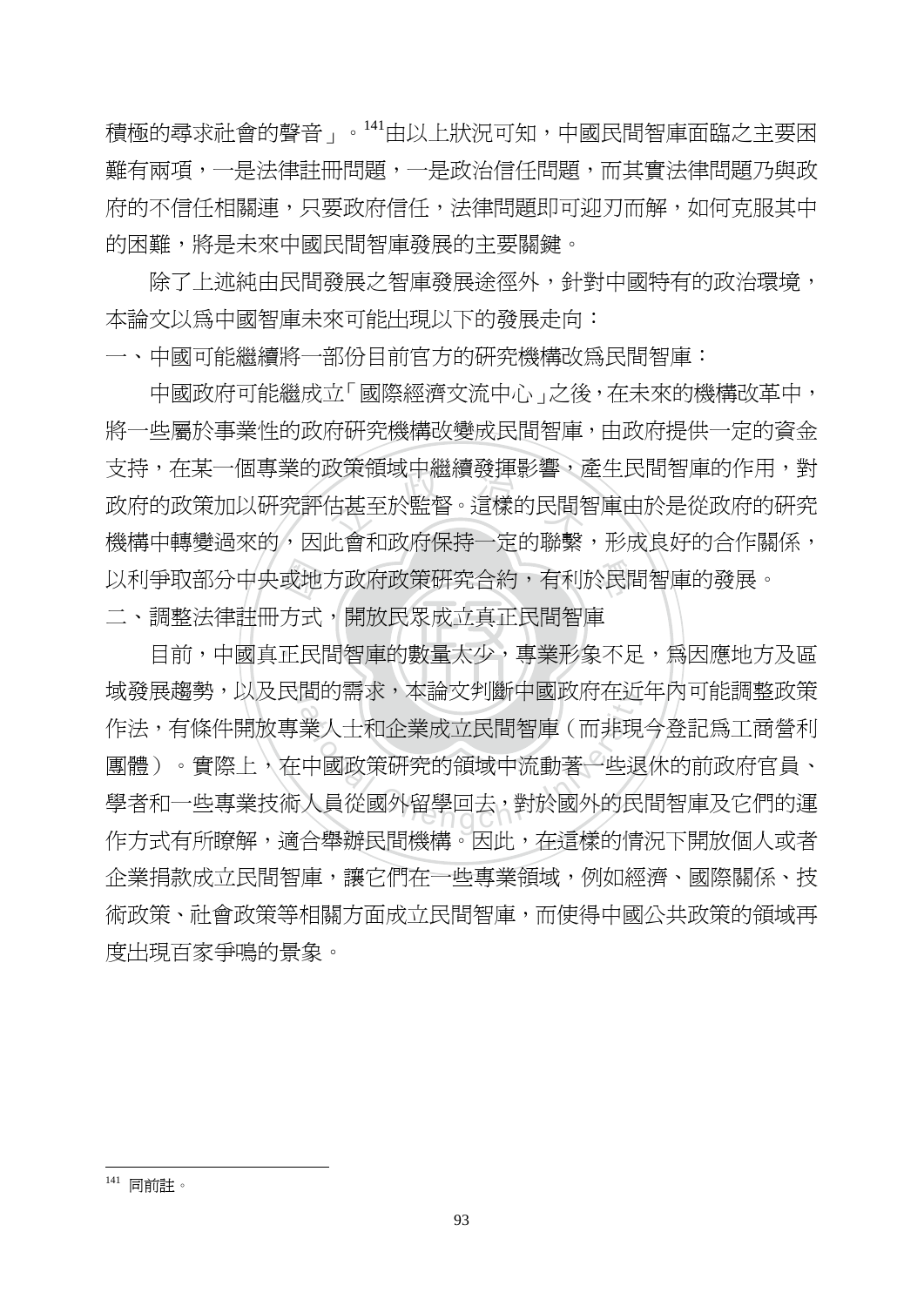積極的尋求社會的聲音」。[141]由以上狀況可知，中國民間智庫面臨之主要困難有兩項，一是法律註冊問題，一是政治信任問題，而其實法律問題乃與政府的不信任相關連，只要政府信任，法律問題即可迎刃而解，如何克服其中的困難，將是未來中國民間智庫發展的主要關鍵。

除了上述純由民間發展之智庫發展途徑外，針對中國特有的政治環境，本論文以爲中國智庫未來可能出現以下的發展走向：

一、中國可能繼續將一部份目前官方的研究機構改爲民間智庫：

中國政府可能繼成立「國際經濟文流中心」之後，在未來的機構改革中，將一些屬於事業性的政府研究機構改變成民間智庫，由政府提供一定的資金支持，在某一個專業的政策領域中繼續發揮影響，產生民間智庫的作用，對政府的政策加以研究評估甚至於監督。這樣的民間智庫由於是從政府的研究機構中轉變過來的，因此會和政府保持一定的聯繫，形成良好的合作關係，以利爭取部分中央或地方政府政策研究合約，有利於民間智庫的發展。

二、調整法律註冊方式，開放民眾成立真正民間智庫

目前，中國真正民間智庫的數量太少，專業形象不足，爲因應地方及區域發展趨勢，以及民間的需求，本論文判斷中國政府在近年內可能調整政策作法，有條件開放專業人士和企業成立民間智庫（而非現今登記爲工商營利團體）。實際上，在中國政策研究的領域中流動著一些退休的前政府官員、學者和一些專業技術人員從國外留學回去，對於國外的民間智庫及它們的運作方式有所瞭解，適合舉辦民間機構。因此，在這樣的情況下開放個人或者企業捐款成立民間智庫，讓它們在一些專業領域，例如經濟、國際關係、技術政策、社會政策等相關方面成立民間智庫，而使得中國公共政策的領域再度出現百家爭鳴的景象。

---

[141] 同前註。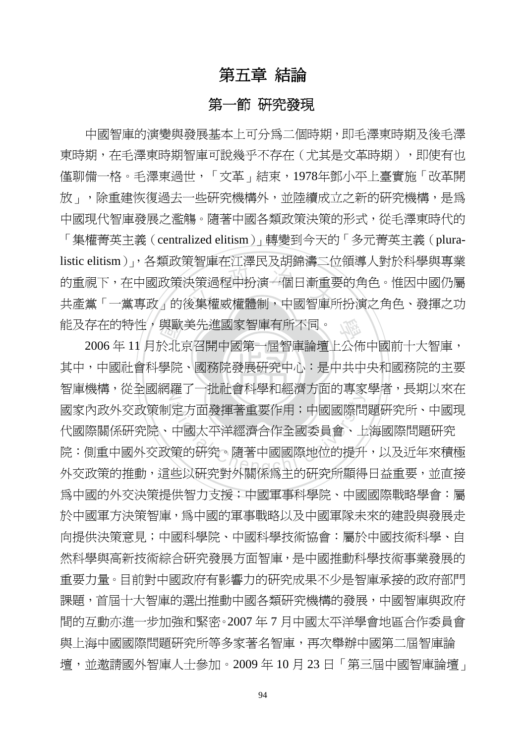# 第五章 結論

## 第一節 研究發現

中國智庫的演變與發展基本上可分為二個時期，即毛澤東時期及後毛澤東時期，在毛澤東時期智庫可說幾乎不存在（尤其是文革時期），即使有也僅聊備一格。毛澤東過世，「文革」結束，1978年鄧小平上臺實施「改革開放」，除重建恢復過去一些研究機構外，並陸續成立之新的研究機構，是為中國現代智庫發展之濫觴。隨著中國各類政策決策的形式，從毛澤東時代的「集權菁英主義（centralized elitism）」轉變到今天的「多元菁英主義（pluralistic elitism）」，各類政策智庫在江澤民及胡錦濤二位領導人對於科學與專業的重視下，在中國政策決策過程中扮演一個日漸重要的角色。惟因中國仍屬共產黨「一黨專政」的後集權威權體制，中國智庫所扮演之角色、發揮之功能及存在的特性，與歐美先進國家智庫有所不同。

2006 年 11 月於北京召開中國第一屆智庫論壇上公佈中國前十大智庫，其中，中國社會科學院、國務院發展研究中心：是中共中央和國務院的主要智庫機構，從全國網羅了一批社會科學和經濟方面的專家學者，長期以來在國家內政外交政策制定方面發揮著重要作用；中國國際問題研究所、中國現代國際關係研究院、中國太平洋經濟合作全國委員會、上海國際問題研究院：側重中國外交政策的研究。隨著中國國際地位的提升，以及近年來積極外交政策的推動，這些以研究對外關係為主的研究所顯得日益重要，並直接為中國的外交決策提供智力支援；中國軍事科學院、中國國際戰略學會：屬於中國軍方決策智庫，為中國的軍事戰略以及中國軍隊未來的建設與發展走向提供決策意見；中國科學院、中國科學技術協會：屬於中國技術科學、自然科學與高新技術綜合研究發展方面智庫，是中國推動科學技術事業發展的重要力量。目前對中國政府有影響力的研究成果不少是智庫承接的政府部門課題，首屆十大智庫的選出推動中國各類研究機構的發展，中國智庫與政府間的互動亦進一步加強和緊密。2007 年 7 月中國太平洋學會地區合作委員會與上海中國國際問題研究所等多家著名智庫，再次舉辦中國第二屆智庫論壇，並邀請國外智庫人士參加。2009 年 10 月 23 日「第三屆中國智庫論壇」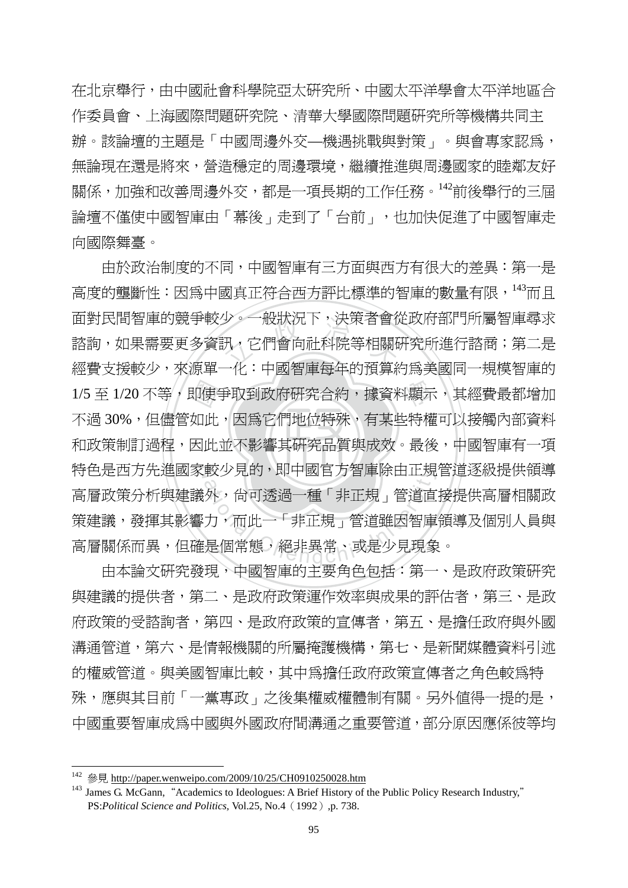在北京舉行，由中國社會科學院亞太研究所、中國太平洋學會太平洋地區合作委員會、上海國際問題研究院、清華大學國際問題研究所等機構共同主辦。該論壇的主題是「中國周邊外交—機遇挑戰與對策」。與會專家認為，無論現在還是將來，營造穩定的周邊環境，繼續推進與周邊國家的睦鄰友好關係，加強和改善周邊外交，都是一項長期的工作任務。[142]前後舉行的三屆論壇不僅使中國智庫由「幕後」走到了「台前」，也加快促進了中國智庫走向國際舞臺。

由於政治制度的不同，中國智庫有三方面與西方有很大的差異：第一是高度的壟斷性：因為中國真正符合西方評比標準的智庫的數量有限，[143]而且面對民間智庫的競爭較少。一般狀況下，決策者會從政府部門所屬智庫尋求諮詢，如果需要更多資訊，它們會向社科院等相關研究所進行諮商；第二是經費支援較少，來源單一化：中國智庫每年的預算約為美國同一規模智庫的 1/5 至 1/20 不等，即使爭取到政府研究合約，據資料顯示，其經費最都增加不過 30%，但儘管如此，因為它們地位特殊，有某些特權可以接觸內部資料和政策制訂過程，因此並不影響其研究品質與成效。最後，中國智庫有一項特色是西方先進國家較少見的，即中國官方智庫除由正規管道逐級提供領導高層政策分析與建議外，尚可透過一種「非正規」管道直接提供高層相關政策建議，發揮其影響力，而此一「非正規」管道雖因智庫領導及個別人員與高層關係而異，但確是個常態，絕非異常、或是少見現象。

由本論文研究發現，中國智庫的主要角色包括：第一、是政府政策研究與建議的提供者，第二、是政府政策運作效率與成果的評估者，第三、是政府政策的受諮詢者，第四、是政府政策的宣傳者，第五、是擔任政府與外國溝通管道，第六、是情報機關的所屬掩護機構，第七、是新聞媒體資料引述的權威管道。與美國智庫比較，其中為擔任政府政策宣傳者之角色較為特殊，應與其目前「一黨專政」之後集權威權體制有關。另外值得一提的是，中國重要智庫成為中國與外國政府間溝通之重要管道，部分原因應係彼等均

---

[142] 參見 http://paper.wenweipo.com/2009/10/25/CH0910250028.htm

[143] James G. McGann, "Academics to Ideologues: A Brief History of the Public Policy Research Industry," PS:*Political Science and Politics,* Vol.25, No.4（1992）,p. 738.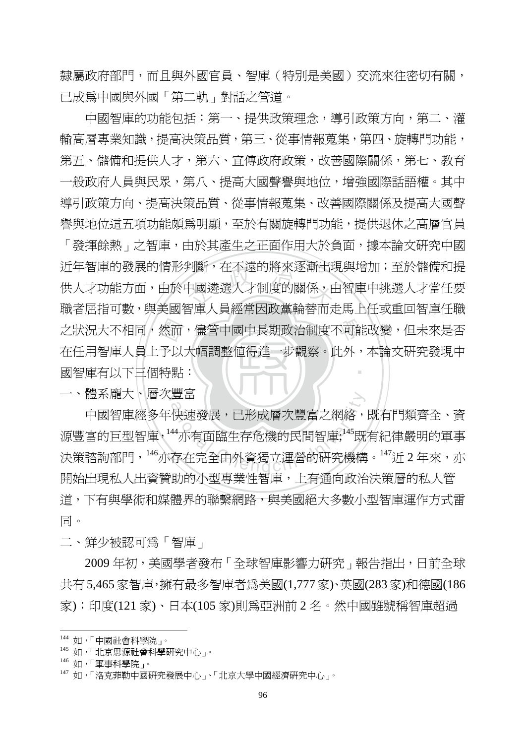隸屬政府部門，而且與外國官員、智庫（特別是美國）交流來往密切有關，已成爲中國與外國「第二軌」對話之管道。

中國智庫的功能包括：第一、提供政策理念，導引政策方向，第二、灌輸高層專業知識，提高決策品質，第三、從事情報蒐集，第四、旋轉門功能，第五、儲備和提供人才，第六、宣傳政府政策，改善國際關係，第七、教育一般政府人員與民眾，第八、提高大國聲譽與地位，增強國際話語權。其中導引政策方向、提高決策品質、從事情報蒐集、改善國際關係及提高大國聲譽與地位這五項功能頗爲明顯，至於有關旋轉門功能，提供退休之高層官員「發揮餘熱」之智庫，由於其產生之正面作用大於負面，據本論文研究中國近年智庫的發展的情形判斷，在不遠的將來逐漸出現與增加；至於儲備和提供人才功能方面，由於中國遴選人才制度的關係，由智庫中挑選人才當任要職者屈指可數，與美國智庫人員經常因政黨輪替而走馬上任或重回智庫任職之狀況大不相同，然而，儘管中國中長期政治制度不可能改變，但未來是否在任用智庫人員上予以大幅調整值得進一步觀察。此外，本論文研究發現中國智庫有以下三個特點：

一、體系龐大、層次豐富

中國智庫經多年快速發展，已形成層次豐富之網絡，既有門類齊全、資源豐富的巨型智庫，[144]亦有面臨生存危機的民間智庫;[145]既有紀律嚴明的軍事決策諮詢部門，[146]亦存在完全由外資獨立運營的研究機構。[147]近 2 年來，亦開始出現私人出資贊助的小型專業性智庫，上有通向政治決策層的私人管道，下有與學術和媒體界的聯繫網路，與美國絕大多數小型智庫運作方式雷同。

二、鮮少被認可爲「智庫」

2009 年初，美國學者發布「全球智庫影響力研究」報告指出，日前全球共有 5,465 家智庫，擁有最多智庫者爲美國(1,777 家)、英國(283 家)和德國(186 家)；印度(121 家)、日本(105 家)則爲亞洲前 2 名。然中國雖號稱智庫超過

---

[144] 如，「中國社會科學院」。

[145] 如，「北京思源社會科學研究中心」。

[146] 如，「軍事科學院」。

[147] 如，「洛克菲勒中國研究發展中心」、「北京大學中國經濟研究中心」。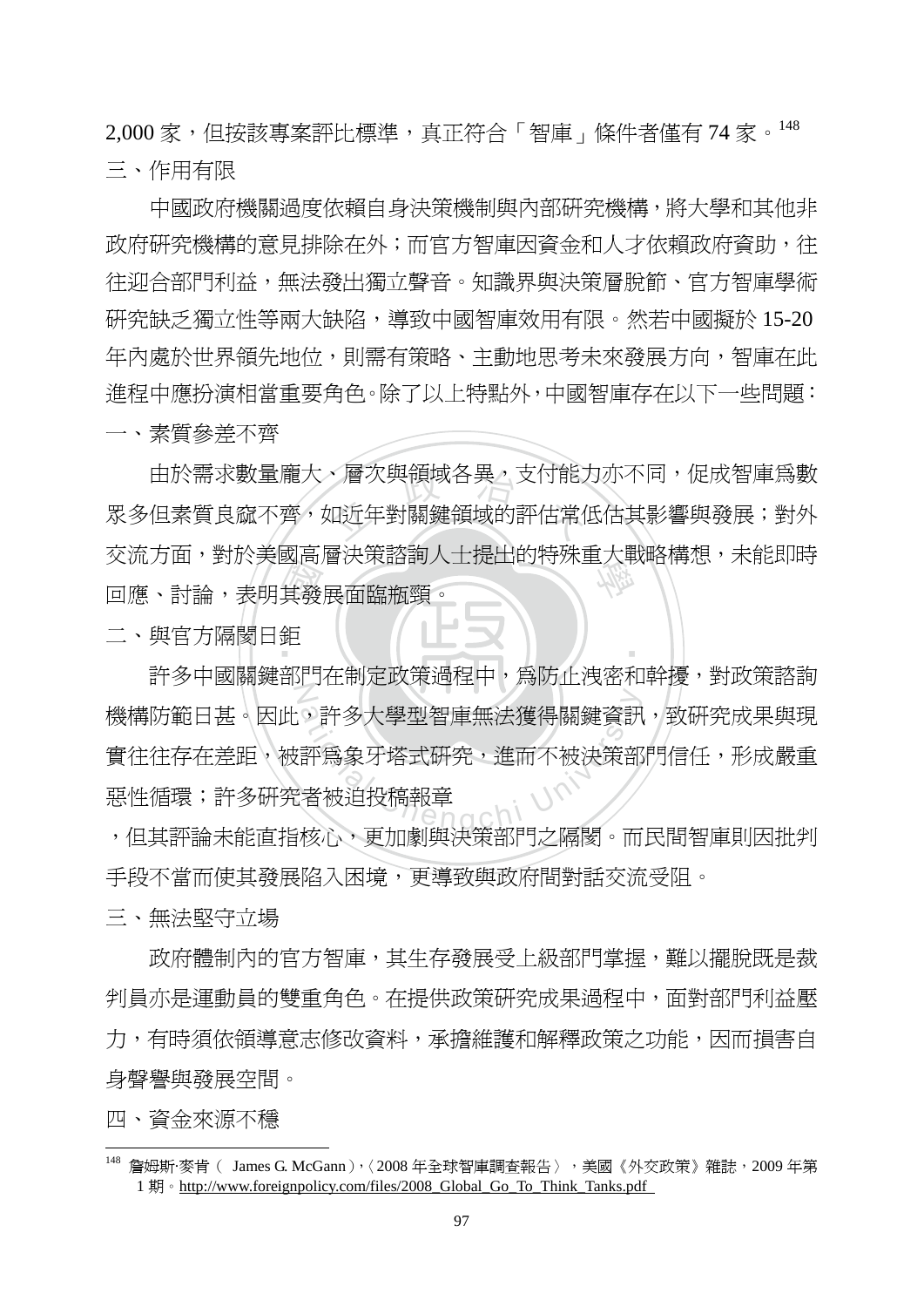2,000 家，但按該專案評比標準，真正符合「智庫」條件者僅有 74 家。[148]

三、作用有限

中國政府機關過度依賴自身決策機制與內部研究機構，將大學和其他非政府研究機構的意見排除在外；而官方智庫因資金和人才依賴政府資助，往往迎合部門利益，無法發出獨立聲音。知識界與決策層脫節、官方智庫學術研究缺乏獨立性等兩大缺陷，導致中國智庫效用有限。然若中國擬於 15-20 年內處於世界領先地位，則需有策略、主動地思考未來發展方向，智庫在此進程中應扮演相當重要角色。除了以上特點外，中國智庫存在以下一些問題：

一、素質參差不齊

由於需求數量龐大、層次與領域各異，支付能力亦不同，促成智庫爲數眾多但素質良窳不齊，如近年對關鍵領域的評估常低估其影響與發展；對外交流方面，對於美國高層決策諮詢人士提出的特殊重大戰略構想，未能即時回應、討論，表明其發展面臨瓶頸。

二、與官方隔閡日鉅

許多中國關鍵部門在制定政策過程中，爲防止洩密和幹擾，對政策諮詢機構防範日甚。因此，許多大學型智庫無法獲得關鍵資訊，致研究成果與現實往往存在差距，被評爲象牙塔式研究，進而不被決策部門信任，形成嚴重惡性循環；許多研究者被迫投稿報章

，但其評論未能直指核心，更加劇與決策部門之隔閡。而民間智庫則因批判手段不當而使其發展陷入困境，更導致與政府間對話交流受阻。

三、無法堅守立場

政府體制內的官方智庫，其生存發展受上級部門掌握，難以擺脫既是裁判員亦是運動員的雙重角色。在提供政策研究成果過程中，面對部門利益壓力，有時須依領導意志修改資料，承擔維護和解釋政策之功能，因而損害自身聲譽與發展空間。

四、資金來源不穩

---

[148] 詹姆斯·麥肯（ James G. McGann），〈2008 年全球智庫調查報告〉，美國《外交政策》雜誌，2009 年第 1 期。http://www.foreignpolicy.com/files/2008_Global_Go_To_Think_Tanks.pdf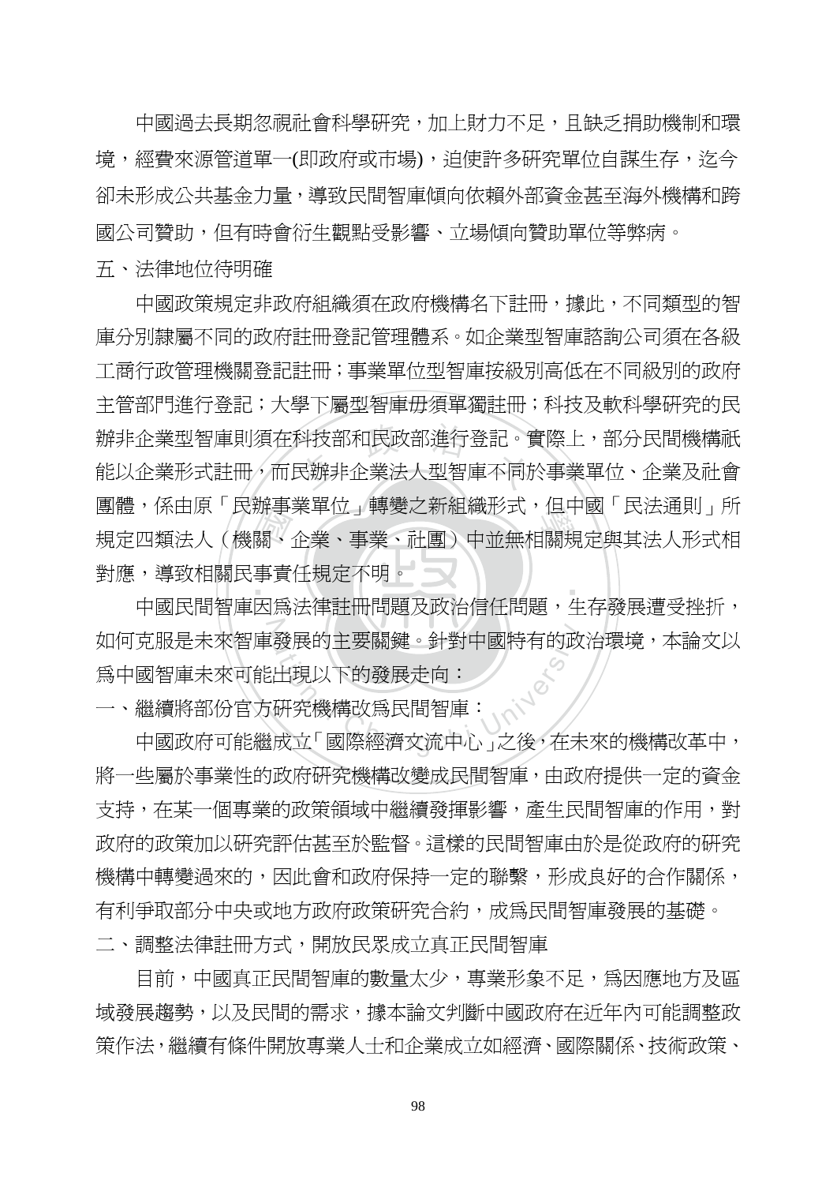中國過去長期忽視社會科學研究，加上財力不足，且缺乏捐助機制和環境，經費來源管道單一(即政府或市場)，迫使許多研究單位自謀生存，迄今卻未形成公共基金力量，導致民間智庫傾向依賴外部資金甚至海外機構和跨國公司贊助，但有時會衍生觀點受影響、立場傾向贊助單位等弊病。

五、法律地位待明確

中國政策規定非政府組織須在政府機構名下註冊，據此，不同類型的智庫分別隸屬不同的政府註冊登記管理體系。如企業型智庫諮詢公司須在各級工商行政管理機關登記註冊；事業單位型智庫按級別高低在不同級別的政府主管部門進行登記；大學下屬型智庫毋須單獨註冊；科技及軟科學研究的民辦非企業型智庫則須在科技部和民政部進行登記。實際上，部分民間機構祇能以企業形式註冊，而民辦非企業法人型智庫不同於事業單位、企業及社會團體，係由原「民辦事業單位」轉變之新組織形式，但中國「民法通則」所規定四類法人（機關、企業、事業、社團）中並無相關規定與其法人形式相對應，導致相關民事責任規定不明。

中國民間智庫因為法律註冊問題及政治信任問題，生存發展遭受挫折，如何克服是未來智庫發展的主要關鍵。針對中國特有的政治環境，本論文以為中國智庫未來可能出現以下的發展走向：

一、繼續將部份官方研究機構改為民間智庫：

中國政府可能繼成立「國際經濟交流中心」之後，在未來的機構改革中，將一些屬於事業性的政府研究機構改變成民間智庫，由政府提供一定的資金支持，在某一個專業的政策領域中繼續發揮影響，產生民間智庫的作用，對政府的政策加以研究評估甚至於監督。這樣的民間智庫由於是從政府的研究機構中轉變過來的，因此會和政府保持一定的聯繫，形成良好的合作關係，有利爭取部分中央或地方政府政策研究合約，成為民間智庫發展的基礎。

二、調整法律註冊方式，開放民眾成立真正民間智庫

目前，中國真正民間智庫的數量太少，專業形象不足，為因應地方及區域發展趨勢，以及民間的需求，據本論文判斷中國政府在近年內可能調整政策作法，繼續有條件開放專業人士和企業成立如經濟、國際關係、技術政策、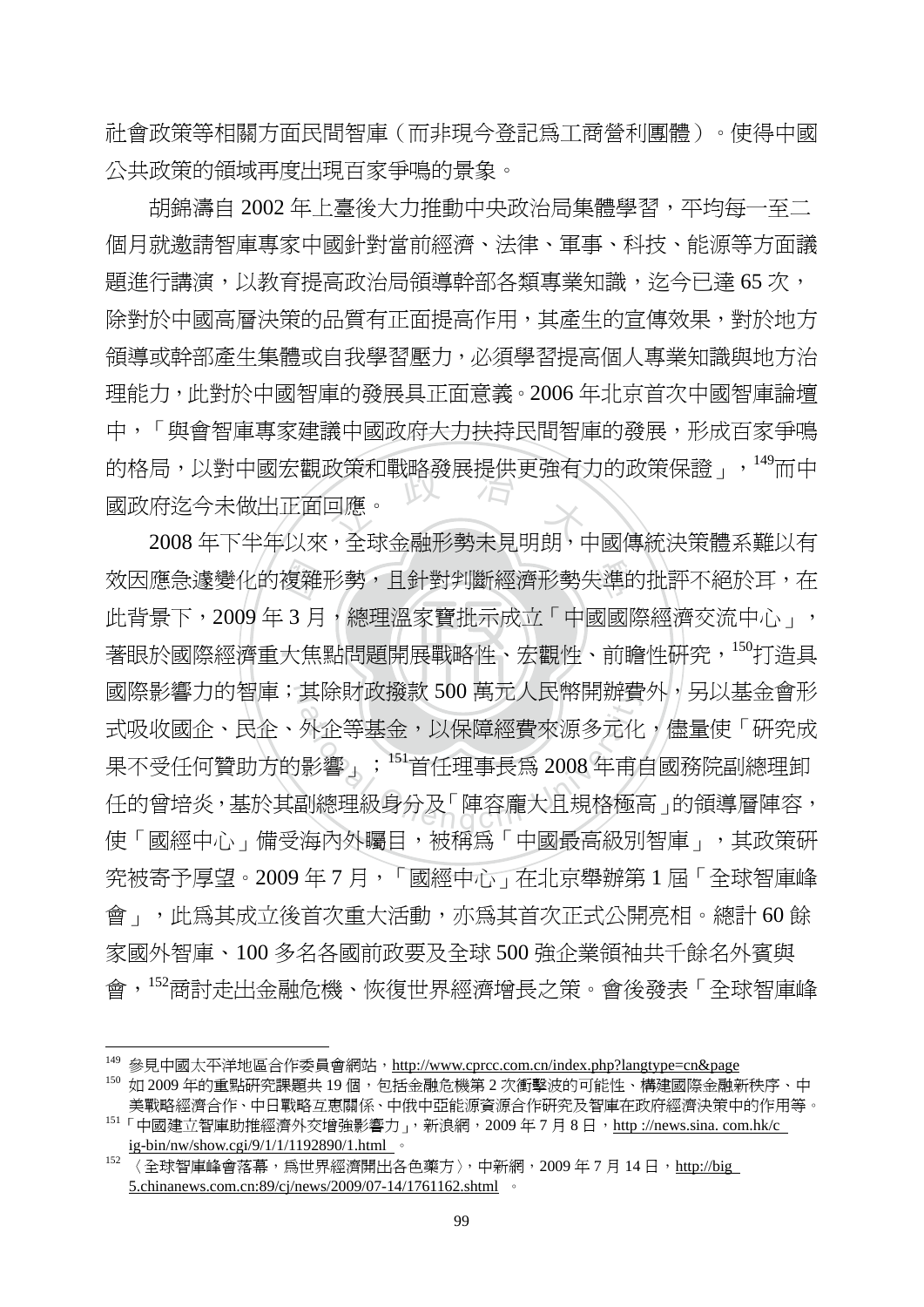社會政策等相關方面民間智庫（而非現今登記爲工商營利團體）。使得中國公共政策的領域再度出現百家爭鳴的景象。

胡錦濤自 2002 年上臺後大力推動中央政治局集體學習，平均每一至二個月就邀請智庫專家中國針對當前經濟、法律、軍事、科技、能源等方面議題進行講演，以教育提高政治局領導幹部各類專業知識，迄今已達 65 次，除對於中國高層決策的品質有正面提高作用，其產生的宣傳效果，對於地方領導或幹部產生集體或自我學習壓力，必須學習提高個人專業知識與地方治理能力，此對於中國智庫的發展具正面意義。2006 年北京首次中國智庫論壇中，「與會智庫專家建議中國政府大力扶持民間智庫的發展，形成百家爭鳴的格局，以對中國宏觀政策和戰略發展提供更強有力的政策保證」，[149]而中國政府迄今未做出正面回應。

2008 年下半年以來，全球金融形勢未見明朗，中國傳統決策體系難以有效因應急遽變化的複雜形勢，且針對判斷經濟形勢失準的批評不絕於耳，在此背景下，2009 年 3 月，總理溫家寶批示成立「中國國際經濟交流中心」，著眼於國際經濟重大焦點問題開展戰略性、宏觀性、前瞻性研究，[150]打造具國際影響力的智庫；其除財政撥款 500 萬元人民幣開辦費外，另以基金會形式吸收國企、民企、外企等基金，以保障經費來源多元化，儘量使「研究成果不受任何贊助方的影響」；[151]首任理事長爲 2008 年甫自國務院副總理卸任的曾培炎，基於其副總理級身分及「陣容龐大且規格極高」的領導層陣容，使「國經中心」備受海內外矚目，被稱爲「中國最高級別智庫」，其政策研究被寄予厚望。2009 年 7 月，「國經中心」在北京舉辦第 1 屆「全球智庫峰會」，此爲其成立後首次重大活動，亦爲其首次正式公開亮相。總計 60 餘家國外智庫、100 多名各國前政要及全球 500 強企業領袖共千餘名外賓與會，[152]商討走出金融危機、恢復世界經濟增長之策。會後發表「全球智庫峰

---

[149] 參見中國太平洋地區合作委員會網站，http://www.cprcc.com.cn/index.php?langtype=cn&page

[150] 如 2009 年的重點研究課題共 19 個，包括金融危機第 2 次衝擊波的可能性、構建國際金融新秩序、中美戰略經濟合作、中日戰略互惠關係、中俄中亞能源資源合作研究及智庫在政府經濟決策中的作用等。

[151] 「中國建立智庫助推經濟外交增強影響力」，新浪網，2009 年 7 月 8 日，http ://news.sina. com.hk/cig-bin/nw/show.cgi/9/1/1/1192890/1.html 。

[152] 〈全球智庫峰會落幕，爲世界經濟開出各色藥方〉，中新網，2009 年 7 月 14 日，http://big5.chinanews.com.cn:89/cj/news/2009/07-14/1761162.shtml 。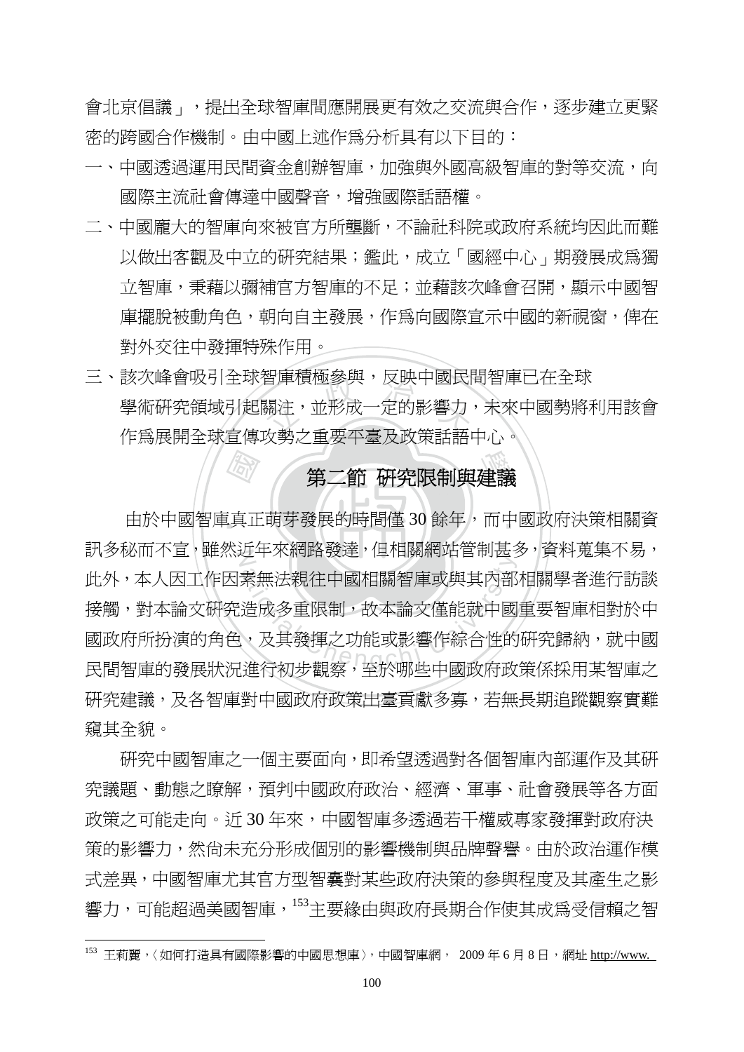會北京倡議」，提出全球智庫間應開展更有效之交流與合作，逐步建立更緊密的跨國合作機制。由中國上述作爲分析具有以下目的：

一、中國透過運用民間資金創辦智庫，加強與外國高級智庫的對等交流，向國際主流社會傳達中國聲音，增強國際話語權。

二、中國龐大的智庫向來被官方所壟斷，不論社科院或政府系統均因此而難以做出客觀及中立的研究結果；鑑此，成立「國經中心」期發展成爲獨立智庫，秉藉以彌補官方智庫的不足；並藉該次峰會召開，顯示中國智庫擺脫被動角色，朝向自主發展，作爲向國際宣示中國的新視窗，俾在對外交往中發揮特殊作用。

三、該次峰會吸引全球智庫積極參與，反映中國民間智庫已在全球學術研究領域引起關注，並形成一定的影響力，未來中國勢將利用該會作爲展開全球宣傳攻勢之重要平臺及政策話語中心。

## 第二節 研究限制與建議

由於中國智庫真正萌芽發展的時間僅 30 餘年，而中國政府決策相關資訊多秘而不宣，雖然近年來網路發達，但相關網站管制甚多，資料蒐集不易，此外，本人因工作因素無法親往中國相關智庫或與其內部相關學者進行訪談接觸，對本論文研究造成多重限制，故本論文僅能就中國重要智庫相對於中國政府所扮演的角色，及其發揮之功能或影響作綜合性的研究歸納，就中國民間智庫的發展狀況進行初步觀察，至於哪些中國政府政策係採用某智庫之研究建議，及各智庫對中國政府政策出臺貢獻多寡，若無長期追蹤觀察實難窺其全貌。

研究中國智庫之一個主要面向，即希望透過對各個智庫內部運作及其研究議題、動態之瞭解，預判中國政府政治、經濟、軍事、社會發展等各方面政策之可能走向。近 30 年來，中國智庫多透過若干權威專家發揮對政府決策的影響力，然尚未充分形成個別的影響機制與品牌聲譽。由於政治運作模式差異，中國智庫尤其官方型智囊對某些政府決策的參與程度及其產生之影響力，可能超過美國智庫，[153]主要緣由與政府長期合作使其成爲受信賴之智

---

[153] 王莉麗，〈如何打造具有國際影響的中國思想庫〉，中國智庫網， 2009 年 6 月 8 日，網址 http://www.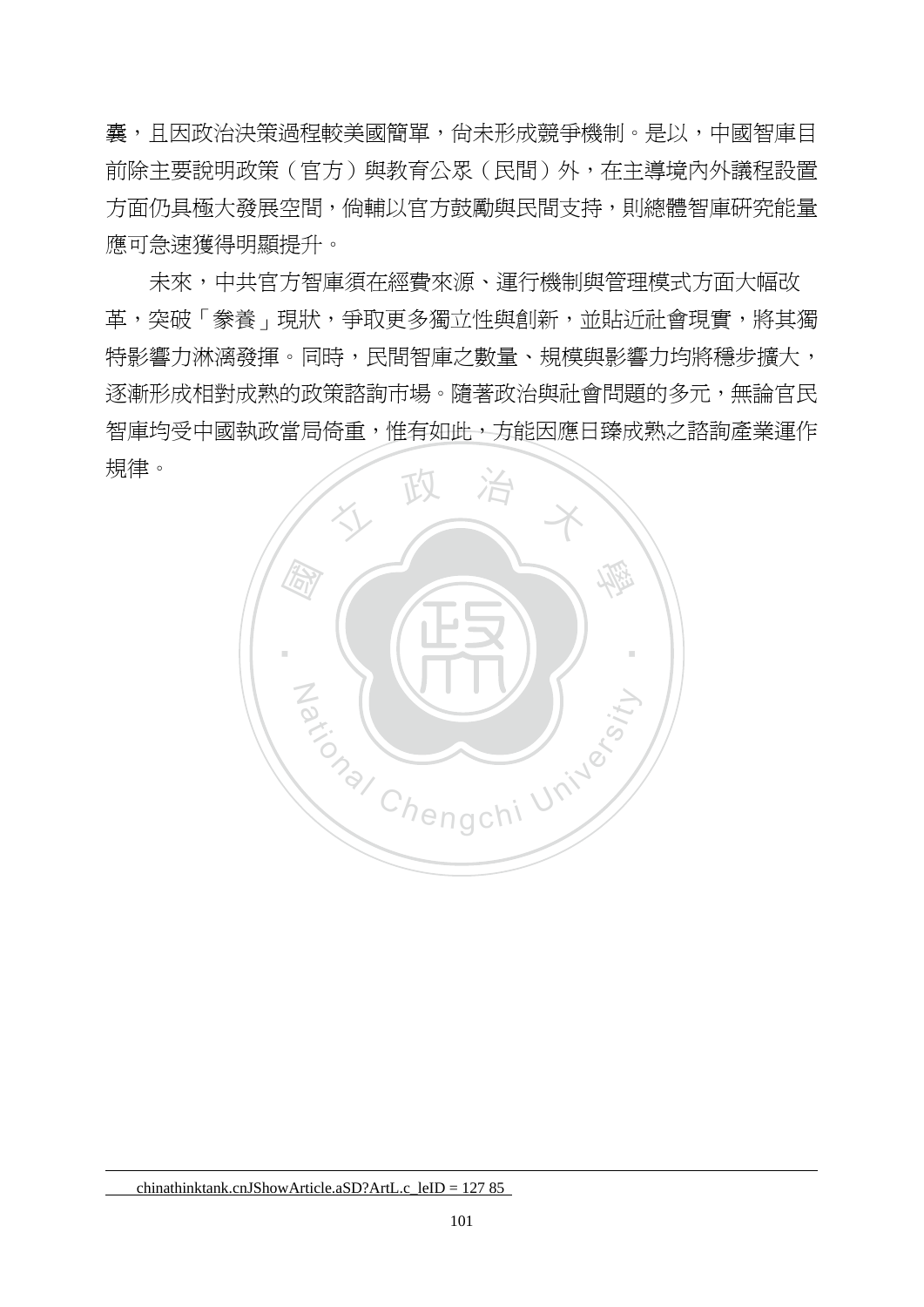囊，且因政治決策過程較美國簡單，尚未形成競爭機制。是以，中國智庫目前除主要說明政策（官方）與教育公眾（民間）外，在主導境內外議程設置方面仍具極大發展空間，倘輔以官方鼓勵與民間支持，則總體智庫研究能量應可急速獲得明顯提升。

未來，中共官方智庫須在經費來源、運行機制與管理模式方面大幅改革，突破「豢養」現狀，爭取更多獨立性與創新，並貼近社會現實，將其獨特影響力淋漓發揮。同時，民間智庫之數量、規模與影響力均將穩步擴大，逐漸形成相對成熟的政策諮詢市場。隨著政治與社會問題的多元，無論官民智庫均受中國執政當局倚重，惟有如此，方能因應日臻成熟之諮詢產業運作規律。

---

chinathinktank.cnJShowArticle.aSD?ArtL.c_leID = 127 85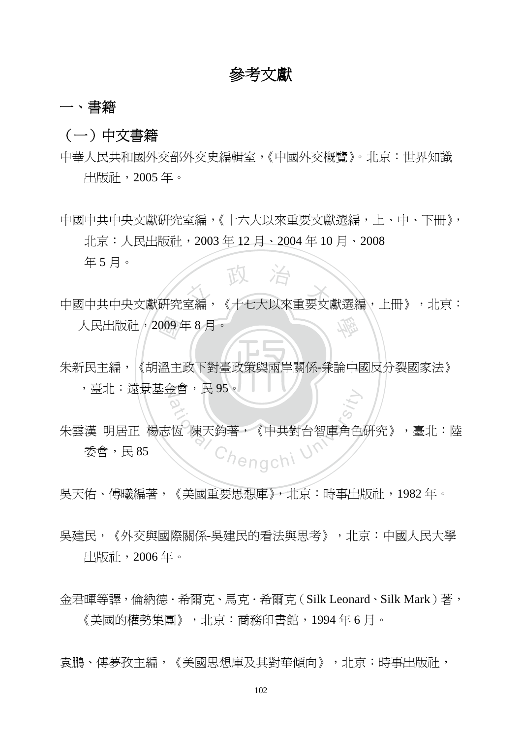# 參考文獻

## 一、書籍

### （一）中文書籍

中華人民共和國外交部外交史編輯室，《中國外交概覽》。北京：世界知識出版社，2005 年。

中國中共中央文獻研究室編，《十六大以來重要文獻選編，上、中、下冊》，北京：人民出版社，2003 年 12 月、2004 年 10 月、2008 年 5 月。

中國中共中央文獻研究室編，《十七大以來重要文獻選編，上冊》，北京：人民出版社，2009 年 8 月。

朱新民主編，《胡溫主政下對臺政策與兩岸關係-兼論中國反分裂國家法》，臺北：遠景基金會，民 95。

朱雲漢 明居正 楊志恆 陳天鈞著，《中共對台智庫角色研究》，臺北：陸委會，民 85

吳天佑、傅曦編著，《美國重要思想庫》，北京：時事出版社，1982 年。

吳建民，《外交與國際關係-吳建民的看法與思考》，北京：中國人民大學出版社，2006 年。

金君暉等譯，倫納德．希爾克、馬克．希爾克（Silk Leonard、Silk Mark）著，《美國的權勢集團》，北京：商務印書館，1994 年 6 月。

袁鵬、傅夢孜主編，《美國思想庫及其對華傾向》，北京：時事出版社，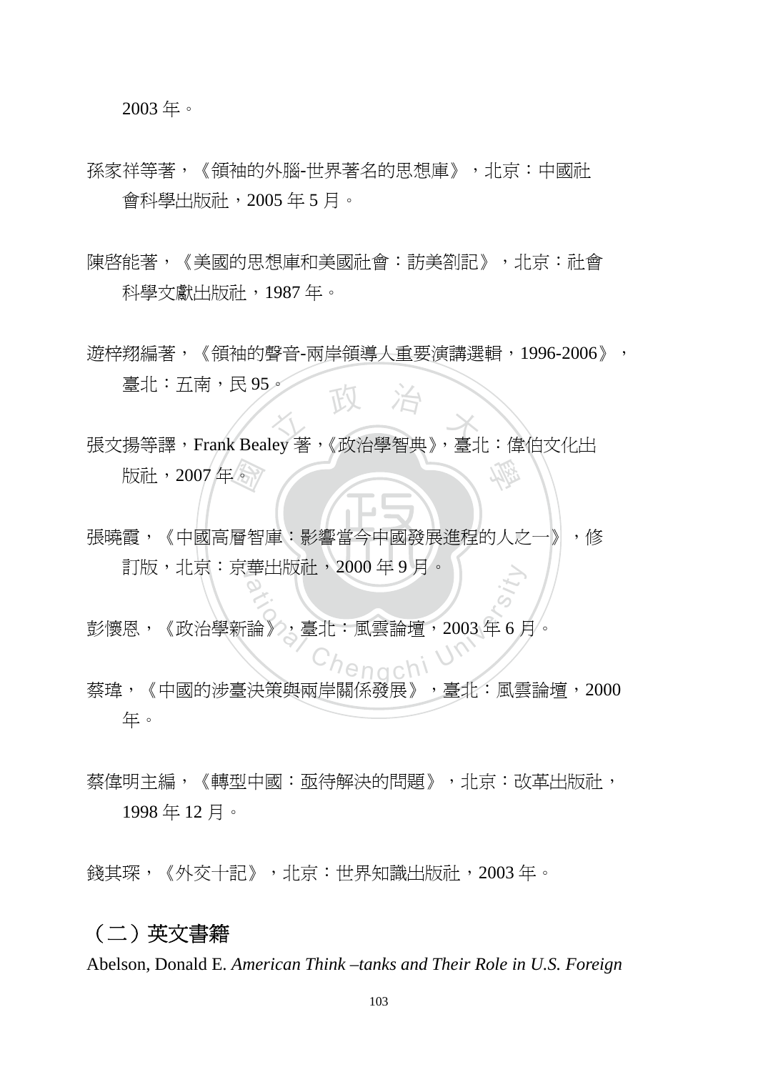2003 年。

孫家祥等著，《領袖的外腦-世界著名的思想庫》，北京：中國社會科學出版社，2005 年 5 月。

陳啓能著，《美國的思想庫和美國社會：訪美劄記》，北京：社會科學文獻出版社，1987 年。

遊梓翔編著，《領袖的聲音-兩岸領導人重要演講選輯，1996-2006》，臺北：五南，民 95。

張文揚等譯，Frank Bealey 著，《政治學智典》，臺北：偉伯文化出版社，2007 年。

張曉霞，《中國高層智庫：影響當今中國發展進程的人之一》，修訂版，北京：京華出版社，2000 年 9 月。

彭懷恩，《政治學新論》，臺北：風雲論壇，2003 年 6 月。

蔡瑋，《中國的涉臺決策與兩岸關係發展》，臺北：風雲論壇，2000 年。

蔡偉明主編，《轉型中國：亟待解決的問題》，北京：改革出版社，1998 年 12 月。

錢其琛，《外交十記》，北京：世界知識出版社，2003 年。

## （二）英文書籍

Abelson, Donald E. *American Think –tanks and Their Role in U.S. Foreign*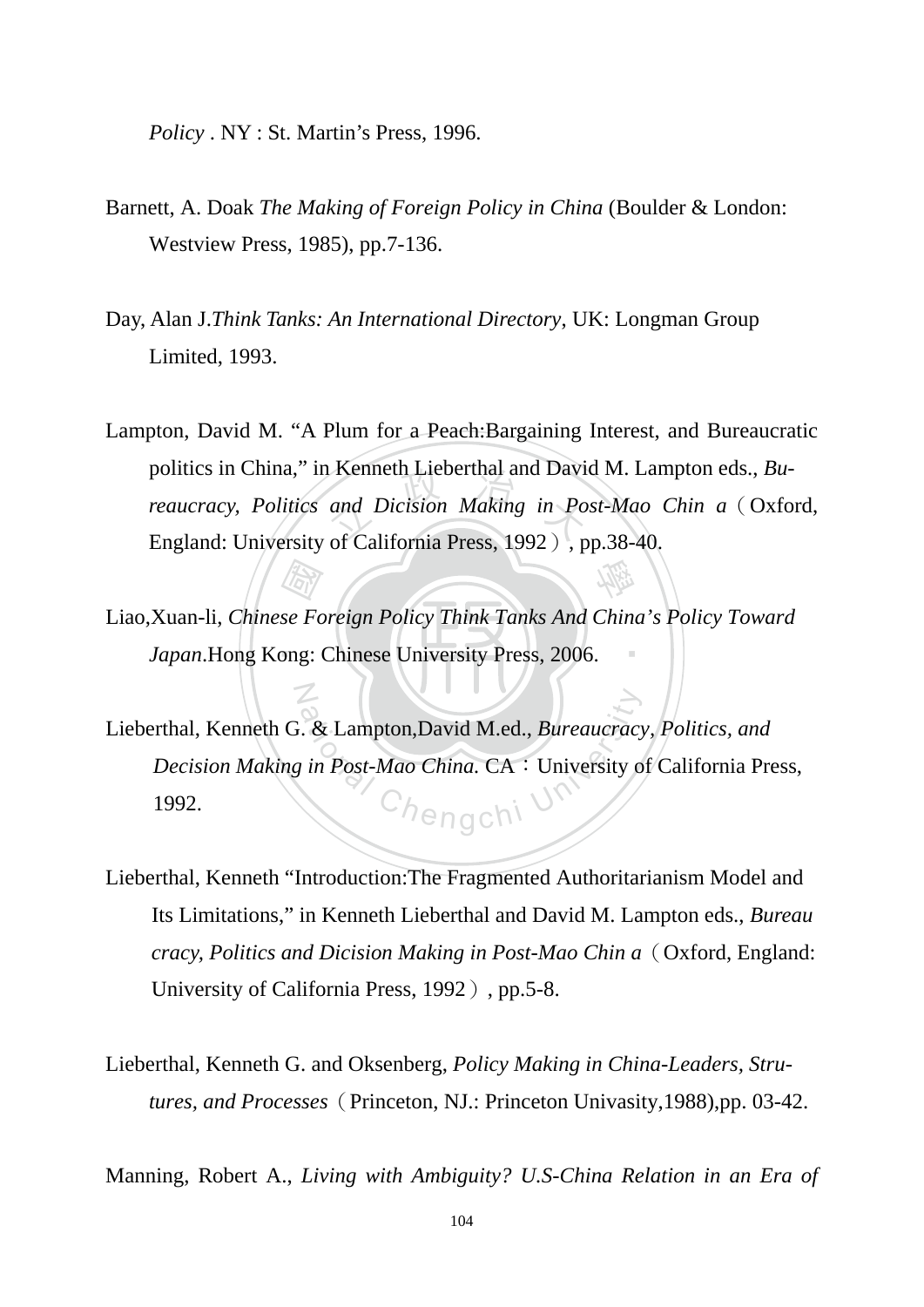*Policy* . NY : St. Martin's Press, 1996.

Barnett, A. Doak *The Making of Foreign Policy in China* (Boulder & London: Westview Press, 1985), pp.7-136.

Day, Alan J.*Think Tanks: An International Directory*, UK: Longman Group Limited, 1993.

Lampton, David M. "A Plum for a Peach:Bargaining Interest, and Bureaucratic politics in China," in Kenneth Lieberthal and David M. Lampton eds., *Bureaucracy, Politics and Dicision Making in Post-Mao Chin a*（Oxford, England: University of California Press, 1992）, pp.38-40.

Liao,Xuan-li, *Chinese Foreign Policy Think Tanks And China's Policy Toward Japan*.Hong Kong: Chinese University Press, 2006.

Lieberthal, Kenneth G. & Lampton,David M.ed., *Bureaucracy, Politics, and Decision Making in Post-Mao China.* CA：University of California Press, 1992.

Lieberthal, Kenneth "Introduction:The Fragmented Authoritarianism Model and Its Limitations," in Kenneth Lieberthal and David M. Lampton eds., *Bureau cracy, Politics and Dicision Making in Post-Mao Chin a*（Oxford, England: University of California Press, 1992）, pp.5-8.

Lieberthal, Kenneth G. and Oksenberg, *Policy Making in China-Leaders, Strutures, and Processes*（Princeton, NJ.: Princeton Univasity,1988),pp. 03-42.

Manning, Robert A., *Living with Ambiguity? U.S-China Relation in an Era of*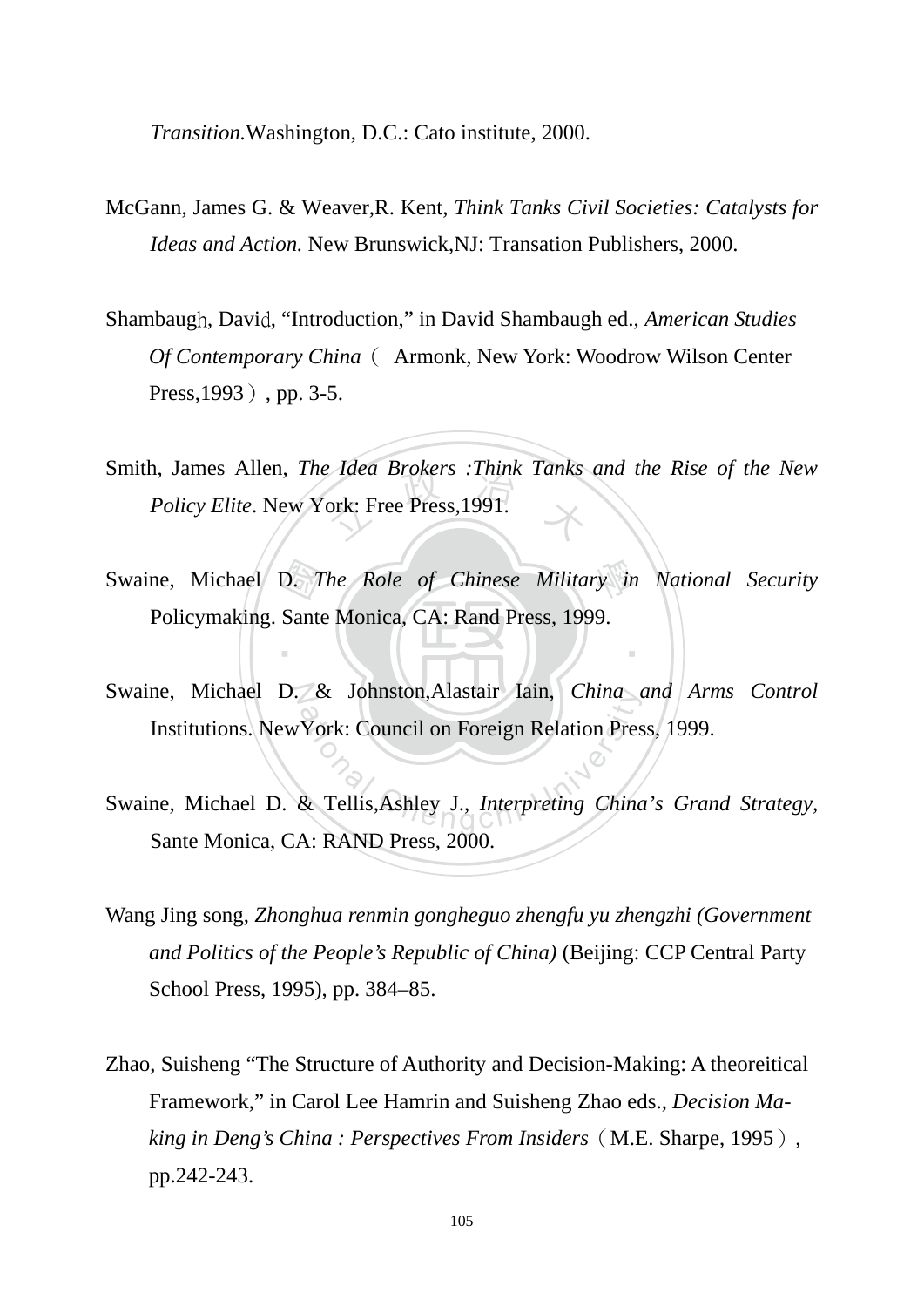*Transition.*Washington, D.C.: Cato institute, 2000.

McGann, James G. & Weaver,R. Kent, *Think Tanks Civil Societies: Catalysts for Ideas and Action.* New Brunswick,NJ: Transation Publishers, 2000.

Shambaugh, David, “Introduction,” in David Shambaugh ed., *American Studies Of Contemporary China*（ Armonk, New York: Woodrow Wilson Center Press,1993）, pp. 3-5.

Smith, James Allen, *The Idea Brokers :Think Tanks and the Rise of the New Policy Elite*. New York: Free Press,1991.

Swaine, Michael D. *The Role of Chinese Military in National Security* Policymaking. Sante Monica, CA: Rand Press, 1999.

Swaine, Michael D. & Johnston,Alastair Iain, *China and Arms Control* Institutions. NewYork: Council on Foreign Relation Press, 1999.

Swaine, Michael D. & Tellis,Ashley J., *Interpreting China's Grand Strategy,* Sante Monica, CA: RAND Press, 2000.

Wang Jing song, *Zhonghua renmin gongheguo zhengfu yu zhengzhi (Government and Politics of the People's Republic of China)* (Beijing: CCP Central Party School Press, 1995), pp. 384–85.

Zhao, Suisheng “The Structure of Authority and Decision-Making: A theoreitical Framework,” in Carol Lee Hamrin and Suisheng Zhao eds., *Decision Making in Deng's China : Perspectives From Insiders*（M.E. Sharpe, 1995）, pp.242-243.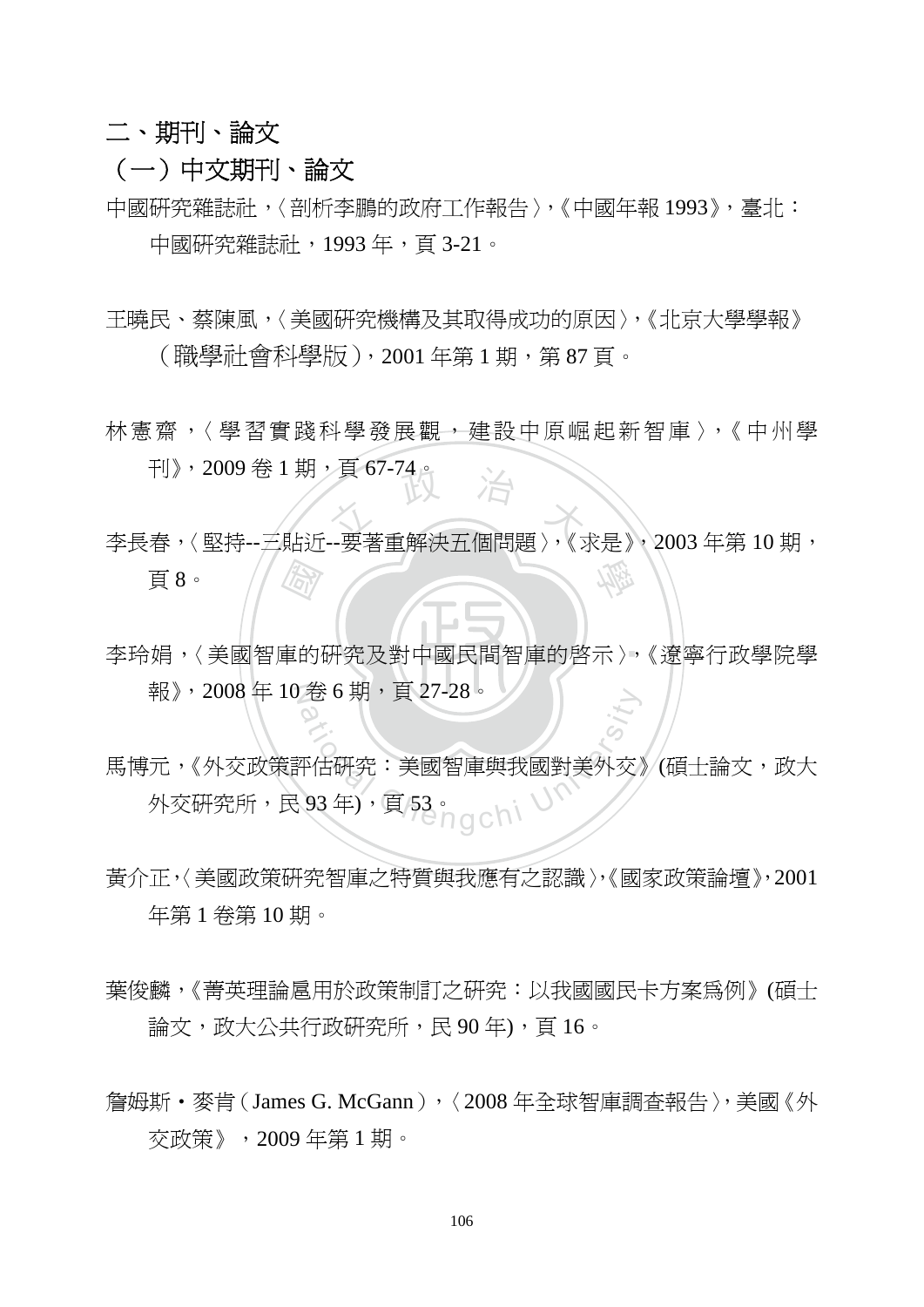## 二、期刊、論文

### （一）中文期刊、論文

中國研究雜誌社，〈剖析李鵬的政府工作報告〉，《中國年報 1993》，臺北：中國研究雜誌社，1993 年，頁 3-21。

王曉民、蔡陳風，〈美國研究機構及其取得成功的原因〉，《北京大學學報》（職學社會科學版），2001 年第 1 期，第 87 頁。

林憲齋，〈學習實踐科學發展觀，建設中原崛起新智庫〉，《中州學刊》，2009 卷 1 期，頁 67-74。

李長春，〈堅持--三貼近--要著重解決五個問題〉，《求是》，2003 年第 10 期，頁 8。

李玲娟，〈美國智庫的研究及對中國民間智庫的啓示〉，《遼寧行政學院學報》，2008 年 10 卷 6 期，頁 27-28。

馬博元，《外交政策評估研究：美國智庫與我國對美外交》(碩士論文，政大外交研究所，民 93 年)，頁 53。

黃介正，〈美國政策研究智庫之特質與我應有之認識〉，《國家政策論壇》，2001 年第 1 卷第 10 期。

葉俊麟，《菁英理論扈用於政策制訂之研究：以我國國民卡方案爲例》(碩士論文，政大公共行政研究所，民 90 年)，頁 16。

詹姆斯・麥肯（James G. McGann），〈2008 年全球智庫調查報告〉，美國《外交政策》，2009 年第 1 期。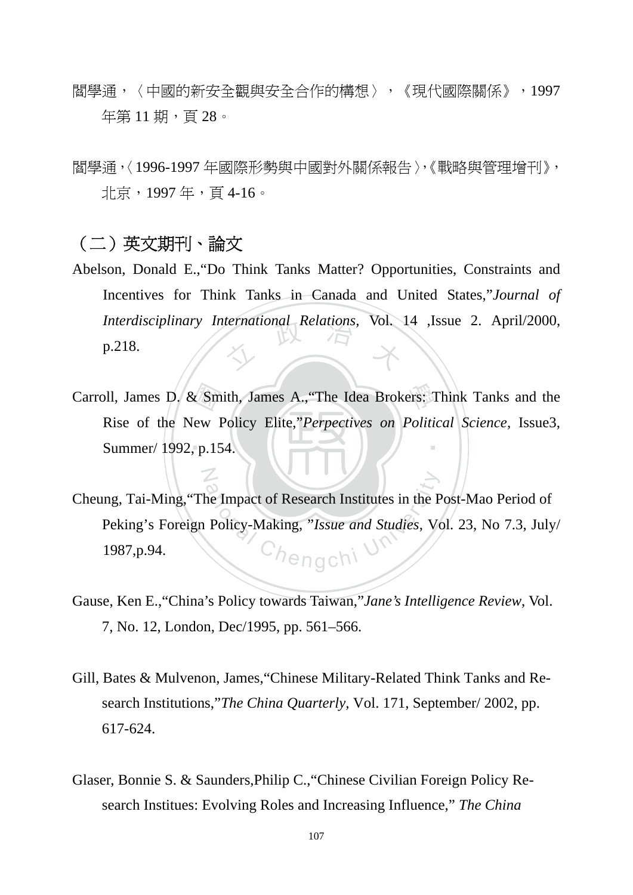閻學通，〈中國的新安全觀與安全合作的構想〉，《現代國際關係》，1997 年第 11 期，頁 28。

閻學通，〈1996-1997 年國際形勢與中國對外關係報告〉，《戰略與管理增刊》，北京，1997 年，頁 4-16。

## （二）英文期刊、論文

Abelson, Donald E.,“Do Think Tanks Matter? Opportunities, Constraints and Incentives for Think Tanks in Canada and United States,”*Journal of Interdisciplinary International Relations*, Vol. 14 ,Issue 2. April/2000, p.218.

Carroll, James D. & Smith, James A.,“The Idea Brokers: Think Tanks and the Rise of the New Policy Elite,”*Perpectives on Political Science*, Issue3, Summer/ 1992, p.154.

Cheung, Tai-Ming,“The Impact of Research Institutes in the Post-Mao Period of Peking's Foreign Policy-Making, ”*Issue and Studies*, Vol. 23, No 7.3, July/ 1987,p.94.

Gause, Ken E.,“China's Policy towards Taiwan,”*Jane's Intelligence Review*, Vol. 7, No. 12, London, Dec/1995, pp. 561–566.

Gill, Bates & Mulvenon, James,“Chinese Military-Related Think Tanks and Research Institutions,”*The China Quarterly*, Vol. 171, September/ 2002, pp. 617-624.

Glaser, Bonnie S. & Saunders,Philip C.,“Chinese Civilian Foreign Policy Research Institues: Evolving Roles and Increasing Influence,” *The China*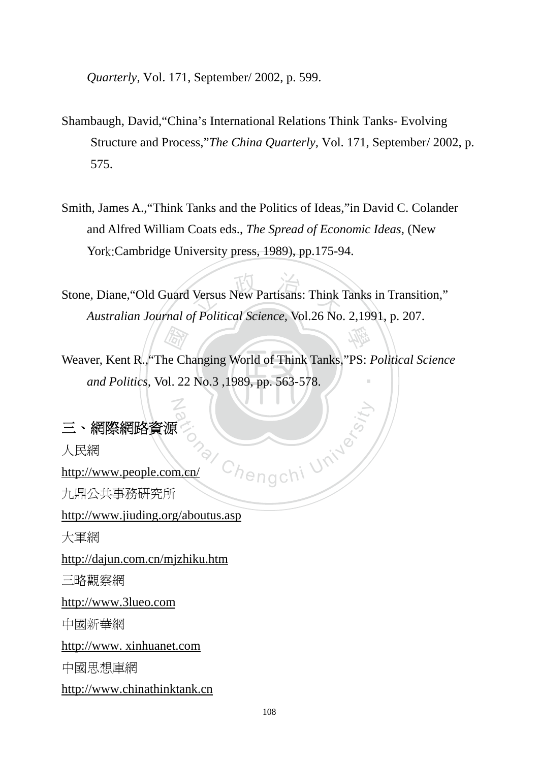*Quarterly*, Vol. 171, September/ 2002, p. 599.

Shambaugh, David,“China’s International Relations Think Tanks- Evolving Structure and Process,”*The China Quarterly*, Vol. 171, September/ 2002, p. 575.

Smith, James A.,“Think Tanks and the Politics of Ideas,”in David C. Colander and Alfred William Coats eds., *The Spread of Economic Ideas*, (New York:Cambridge University press, 1989), pp.175-94.

Stone, Diane,“Old Guard Versus New Partisans: Think Tanks in Transition,” *Australian Journal of Political Science*, Vol.26 No. 2,1991, p. 207.

Weaver, Kent R.,“The Changing World of Think Tanks,”PS: *Political Science and Politics*, Vol. 22 No.3 ,1989, pp. 563-578.

## 三、網際網路資源

人民網

http://www.people.com.cn/

九鼎公共事務研究所

http://www.jiuding.org/aboutus.asp

大軍網

http://dajun.com.cn/mjzhiku.htm

三略觀察網

http://www.3lueo.com

中國新華網

http://www. xinhuanet.com

中國思想庫網

http://www.chinathinktank.cn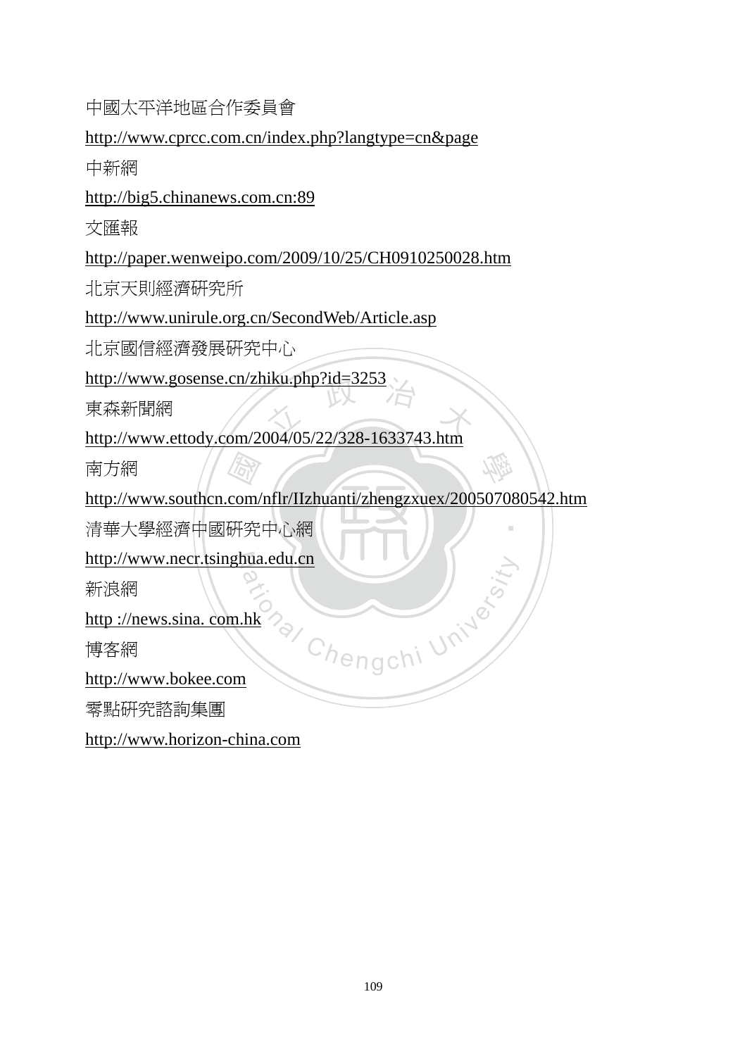中國太平洋地區合作委員會

http://www.cprcc.com.cn/index.php?langtype=cn&page

中新網

http://big5.chinanews.com.cn:89

文匯報

http://paper.wenweipo.com/2009/10/25/CH0910250028.htm

北京天則經濟研究所

http://www.unirule.org.cn/SecondWeb/Article.asp

北京國信經濟發展研究中心

http://www.gosense.cn/zhiku.php?id=3253

東森新聞網

http://www.ettody.com/2004/05/22/328-1633743.htm

南方網

http://www.southcn.com/nflr/IIzhuanti/zhengzxuex/200507080542.htm

清華大學經濟中國研究中心網

http://www.necr.tsinghua.edu.cn

新浪網

http ://news.sina. com.hk

博客網

http://www.bokee.com

零點研究諮詢集團

http://www.horizon-china.com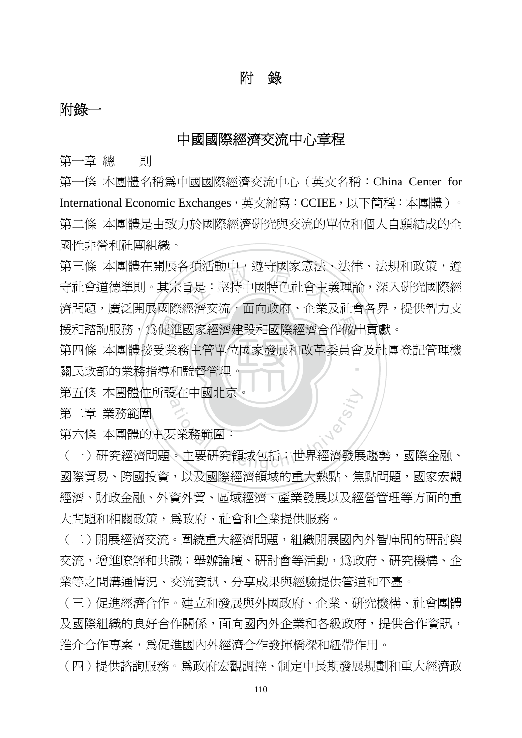# 附　錄

## 附錄一

### 中國國際經濟交流中心章程

第一章 總　　則

第一條 本團體名稱爲中國國際經濟交流中心（英文名稱：China Center for International Economic Exchanges，英文縮寫：CCIEE，以下簡稱：本團體）。

第二條 本團體是由致力於國際經濟研究與交流的單位和個人自願結成的全國性非營利社團組織。

第三條 本團體在開展各項活動中，遵守國家憲法、法律、法規和政策，遵守社會道德準則。其宗旨是：堅持中國特色社會主義理論，深入研究國際經濟問題，廣泛開展國際經濟交流，面向政府、企業及社會各界，提供智力支援和諮詢服務，爲促進國家經濟建設和國際經濟合作做出貢獻。

第四條 本團體接受業務主管單位國家發展和改革委員會及社團登記管理機關民政部的業務指導和監督管理。

第五條 本團體住所設在中國北京。

第二章 業務範圍

第六條 本團體的主要業務範圍：

（一）研究經濟問題。主要研究領域包括：世界經濟發展趨勢，國際金融、國際貿易、跨國投資，以及國際經濟領域的重大熱點、焦點問題，國家宏觀經濟、財政金融、外資外貿、區域經濟、產業發展以及經營管理等方面的重大問題和相關政策，爲政府、社會和企業提供服務。

（二）開展經濟交流。圍繞重大經濟問題，組織開展國內外智庫間的研討與交流，增進瞭解和共識；舉辦論壇、研討會等活動，爲政府、研究機構、企業等之間溝通情況、交流資訊、分享成果與經驗提供管道和平臺。

（三）促進經濟合作。建立和發展與外國政府、企業、研究機構、社會團體及國際組織的良好合作關係，面向國內外企業和各級政府，提供合作資訊，推介合作專案，爲促進國內外經濟合作發揮橋樑和紐帶作用。

（四）提供諮詢服務。爲政府宏觀調控、制定中長期發展規劃和重大經濟政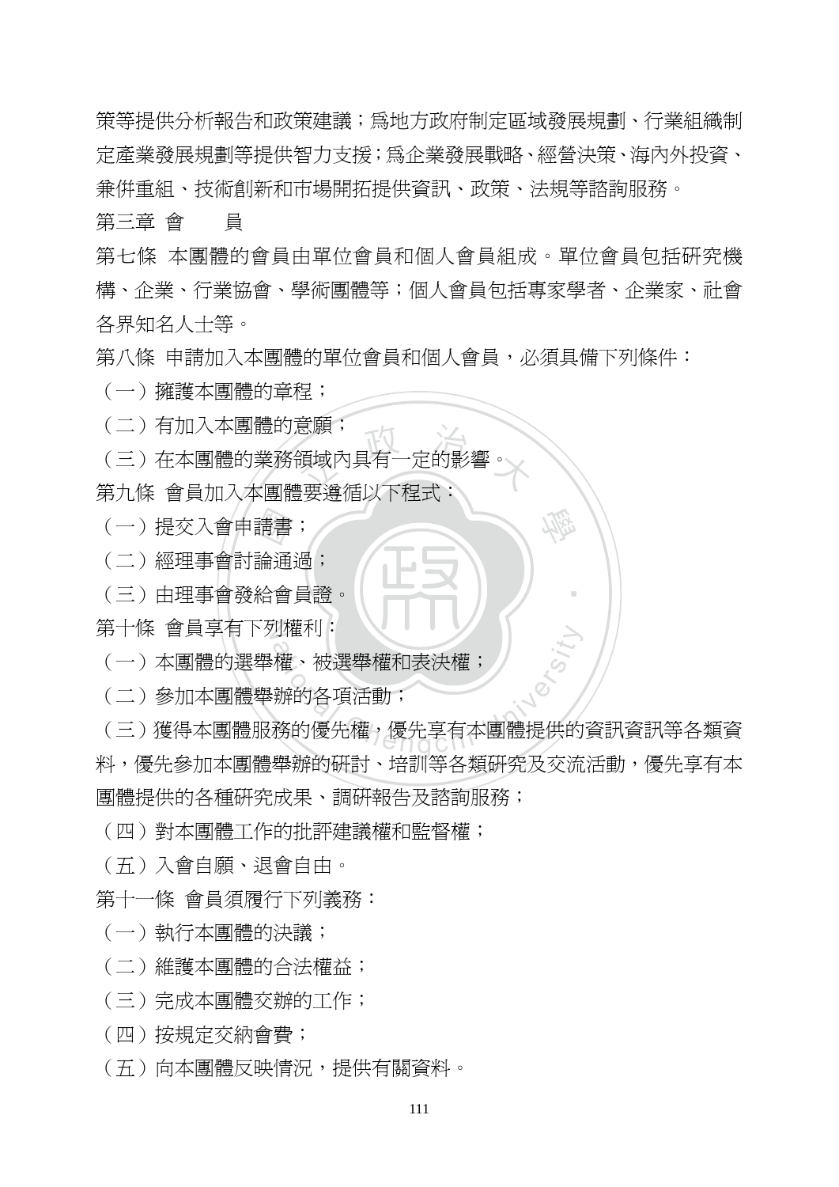策等提供分析報告和政策建議；爲地方政府制定區域發展規劃、行業組織制定產業發展規劃等提供智力支援；爲企業發展戰略、經營決策、海內外投資、兼併重組、技術創新和市場開拓提供資訊、政策、法規等諮詢服務。

第三章 會　　員

第七條 本團體的會員由單位會員和個人會員組成。單位會員包括研究機構、企業、行業協會、學術團體等；個人會員包括專家學者、企業家、社會各界知名人士等。

第八條 申請加入本團體的單位會員和個人會員，必須具備下列條件：

（一）擁護本團體的章程；

（二）有加入本團體的意願；

（三）在本團體的業務領域內具有一定的影響。

第九條 會員加入本團體要遵循以下程式：

（一）提交入會申請書；

（二）經理事會討論通過；

（三）由理事會發給會員證。

第十條 會員享有下列權利：

（一）本團體的選舉權、被選舉權和表決權；

（二）參加本團體舉辦的各項活動；

（三）獲得本團體服務的優先權，優先享有本團體提供的資訊資訊等各類資料，優先參加本團體舉辦的研討、培訓等各類研究及交流活動，優先享有本團體提供的各種研究成果、調研報告及諮詢服務；

（四）對本團體工作的批評建議權和監督權；

（五）入會自願、退會自由。

第十一條 會員須履行下列義務：

（一）執行本團體的決議；

（二）維護本團體的合法權益；

（三）完成本團體交辦的工作；

（四）按規定交納會費；

（五）向本團體反映情況，提供有關資料。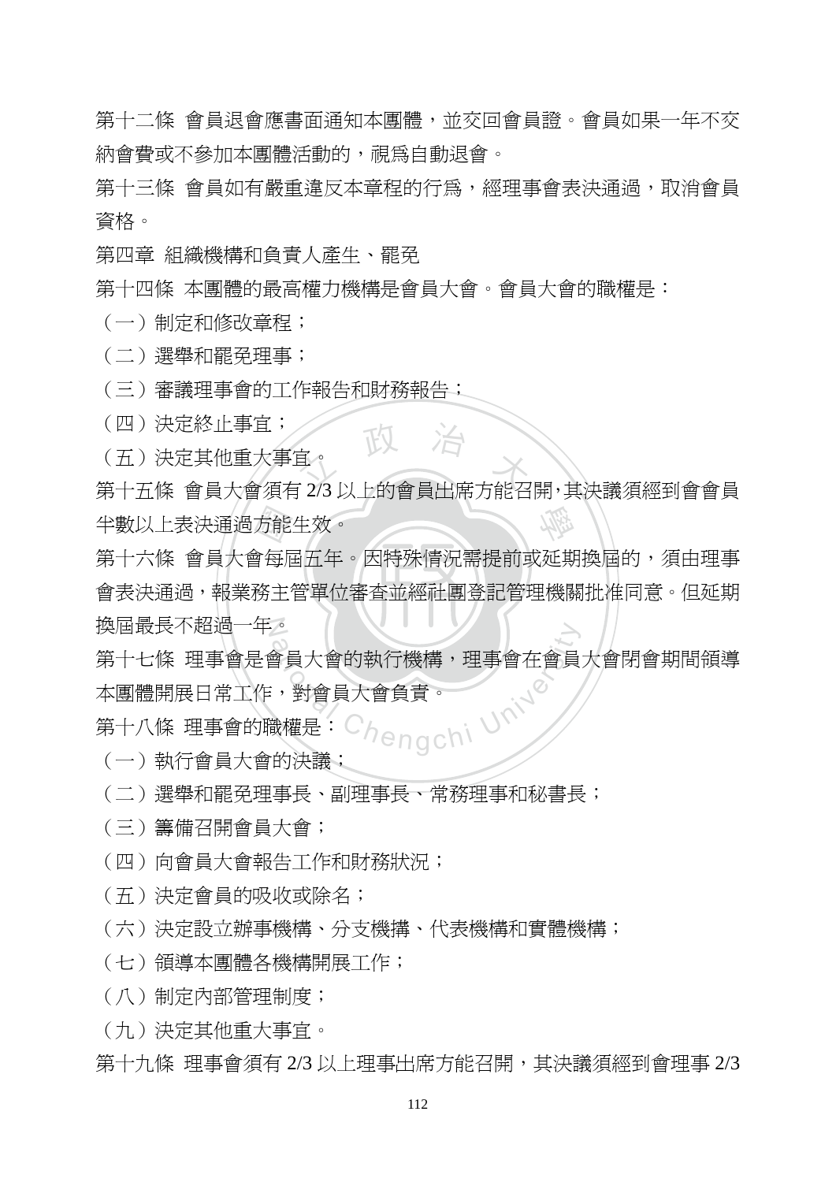第十二條 會員退會應書面通知本團體，並交回會員證。會員如果一年不交納會費或不參加本團體活動的，視爲自動退會。

第十三條 會員如有嚴重違反本章程的行爲，經理事會表決通過，取消會員資格。

第四章 組織機構和負責人產生、罷免

第十四條 本團體的最高權力機構是會員大會。會員大會的職權是：

（一）制定和修改章程；

（二）選舉和罷免理事；

（三）審議理事會的工作報告和財務報告；

（四）決定終止事宜；

（五）決定其他重大事宜。

第十五條 會員大會須有 2/3 以上的會員出席方能召開，其決議須經到會會員半數以上表決通過方能生效。

第十六條 會員大會每屆五年。因特殊情況需提前或延期換屆的，須由理事會表決通過，報業務主管單位審查並經社團登記管理機關批准同意。但延期換屆最長不超過一年。

第十七條 理事會是會員大會的執行機構，理事會在會員大會閉會期間領導本團體開展日常工作，對會員大會負責。

第十八條 理事會的職權是：

（一）執行會員大會的決議；

（二）選舉和罷免理事長、副理事長、常務理事和秘書長；

（三）籌備召開會員大會；

（四）向會員大會報告工作和財務狀況；

（五）決定會員的吸收或除名；

（六）決定設立辦事機構、分支機搆、代表機構和實體機構；

（七）領導本團體各機構開展工作；

（八）制定內部管理制度；

（九）決定其他重大事宜。

第十九條 理事會須有 2/3 以上理事出席方能召開，其決議須經到會理事 2/3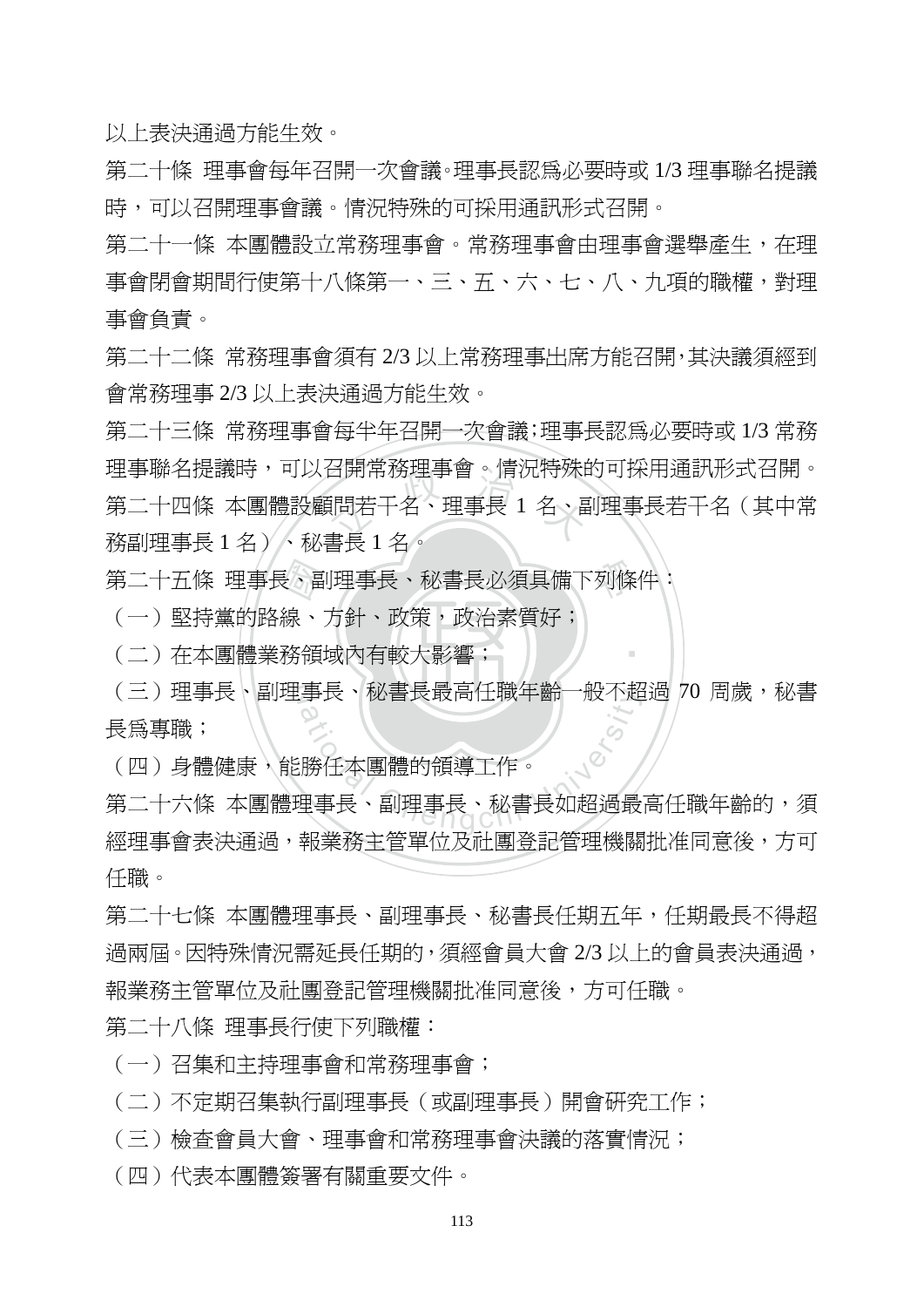以上表決通過方能生效。

第二十條 理事會每年召開一次會議。理事長認爲必要時或 1/3 理事聯名提議時，可以召開理事會議。情況特殊的可採用通訊形式召開。

第二十一條 本團體設立常務理事會。常務理事會由理事會選舉產生，在理事會閉會期間行使第十八條第一、三、五、六、七、八、九項的職權，對理事會負責。

第二十二條 常務理事會須有 2/3 以上常務理事出席方能召開，其決議須經到會常務理事 2/3 以上表決通過方能生效。

第二十三條 常務理事會每半年召開一次會議；理事長認爲必要時或 1/3 常務理事聯名提議時，可以召開常務理事會。情況特殊的可採用通訊形式召開。

第二十四條 本團體設顧問若干名、理事長 1 名、副理事長若干名（其中常務副理事長 1 名）、秘書長 1 名。

第二十五條 理事長、副理事長、秘書長必須具備下列條件：

（一）堅持黨的路線、方針、政策，政治素質好；

（二）在本團體業務領域內有較大影響；

（三）理事長、副理事長、秘書長最高任職年齡一般不超過 70 周歲，秘書長爲專職；

（四）身體健康，能勝任本團體的領導工作。

第二十六條 本團體理事長、副理事長、秘書長如超過最高任職年齡的，須經理事會表決通過，報業務主管單位及社團登記管理機關批准同意後，方可任職。

第二十七條 本團體理事長、副理事長、秘書長任期五年，任期最長不得超過兩屆。因特殊情況需延長任期的，須經會員大會 2/3 以上的會員表決通過，報業務主管單位及社團登記管理機關批准同意後，方可任職。

第二十八條 理事長行使下列職權：

（一）召集和主持理事會和常務理事會；

（二）不定期召集執行副理事長（或副理事長）開會研究工作；

（三）檢查會員大會、理事會和常務理事會決議的落實情況；

（四）代表本團體簽署有關重要文件。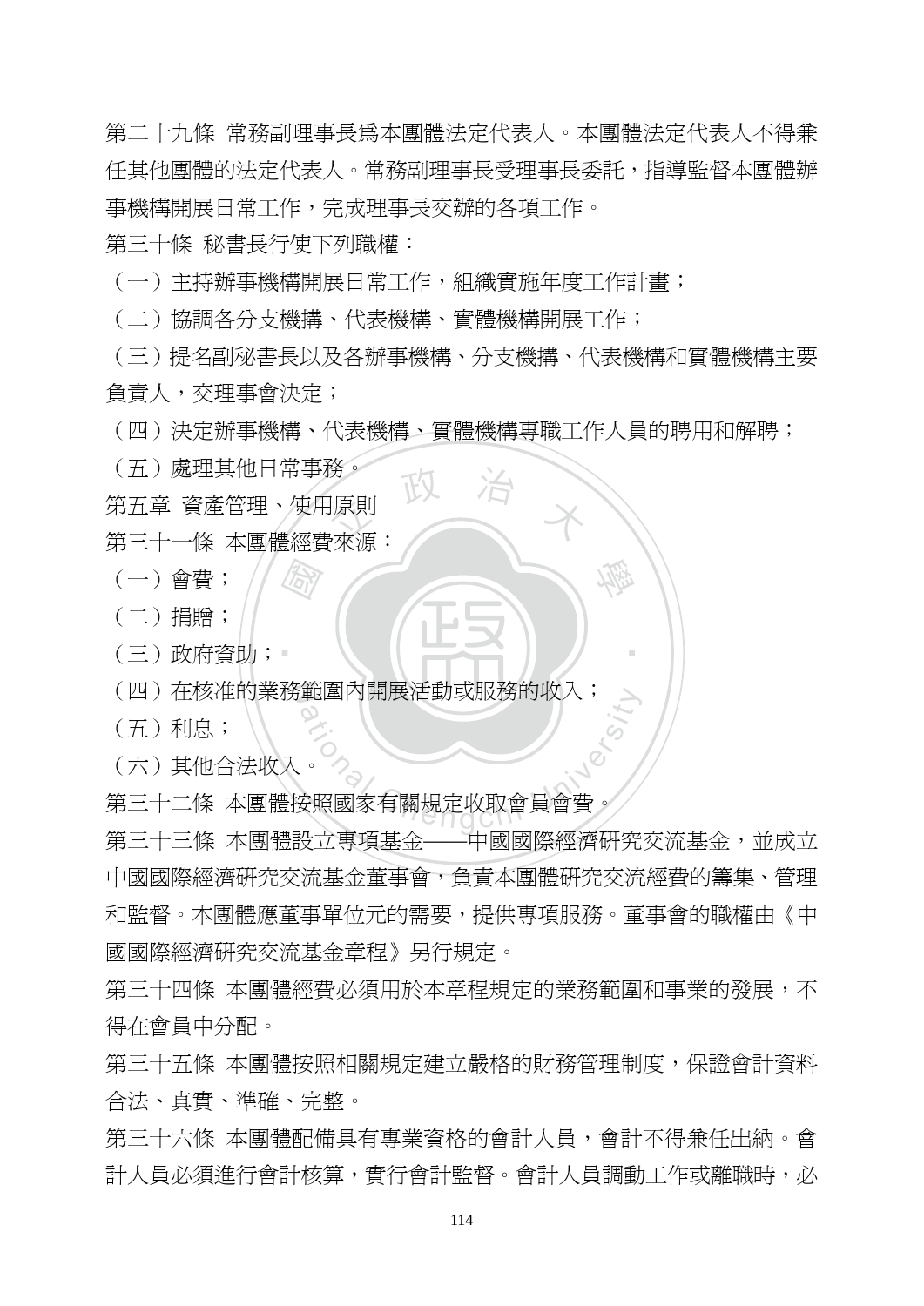第二十九條 常務副理事長爲本團體法定代表人。本團體法定代表人不得兼任其他團體的法定代表人。常務副理事長受理事長委託，指導監督本團體辦事機構開展日常工作，完成理事長交辦的各項工作。

第三十條 秘書長行使下列職權：

（一）主持辦事機構開展日常工作，組織實施年度工作計畫；

（二）協調各分支機構、代表機構、實體機構開展工作；

（三）提名副秘書長以及各辦事機構、分支機構、代表機構和實體機構主要負責人，交理事會決定；

（四）決定辦事機構、代表機構、實體機構專職工作人員的聘用和解聘；

（五）處理其他日常事務。

第五章 資產管理、使用原則

第三十一條 本團體經費來源：

（一）會費；

（二）捐贈；

（三）政府資助；

（四）在核准的業務範圍內開展活動或服務的收入；

（五）利息；

（六）其他合法收入。

第三十二條 本團體按照國家有關規定收取會員會費。

第三十三條 本團體設立專項基金——中國國際經濟研究交流基金，並成立中國國際經濟研究交流基金董事會，負責本團體研究交流經費的籌集、管理和監督。本團體應董事單位元的需要，提供專項服務。董事會的職權由《中國國際經濟研究交流基金章程》另行規定。

第三十四條 本團體經費必須用於本章程規定的業務範圍和事業的發展，不得在會員中分配。

第三十五條 本團體按照相關規定建立嚴格的財務管理制度，保證會計資料合法、真實、準確、完整。

第三十六條 本團體配備具有專業資格的會計人員，會計不得兼任出納。會計人員必須進行會計核算，實行會計監督。會計人員調動工作或離職時，必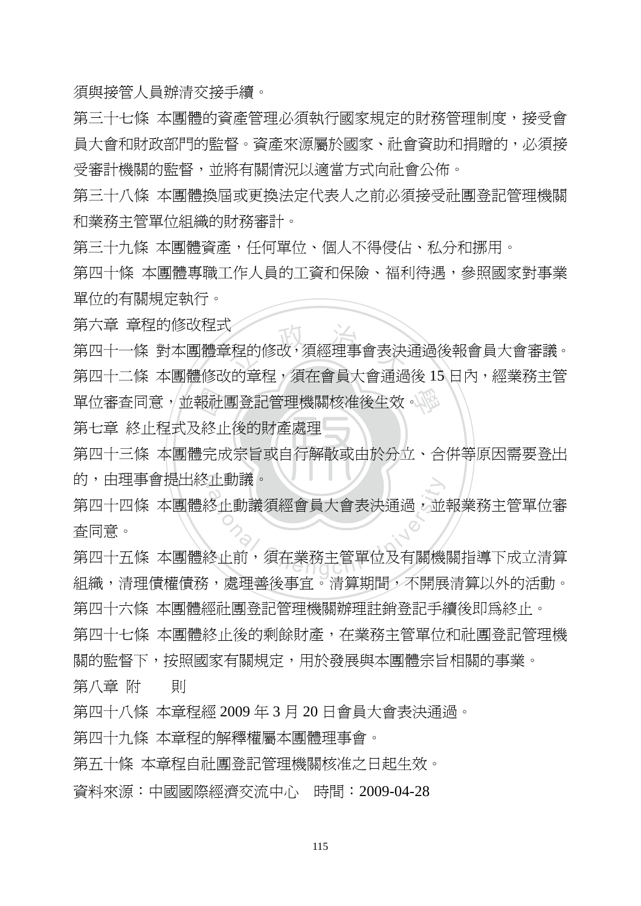須與接管人員辦清交接手續。

第三十七條 本團體的資產管理必須執行國家規定的財務管理制度，接受會員大會和財政部門的監督。資產來源屬於國家、社會資助和捐贈的，必須接受審計機關的監督，並將有關情況以適當方式向社會公佈。

第三十八條 本團體換屆或更換法定代表人之前必須接受社團登記管理機關和業務主管單位組織的財務審計。

第三十九條 本團體資產，任何單位、個人不得侵佔、私分和挪用。

第四十條 本團體專職工作人員的工資和保險、福利待遇，參照國家對事業單位的有關規定執行。

第六章 章程的修改程式

第四十一條 對本團體章程的修改，須經理事會表決通過後報會員大會審議。

第四十二條 本團體修改的章程，須在會員大會通過後 15 日內，經業務主管單位審查同意，並報社團登記管理機關核准後生效。

第七章 終止程式及終止後的財產處理

第四十三條 本團體完成宗旨或自行解散或由於分立、合併等原因需要登出的，由理事會提出終止動議。

第四十四條 本團體終止動議須經會員大會表決通過，並報業務主管單位審查同意。

第四十五條 本團體終止前，須在業務主管單位及有關機關指導下成立清算組織，清理債權債務，處理善後事宜。清算期間，不開展清算以外的活動。

第四十六條 本團體經社團登記管理機關辦理註銷登記手續後即爲終止。

第四十七條 本團體終止後的剩餘財產，在業務主管單位和社團登記管理機關的監督下，按照國家有關規定，用於發展與本團體宗旨相關的事業。

第八章 附　　則

第四十八條 本章程經 2009 年 3 月 20 日會員大會表決通過。

第四十九條 本章程的解釋權屬本團體理事會。

第五十條 本章程自社團登記管理機關核准之日起生效。

資料來源：中國國際經濟交流中心　時間：2009-04-28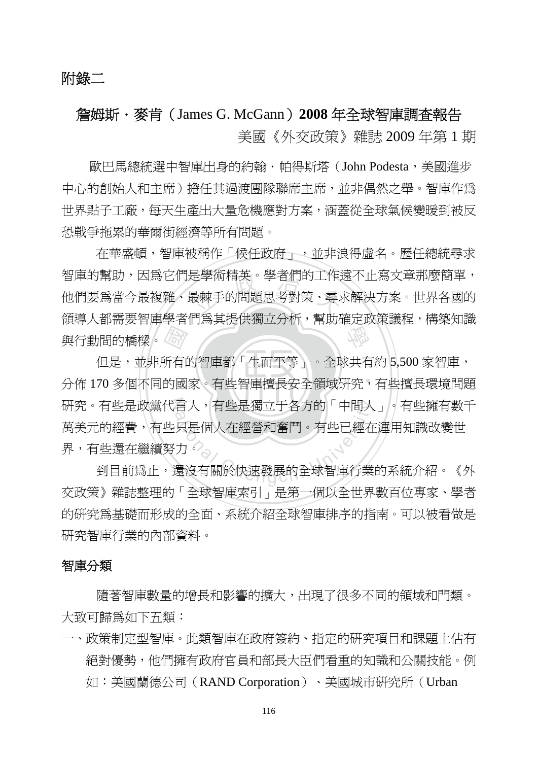# 附錄二

## 詹姆斯．麥肯（James G. McGann）**2008** 年全球智庫調查報告

美國《外交政策》雜誌 2009 年第 1 期

歐巴馬總統選中智庫出身的約翰．帕得斯塔（John Podesta，美國進步中心的創始人和主席）擔任其過渡團隊聯席主席，並非偶然之舉。智庫作爲世界點子工廠，每天生產出大量危機應對方案，涵蓋從全球氣候變暖到被反恐戰爭拖累的華爾街經濟等所有問題。

在華盛頓，智庫被稱作「候任政府」，並非浪得虛名。歷任總統尋求智庫的幫助，因爲它們是學術精英。學者們的工作遠不止寫文章那麼簡單，他們要爲當今最複雜、最棘手的問題思考對策、尋求解決方案。世界各國的領導人都需要智庫學者們爲其提供獨立分析，幫助確定政策議程，構築知識與行動間的橋樑。

但是，並非所有的智庫都「生而平等」。全球共有約 5,500 家智庫，分佈 170 多個不同的國家。有些智庫擅長安全領域研究，有些擅長環境問題研究。有些是政黨代言人，有些是獨立于各方的「中間人」。有些擁有數千萬美元的經費，有些只是個人在經營和奮鬥。有些已經在運用知識改變世界，有些還在繼續努力。

到目前爲止，還沒有關於快速發展的全球智庫行業的系統介紹。《外交政策》雜誌整理的「全球智庫索引」是第一個以全世界數百位專家、學者的研究爲基礎而形成的全面、系統介紹全球智庫排序的指南。可以被看做是研究智庫行業的內部資料。

### 智庫分類

隨著智庫數量的增長和影響的擴大，出現了很多不同的領域和門類。大致可歸爲如下五類：

一、政策制定型智庫。此類智庫在政府簽約、指定的研究項目和課題上佔有絕對優勢，他們擁有政府官員和部長大臣們看重的知識和公關技能。例如：美國蘭德公司（RAND Corporation）、美國城市研究所（Urban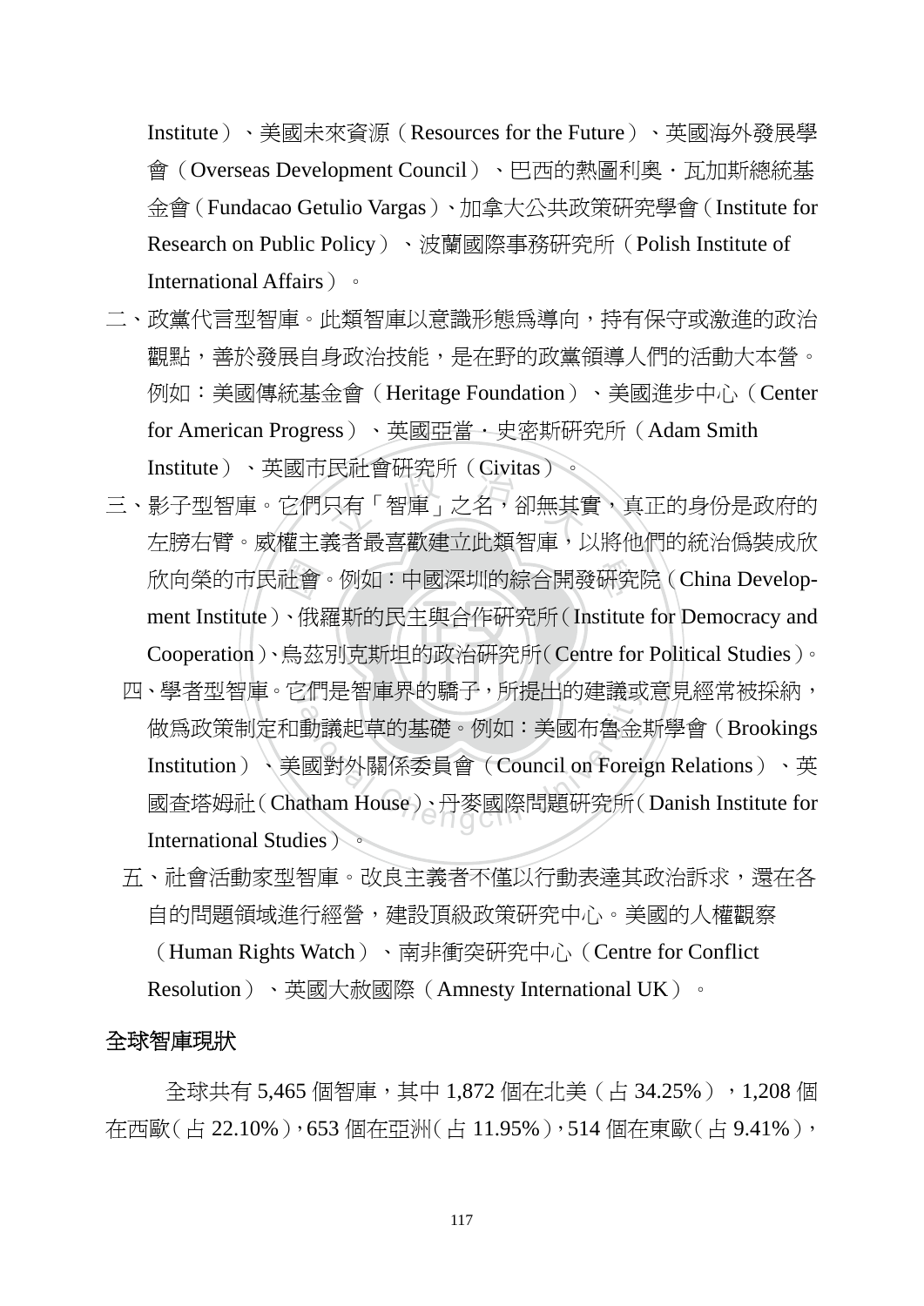Institute）、美國未來資源（Resources for the Future）、英國海外發展學會（Overseas Development Council）、巴西的熱圖利奧．瓦加斯總統基金會（Fundacao Getulio Vargas）、加拿大公共政策研究學會（Institute for Research on Public Policy）、波蘭國際事務研究所（Polish Institute of International Affairs）。

二、政黨代言型智庫。此類智庫以意識形態為導向，持有保守或激進的政治觀點，善於發展自身政治技能，是在野的政黨領導人們的活動大本營。例如：美國傳統基金會（Heritage Foundation）、美國進步中心（Center for American Progress）、英國亞當．史密斯研究所（Adam Smith Institute）、英國市民社會研究所（Civitas）。

三、影子型智庫。它們只有「智庫」之名，卻無其實，真正的身份是政府的左膀右臂。威權主義者最喜歡建立此類智庫，以將他們的統治偽裝成欣欣向榮的市民社會。例如：中國深圳的綜合開發研究院（China Development Institute）、俄羅斯的民主與合作研究所（Institute for Democracy and Cooperation）、烏茲別克斯坦的政治研究所（Centre for Political Studies）。

四、學者型智庫。它們是智庫界的驕子，所提出的建議或意見經常被採納，做為政策制定和動議起草的基礎。例如：美國布魯金斯學會（Brookings Institution）、美國對外關係委員會（Council on Foreign Relations）、英國查塔姆社（Chatham House）、丹麥國際問題研究所（Danish Institute for International Studies）。

五、社會活動家型智庫。改良主義者不僅以行動表達其政治訴求，還在各自的問題領域進行經營，建設頂級政策研究中心。美國的人權觀察（Human Rights Watch）、南非衝突研究中心（Centre for Conflict Resolution）、英國大赦國際（Amnesty International UK）。

## 全球智庫現狀

全球共有 5,465 個智庫，其中 1,872 個在北美（占 34.25%），1,208 個在西歐（占 22.10%），653 個在亞洲（占 11.95%），514 個在東歐（占 9.41%），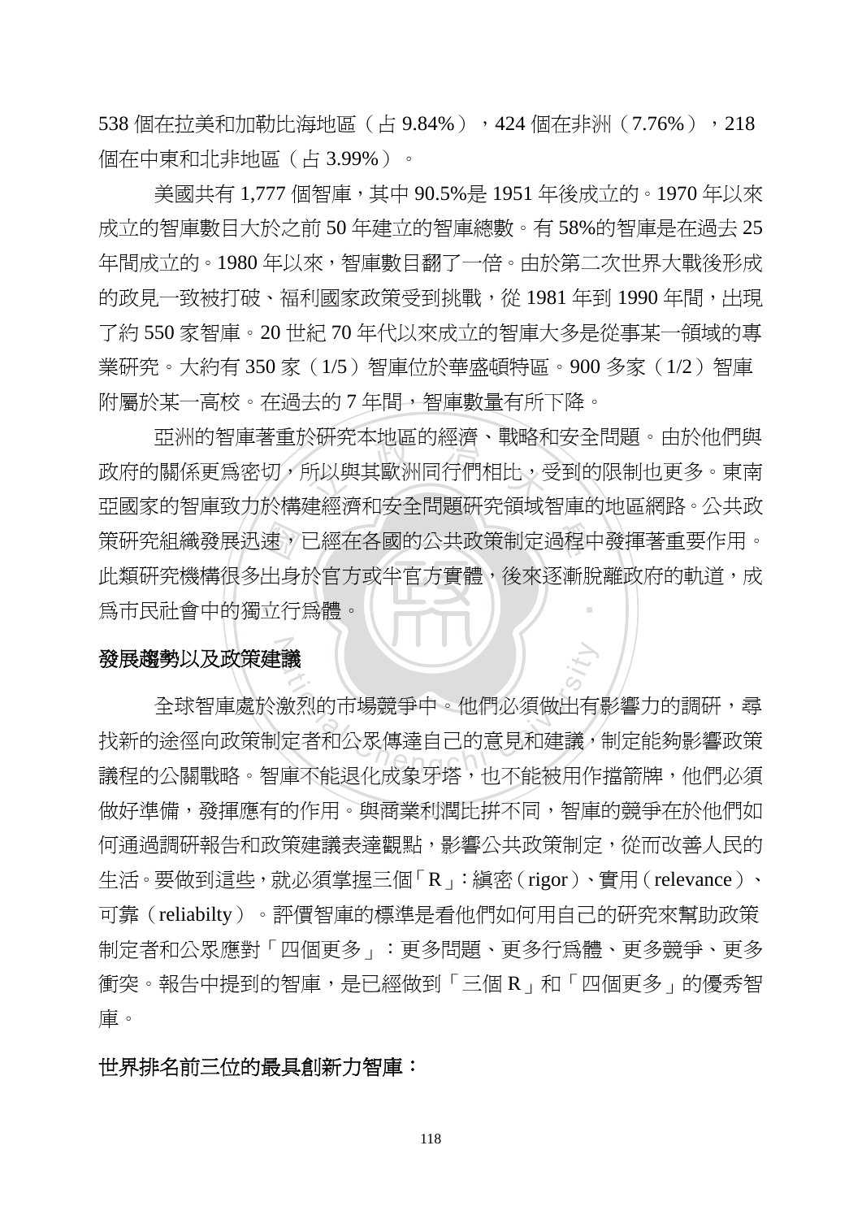538 個在拉美和加勒比海地區（占 9.84%），424 個在非洲（7.76%），218 個在中東和北非地區（占 3.99%）。

美國共有 1,777 個智庫，其中 90.5%是 1951 年後成立的。1970 年以來成立的智庫數目大於之前 50 年建立的智庫總數。有 58%的智庫是在過去 25 年間成立的。1980 年以來，智庫數目翻了一倍。由於第二次世界大戰後形成的政見一致被打破、福利國家政策受到挑戰，從 1981 年到 1990 年間，出現了約 550 家智庫。20 世紀 70 年代以來成立的智庫大多是從事某一領域的專業研究。大約有 350 家（1/5）智庫位於華盛頓特區。900 多家（1/2）智庫附屬於某一高校。在過去的 7 年間，智庫數量有所下降。

亞洲的智庫著重於研究本地區的經濟、戰略和安全問題。由於他們與政府的關係更為密切，所以與其歐洲同行們相比，受到的限制也更多。東南亞國家的智庫致力於構建經濟和安全問題研究領域智庫的地區網路。公共政策研究組織發展迅速，已經在各國的公共政策制定過程中發揮著重要作用。此類研究機構很多出身於官方或半官方實體，後來逐漸脫離政府的軌道，成為市民社會中的獨立行為體。

**發展趨勢以及政策建議**

全球智庫處於激烈的市場競爭中。他們必須做出有影響力的調研，尋找新的途徑向政策制定者和公眾傳達自己的意見和建議，制定能夠影響政策議程的公關戰略。智庫不能退化成象牙塔，也不能被用作擋箭牌，他們必須做好準備，發揮應有的作用。與商業利潤比拼不同，智庫的競爭在於他們如何通過調研報告和政策建議表達觀點，影響公共政策制定，從而改善人民的生活。要做到這些，就必須掌握三個「R」：縝密（rigor）、實用（relevance）、可靠（reliabilty）。評價智庫的標準是看他們如何用自己的研究來幫助政策制定者和公眾應對「四個更多」：更多問題、更多行為體、更多競爭、更多衝突。報告中提到的智庫，是已經做到「三個 R」和「四個更多」的優秀智庫。

**世界排名前三位的最具創新力智庫：**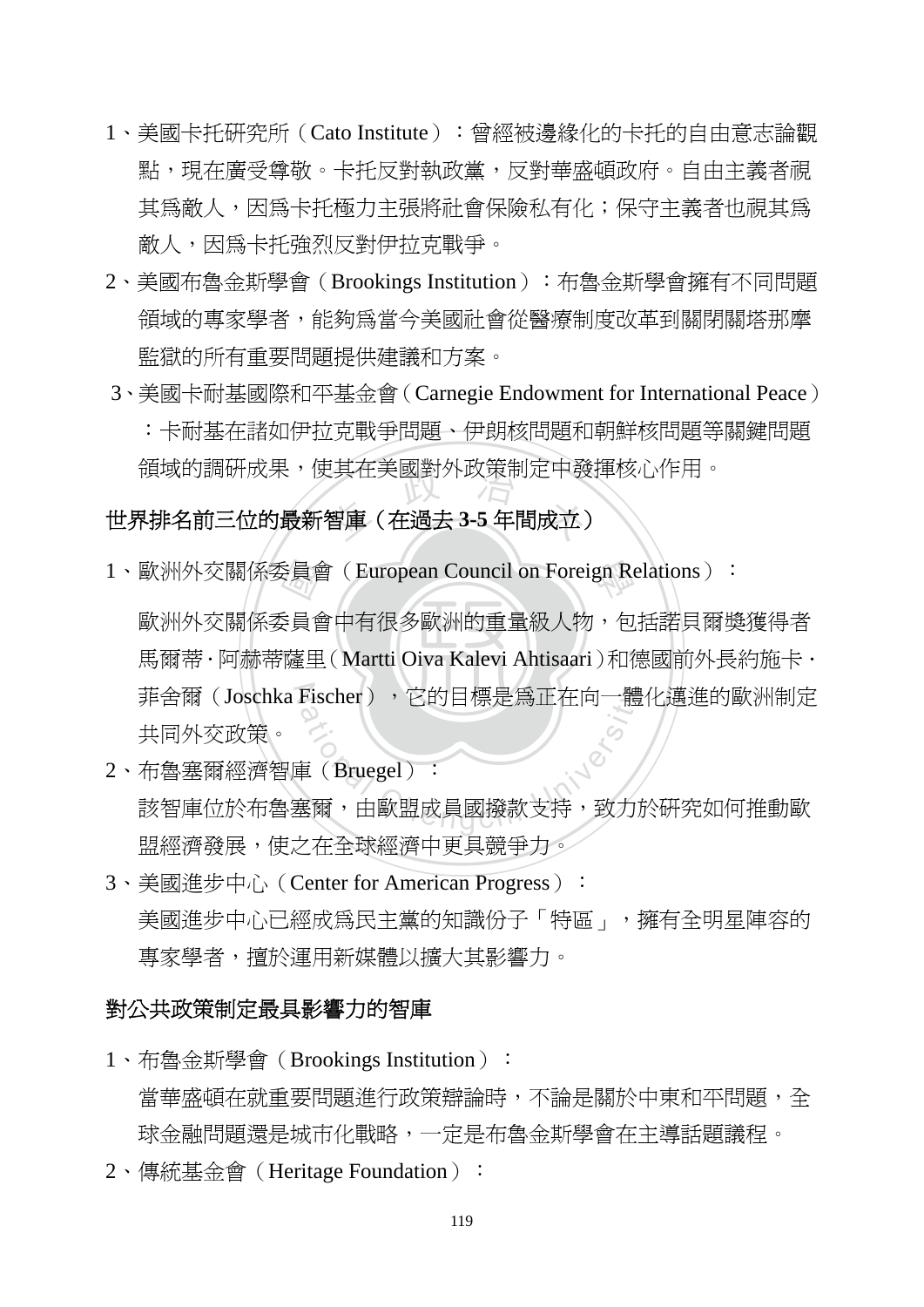1、美國卡托研究所（Cato Institute）：曾經被邊緣化的卡托的自由意志論觀點，現在廣受尊敬。卡托反對執政黨，反對華盛頓政府。自由主義者視其爲敵人，因爲卡托極力主張將社會保險私有化；保守主義者也視其爲敵人，因爲卡托強烈反對伊拉克戰爭。

2、美國布魯金斯學會（Brookings Institution）：布魯金斯學會擁有不同問題領域的專家學者，能夠爲當今美國社會從醫療制度改革到關閉關塔那摩監獄的所有重要問題提供建議和方案。

3、美國卡耐基國際和平基金會（Carnegie Endowment for International Peace）：卡耐基在諸如伊拉克戰爭問題、伊朗核問題和朝鮮核問題等關鍵問題領域的調研成果，使其在美國對外政策制定中發揮核心作用。

**世界排名前三位的最新智庫（在過去 3-5 年間成立）**

1、歐洲外交關係委員會（European Council on Foreign Relations）：

歐洲外交關係委員會中有很多歐洲的重量級人物，包括諾貝爾獎獲得者馬爾蒂·阿赫蒂薩里（Martti Oiva Kalevi Ahtisaari）和德國前外長約施卡·菲舍爾（Joschka Fischer），它的目標是爲正在向一體化邁進的歐洲制定共同外交政策。

2、布魯塞爾經濟智庫（Bruegel）：

該智庫位於布魯塞爾，由歐盟成員國撥款支持，致力於研究如何推動歐盟經濟發展，使之在全球經濟中更具競爭力。

3、美國進步中心（Center for American Progress）：

美國進步中心已經成爲民主黨的知識份子「特區」，擁有全明星陣容的專家學者，擅於運用新媒體以擴大其影響力。

**對公共政策制定最具影響力的智庫**

1、布魯金斯學會（Brookings Institution）：

當華盛頓在就重要問題進行政策辯論時，不論是關於中東和平問題，全球金融問題還是城市化戰略，一定是布魯金斯學會在主導話題議程。

2、傳統基金會（Heritage Foundation）：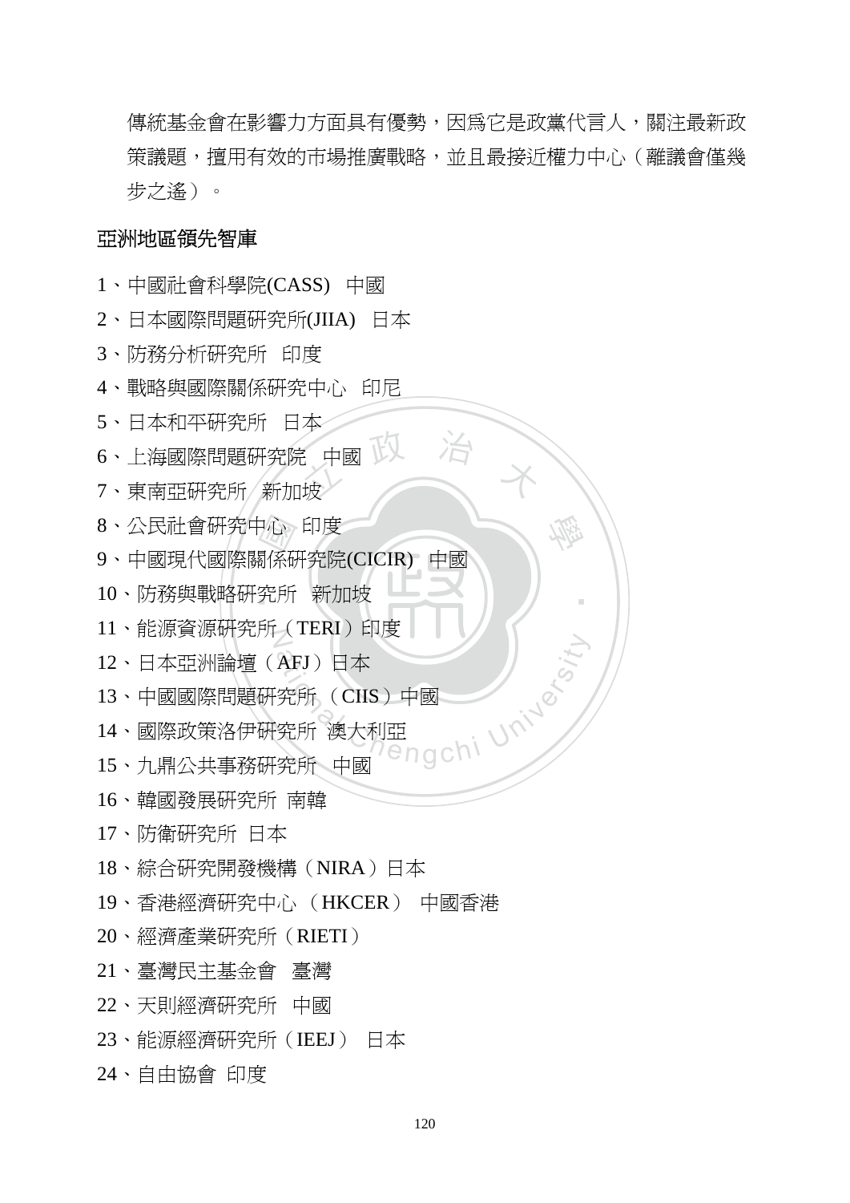傳統基金會在影響力方面具有優勢，因為它是政黨代言人，關注最新政策議題，擅用有效的市場推廣戰略，並且最接近權力中心（離議會僅幾步之遙）。

## 亞洲地區領先智庫

1、中國社會科學院(CASS)　中國

2、日本國際問題研究所(JIIA)　日本

3、防務分析研究所　印度

4、戰略與國際關係研究中心　印尼

5、日本和平研究所　日本

6、上海國際問題研究院　中國

7、東南亞研究所　新加坡

8、公民社會研究中心　印度

9、中國現代國際關係研究院(CICIR)　中國

10、防務與戰略研究所　新加坡

11、能源資源研究所（TERI）印度

12、日本亞洲論壇（AFJ）日本

13、中國國際問題研究所（CIIS）中國

14、國際政策洛伊研究所　澳大利亞

15、九鼎公共事務研究所　中國

16、韓國發展研究所　南韓

17、防衛研究所　日本

18、綜合研究開發機構（NIRA）日本

19、香港經濟研究中心（HKCER）　中國香港

20、經濟產業研究所（RIETI）

21、臺灣民主基金會　臺灣

22、天則經濟研究所　中國

23、能源經濟研究所（IEEJ）　日本

24、自由協會　印度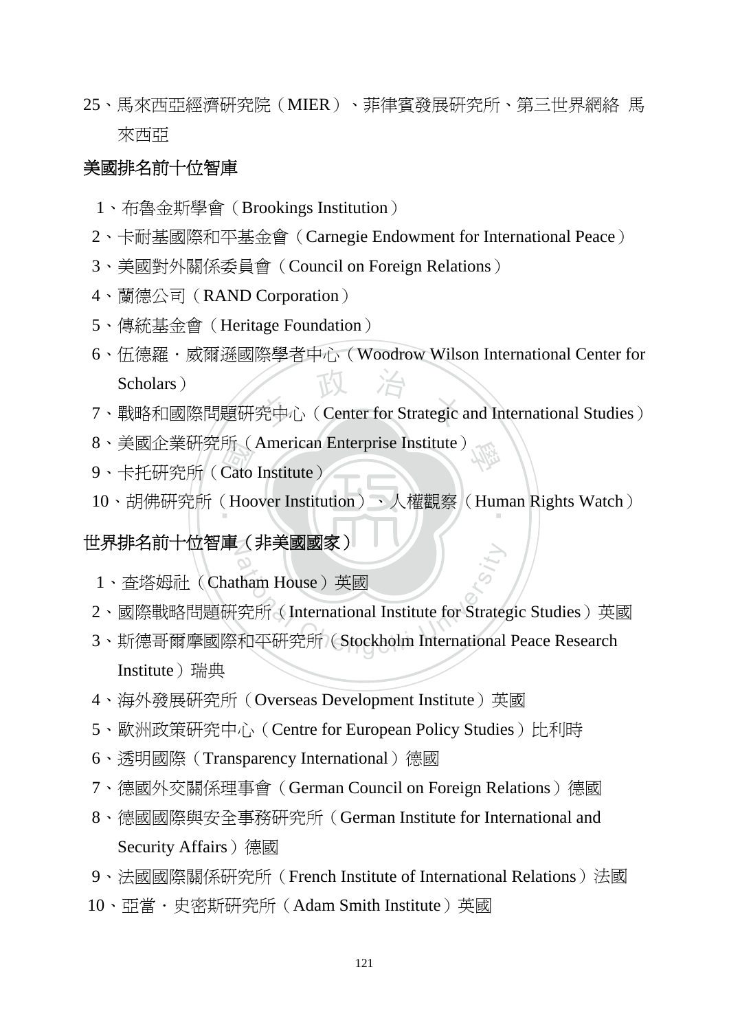25、馬來西亞經濟研究院（MIER）、菲律賓發展研究所、第三世界網絡 馬來西亞

## 美國排名前十位智庫

1、布魯金斯學會（Brookings Institution）

2、卡耐基國際和平基金會（Carnegie Endowment for International Peace）

3、美國對外關係委員會（Council on Foreign Relations）

4、蘭德公司（RAND Corporation）

5、傳統基金會（Heritage Foundation）

6、伍德羅・威爾遜國際學者中心（Woodrow Wilson International Center for Scholars）

7、戰略和國際問題研究中心（Center for Strategic and International Studies）

8、美國企業研究所（American Enterprise Institute）

9、卡托研究所（Cato Institute）

10、胡佛研究所（Hoover Institution）、人權觀察（Human Rights Watch）

## 世界排名前十位智庫（非美國國家）

1、查塔姆社（Chatham House）英國

2、國際戰略問題研究所（International Institute for Strategic Studies）英國

3、斯德哥爾摩國際和平研究所（Stockholm International Peace Research Institute）瑞典

4、海外發展研究所（Overseas Development Institute）英國

5、歐洲政策研究中心（Centre for European Policy Studies）比利時

6、透明國際（Transparency International）德國

7、德國外交關係理事會（German Council on Foreign Relations）德國

8、德國國際與安全事務研究所（German Institute for International and Security Affairs）德國

9、法國國際關係研究所（French Institute of International Relations）法國

10、亞當・史密斯研究所（Adam Smith Institute）英國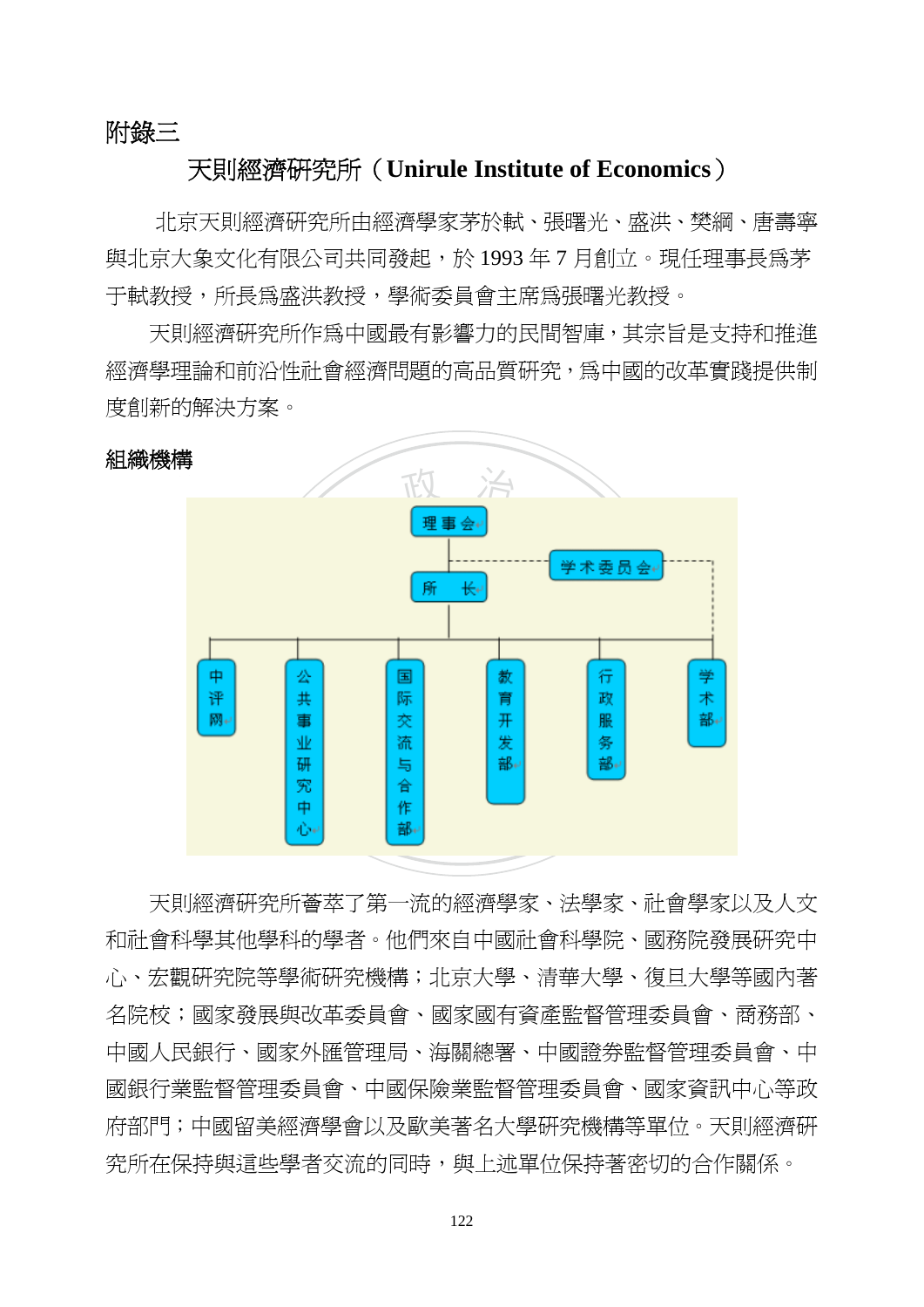附錄三

## 天則經濟研究所（Unirule Institute of Economics）

北京天則經濟研究所由經濟學家茅於軾、張曙光、盛洪、樊綱、唐壽寧與北京大象文化有限公司共同發起，於 1993 年 7 月創立。現任理事長爲茅于軾教授，所長爲盛洪教授，學術委員會主席爲張曙光教授。

天則經濟研究所作爲中國最有影響力的民間智庫，其宗旨是支持和推進經濟學理論和前沿性社會經濟問題的高品質研究，爲中國的改革實踐提供制度創新的解決方案。

### 組織機構

理事会
- 学术委员会
- 所　长
  - 中评网
  - 公共事业研究中心
  - 国际交流与合作部
  - 教育开发部
  - 行政服务部
  - 学术部

天則經濟研究所薈萃了第一流的經濟學家、法學家、社會學家以及人文和社會科學其他學科的學者。他們來自中國社會科學院、國務院發展研究中心、宏觀研究院等學術研究機構；北京大學、清華大學、復旦大學等國內著名院校；國家發展與改革委員會、國家國有資產監督管理委員會、商務部、中國人民銀行、國家外匯管理局、海關總署、中國證券監督管理委員會、中國銀行業監督管理委員會、中國保險業監督管理委員會、國家資訊中心等政府部門；中國留美經濟學會以及歐美著名大學研究機構等單位。天則經濟研究所在保持與這些學者交流的同時，與上述單位保持著密切的合作關係。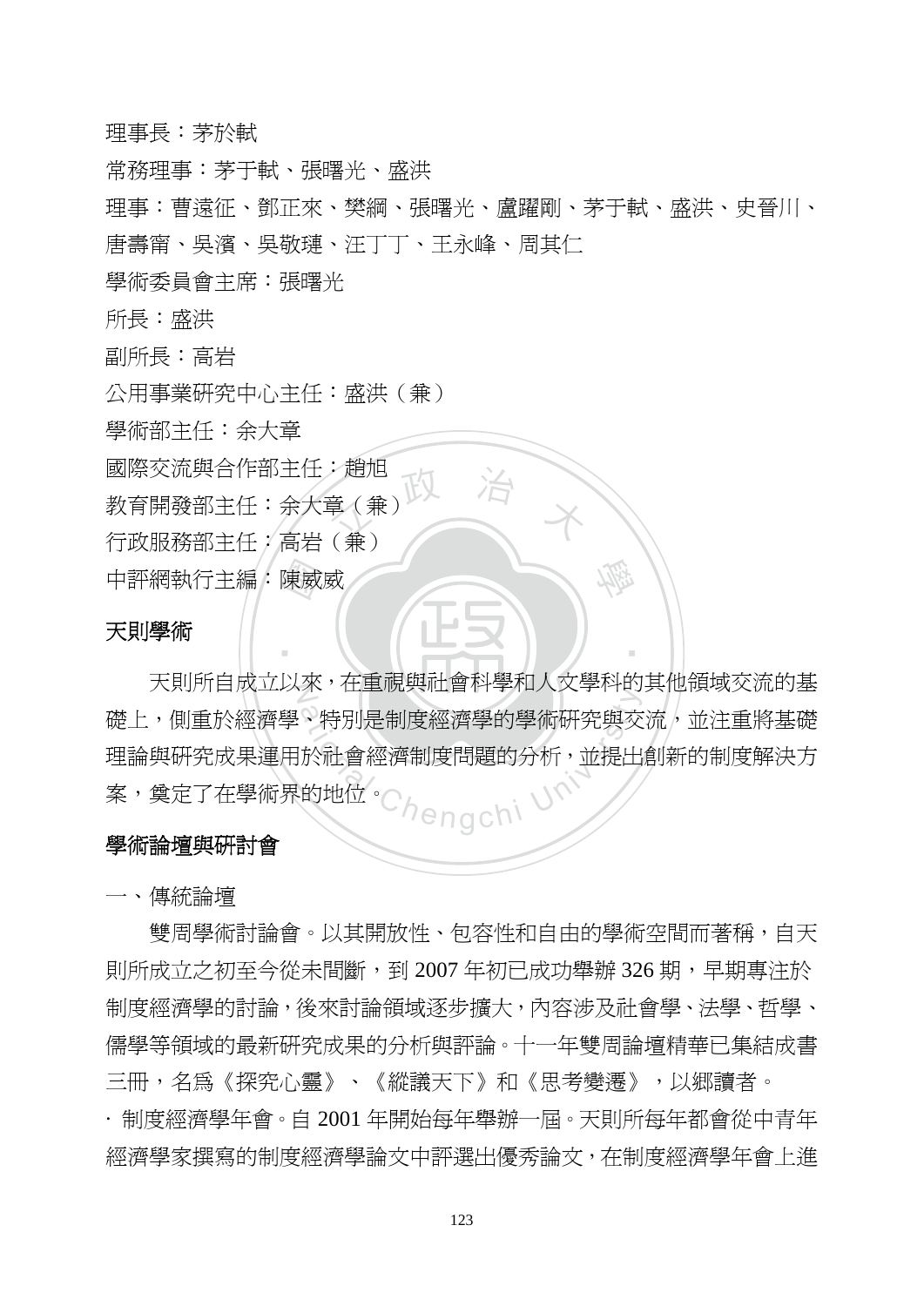理事長：茅於軾

常務理事：茅于軾、張曙光、盛洪

理事：曹遠征、鄧正來、樊綱、張曙光、盧躍剛、茅于軾、盛洪、史晉川、唐壽甯、吳濱、吳敬璉、汪丁丁、王永峰、周其仁

學術委員會主席：張曙光

所長：盛洪

副所長：高岩

公用事業研究中心主任：盛洪（兼）

學術部主任：余大章

國際交流與合作部主任：趙旭

教育開發部主任：余大章（兼）

行政服務部主任：高岩（兼）

中評網執行主編：陳威威

## 天則學術

天則所自成立以來，在重視與社會科學和人文學科的其他領域交流的基礎上，側重於經濟學、特別是制度經濟學的學術研究與交流，並注重將基礎理論與研究成果運用於社會經濟制度問題的分析，並提出創新的制度解決方案，奠定了在學術界的地位。

## 學術論壇與研討會

一、傳統論壇

雙周學術討論會。以其開放性、包容性和自由的學術空間而著稱，自天則所成立之初至今從未間斷，到 2007 年初已成功舉辦 326 期，早期專注於制度經濟學的討論，後來討論領域逐步擴大，內容涉及社會學、法學、哲學、儒學等領域的最新研究成果的分析與評論。十一年雙周論壇精華已集結成書三冊，名爲《探究心靈》、《縱議天下》和《思考變遷》，以鄉讀者。

· 制度經濟學年會。自 2001 年開始每年舉辦一屆。天則所每年都會從中青年經濟學家撰寫的制度經濟學論文中評選出優秀論文，在制度經濟學年會上進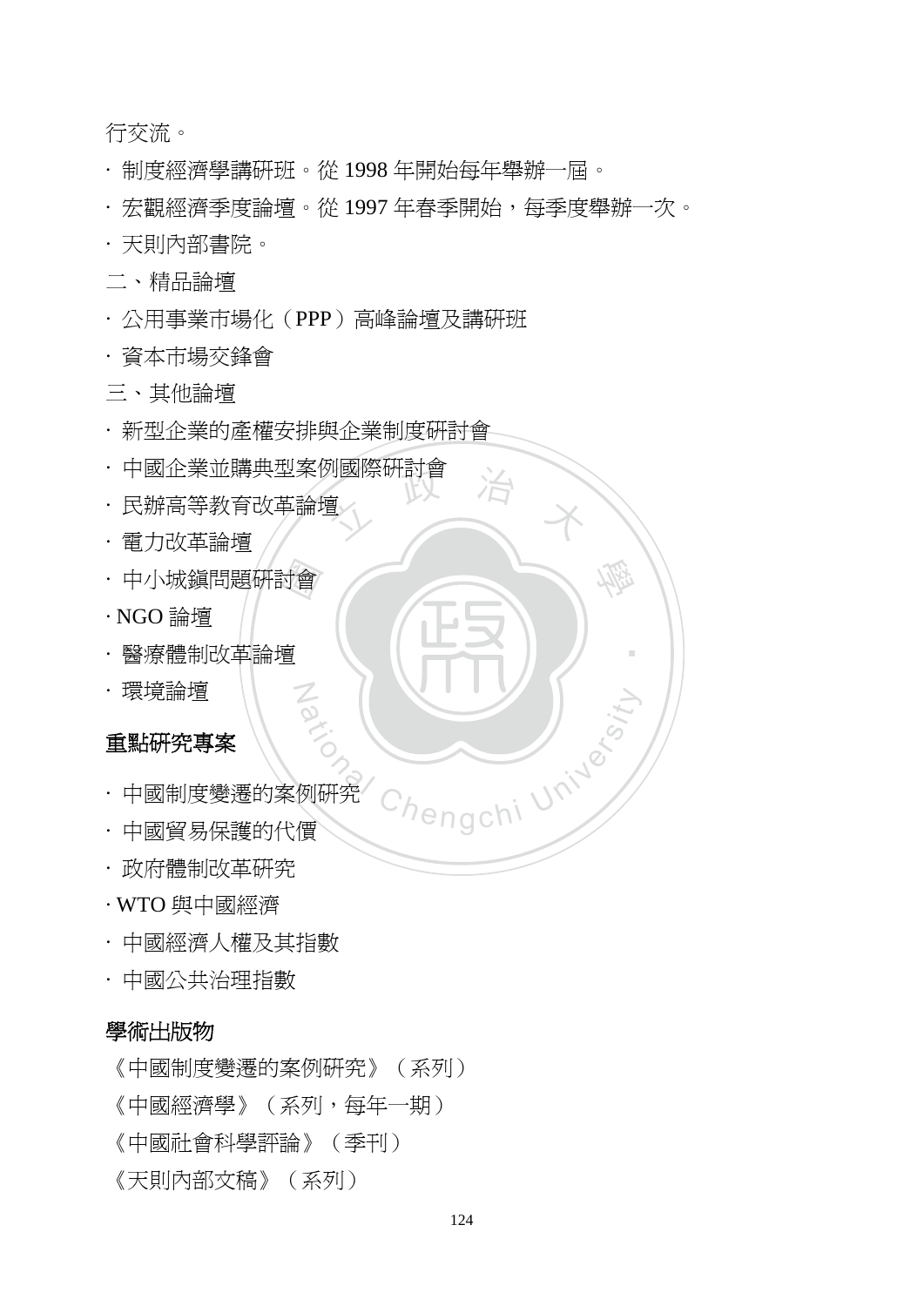行交流。

· 制度經濟學講研班。從 1998 年開始每年舉辦一屆。

· 宏觀經濟季度論壇。從 1997 年春季開始，每季度舉辦一次。

· 天則內部書院。

二、精品論壇

· 公用事業市場化（PPP）高峰論壇及講研班

· 資本市場交鋒會

三、其他論壇

· 新型企業的產權安排與企業制度研討會

· 中國企業並購典型案例國際研討會

· 民辦高等教育改革論壇

· 電力改革論壇

· 中小城鎮問題研討會

· NGO 論壇

· 醫療體制改革論壇

· 環境論壇

## 重點研究專案

· 中國制度變遷的案例研究

· 中國貿易保護的代價

· 政府體制改革研究

· WTO 與中國經濟

· 中國經濟人權及其指數

· 中國公共治理指數

## 學術出版物

《中國制度變遷的案例研究》（系列）

《中國經濟學》（系列，每年一期）

《中國社會科學評論》（季刊）

《天則內部文稿》（系列）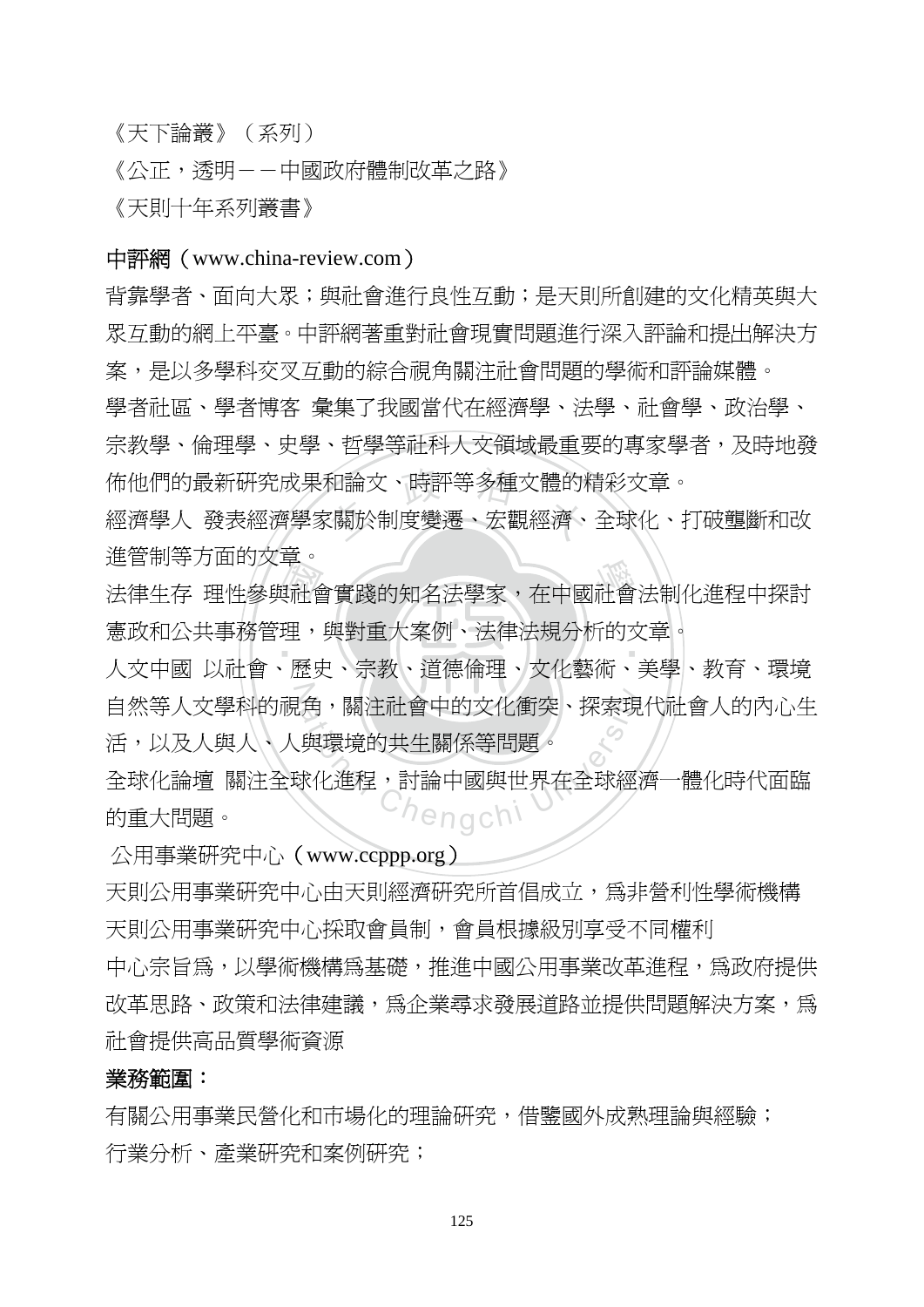《天下論叢》（系列）

《公正，透明－－中國政府體制改革之路》

《天則十年系列叢書》

中評網（www.china-review.com）

背靠學者、面向大眾；與社會進行良性互動；是天則所創建的文化精英與大眾互動的網上平臺。中評網著重對社會現實問題進行深入評論和提出解決方案，是以多學科交叉互動的綜合視角關注社會問題的學術和評論媒體。

學者社區、學者博客 彙集了我國當代在經濟學、法學、社會學、政治學、宗教學、倫理學、史學、哲學等社科人文領域最重要的專家學者，及時地發佈他們的最新研究成果和論文、時評等多種文體的精彩文章。

經濟學人 發表經濟學家關於制度變遷、宏觀經濟、全球化、打破壟斷和改進管制等方面的文章。

法律生存 理性參與社會實踐的知名法學家，在中國社會法制化進程中探討憲政和公共事務管理，與對重大案例、法律法規分析的文章。

人文中國 以社會、歷史、宗教、道德倫理、文化藝術、美學、教育、環境自然等人文學科的視角，關注社會中的文化衝突、探索現代社會人的內心生活，以及人與人、人與環境的共生關係等問題。

全球化論壇 關注全球化進程，討論中國與世界在全球經濟一體化時代面臨的重大問題。

公用事業研究中心（www.ccppp.org）

天則公用事業研究中心由天則經濟研究所首倡成立，爲非營利性學術機構

天則公用事業研究中心採取會員制，會員根據級別享受不同權利

中心宗旨爲，以學術機構爲基礎，推進中國公用事業改革進程，爲政府提供改革思路、政策和法律建議，爲企業尋求發展道路並提供問題解決方案，爲社會提供高品質學術資源

**業務範圍：**

有關公用事業民營化和市場化的理論研究，借鑒國外成熟理論與經驗；

行業分析、產業研究和案例研究；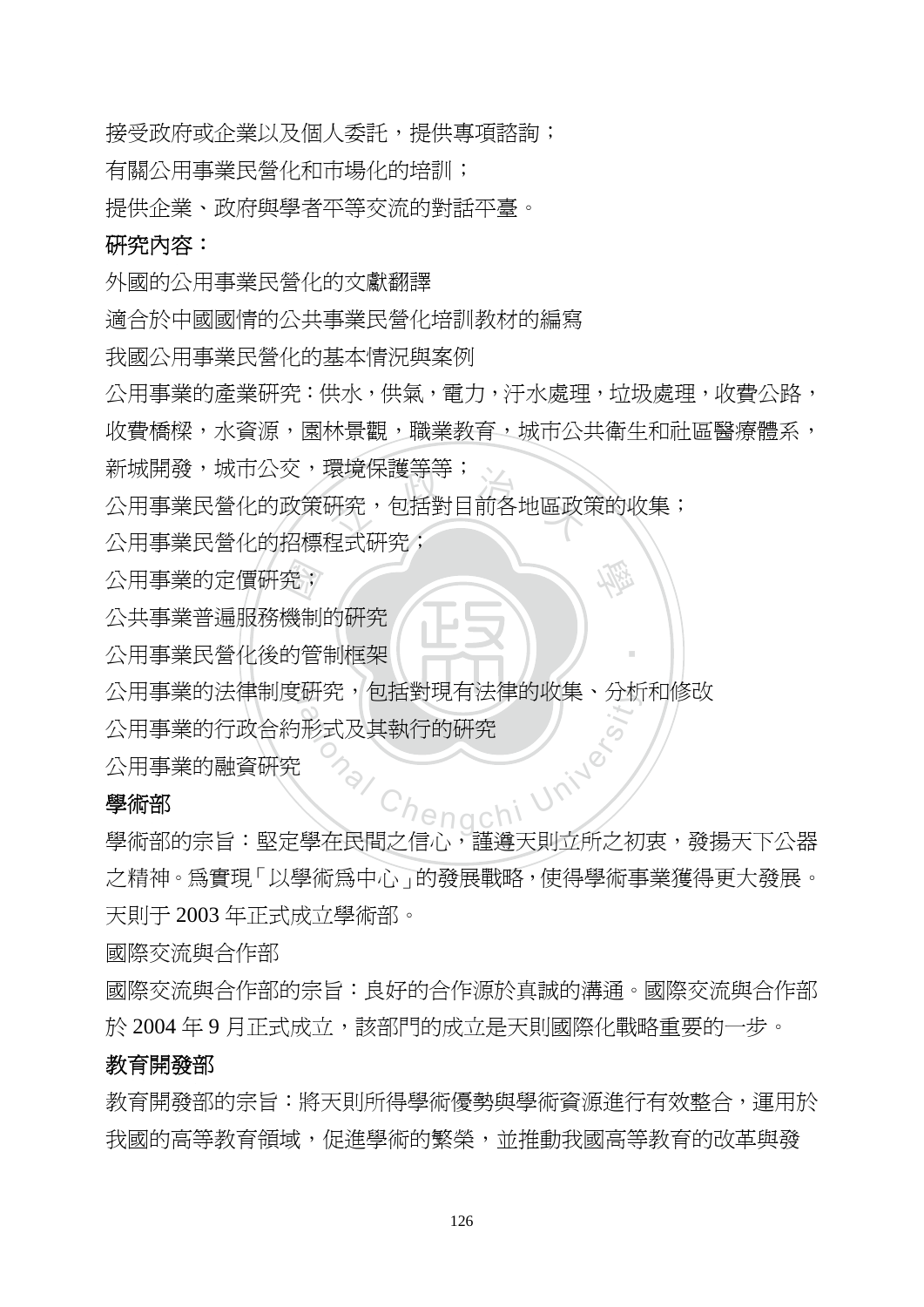接受政府或企業以及個人委託，提供專項諮詢；

有關公用事業民營化和市場化的培訓；

提供企業、政府與學者平等交流的對話平臺。

**研究內容：**

外國的公用事業民營化的文獻翻譯

適合於中國國情的公共事業民營化培訓教材的編寫

我國公用事業民營化的基本情況與案例

公用事業的產業研究：供水，供氣，電力，汙水處理，垃圾處理，收費公路，收費橋樑，水資源，園林景觀，職業教育，城市公共衛生和社區醫療體系，新城開發，城市公交，環境保護等等；

公用事業民營化的政策研究，包括對目前各地區政策的收集；

公用事業民營化的招標程式研究；

公用事業的定價研究；

公共事業普遍服務機制的研究

公用事業民營化後的管制框架

公用事業的法律制度研究，包括對現有法律的收集、分析和修改

公用事業的行政合約形式及其執行的研究

公用事業的融資研究

**學術部**

學術部的宗旨：堅定學在民間之信心，謹遵天則立所之初衷，發揚天下公器之精神。爲實現「以學術爲中心」的發展戰略，使得學術事業獲得更大發展。天則于 2003 年正式成立學術部。

國際交流與合作部

國際交流與合作部的宗旨：良好的合作源於真誠的溝通。國際交流與合作部於 2004 年 9 月正式成立，該部門的成立是天則國際化戰略重要的一步。

**教育開發部**

教育開發部的宗旨：將天則所得學術優勢與學術資源進行有效整合，運用於我國的高等教育領域，促進學術的繁榮，並推動我國高等教育的改革與發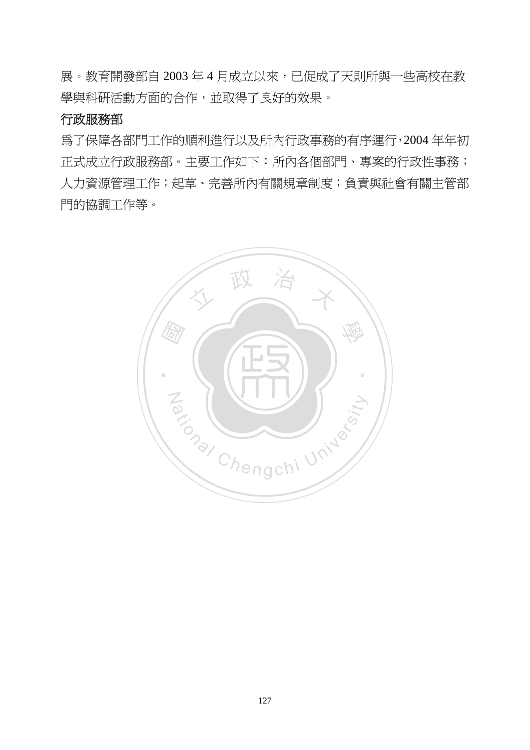展。教育開發部自 2003 年 4 月成立以來，已促成了天則所與一些高校在教學與科研活動方面的合作，並取得了良好的效果。

### 行政服務部

爲了保障各部門工作的順利進行以及所內行政事務的有序運行，2004 年年初正式成立行政服務部。主要工作如下：所內各個部門、專案的行政性事務；人力資源管理工作；起草、完善所內有關規章制度；負責與社會有關主管部門的協調工作等。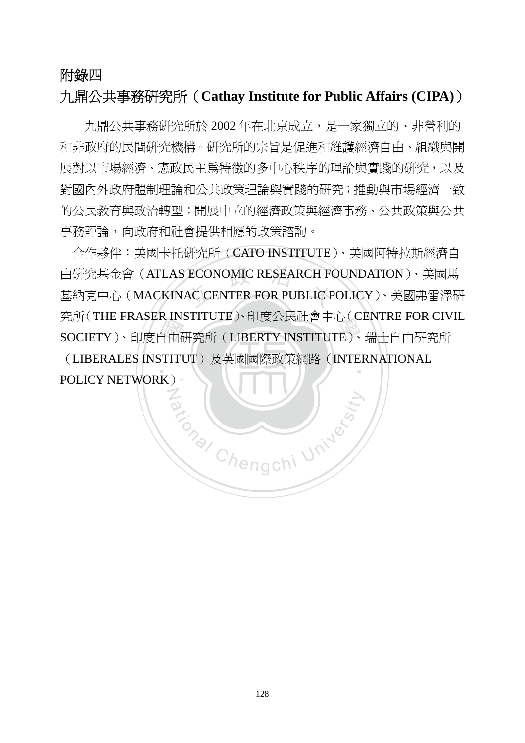# 附錄四

## 九鼎公共事務研究所（**Cathay Institute for Public Affairs (CIPA)**）

九鼎公共事務研究所於 2002 年在北京成立，是一家獨立的、非營利的和非政府的民間研究機構。研究所的宗旨是促進和維護經濟自由、組織與開展對以市場經濟、憲政民主為特徵的多中心秩序的理論與實踐的研究，以及對國內外政府體制理論和公共政策理論與實踐的研究；推動與市場經濟一致的公民教育與政治轉型；開展中立的經濟政策與經濟事務、公共政策與公共事務評論，向政府和社會提供相應的政策諮詢。

合作夥伴：美國卡托研究所（CATO INSTITUTE）、美國阿特拉斯經濟自由研究基金會（ATLAS ECONOMIC RESEARCH FOUNDATION）、美國馬基納克中心（MACKINAC CENTER FOR PUBLIC POLICY）、美國弗雷澤研究所（THE FRASER INSTITUTE）、印度公民社會中心（CENTRE FOR CIVIL SOCIETY）、印度自由研究所（LIBERTY INSTITUTE）、瑞士自由研究所（LIBERALES INSTITUT）及英國國際政策網路（INTERNATIONAL POLICY NETWORK）。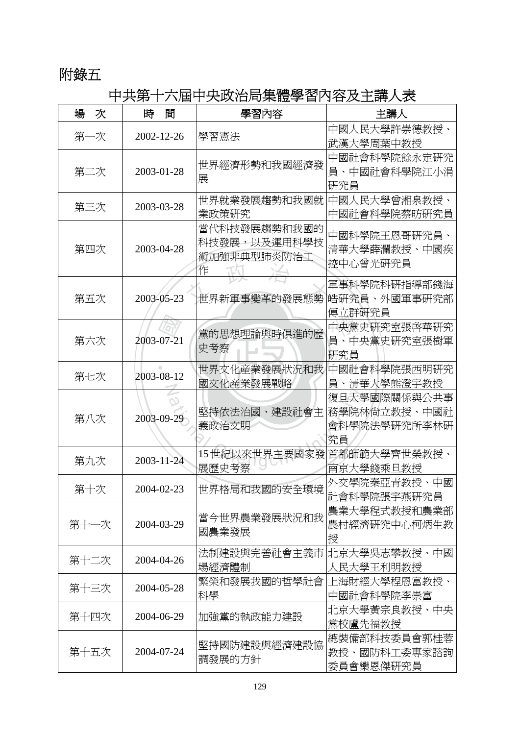# 附錄五

## 中共第十六屆中央政治局集體學習內容及主講人表

| 場　次 | 時　間 | 學習內容 | 主講人 |
|---|---|---|---|
| 第一次 | 2002-12-26 | 學習憲法 | 中國人民大學許崇德教授、武漢大學周葉中教授 |
| 第二次 | 2003-01-28 | 世界經濟形勢和我國經濟發展 | 中國社會科學院餘永定研究員、中國社會科學院江小涓研究員 |
| 第三次 | 2003-03-28 | 世界就業發展趨勢和我國就業政策研究 | 中國人民大學曾湘泉教授、中國社會科學院蔡昉研究員 |
| 第四次 | 2003-04-28 | 當代科技發展趨勢和我國的科技發展，以及運用科學技術加強非典型肺炎防治工作 | 中國科學院王恩哥研究員、清華大學薛瀾教授、中國疾控中心曾光研究員 |
| 第五次 | 2003-05-23 | 世界新軍事變革的發展態勢 | 軍事科學院科研指導部錢海皓研究員、外國軍事研究部傅立群研究員 |
| 第六次 | 2003-07-21 | 黨的思想理論與時俱進的歷史考察 | 中央黨史研究室張啓華研究員、中央黨史研究室張樹軍研究員 |
| 第七次 | 2003-08-12 | 世界文化產業發展狀況和我國文化產業發展戰略 | 中國社會科學院張西明研究員、清華大學熊澄宇教授 |
| 第八次 | 2003-09-29 | 堅持依法治國、建設社會主義政治文明 | 復旦大學國際關係與公共事務學院林尚立教授、中國社會科學院法學研究所李林研究員 |
| 第九次 | 2003-11-24 | 15世紀以來世界主要國家發展歷史考察 | 首都師範大學齊世榮教授、南京大學錢乘旦教授 |
| 第十次 | 2004-02-23 | 世界格局和我國的安全環境 | 外交學院秦亞青教授、中國社會科學院張宇燕研究員 |
| 第十一次 | 2004-03-29 | 當今世界農業發展狀況和我國農業發展 | 農業大學程式教授和農業部農村經濟研究中心柯炳生教授 |
| 第十二次 | 2004-04-26 | 法制建設與完善社會主義市場經濟體制 | 北京大學吳志攀教授、中國人民大學王利明教授 |
| 第十三次 | 2004-05-28 | 繁榮和發展我國的哲學社會科學 | 上海財經大學程恩富教授、中國社會科學院李崇富 |
| 第十四次 | 2004-06-29 | 加強黨的執政能力建設 | 北京大學黃宗良教授、中央黨校盧先福教授 |
| 第十五次 | 2004-07-24 | 堅持國防建設與經濟建設協調發展的方針 | 總裝備部科技委員會郭桂蓉教授、國防科工委專家諮詢委員會欒恩傑研究員 |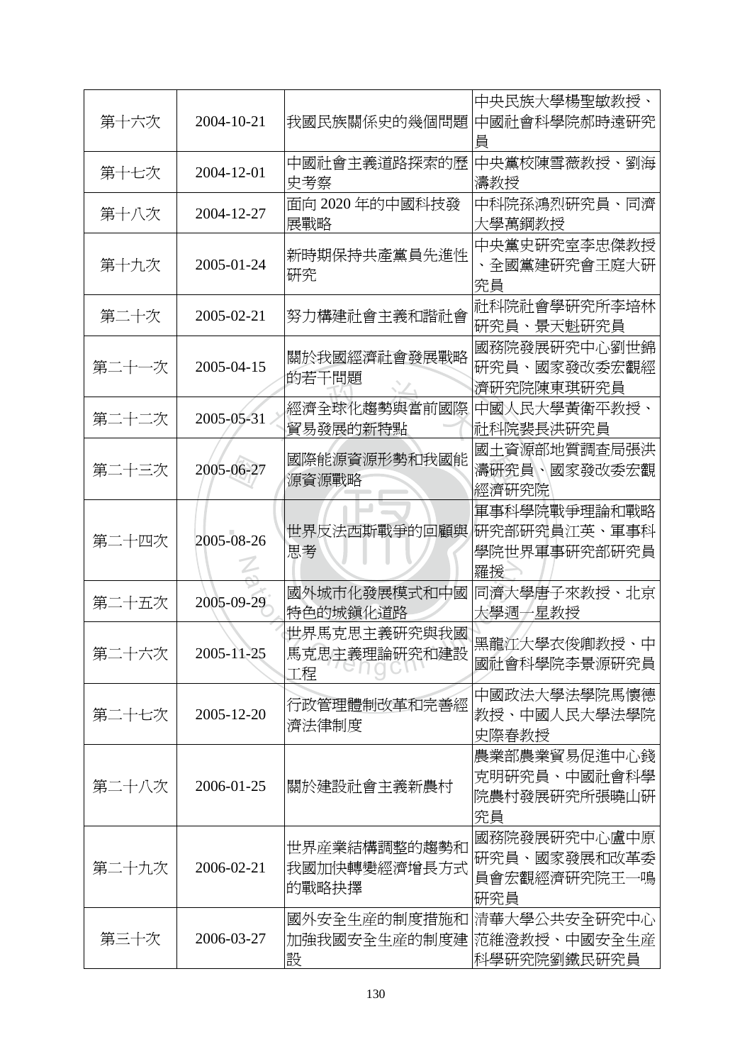| 第十六次 | 2004-10-21 | 我國民族關係史的幾個問題 | 中央民族大學楊聖敏教授、中國社會科學院郝時遠研究員 |
|---|---|---|---|
| 第十七次 | 2004-12-01 | 中國社會主義道路探索的歷史考察 | 中央黨校陳雪薇教授、劉海濤教授 |
| 第十八次 | 2004-12-27 | 面向 2020 年的中國科技發展戰略 | 中科院孫鴻烈研究員、同濟大學萬鋼教授 |
| 第十九次 | 2005-01-24 | 新時期保持共產黨員先進性研究 | 中央黨史研究室李忠傑教授、全國黨建研究會王庭大研究員 |
| 第二十次 | 2005-02-21 | 努力構建社會主義和諧社會 | 社科院社會學研究所李培林研究員、景天魁研究員 |
| 第二十一次 | 2005-04-15 | 關於我國經濟社會發展戰略的若干問題 | 國務院發展研究中心劉世錦研究員、國家發改委宏觀經濟研究院陳東琪研究員 |
| 第二十二次 | 2005-05-31 | 經濟全球化趨勢與當前國際貿易發展的新特點 | 中國人民大學黃衛平教授、社科院裴長洪研究員 |
| 第二十三次 | 2005-06-27 | 國際能源資源形勢和我國能源資源戰略 | 國土資源部地質調查局張洪濤研究員、國家發改委宏觀經濟研究院 |
| 第二十四次 | 2005-08-26 | 世界反法西斯戰爭的回顧與思考 | 軍事科學院戰爭理論和戰略研究部研究員江英、軍事科學院世界軍事研究部研究員羅援 |
| 第二十五次 | 2005-09-29 | 國外城市化發展模式和中國特色的城鎮化道路 | 同濟大學唐子來教授、北京大學週一星教授 |
| 第二十六次 | 2005-11-25 | 世界馬克思主義研究與我國馬克思主義理論研究和建設工程 | 黑龍江大學衣俊卿教授、中國社會科學院李景源研究員 |
| 第二十七次 | 2005-12-20 | 行政管理體制改革和完善經濟法律制度 | 中國政法大學法學院馬懷德教授、中國人民大學法學院史際春教授 |
| 第二十八次 | 2006-01-25 | 關於建設社會主義新農村 | 農業部農業貿易促進中心錢克明研究員、中國社會科學院農村發展研究所張曉山研究員 |
| 第二十九次 | 2006-02-21 | 世界產業結構調整的趨勢和我國加快轉變經濟增長方式的戰略抉擇 | 國務院發展研究中心盧中原研究員、國家發展和改革委員會宏觀經濟研究院王一鳴研究員 |
| 第三十次 | 2006-03-27 | 國外安全生產的制度措施和加強我國安全生產的制度建設 | 清華大學公共安全研究中心范維澄教授、中國安全生產科學研究院劉鐵民研究員 |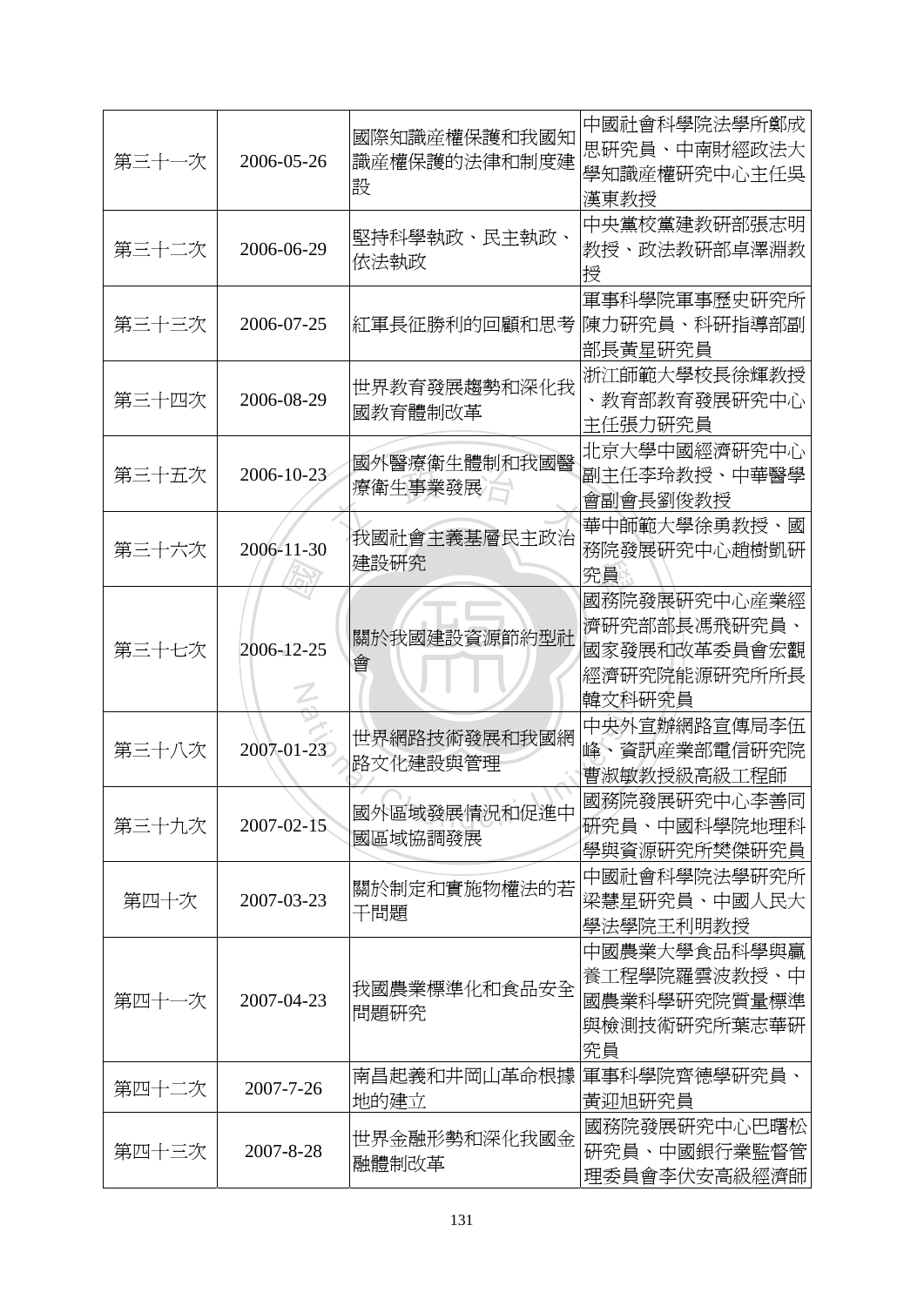| | | | |
|---|---|---|---|
| 第三十一次 | 2006-05-26 | 國際知識產權保護和我國知識產權保護的法律和制度建設 | 中國社會科學院法學所鄭成思研究員、中南財經政法大學知識產權研究中心主任吳漢東教授 |
| 第三十二次 | 2006-06-29 | 堅持科學執政、民主執政、依法執政 | 中央黨校黨建教研部張志明教授、政法教研部卓澤淵教授 |
| 第三十三次 | 2006-07-25 | 紅軍長征勝利的回顧和思考 | 軍事科學院軍事歷史研究所陳力研究員、科研指導部副部長黃星研究員 |
| 第三十四次 | 2006-08-29 | 世界教育發展趨勢和深化我國教育體制改革 | 浙江師範大學校長徐輝教授、教育部教育發展研究中心主任張力研究員 |
| 第三十五次 | 2006-10-23 | 國外醫療衛生體制和我國醫療衛生事業發展 | 北京大學中國經濟研究中心副主任李玲教授、中華醫學會副會長劉俊教授 |
| 第三十六次 | 2006-11-30 | 我國社會主義基層民主政治建設研究 | 華中師範大學徐勇教授、國務院發展研究中心趙樹凱研究員 |
| 第三十七次 | 2006-12-25 | 關於我國建設資源節約型社會 | 國務院發展研究中心產業經濟研究部部長馮飛研究員、國家發展和改革委員會宏觀經濟研究院能源研究所所長韓文科研究員 |
| 第三十八次 | 2007-01-23 | 世界網路技術發展和我國網路文化建設與管理 | 中央外宣辦網路宣傳局李伍峰、資訊產業部電信研究院曹淑敏教授級高級工程師 |
| 第三十九次 | 2007-02-15 | 國外區域發展情況和促進中國區域協調發展 | 國務院發展研究中心李善同研究員、中國科學院地理科學與資源研究所樊傑研究員 |
| 第四十次 | 2007-03-23 | 關於制定和實施物權法的若干問題 | 中國社會科學院法學研究所梁慧星研究員、中國人民大學法學院王利明教授 |
| 第四十一次 | 2007-04-23 | 我國農業標準化和食品安全問題研究 | 中國農業大學食品科學與贏養工程學院羅雲波教授、中國農業科學研究院質量標準與檢測技術研究所葉志華研究員 |
| 第四十二次 | 2007-7-26 | 南昌起義和井岡山革命根據地的建立 | 軍事科學院齊德學研究員、黃迎旭研究員 |
| 第四十三次 | 2007-8-28 | 世界金融形勢和深化我國金融體制改革 | 國務院發展研究中心巴曙松研究員、中國銀行業監督管理委員會李伏安高級經濟師 |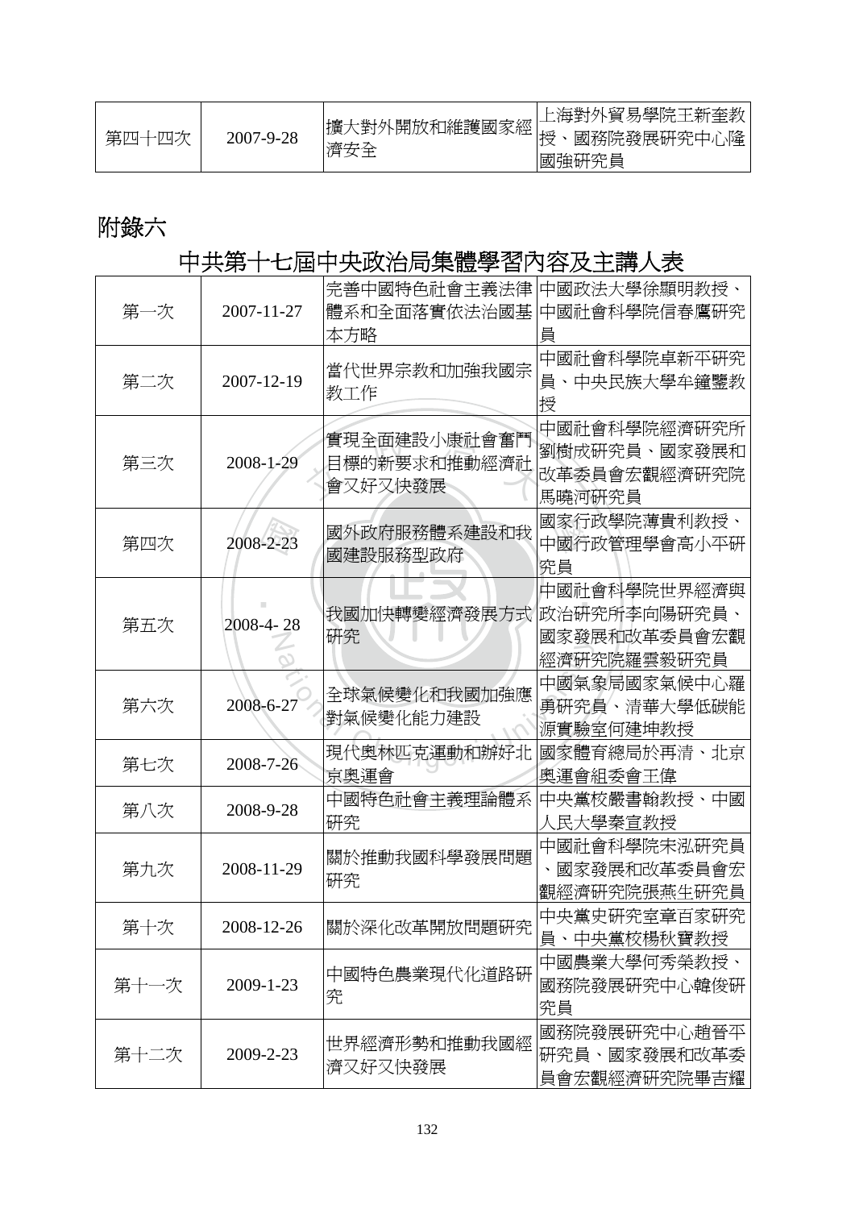| 第四十四次 | 2007-9-28 | 擴大對外開放和維護國家經濟安全 | 上海對外貿易學院王新奎教授、國務院發展研究中心隆國強研究員 |
|---|---|---|---|

## 附錄六

### 中共第十七屆中央政治局集體學習內容及主講人表

| 第一次 | 2007-11-27 | 完善中國特色社會主義法律體系和全面落實依法治國基本方略 | 中國政法大學徐顯明教授、中國社會科學院信春鷹研究員 |
|---|---|---|---|
| 第二次 | 2007-12-19 | 當代世界宗教和加強我國宗教工作 | 中國社會科學院卓新平研究員、中央民族大學牟鐘鑒教授 |
| 第三次 | 2008-1-29 | 實現全面建設小康社會奮鬥目標的新要求和推動經濟社會又好又快發展 | 中國社會科學院經濟研究所劉樹成研究員、國家發展和改革委員會宏觀經濟研究院馬曉河研究員 |
| 第四次 | 2008-2-23 | 國外政府服務體系建設和我國建設服務型政府 | 國家行政學院薄貴利教授、中國行政管理學會高小平研究員 |
| 第五次 | 2008-4- 28 | 我國加快轉變經濟發展方式研究 | 中國社會科學院世界經濟與政治研究所李向陽研究員、國家發展和改革委員會宏觀經濟研究院羅雲毅研究員 |
| 第六次 | 2008-6-27 | 全球氣候變化和我國加強應對氣候變化能力建設 | 中國氣象局國家氣候中心羅勇研究員、清華大學低碳能源實驗室何建坤教授 |
| 第七次 | 2008-7-26 | 現代奧林匹克運動和辦好北京奧運會 | 國家體育總局於再清、北京奧運會組委會王偉 |
| 第八次 | 2008-9-28 | 中國特色社會主義理論體系研究 | 中央黨校嚴書翰教授、中國人民大學秦宣教授 |
| 第九次 | 2008-11-29 | 關於推動我國科學發展問題研究 | 中國社會科學院宋泓研究員、國家發展和改革委員會宏觀經濟研究院張燕生研究員 |
| 第十次 | 2008-12-26 | 關於深化改革開放問題研究 | 中央黨史研究室章百家研究員、中央黨校楊秋寶教授 |
| 第十一次 | 2009-1-23 | 中國特色農業現代化道路研究 | 中國農業大學何秀榮教授、國務院發展研究中心韓俊研究員 |
| 第十二次 | 2009-2-23 | 世界經濟形勢和推動我國經濟又好又快發展 | 國務院發展研究中心趙晉平研究員、國家發展和改革委員會宏觀經濟研究院畢吉耀 |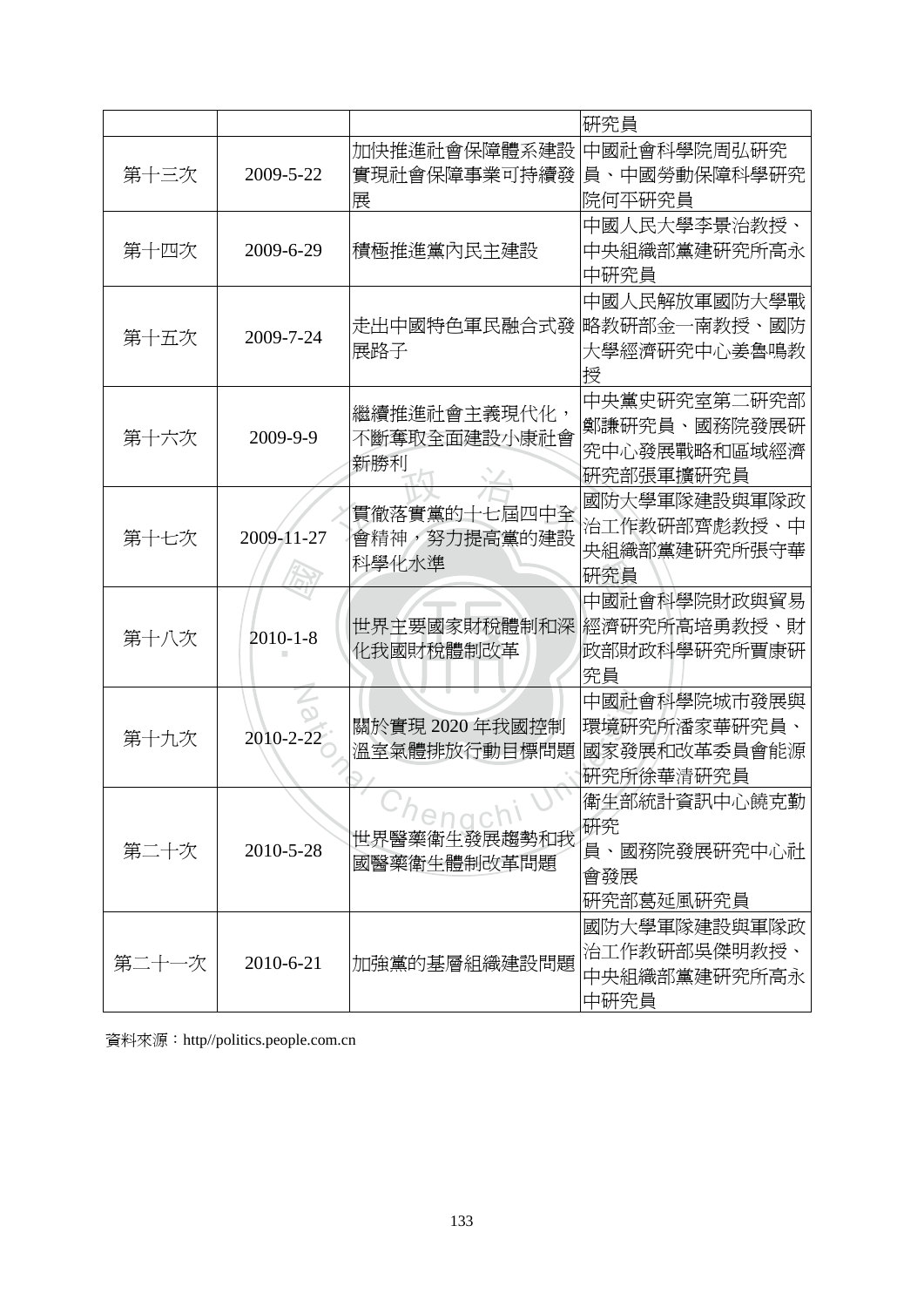| | | | |
|---|---|---|---|
| | | | 研究員 |
| 第十三次 | 2009-5-22 | 加快推進社會保障體系建設實現社會保障事業可持續發展 | 中國社會科學院周弘研究員、中國勞動保障科學研究院何平研究員 |
| 第十四次 | 2009-6-29 | 積極推進黨內民主建設 | 中國人民大學李景治教授、中央組織部黨建研究所高永中研究員 |
| 第十五次 | 2009-7-24 | 走出中國特色軍民融合式發展路子 | 中國人民解放軍國防大學戰略教研部金一南教授、國防大學經濟研究中心姜魯鳴教授 |
| 第十六次 | 2009-9-9 | 繼續推進社會主義現代化，不斷奪取全面建設小康社會新勝利 | 中央黨史研究室第二研究部鄭謙研究員、國務院發展研究中心發展戰略和區域經濟研究部張軍擴研究員 |
| 第十七次 | 2009-11-27 | 貫徹落實黨的十七屆四中全會精神，努力提高黨的建設科學化水準 | 國防大學軍隊建設與軍隊政治工作教研部齊彪教授、中央組織部黨建研究所張守華研究員 |
| 第十八次 | 2010-1-8 | 世界主要國家財稅體制和深化我國財稅體制改革 | 中國社會科學院財政與貿易經濟研究所高培勇教授、財政部財政科學研究所賈康研究員 |
| 第十九次 | 2010-2-22 | 關於實現 2020 年我國控制溫室氣體排放行動目標問題 | 中國社會科學院城市發展與環境研究所潘家華研究員、國家發展和改革委員會能源研究所徐華清研究員 |
| 第二十次 | 2010-5-28 | 世界醫藥衛生發展趨勢和我國醫藥衛生體制改革問題 | 衛生部統計資訊中心饒克勤研究員、國務院發展研究中心社會發展研究部葛延風研究員 |
| 第二十一次 | 2010-6-21 | 加強黨的基層組織建設問題 | 國防大學軍隊建設與軍隊政治工作教研部吳傑明教授、中央組織部黨建研究所高永中研究員 |

資料來源：http//politics.people.com.cn